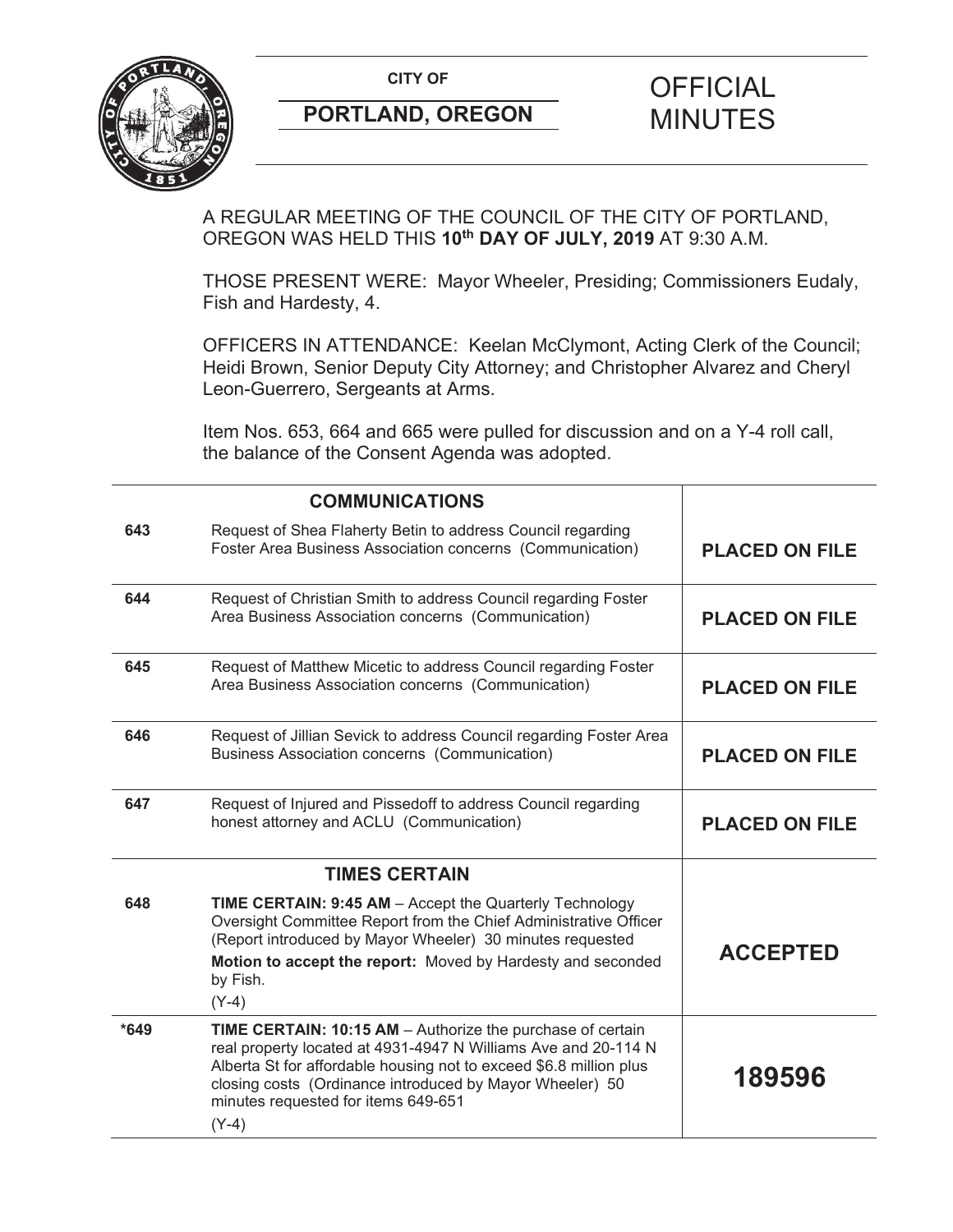**CITY OF**

**PORTLAND, OREGON**

# OFFICIAL MINUTES

A REGULAR MEETING OF THE COUNCIL OF THE CITY OF PORTLAND, OREGON WAS HELD THIS **10th DAY OF JULY, 2019** AT 9:30 A.M.

THOSE PRESENT WERE: Mayor Wheeler, Presiding; Commissioners Eudaly, Fish and Hardesty, 4.

OFFICERS IN ATTENDANCE: Keelan McClymont, Acting Clerk of the Council; Heidi Brown, Senior Deputy City Attorney; and Christopher Alvarez and Cheryl Leon-Guerrero, Sergeants at Arms.

Item Nos. 653, 664 and 665 were pulled for discussion and on a Y-4 roll call, the balance of the Consent Agenda was adopted.

| | **COMMUNICATIONS** | |
|---|---|---|
| 643 | Request of Shea Flaherty Betin to address Council regarding Foster Area Business Association concerns (Communication) | **PLACED ON FILE** |
| 644 | Request of Christian Smith to address Council regarding Foster Area Business Association concerns (Communication) | **PLACED ON FILE** |
| 645 | Request of Matthew Micetic to address Council regarding Foster Area Business Association concerns (Communication) | **PLACED ON FILE** |
| 646 | Request of Jillian Sevick to address Council regarding Foster Area Business Association concerns (Communication) | **PLACED ON FILE** |
| 647 | Request of Injured and Pissedoff to address Council regarding honest attorney and ACLU (Communication) | **PLACED ON FILE** |
| | **TIMES CERTAIN** | |
| 648 | **TIME CERTAIN: 9:45 AM** – Accept the Quarterly Technology Oversight Committee Report from the Chief Administrative Officer (Report introduced by Mayor Wheeler) 30 minutes requested<br>**Motion to accept the report:** Moved by Hardesty and seconded by Fish.<br>(Y-4) | **ACCEPTED** |
| *649 | **TIME CERTAIN: 10:15 AM** – Authorize the purchase of certain real property located at 4931-4947 N Williams Ave and 20-114 N Alberta St for affordable housing not to exceed $6.8 million plus closing costs (Ordinance introduced by Mayor Wheeler) 50 minutes requested for items 649-651<br>(Y-4) | **189596** |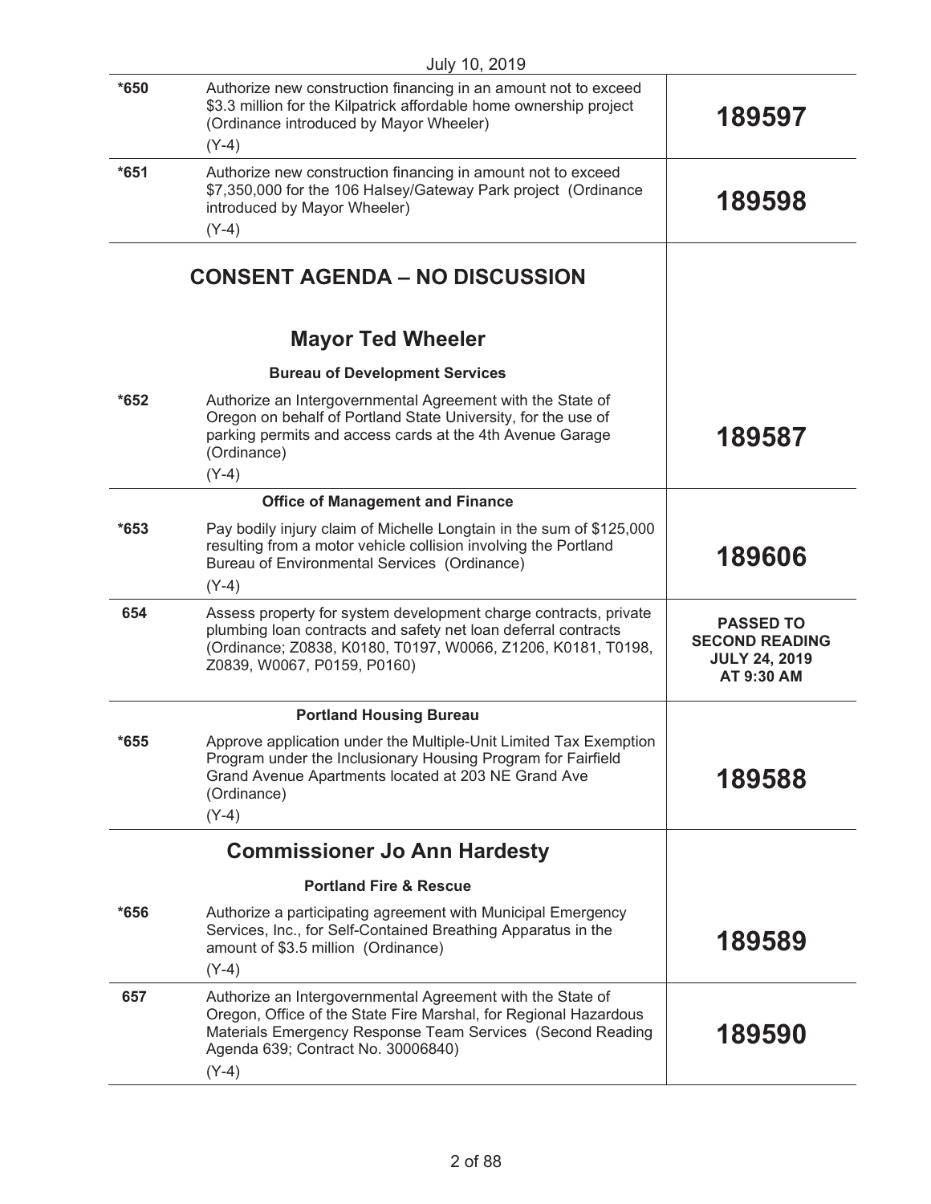July 10, 2019

| | | |
|---|---|---|
| *650 | Authorize new construction financing in an amount not to exceed $3.3 million for the Kilpatrick affordable home ownership project (Ordinance introduced by Mayor Wheeler)<br>(Y-4) | **189597** |
| *651 | Authorize new construction financing in amount not to exceed $7,350,000 for the 106 Halsey/Gateway Park project (Ordinance introduced by Mayor Wheeler)<br>(Y-4) | **189598** |

## CONSENT AGENDA – NO DISCUSSION

### Mayor Ted Wheeler

**Bureau of Development Services**

| | | |
|---|---|---|
| *652 | Authorize an Intergovernmental Agreement with the State of Oregon on behalf of Portland State University, for the use of parking permits and access cards at the 4th Avenue Garage (Ordinance)<br>(Y-4) | **189587** |

**Office of Management and Finance**

| | | |
|---|---|---|
| *653 | Pay bodily injury claim of Michelle Longtain in the sum of $125,000 resulting from a motor vehicle collision involving the Portland Bureau of Environmental Services (Ordinance)<br>(Y-4) | **189606** |
| 654 | Assess property for system development charge contracts, private plumbing loan contracts and safety net loan deferral contracts (Ordinance; Z0838, K0180, T0197, W0066, Z1206, K0181, T0198, Z0839, W0067, P0159, P0160) | **PASSED TO SECOND READING JULY 24, 2019 AT 9:30 AM** |

**Portland Housing Bureau**

| | | |
|---|---|---|
| *655 | Approve application under the Multiple-Unit Limited Tax Exemption Program under the Inclusionary Housing Program for Fairfield Grand Avenue Apartments located at 203 NE Grand Ave (Ordinance)<br>(Y-4) | **189588** |

### Commissioner Jo Ann Hardesty

**Portland Fire & Rescue**

| | | |
|---|---|---|
| *656 | Authorize a participating agreement with Municipal Emergency Services, Inc., for Self-Contained Breathing Apparatus in the amount of $3.5 million (Ordinance)<br>(Y-4) | **189589** |
| 657 | Authorize an Intergovernmental Agreement with the State of Oregon, Office of the State Fire Marshal, for Regional Hazardous Materials Emergency Response Team Services (Second Reading Agenda 639; Contract No. 30006840)<br>(Y-4) | **189590** |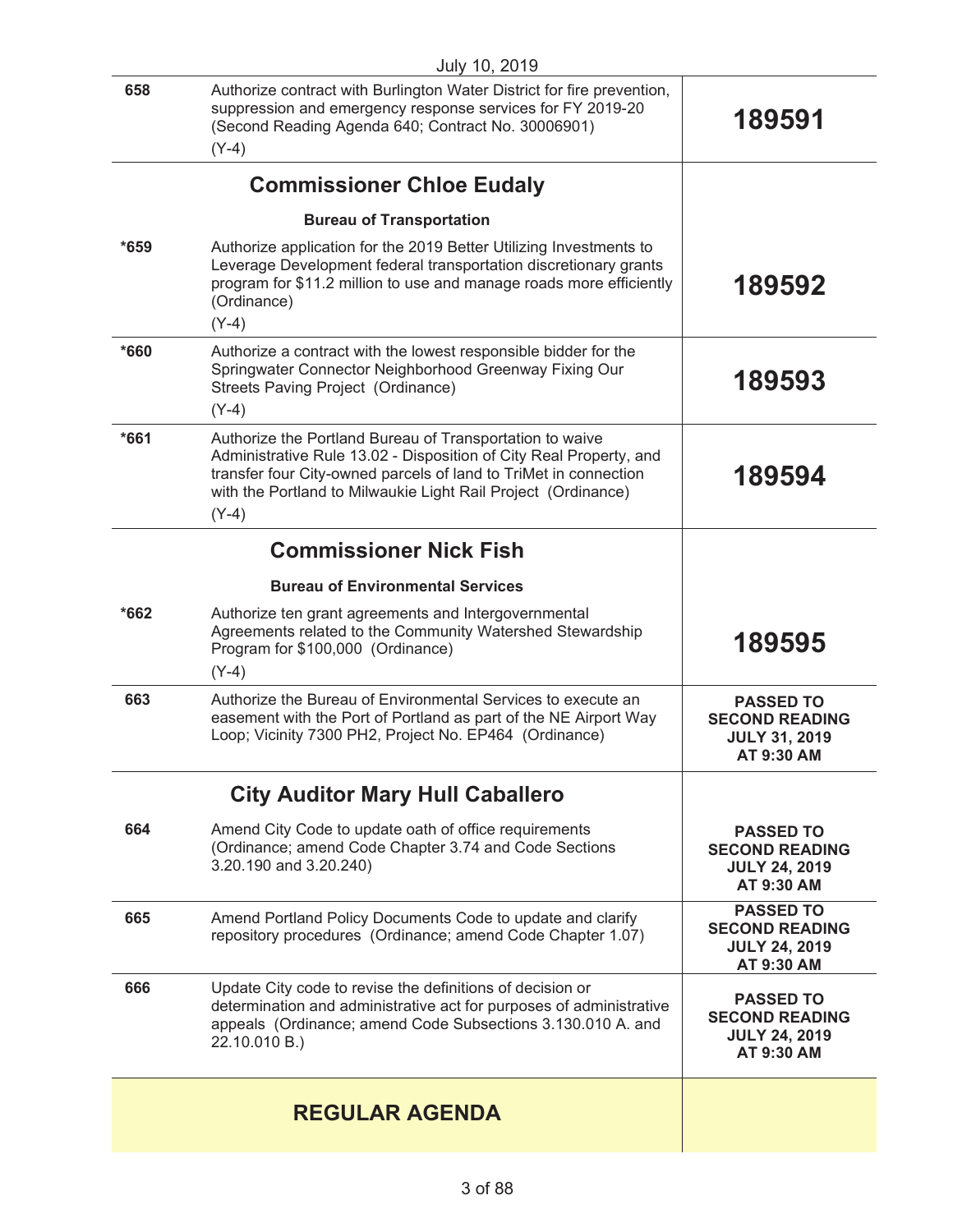| | | |
|---|---|---|
| 658 | Authorize contract with Burlington Water District for fire prevention, suppression and emergency response services for FY 2019-20 (Second Reading Agenda 640; Contract No. 30006901)<br>(Y-4) | **189591** |
| | **Commissioner Chloe Eudaly** | |
| | **Bureau of Transportation** | |
| *659 | Authorize application for the 2019 Better Utilizing Investments to Leverage Development federal transportation discretionary grants program for $11.2 million to use and manage roads more efficiently (Ordinance)<br>(Y-4) | **189592** |
| *660 | Authorize a contract with the lowest responsible bidder for the Springwater Connector Neighborhood Greenway Fixing Our Streets Paving Project (Ordinance)<br>(Y-4) | **189593** |
| *661 | Authorize the Portland Bureau of Transportation to waive Administrative Rule 13.02 - Disposition of City Real Property, and transfer four City-owned parcels of land to TriMet in connection with the Portland to Milwaukie Light Rail Project (Ordinance)<br>(Y-4) | **189594** |
| | **Commissioner Nick Fish** | |
| | **Bureau of Environmental Services** | |
| *662 | Authorize ten grant agreements and Intergovernmental Agreements related to the Community Watershed Stewardship Program for $100,000 (Ordinance)<br>(Y-4) | **189595** |
| 663 | Authorize the Bureau of Environmental Services to execute an easement with the Port of Portland as part of the NE Airport Way Loop; Vicinity 7300 PH2, Project No. EP464 (Ordinance) | **PASSED TO SECOND READING JULY 31, 2019 AT 9:30 AM** |
| | **City Auditor Mary Hull Caballero** | |
| 664 | Amend City Code to update oath of office requirements (Ordinance; amend Code Chapter 3.74 and Code Sections 3.20.190 and 3.20.240) | **PASSED TO SECOND READING JULY 24, 2019 AT 9:30 AM** |
| 665 | Amend Portland Policy Documents Code to update and clarify repository procedures (Ordinance; amend Code Chapter 1.07) | **PASSED TO SECOND READING JULY 24, 2019 AT 9:30 AM** |
| 666 | Update City code to revise the definitions of decision or determination and administrative act for purposes of administrative appeals (Ordinance; amend Code Subsections 3.130.010 A. and 22.10.010 B.) | **PASSED TO SECOND READING JULY 24, 2019 AT 9:30 AM** |
| | **REGULAR AGENDA** | |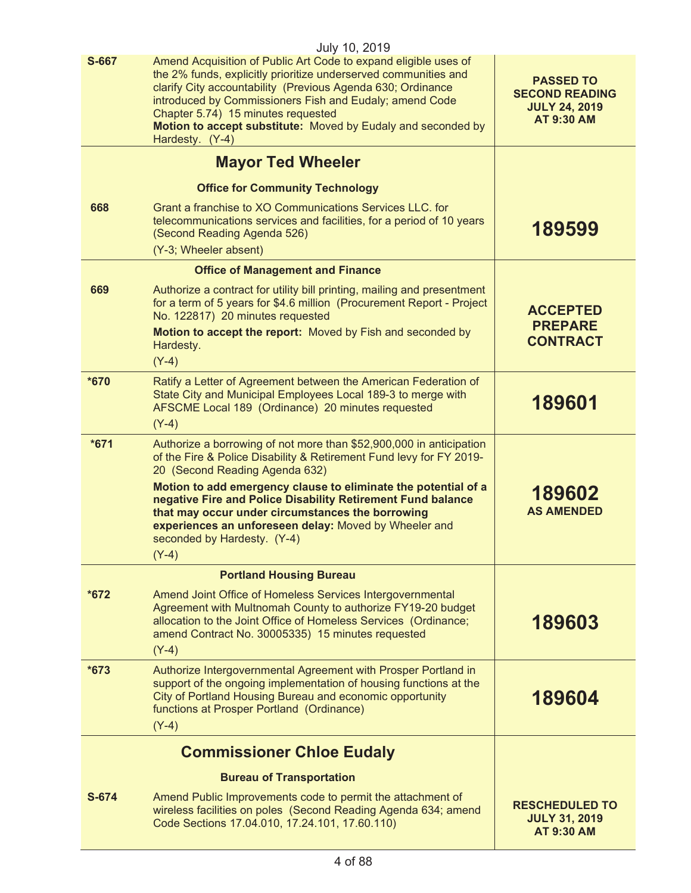July 10, 2019

| | | |
|---|---|---|
| S-667 | Amend Acquisition of Public Art Code to expand eligible uses of the 2% funds, explicitly prioritize underserved communities and clarify City accountability (Previous Agenda 630; Ordinance introduced by Commissioners Fish and Eudaly; amend Code Chapter 5.74) 15 minutes requested **Motion to accept substitute:** Moved by Eudaly and seconded by Hardesty. (Y-4) | **PASSED TO SECOND READING JULY 24, 2019 AT 9:30 AM** |
| | **Mayor Ted Wheeler** | |
| | **Office for Community Technology** | |
| 668 | Grant a franchise to XO Communications Services LLC. for telecommunications services and facilities, for a period of 10 years (Second Reading Agenda 526) (Y-3; Wheeler absent) | **189599** |
| | **Office of Management and Finance** | |
| 669 | Authorize a contract for utility bill printing, mailing and presentment for a term of 5 years for $4.6 million (Procurement Report - Project No. 122817) 20 minutes requested **Motion to accept the report:** Moved by Fish and seconded by Hardesty. (Y-4) | **ACCEPTED PREPARE CONTRACT** |
| *670 | Ratify a Letter of Agreement between the American Federation of State City and Municipal Employees Local 189-3 to merge with AFSCME Local 189 (Ordinance) 20 minutes requested (Y-4) | **189601** |
| *671 | Authorize a borrowing of not more than $52,900,000 in anticipation of the Fire & Police Disability & Retirement Fund levy for FY 2019-20 (Second Reading Agenda 632) **Motion to add emergency clause to eliminate the potential of a negative Fire and Police Disability Retirement Fund balance that may occur under circumstances the borrowing experiences an unforeseen delay:** Moved by Wheeler and seconded by Hardesty. (Y-4) (Y-4) | **189602 AS AMENDED** |
| | **Portland Housing Bureau** | |
| *672 | Amend Joint Office of Homeless Services Intergovernmental Agreement with Multnomah County to authorize FY19-20 budget allocation to the Joint Office of Homeless Services (Ordinance; amend Contract No. 30005335) 15 minutes requested (Y-4) | **189603** |
| *673 | Authorize Intergovernmental Agreement with Prosper Portland in support of the ongoing implementation of housing functions at the City of Portland Housing Bureau and economic opportunity functions at Prosper Portland (Ordinance) (Y-4) | **189604** |
| | **Commissioner Chloe Eudaly** | |
| | **Bureau of Transportation** | |
| S-674 | Amend Public Improvements code to permit the attachment of wireless facilities on poles (Second Reading Agenda 634; amend Code Sections 17.04.010, 17.24.101, 17.60.110) | **RESCHEDULED TO JULY 31, 2019 AT 9:30 AM** |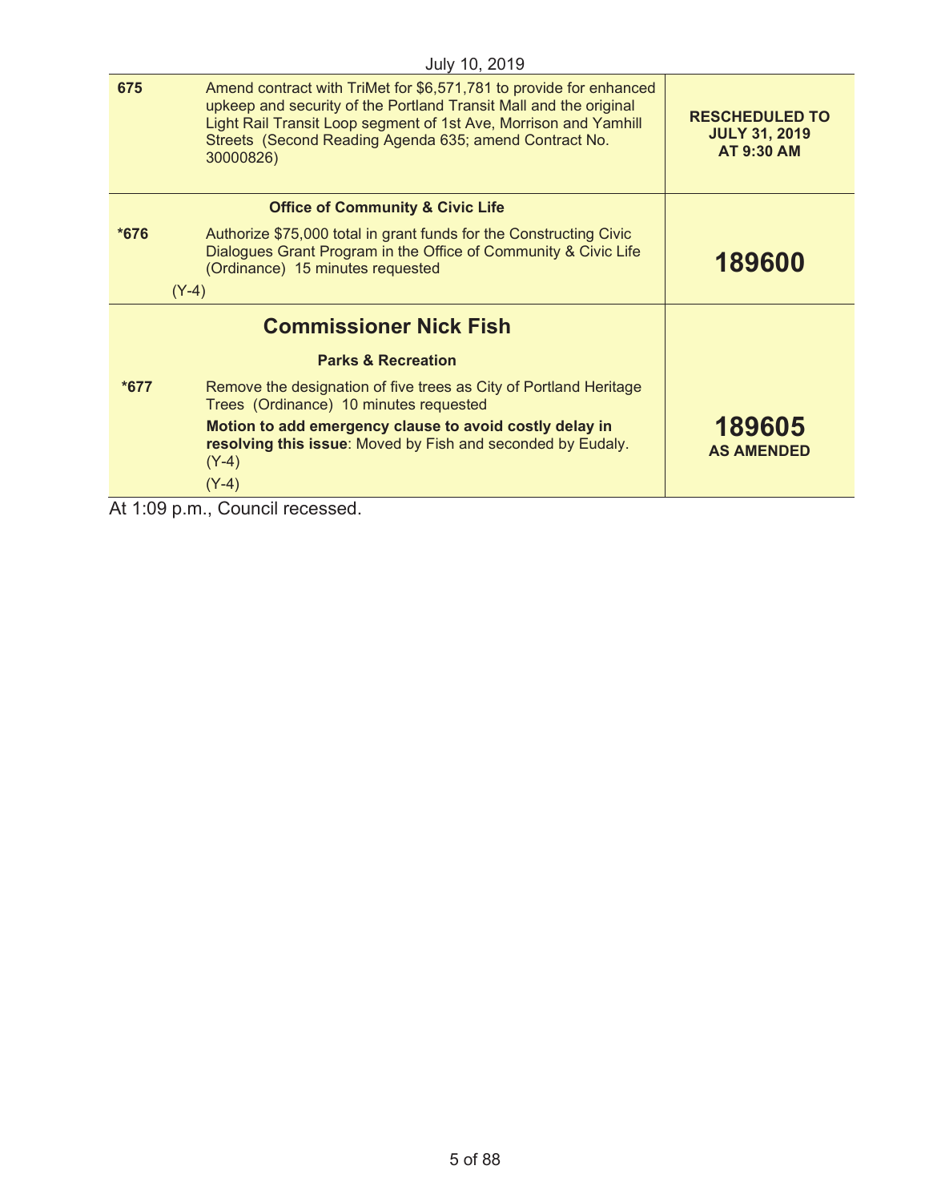July 10, 2019

| | | |
|---|---|---|
| **675** | Amend contract with TriMet for $6,571,781 to provide for enhanced upkeep and security of the Portland Transit Mall and the original Light Rail Transit Loop segment of 1st Ave, Morrison and Yamhill Streets (Second Reading Agenda 635; amend Contract No. 30000826) | **RESCHEDULED TO JULY 31, 2019 AT 9:30 AM** |
| | **Office of Community & Civic Life** | |
| ***676** | Authorize $75,000 total in grant funds for the Constructing Civic Dialogues Grant Program in the Office of Community & Civic Life (Ordinance) 15 minutes requested<br>(Y-4) | **189600** |
| | **Commissioner Nick Fish** | |
| | **Parks & Recreation** | |
| ***677** | Remove the designation of five trees as City of Portland Heritage Trees (Ordinance) 10 minutes requested<br>**Motion to add emergency clause to avoid costly delay in resolving this issue**: Moved by Fish and seconded by Eudaly. (Y-4)<br>(Y-4) | **189605 AS AMENDED** |

At 1:09 p.m., Council recessed.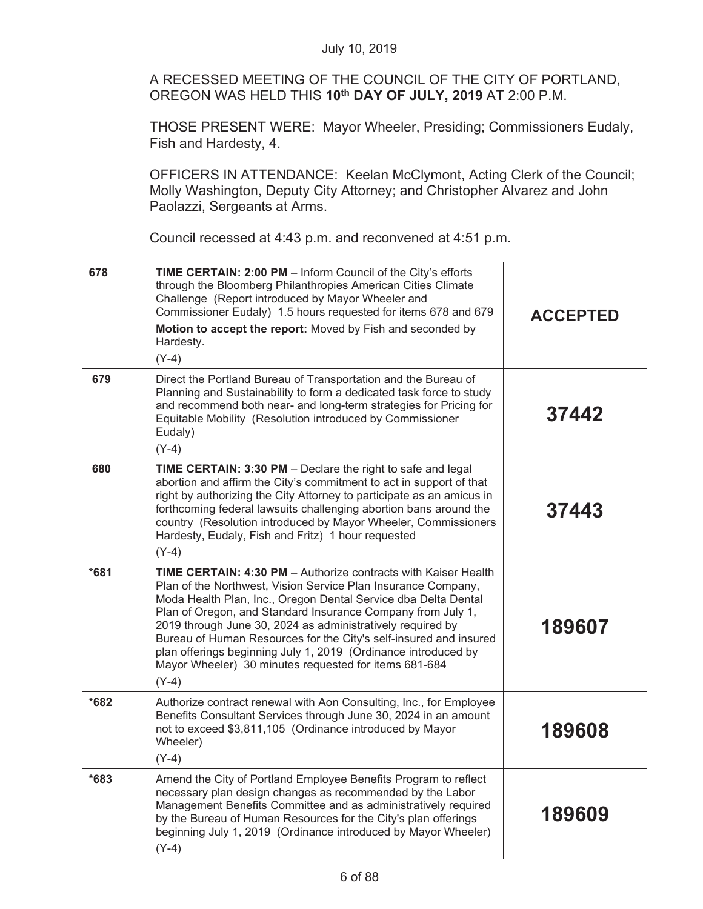July 10, 2019

A RECESSED MEETING OF THE COUNCIL OF THE CITY OF PORTLAND, OREGON WAS HELD THIS **10th DAY OF JULY, 2019** AT 2:00 P.M.

THOSE PRESENT WERE: Mayor Wheeler, Presiding; Commissioners Eudaly, Fish and Hardesty, 4.

OFFICERS IN ATTENDANCE: Keelan McClymont, Acting Clerk of the Council; Molly Washington, Deputy City Attorney; and Christopher Alvarez and John Paolazzi, Sergeants at Arms.

Council recessed at 4:43 p.m. and reconvened at 4:51 p.m.

| | | |
|---|---|---|
| 678 | **TIME CERTAIN: 2:00 PM** – Inform Council of the City's efforts through the Bloomberg Philanthropies American Cities Climate Challenge (Report introduced by Mayor Wheeler and Commissioner Eudaly) 1.5 hours requested for items 678 and 679<br>**Motion to accept the report:** Moved by Fish and seconded by Hardesty.<br>(Y-4) | **ACCEPTED** |
| 679 | Direct the Portland Bureau of Transportation and the Bureau of Planning and Sustainability to form a dedicated task force to study and recommend both near- and long-term strategies for Pricing for Equitable Mobility (Resolution introduced by Commissioner Eudaly)<br>(Y-4) | **37442** |
| 680 | **TIME CERTAIN: 3:30 PM** – Declare the right to safe and legal abortion and affirm the City's commitment to act in support of that right by authorizing the City Attorney to participate as an amicus in forthcoming federal lawsuits challenging abortion bans around the country (Resolution introduced by Mayor Wheeler, Commissioners Hardesty, Eudaly, Fish and Fritz) 1 hour requested<br>(Y-4) | **37443** |
| *681 | **TIME CERTAIN: 4:30 PM** – Authorize contracts with Kaiser Health Plan of the Northwest, Vision Service Plan Insurance Company, Moda Health Plan, Inc., Oregon Dental Service dba Delta Dental Plan of Oregon, and Standard Insurance Company from July 1, 2019 through June 30, 2024 as administratively required by Bureau of Human Resources for the City's self-insured and insured plan offerings beginning July 1, 2019 (Ordinance introduced by Mayor Wheeler) 30 minutes requested for items 681-684<br>(Y-4) | **189607** |
| *682 | Authorize contract renewal with Aon Consulting, Inc., for Employee Benefits Consultant Services through June 30, 2024 in an amount not to exceed $3,811,105 (Ordinance introduced by Mayor Wheeler)<br>(Y-4) | **189608** |
| *683 | Amend the City of Portland Employee Benefits Program to reflect necessary plan design changes as recommended by the Labor Management Benefits Committee and as administratively required by the Bureau of Human Resources for the City's plan offerings beginning July 1, 2019 (Ordinance introduced by Mayor Wheeler)<br>(Y-4) | **189609** |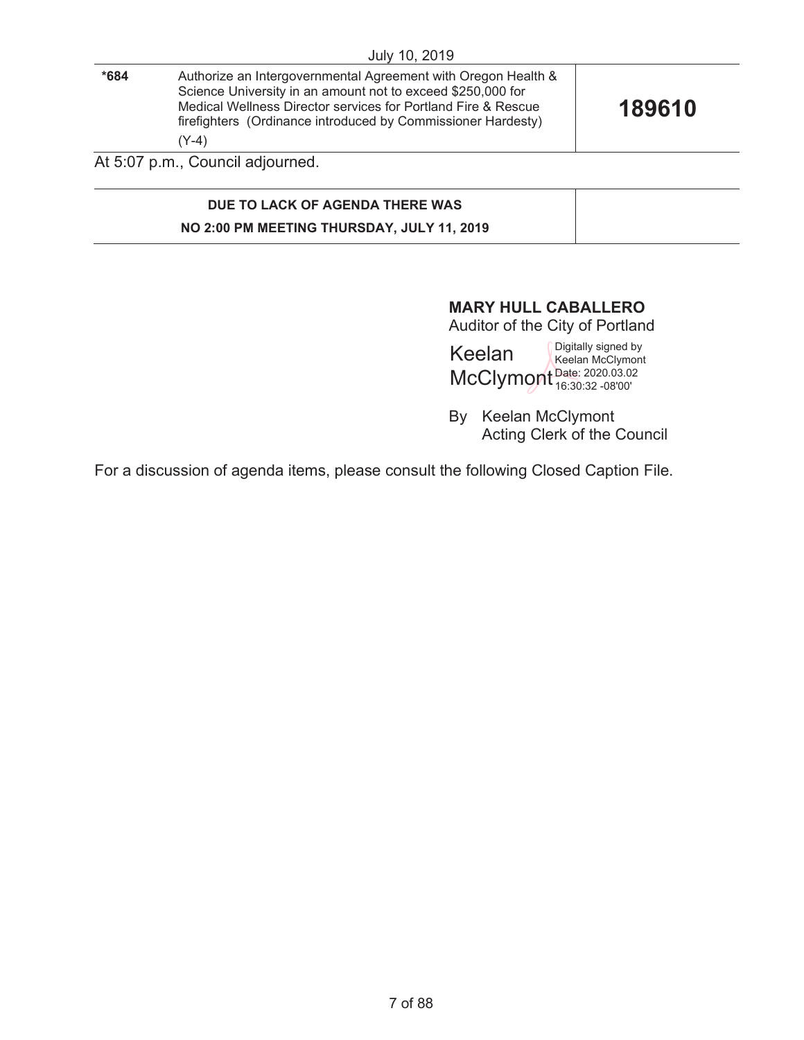July 10, 2019

| | | |
|---|---|---|
| *684 | Authorize an Intergovernmental Agreement with Oregon Health & Science University in an amount not to exceed $250,000 for Medical Wellness Director services for Portland Fire & Rescue firefighters (Ordinance introduced by Commissioner Hardesty) (Y-4) | **189610** |

At 5:07 p.m., Council adjourned.

| | |
|---|---|
| **DUE TO LACK OF AGENDA THERE WAS NO 2:00 PM MEETING THURSDAY, JULY 11, 2019** | |

**MARY HULL CABALLERO**
Auditor of the City of Portland

Keelan McClymont — Digitally signed by Keelan McClymont Date: 2020.03.02 16:30:32 -08'00'

By Keelan McClymont
Acting Clerk of the Council

For a discussion of agenda items, please consult the following Closed Caption File.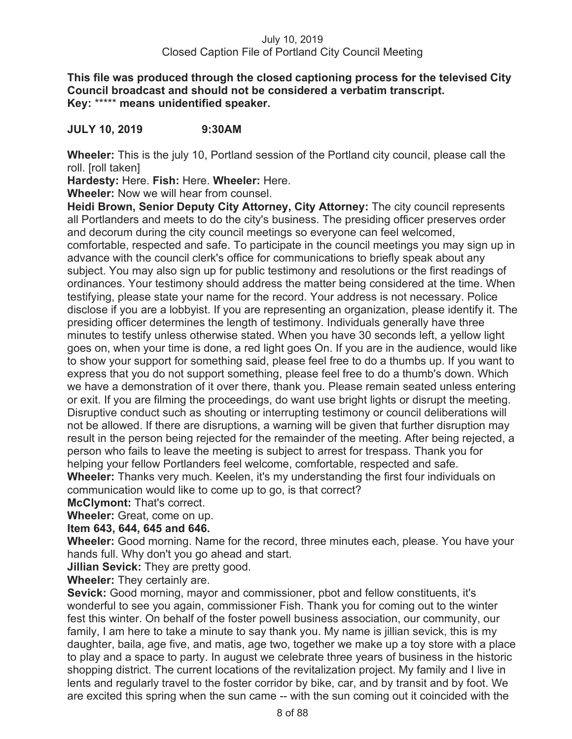**This file was produced through the closed captioning process for the televised City Council broadcast and should not be considered a verbatim transcript.**
**Key: ***** means unidentified speaker.**

**JULY 10, 2019 9:30AM**

**Wheeler:** This is the july 10, Portland session of the Portland city council, please call the roll. [roll taken]

**Hardesty:** Here. **Fish:** Here. **Wheeler:** Here.

**Wheeler:** Now we will hear from counsel.

**Heidi Brown, Senior Deputy City Attorney, City Attorney:** The city council represents all Portlanders and meets to do the city's business. The presiding officer preserves order and decorum during the city council meetings so everyone can feel welcomed, comfortable, respected and safe. To participate in the council meetings you may sign up in advance with the council clerk's office for communications to briefly speak about any subject. You may also sign up for public testimony and resolutions or the first readings of ordinances. Your testimony should address the matter being considered at the time. When testifying, please state your name for the record. Your address is not necessary. Police disclose if you are a lobbyist. If you are representing an organization, please identify it. The presiding officer determines the length of testimony. Individuals generally have three minutes to testify unless otherwise stated. When you have 30 seconds left, a yellow light goes on, when your time is done, a red light goes On. If you are in the audience, would like to show your support for something said, please feel free to do a thumbs up. If you want to express that you do not support something, please feel free to do a thumb's down. Which we have a demonstration of it over there, thank you. Please remain seated unless entering or exit. If you are filming the proceedings, do want use bright lights or disrupt the meeting. Disruptive conduct such as shouting or interrupting testimony or council deliberations will not be allowed. If there are disruptions, a warning will be given that further disruption may result in the person being rejected for the remainder of the meeting. After being rejected, a person who fails to leave the meeting is subject to arrest for trespass. Thank you for helping your fellow Portlanders feel welcome, comfortable, respected and safe.

**Wheeler:** Thanks very much. Keelen, it's my understanding the first four individuals on communication would like to come up to go, is that correct?

**McClymont:** That's correct.

**Wheeler:** Great, come on up.

**Item 643, 644, 645 and 646.**

**Wheeler:** Good morning. Name for the record, three minutes each, please. You have your hands full. Why don't you go ahead and start.

**Jillian Sevick:** They are pretty good.

**Wheeler:** They certainly are.

**Sevick:** Good morning, mayor and commissioner, pbot and fellow constituents, it's wonderful to see you again, commissioner Fish. Thank you for coming out to the winter fest this winter. On behalf of the foster powell business association, our community, our family, I am here to take a minute to say thank you. My name is jillian sevick, this is my daughter, baila, age five, and matis, age two, together we make up a toy store with a place to play and a space to party. In august we celebrate three years of business in the historic shopping district. The current locations of the revitalization project. My family and I live in lents and regularly travel to the foster corridor by bike, car, and by transit and by foot. We are excited this spring when the sun came -- with the sun coming out it coincided with the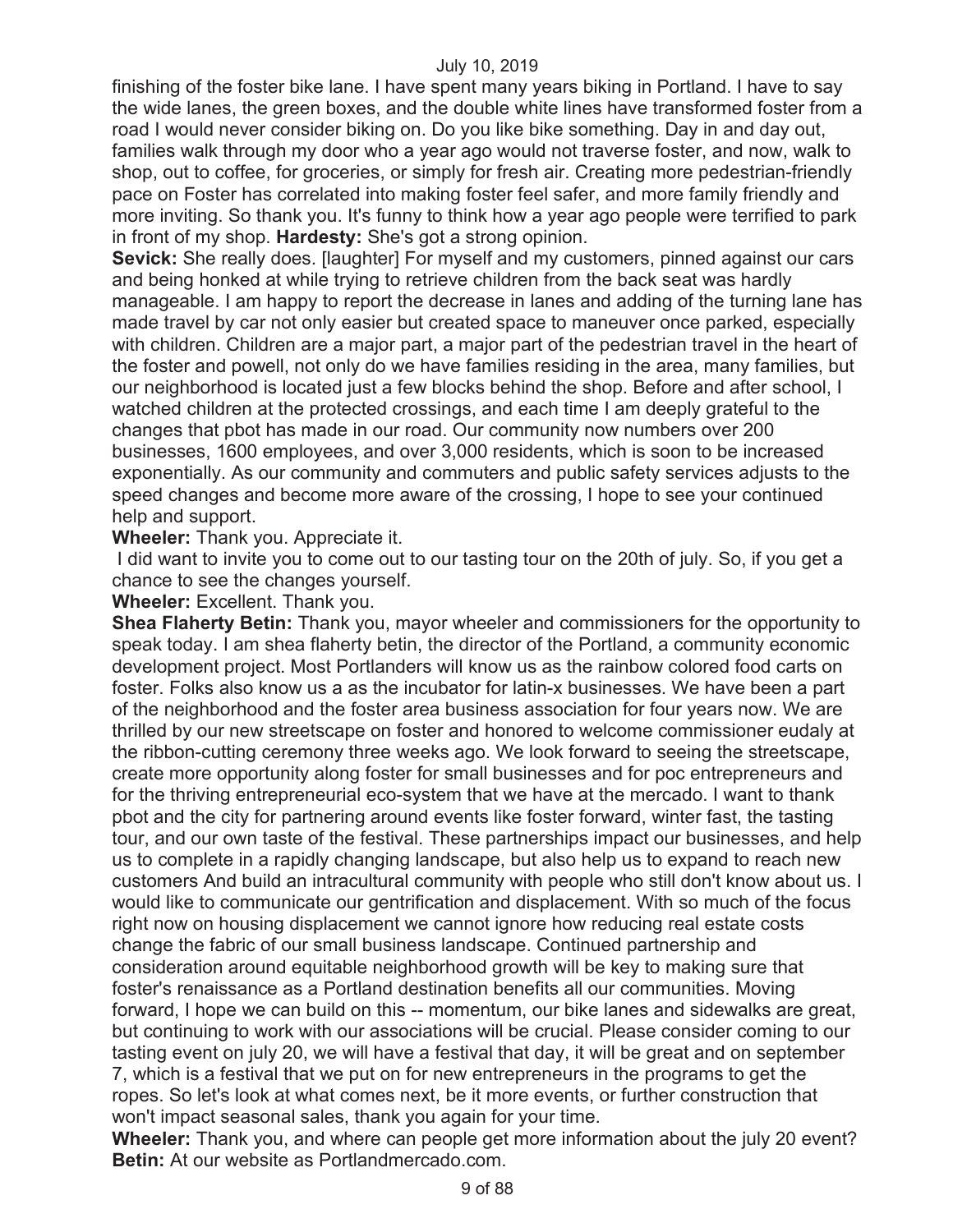finishing of the foster bike lane. I have spent many years biking in Portland. I have to say the wide lanes, the green boxes, and the double white lines have transformed foster from a road I would never consider biking on. Do you like bike something. Day in and day out, families walk through my door who a year ago would not traverse foster, and now, walk to shop, out to coffee, for groceries, or simply for fresh air. Creating more pedestrian-friendly pace on Foster has correlated into making foster feel safer, and more family friendly and more inviting. So thank you. It's funny to think how a year ago people were terrified to park in front of my shop. **Hardesty:** She's got a strong opinion.

**Sevick:** She really does. [laughter] For myself and my customers, pinned against our cars and being honked at while trying to retrieve children from the back seat was hardly manageable. I am happy to report the decrease in lanes and adding of the turning lane has made travel by car not only easier but created space to maneuver once parked, especially with children. Children are a major part, a major part of the pedestrian travel in the heart of the foster and powell, not only do we have families residing in the area, many families, but our neighborhood is located just a few blocks behind the shop. Before and after school, I watched children at the protected crossings, and each time I am deeply grateful to the changes that pbot has made in our road. Our community now numbers over 200 businesses, 1600 employees, and over 3,000 residents, which is soon to be increased exponentially. As our community and commuters and public safety services adjusts to the speed changes and become more aware of the crossing, I hope to see your continued help and support.

**Wheeler:** Thank you. Appreciate it.

I did want to invite you to come out to our tasting tour on the 20th of july. So, if you get a chance to see the changes yourself.

**Wheeler:** Excellent. Thank you.

**Shea Flaherty Betin:** Thank you, mayor wheeler and commissioners for the opportunity to speak today. I am shea flaherty betin, the director of the Portland, a community economic development project. Most Portlanders will know us as the rainbow colored food carts on foster. Folks also know us a as the incubator for latin-x businesses. We have been a part of the neighborhood and the foster area business association for four years now. We are thrilled by our new streetscape on foster and honored to welcome commissioner eudaly at the ribbon-cutting ceremony three weeks ago. We look forward to seeing the streetscape, create more opportunity along foster for small businesses and for poc entrepreneurs and for the thriving entrepreneurial eco-system that we have at the mercado. I want to thank pbot and the city for partnering around events like foster forward, winter fast, the tasting tour, and our own taste of the festival. These partnerships impact our businesses, and help us to complete in a rapidly changing landscape, but also help us to expand to reach new customers And build an intracultural community with people who still don't know about us. I would like to communicate our gentrification and displacement. With so much of the focus right now on housing displacement we cannot ignore how reducing real estate costs change the fabric of our small business landscape. Continued partnership and consideration around equitable neighborhood growth will be key to making sure that foster's renaissance as a Portland destination benefits all our communities. Moving forward, I hope we can build on this -- momentum, our bike lanes and sidewalks are great, but continuing to work with our associations will be crucial. Please consider coming to our tasting event on july 20, we will have a festival that day, it will be great and on september 7, which is a festival that we put on for new entrepreneurs in the programs to get the ropes. So let's look at what comes next, be it more events, or further construction that won't impact seasonal sales, thank you again for your time.

**Wheeler:** Thank you, and where can people get more information about the july 20 event?

**Betin:** At our website as Portlandmercado.com.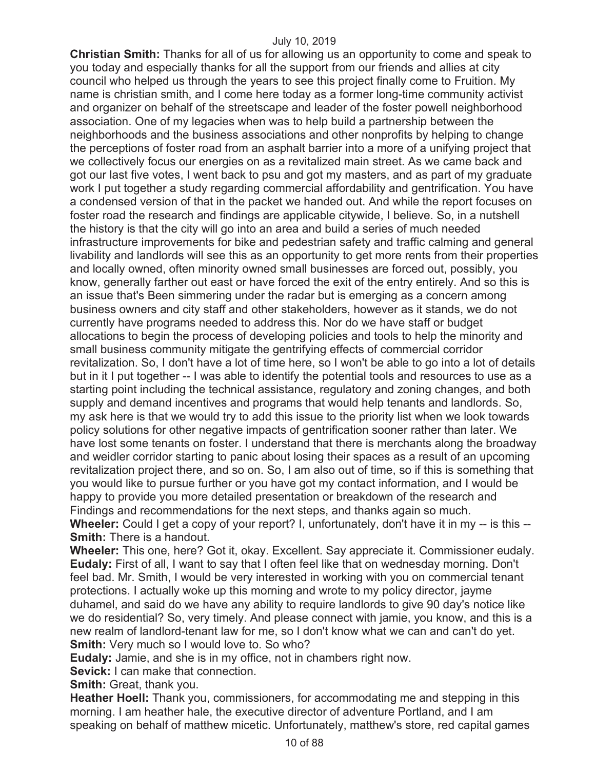**Christian Smith:** Thanks for all of us for allowing us an opportunity to come and speak to you today and especially thanks for all the support from our friends and allies at city council who helped us through the years to see this project finally come to Fruition. My name is christian smith, and I come here today as a former long-time community activist and organizer on behalf of the streetscape and leader of the foster powell neighborhood association. One of my legacies when was to help build a partnership between the neighborhoods and the business associations and other nonprofits by helping to change the perceptions of foster road from an asphalt barrier into a more of a unifying project that we collectively focus our energies on as a revitalized main street. As we came back and got our last five votes, I went back to psu and got my masters, and as part of my graduate work I put together a study regarding commercial affordability and gentrification. You have a condensed version of that in the packet we handed out. And while the report focuses on foster road the research and findings are applicable citywide, I believe. So, in a nutshell the history is that the city will go into an area and build a series of much needed infrastructure improvements for bike and pedestrian safety and traffic calming and general livability and landlords will see this as an opportunity to get more rents from their properties and locally owned, often minority owned small businesses are forced out, possibly, you know, generally farther out east or have forced the exit of the entry entirely. And so this is an issue that's Been simmering under the radar but is emerging as a concern among business owners and city staff and other stakeholders, however as it stands, we do not currently have programs needed to address this. Nor do we have staff or budget allocations to begin the process of developing policies and tools to help the minority and small business community mitigate the gentrifying effects of commercial corridor revitalization. So, I don't have a lot of time here, so I won't be able to go into a lot of details but in it I put together -- I was able to identify the potential tools and resources to use as a starting point including the technical assistance, regulatory and zoning changes, and both supply and demand incentives and programs that would help tenants and landlords. So, my ask here is that we would try to add this issue to the priority list when we look towards policy solutions for other negative impacts of gentrification sooner rather than later. We have lost some tenants on foster. I understand that there is merchants along the broadway and weidler corridor starting to panic about losing their spaces as a result of an upcoming revitalization project there, and so on. So, I am also out of time, so if this is something that you would like to pursue further or you have got my contact information, and I would be happy to provide you more detailed presentation or breakdown of the research and Findings and recommendations for the next steps, and thanks again so much.
**Wheeler:** Could I get a copy of your report? I, unfortunately, don't have it in my -- is this --
**Smith:** There is a handout.
**Wheeler:** This one, here? Got it, okay. Excellent. Say appreciate it. Commissioner eudaly.
**Eudaly:** First of all, I want to say that I often feel like that on wednesday morning. Don't feel bad. Mr. Smith, I would be very interested in working with you on commercial tenant protections. I actually woke up this morning and wrote to my policy director, jayme duhamel, and said do we have any ability to require landlords to give 90 day's notice like we do residential? So, very timely. And please connect with jamie, you know, and this is a new realm of landlord-tenant law for me, so I don't know what we can and can't do yet.
**Smith:** Very much so I would love to. So who?
**Eudaly:** Jamie, and she is in my office, not in chambers right now.
**Sevick:** I can make that connection.
**Smith:** Great, thank you.
**Heather Hoell:** Thank you, commissioners, for accommodating me and stepping in this morning. I am heather hale, the executive director of adventure Portland, and I am speaking on behalf of matthew micetic. Unfortunately, matthew's store, red capital games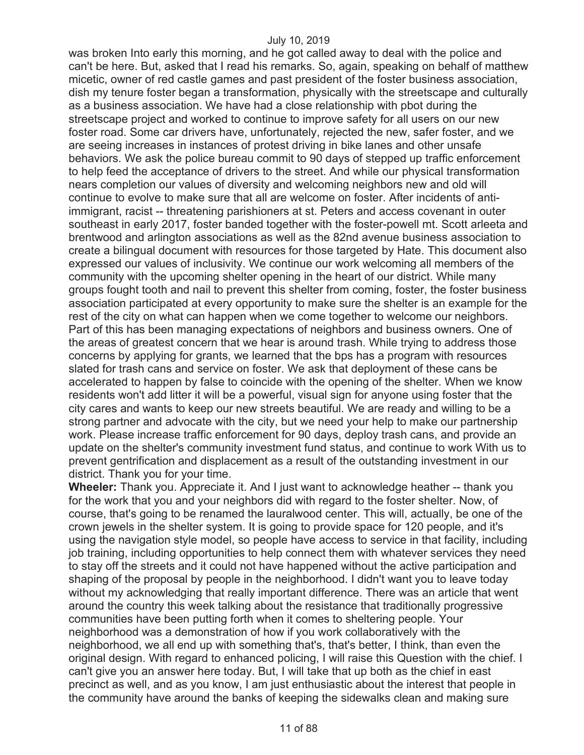was broken Into early this morning, and he got called away to deal with the police and can't be here. But, asked that I read his remarks. So, again, speaking on behalf of matthew micetic, owner of red castle games and past president of the foster business association, dish my tenure foster began a transformation, physically with the streetscape and culturally as a business association. We have had a close relationship with pbot during the streetscape project and worked to continue to improve safety for all users on our new foster road. Some car drivers have, unfortunately, rejected the new, safer foster, and we are seeing increases in instances of protest driving in bike lanes and other unsafe behaviors. We ask the police bureau commit to 90 days of stepped up traffic enforcement to help feed the acceptance of drivers to the street. And while our physical transformation nears completion our values of diversity and welcoming neighbors new and old will continue to evolve to make sure that all are welcome on foster. After incidents of anti-immigrant, racist -- threatening parishioners at st. Peters and access covenant in outer southeast in early 2017, foster banded together with the foster-powell mt. Scott arleeta and brentwood and arlington associations as well as the 82nd avenue business association to create a bilingual document with resources for those targeted by Hate. This document also expressed our values of inclusivity. We continue our work welcoming all members of the community with the upcoming shelter opening in the heart of our district. While many groups fought tooth and nail to prevent this shelter from coming, foster, the foster business association participated at every opportunity to make sure the shelter is an example for the rest of the city on what can happen when we come together to welcome our neighbors. Part of this has been managing expectations of neighbors and business owners. One of the areas of greatest concern that we hear is around trash. While trying to address those concerns by applying for grants, we learned that the bps has a program with resources slated for trash cans and service on foster. We ask that deployment of these cans be accelerated to happen by false to coincide with the opening of the shelter. When we know residents won't add litter it will be a powerful, visual sign for anyone using foster that the city cares and wants to keep our new streets beautiful. We are ready and willing to be a strong partner and advocate with the city, but we need your help to make our partnership work. Please increase traffic enforcement for 90 days, deploy trash cans, and provide an update on the shelter's community investment fund status, and continue to work With us to prevent gentrification and displacement as a result of the outstanding investment in our district. Thank you for your time.

**Wheeler:** Thank you. Appreciate it. And I just want to acknowledge heather -- thank you for the work that you and your neighbors did with regard to the foster shelter. Now, of course, that's going to be renamed the lauralwood center. This will, actually, be one of the crown jewels in the shelter system. It is going to provide space for 120 people, and it's using the navigation style model, so people have access to service in that facility, including job training, including opportunities to help connect them with whatever services they need to stay off the streets and it could not have happened without the active participation and shaping of the proposal by people in the neighborhood. I didn't want you to leave today without my acknowledging that really important difference. There was an article that went around the country this week talking about the resistance that traditionally progressive communities have been putting forth when it comes to sheltering people. Your neighborhood was a demonstration of how if you work collaboratively with the neighborhood, we all end up with something that's, that's better, I think, than even the original design. With regard to enhanced policing, I will raise this Question with the chief. I can't give you an answer here today. But, I will take that up both as the chief in east precinct as well, and as you know, I am just enthusiastic about the interest that people in the community have around the banks of keeping the sidewalks clean and making sure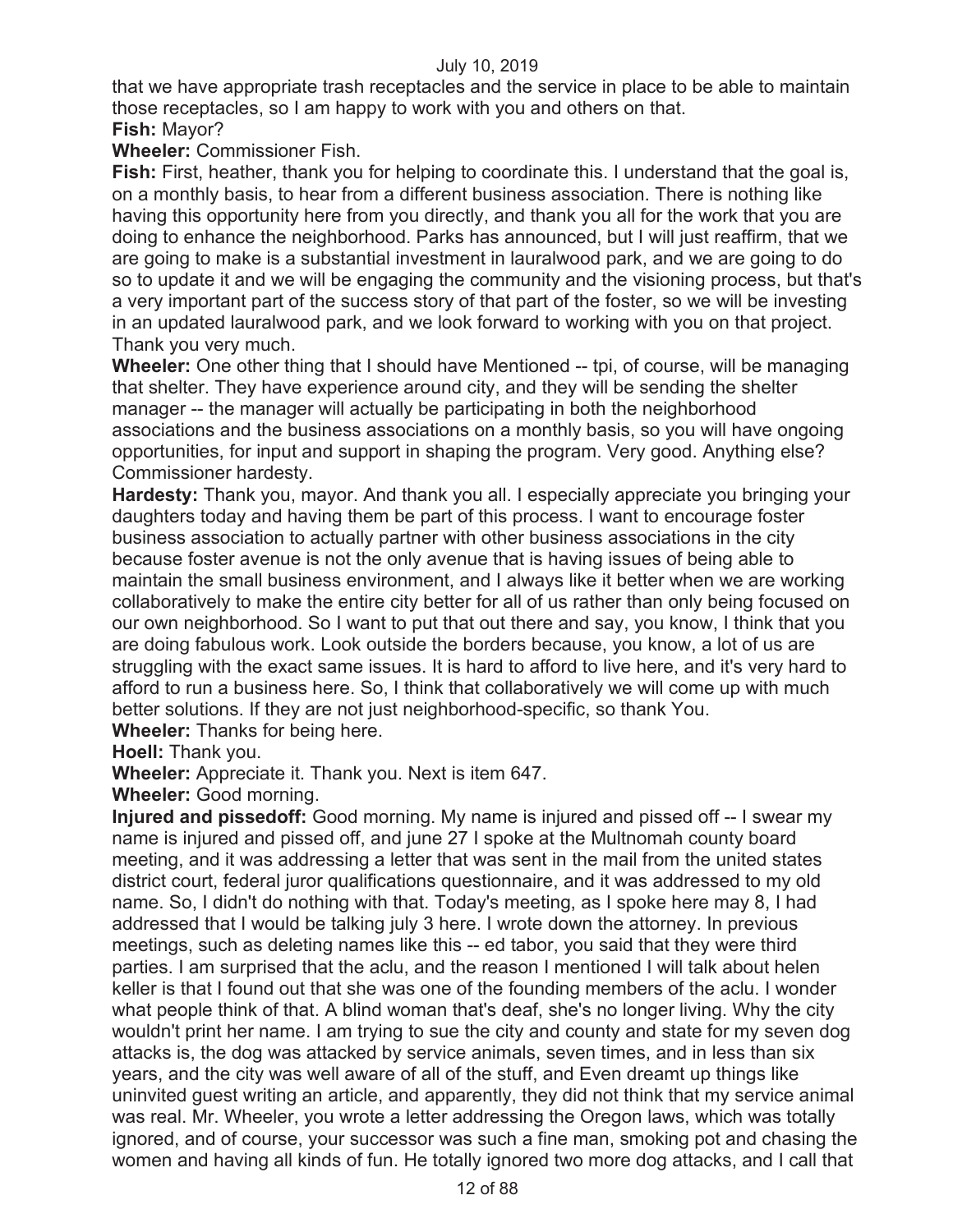that we have appropriate trash receptacles and the service in place to be able to maintain those receptacles, so I am happy to work with you and others on that.

**Fish:** Mayor?

**Wheeler:** Commissioner Fish.

**Fish:** First, heather, thank you for helping to coordinate this. I understand that the goal is, on a monthly basis, to hear from a different business association. There is nothing like having this opportunity here from you directly, and thank you all for the work that you are doing to enhance the neighborhood. Parks has announced, but I will just reaffirm, that we are going to make is a substantial investment in lauralwood park, and we are going to do so to update it and we will be engaging the community and the visioning process, but that's a very important part of the success story of that part of the foster, so we will be investing in an updated lauralwood park, and we look forward to working with you on that project. Thank you very much.

**Wheeler:** One other thing that I should have Mentioned -- tpi, of course, will be managing that shelter. They have experience around city, and they will be sending the shelter manager -- the manager will actually be participating in both the neighborhood associations and the business associations on a monthly basis, so you will have ongoing opportunities, for input and support in shaping the program. Very good. Anything else? Commissioner hardesty.

**Hardesty:** Thank you, mayor. And thank you all. I especially appreciate you bringing your daughters today and having them be part of this process. I want to encourage foster business association to actually partner with other business associations in the city because foster avenue is not the only avenue that is having issues of being able to maintain the small business environment, and I always like it better when we are working collaboratively to make the entire city better for all of us rather than only being focused on our own neighborhood. So I want to put that out there and say, you know, I think that you are doing fabulous work. Look outside the borders because, you know, a lot of us are struggling with the exact same issues. It is hard to afford to live here, and it's very hard to afford to run a business here. So, I think that collaboratively we will come up with much better solutions. If they are not just neighborhood-specific, so thank You.

**Wheeler:** Thanks for being here.

**Hoell:** Thank you.

**Wheeler:** Appreciate it. Thank you. Next is item 647.

**Wheeler:** Good morning.

**Injured and pissedoff:** Good morning. My name is injured and pissed off -- I swear my name is injured and pissed off, and june 27 I spoke at the Multnomah county board meeting, and it was addressing a letter that was sent in the mail from the united states district court, federal juror qualifications questionnaire, and it was addressed to my old name. So, I didn't do nothing with that. Today's meeting, as I spoke here may 8, I had addressed that I would be talking july 3 here. I wrote down the attorney. In previous meetings, such as deleting names like this -- ed tabor, you said that they were third parties. I am surprised that the aclu, and the reason I mentioned I will talk about helen keller is that I found out that she was one of the founding members of the aclu. I wonder what people think of that. A blind woman that's deaf, she's no longer living. Why the city wouldn't print her name. I am trying to sue the city and county and state for my seven dog attacks is, the dog was attacked by service animals, seven times, and in less than six years, and the city was well aware of all of the stuff, and Even dreamt up things like uninvited guest writing an article, and apparently, they did not think that my service animal was real. Mr. Wheeler, you wrote a letter addressing the Oregon laws, which was totally ignored, and of course, your successor was such a fine man, smoking pot and chasing the women and having all kinds of fun. He totally ignored two more dog attacks, and I call that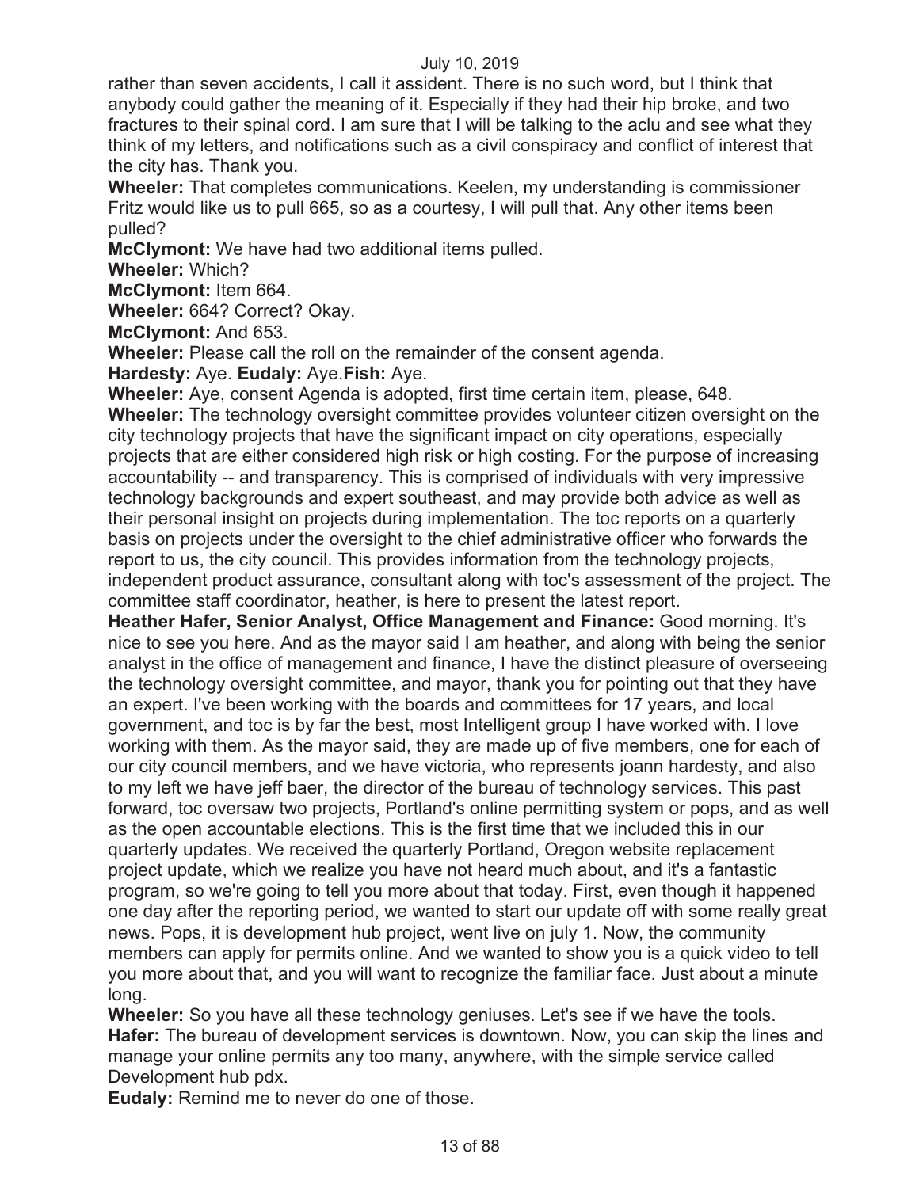rather than seven accidents, I call it assident. There is no such word, but I think that anybody could gather the meaning of it. Especially if they had their hip broke, and two fractures to their spinal cord. I am sure that I will be talking to the aclu and see what they think of my letters, and notifications such as a civil conspiracy and conflict of interest that the city has. Thank you.

**Wheeler:** That completes communications. Keelen, my understanding is commissioner Fritz would like us to pull 665, so as a courtesy, I will pull that. Any other items been pulled?

**McClymont:** We have had two additional items pulled.

**Wheeler:** Which?

**McClymont:** Item 664.

**Wheeler:** 664? Correct? Okay.

**McClymont:** And 653.

**Wheeler:** Please call the roll on the remainder of the consent agenda.

**Hardesty:** Aye. **Eudaly:** Aye.**Fish:** Aye.

**Wheeler:** Aye, consent Agenda is adopted, first time certain item, please, 648.

**Wheeler:** The technology oversight committee provides volunteer citizen oversight on the city technology projects that have the significant impact on city operations, especially projects that are either considered high risk or high costing. For the purpose of increasing accountability -- and transparency. This is comprised of individuals with very impressive technology backgrounds and expert southeast, and may provide both advice as well as their personal insight on projects during implementation. The toc reports on a quarterly basis on projects under the oversight to the chief administrative officer who forwards the report to us, the city council. This provides information from the technology projects, independent product assurance, consultant along with toc's assessment of the project. The committee staff coordinator, heather, is here to present the latest report.

**Heather Hafer, Senior Analyst, Office Management and Finance:** Good morning. It's nice to see you here. And as the mayor said I am heather, and along with being the senior analyst in the office of management and finance, I have the distinct pleasure of overseeing the technology oversight committee, and mayor, thank you for pointing out that they have an expert. I've been working with the boards and committees for 17 years, and local government, and toc is by far the best, most Intelligent group I have worked with. I love working with them. As the mayor said, they are made up of five members, one for each of our city council members, and we have victoria, who represents joann hardesty, and also to my left we have jeff baer, the director of the bureau of technology services. This past forward, toc oversaw two projects, Portland's online permitting system or pops, and as well as the open accountable elections. This is the first time that we included this in our quarterly updates. We received the quarterly Portland, Oregon website replacement project update, which we realize you have not heard much about, and it's a fantastic program, so we're going to tell you more about that today. First, even though it happened one day after the reporting period, we wanted to start our update off with some really great news. Pops, it is development hub project, went live on july 1. Now, the community members can apply for permits online. And we wanted to show you is a quick video to tell you more about that, and you will want to recognize the familiar face. Just about a minute long.

**Wheeler:** So you have all these technology geniuses. Let's see if we have the tools.

**Hafer:** The bureau of development services is downtown. Now, you can skip the lines and manage your online permits any too many, anywhere, with the simple service called Development hub pdx.

**Eudaly:** Remind me to never do one of those.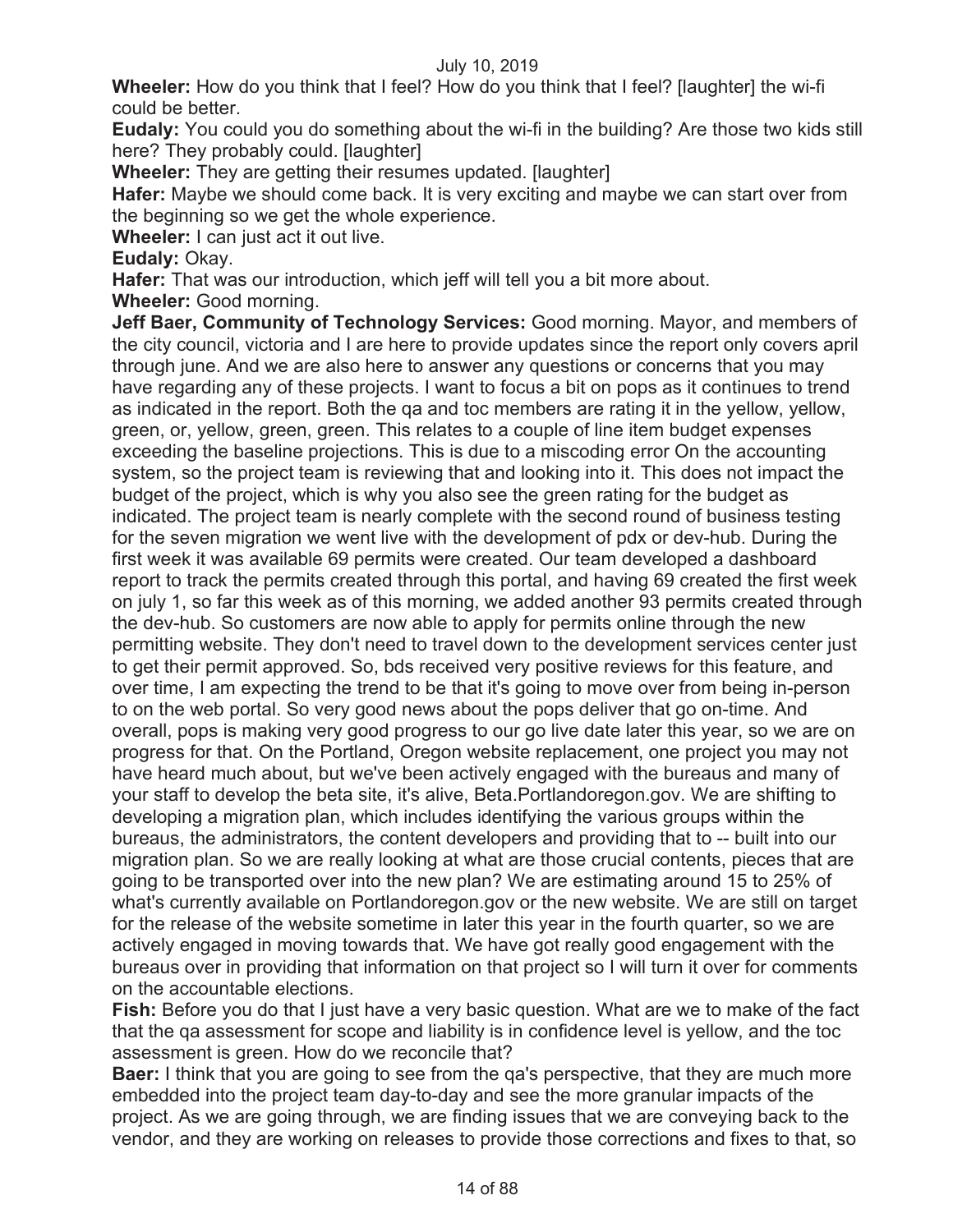**Wheeler:** How do you think that I feel? How do you think that I feel? [laughter] the wi-fi could be better.

**Eudaly:** You could you do something about the wi-fi in the building? Are those two kids still here? They probably could. [laughter]

**Wheeler:** They are getting their resumes updated. [laughter]

**Hafer:** Maybe we should come back. It is very exciting and maybe we can start over from the beginning so we get the whole experience.

**Wheeler:** I can just act it out live.

**Eudaly:** Okay.

**Hafer:** That was our introduction, which jeff will tell you a bit more about.

**Wheeler:** Good morning.

**Jeff Baer, Community of Technology Services:** Good morning. Mayor, and members of the city council, victoria and I are here to provide updates since the report only covers april through june. And we are also here to answer any questions or concerns that you may have regarding any of these projects. I want to focus a bit on pops as it continues to trend as indicated in the report. Both the qa and toc members are rating it in the yellow, yellow, green, or, yellow, green, green. This relates to a couple of line item budget expenses exceeding the baseline projections. This is due to a miscoding error On the accounting system, so the project team is reviewing that and looking into it. This does not impact the budget of the project, which is why you also see the green rating for the budget as indicated. The project team is nearly complete with the second round of business testing for the seven migration we went live with the development of pdx or dev-hub. During the first week it was available 69 permits were created. Our team developed a dashboard report to track the permits created through this portal, and having 69 created the first week on july 1, so far this week as of this morning, we added another 93 permits created through the dev-hub. So customers are now able to apply for permits online through the new permitting website. They don't need to travel down to the development services center just to get their permit approved. So, bds received very positive reviews for this feature, and over time, I am expecting the trend to be that it's going to move over from being in-person to on the web portal. So very good news about the pops deliver that go on-time. And overall, pops is making very good progress to our go live date later this year, so we are on progress for that. On the Portland, Oregon website replacement, one project you may not have heard much about, but we've been actively engaged with the bureaus and many of your staff to develop the beta site, it's alive, Beta.Portlandoregon.gov. We are shifting to developing a migration plan, which includes identifying the various groups within the bureaus, the administrators, the content developers and providing that to -- built into our migration plan. So we are really looking at what are those crucial contents, pieces that are going to be transported over into the new plan? We are estimating around 15 to 25% of what's currently available on Portlandoregon.gov or the new website. We are still on target for the release of the website sometime in later this year in the fourth quarter, so we are actively engaged in moving towards that. We have got really good engagement with the bureaus over in providing that information on that project so I will turn it over for comments on the accountable elections.

**Fish:** Before you do that I just have a very basic question. What are we to make of the fact that the qa assessment for scope and liability is in confidence level is yellow, and the toc assessment is green. How do we reconcile that?

**Baer:** I think that you are going to see from the qa's perspective, that they are much more embedded into the project team day-to-day and see the more granular impacts of the project. As we are going through, we are finding issues that we are conveying back to the vendor, and they are working on releases to provide those corrections and fixes to that, so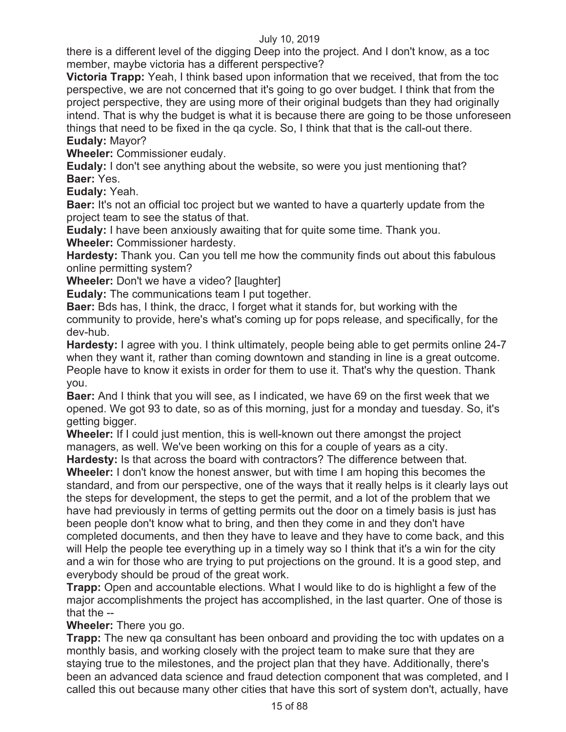there is a different level of the digging Deep into the project. And I don't know, as a toc member, maybe victoria has a different perspective?

**Victoria Trapp:** Yeah, I think based upon information that we received, that from the toc perspective, we are not concerned that it's going to go over budget. I think that from the project perspective, they are using more of their original budgets than they had originally intend. That is why the budget is what it is because there are going to be those unforeseen things that need to be fixed in the qa cycle. So, I think that that is the call-out there.

**Eudaly:** Mayor?

**Wheeler:** Commissioner eudaly.

**Eudaly:** I don't see anything about the website, so were you just mentioning that?

**Baer:** Yes.

**Eudaly:** Yeah.

**Baer:** It's not an official toc project but we wanted to have a quarterly update from the project team to see the status of that.

**Eudaly:** I have been anxiously awaiting that for quite some time. Thank you.

**Wheeler:** Commissioner hardesty.

**Hardesty:** Thank you. Can you tell me how the community finds out about this fabulous online permitting system?

**Wheeler:** Don't we have a video? [laughter]

**Eudaly:** The communications team I put together.

**Baer:** Bds has, I think, the dracc, I forget what it stands for, but working with the community to provide, here's what's coming up for pops release, and specifically, for the dev-hub.

**Hardesty:** I agree with you. I think ultimately, people being able to get permits online 24-7 when they want it, rather than coming downtown and standing in line is a great outcome. People have to know it exists in order for them to use it. That's why the question. Thank you.

**Baer:** And I think that you will see, as I indicated, we have 69 on the first week that we opened. We got 93 to date, so as of this morning, just for a monday and tuesday. So, it's getting bigger.

**Wheeler:** If I could just mention, this is well-known out there amongst the project managers, as well. We've been working on this for a couple of years as a city.

**Hardesty:** Is that across the board with contractors? The difference between that.

**Wheeler:** I don't know the honest answer, but with time I am hoping this becomes the standard, and from our perspective, one of the ways that it really helps is it clearly lays out the steps for development, the steps to get the permit, and a lot of the problem that we have had previously in terms of getting permits out the door on a timely basis is just has been people don't know what to bring, and then they come in and they don't have completed documents, and then they have to leave and they have to come back, and this will Help the people tee everything up in a timely way so I think that it's a win for the city and a win for those who are trying to put projections on the ground. It is a good step, and everybody should be proud of the great work.

**Trapp:** Open and accountable elections. What I would like to do is highlight a few of the major accomplishments the project has accomplished, in the last quarter. One of those is that the --

**Wheeler:** There you go.

**Trapp:** The new qa consultant has been onboard and providing the toc with updates on a monthly basis, and working closely with the project team to make sure that they are staying true to the milestones, and the project plan that they have. Additionally, there's been an advanced data science and fraud detection component that was completed, and I called this out because many other cities that have this sort of system don't, actually, have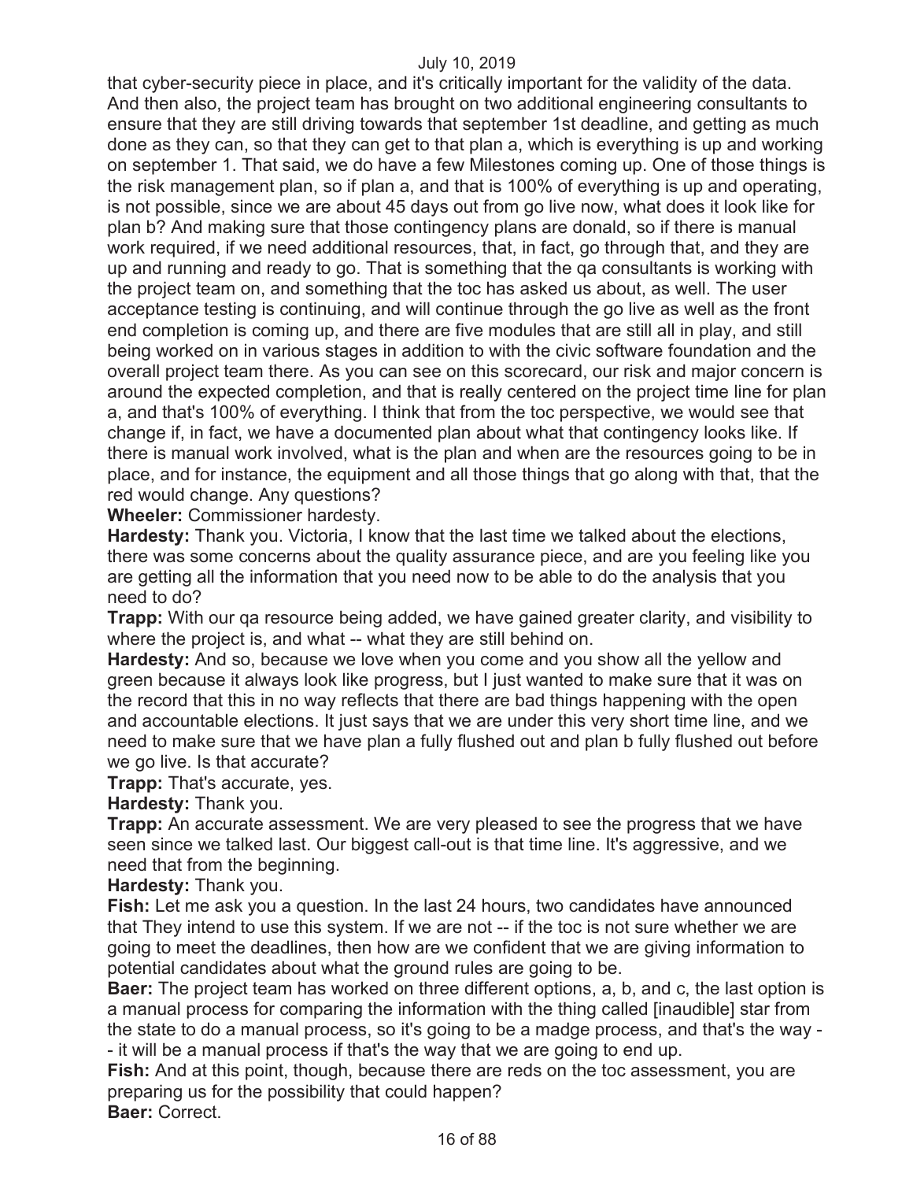that cyber-security piece in place, and it's critically important for the validity of the data. And then also, the project team has brought on two additional engineering consultants to ensure that they are still driving towards that september 1st deadline, and getting as much done as they can, so that they can get to that plan a, which is everything is up and working on september 1. That said, we do have a few Milestones coming up. One of those things is the risk management plan, so if plan a, and that is 100% of everything is up and operating, is not possible, since we are about 45 days out from go live now, what does it look like for plan b? And making sure that those contingency plans are donald, so if there is manual work required, if we need additional resources, that, in fact, go through that, and they are up and running and ready to go. That is something that the qa consultants is working with the project team on, and something that the toc has asked us about, as well. The user acceptance testing is continuing, and will continue through the go live as well as the front end completion is coming up, and there are five modules that are still all in play, and still being worked on in various stages in addition to with the civic software foundation and the overall project team there. As you can see on this scorecard, our risk and major concern is around the expected completion, and that is really centered on the project time line for plan a, and that's 100% of everything. I think that from the toc perspective, we would see that change if, in fact, we have a documented plan about what that contingency looks like. If there is manual work involved, what is the plan and when are the resources going to be in place, and for instance, the equipment and all those things that go along with that, that the red would change. Any questions?

**Wheeler:** Commissioner hardesty.

**Hardesty:** Thank you. Victoria, I know that the last time we talked about the elections, there was some concerns about the quality assurance piece, and are you feeling like you are getting all the information that you need now to be able to do the analysis that you need to do?

**Trapp:** With our qa resource being added, we have gained greater clarity, and visibility to where the project is, and what -- what they are still behind on.

**Hardesty:** And so, because we love when you come and you show all the yellow and green because it always look like progress, but I just wanted to make sure that it was on the record that this in no way reflects that there are bad things happening with the open and accountable elections. It just says that we are under this very short time line, and we need to make sure that we have plan a fully flushed out and plan b fully flushed out before we go live. Is that accurate?

**Trapp:** That's accurate, yes.

**Hardesty:** Thank you.

**Trapp:** An accurate assessment. We are very pleased to see the progress that we have seen since we talked last. Our biggest call-out is that time line. It's aggressive, and we need that from the beginning.

**Hardesty:** Thank you.

**Fish:** Let me ask you a question. In the last 24 hours, two candidates have announced that They intend to use this system. If we are not -- if the toc is not sure whether we are going to meet the deadlines, then how are we confident that we are giving information to potential candidates about what the ground rules are going to be.

**Baer:** The project team has worked on three different options, a, b, and c, the last option is a manual process for comparing the information with the thing called [inaudible] star from the state to do a manual process, so it's going to be a madge process, and that's the way -- it will be a manual process if that's the way that we are going to end up.

**Fish:** And at this point, though, because there are reds on the toc assessment, you are preparing us for the possibility that could happen?

**Baer:** Correct.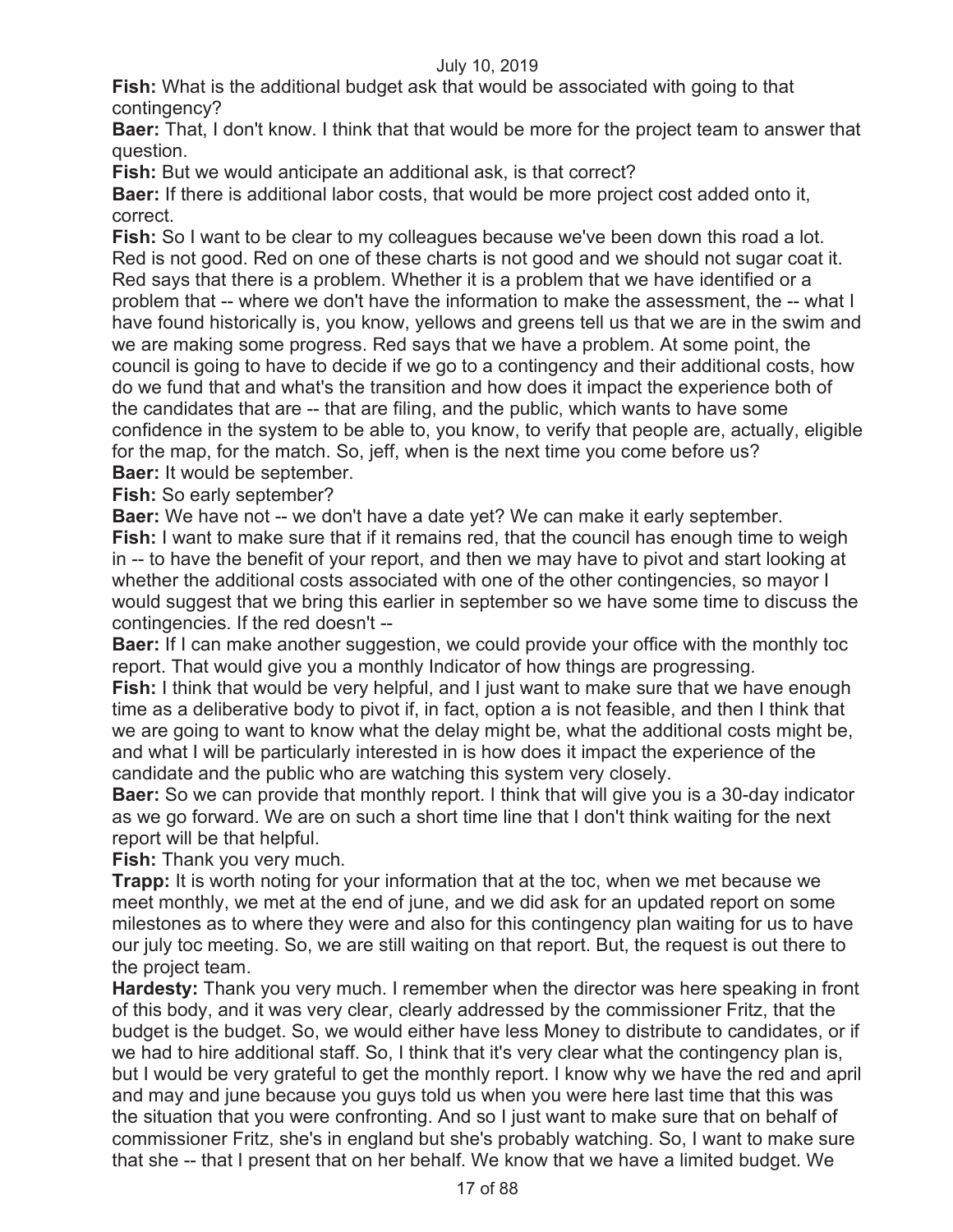**Fish:** What is the additional budget ask that would be associated with going to that contingency?

**Baer:** That, I don't know. I think that that would be more for the project team to answer that question.

**Fish:** But we would anticipate an additional ask, is that correct?

**Baer:** If there is additional labor costs, that would be more project cost added onto it, correct.

**Fish:** So I want to be clear to my colleagues because we've been down this road a lot. Red is not good. Red on one of these charts is not good and we should not sugar coat it. Red says that there is a problem. Whether it is a problem that we have identified or a problem that -- where we don't have the information to make the assessment, the -- what I have found historically is, you know, yellows and greens tell us that we are in the swim and we are making some progress. Red says that we have a problem. At some point, the council is going to have to decide if we go to a contingency and their additional costs, how do we fund that and what's the transition and how does it impact the experience both of the candidates that are -- that are filing, and the public, which wants to have some confidence in the system to be able to, you know, to verify that people are, actually, eligible for the map, for the match. So, jeff, when is the next time you come before us?

**Baer:** It would be september.

**Fish:** So early september?

**Baer:** We have not -- we don't have a date yet? We can make it early september.

**Fish:** I want to make sure that if it remains red, that the council has enough time to weigh in -- to have the benefit of your report, and then we may have to pivot and start looking at whether the additional costs associated with one of the other contingencies, so mayor I would suggest that we bring this earlier in september so we have some time to discuss the contingencies. If the red doesn't --

**Baer:** If I can make another suggestion, we could provide your office with the monthly toc report. That would give you a monthly Indicator of how things are progressing.

**Fish:** I think that would be very helpful, and I just want to make sure that we have enough time as a deliberative body to pivot if, in fact, option a is not feasible, and then I think that we are going to want to know what the delay might be, what the additional costs might be, and what I will be particularly interested in is how does it impact the experience of the candidate and the public who are watching this system very closely.

**Baer:** So we can provide that monthly report. I think that will give you is a 30-day indicator as we go forward. We are on such a short time line that I don't think waiting for the next report will be that helpful.

**Fish:** Thank you very much.

**Trapp:** It is worth noting for your information that at the toc, when we met because we meet monthly, we met at the end of june, and we did ask for an updated report on some milestones as to where they were and also for this contingency plan waiting for us to have our july toc meeting. So, we are still waiting on that report. But, the request is out there to the project team.

**Hardesty:** Thank you very much. I remember when the director was here speaking in front of this body, and it was very clear, clearly addressed by the commissioner Fritz, that the budget is the budget. So, we would either have less Money to distribute to candidates, or if we had to hire additional staff. So, I think that it's very clear what the contingency plan is, but I would be very grateful to get the monthly report. I know why we have the red and april and may and june because you guys told us when you were here last time that this was the situation that you were confronting. And so I just want to make sure that on behalf of commissioner Fritz, she's in england but she's probably watching. So, I want to make sure that she -- that I present that on her behalf. We know that we have a limited budget. We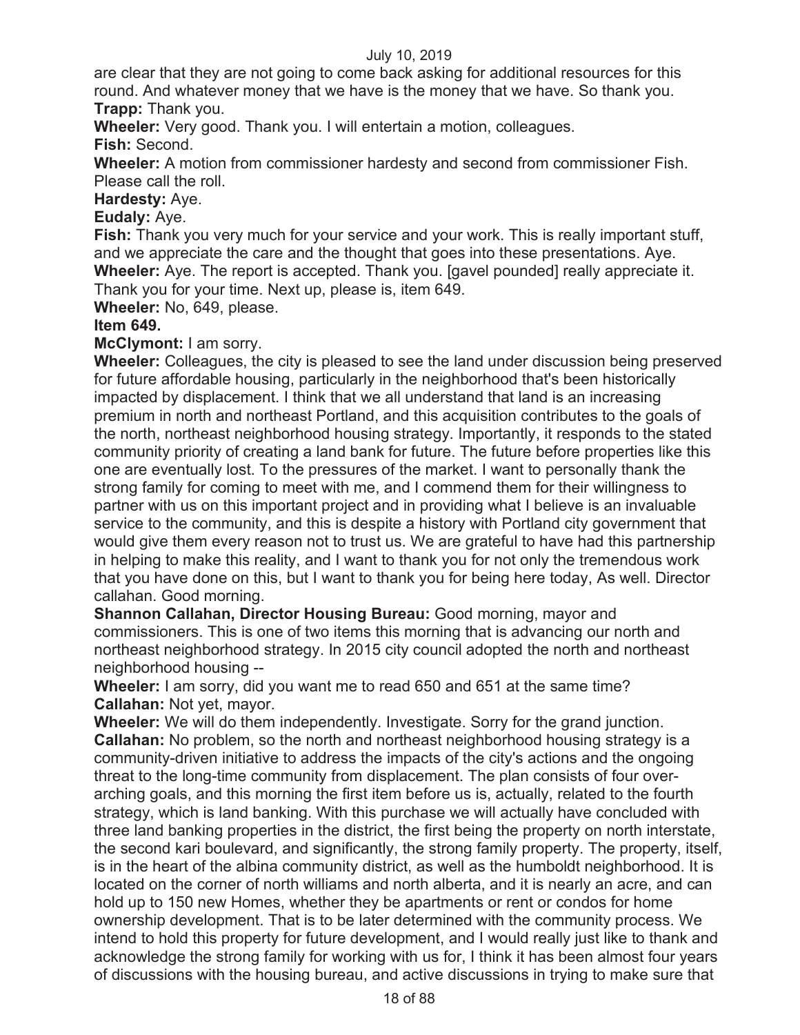are clear that they are not going to come back asking for additional resources for this round. And whatever money that we have is the money that we have. So thank you.

**Trapp:** Thank you.

**Wheeler:** Very good. Thank you. I will entertain a motion, colleagues.

**Fish:** Second.

**Wheeler:** A motion from commissioner hardesty and second from commissioner Fish. Please call the roll.

**Hardesty:** Aye.

**Eudaly:** Aye.

**Fish:** Thank you very much for your service and your work. This is really important stuff, and we appreciate the care and the thought that goes into these presentations. Aye.

**Wheeler:** Aye. The report is accepted. Thank you. [gavel pounded] really appreciate it. Thank you for your time. Next up, please is, item 649.

**Wheeler:** No, 649, please.

**Item 649.**

**McClymont:** I am sorry.

**Wheeler:** Colleagues, the city is pleased to see the land under discussion being preserved for future affordable housing, particularly in the neighborhood that's been historically impacted by displacement. I think that we all understand that land is an increasing premium in north and northeast Portland, and this acquisition contributes to the goals of the north, northeast neighborhood housing strategy. Importantly, it responds to the stated community priority of creating a land bank for future. The future before properties like this one are eventually lost. To the pressures of the market. I want to personally thank the strong family for coming to meet with me, and I commend them for their willingness to partner with us on this important project and in providing what I believe is an invaluable service to the community, and this is despite a history with Portland city government that would give them every reason not to trust us. We are grateful to have had this partnership in helping to make this reality, and I want to thank you for not only the tremendous work that you have done on this, but I want to thank you for being here today, As well. Director callahan. Good morning.

**Shannon Callahan, Director Housing Bureau:** Good morning, mayor and commissioners. This is one of two items this morning that is advancing our north and northeast neighborhood strategy. In 2015 city council adopted the north and northeast neighborhood housing --

**Wheeler:** I am sorry, did you want me to read 650 and 651 at the same time?

**Callahan:** Not yet, mayor.

**Wheeler:** We will do them independently. Investigate. Sorry for the grand junction.

**Callahan:** No problem, so the north and northeast neighborhood housing strategy is a community-driven initiative to address the impacts of the city's actions and the ongoing threat to the long-time community from displacement. The plan consists of four over-arching goals, and this morning the first item before us is, actually, related to the fourth strategy, which is land banking. With this purchase we will actually have concluded with three land banking properties in the district, the first being the property on north interstate, the second kari boulevard, and significantly, the strong family property. The property, itself, is in the heart of the albina community district, as well as the humboldt neighborhood. It is located on the corner of north williams and north alberta, and it is nearly an acre, and can hold up to 150 new Homes, whether they be apartments or rent or condos for home ownership development. That is to be later determined with the community process. We intend to hold this property for future development, and I would really just like to thank and acknowledge the strong family for working with us for, I think it has been almost four years of discussions with the housing bureau, and active discussions in trying to make sure that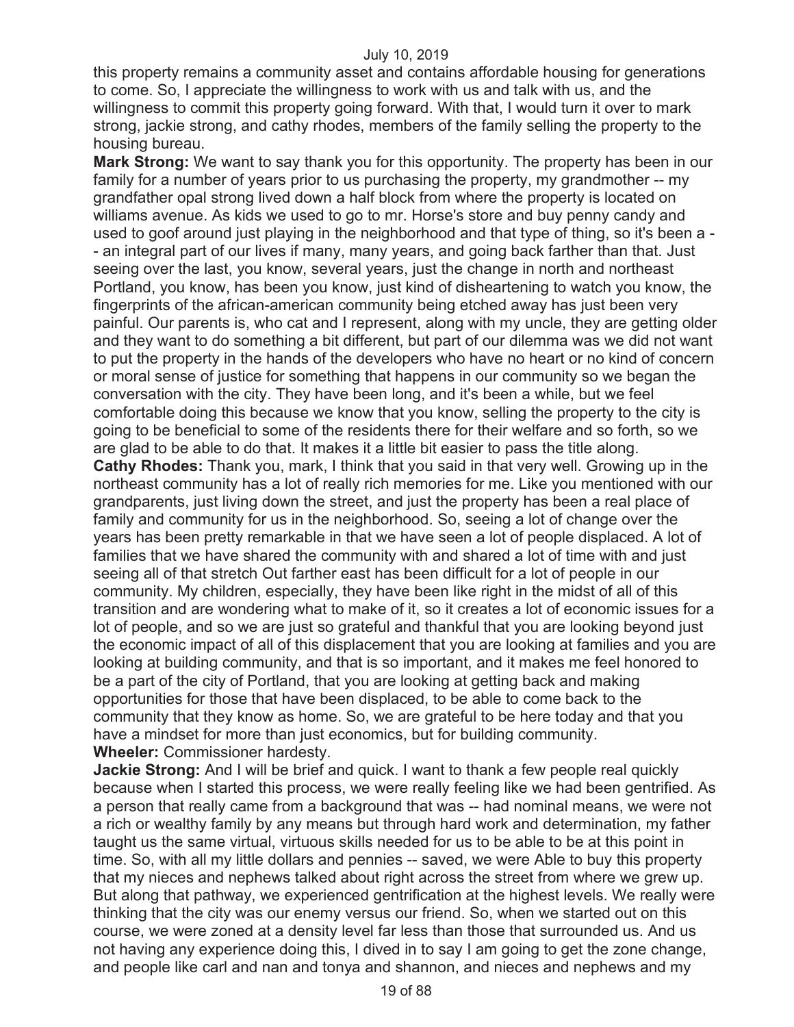this property remains a community asset and contains affordable housing for generations to come. So, I appreciate the willingness to work with us and talk with us, and the willingness to commit this property going forward. With that, I would turn it over to mark strong, jackie strong, and cathy rhodes, members of the family selling the property to the housing bureau.

**Mark Strong:** We want to say thank you for this opportunity. The property has been in our family for a number of years prior to us purchasing the property, my grandmother -- my grandfather opal strong lived down a half block from where the property is located on williams avenue. As kids we used to go to mr. Horse's store and buy penny candy and used to goof around just playing in the neighborhood and that type of thing, so it's been a -- an integral part of our lives if many, many years, and going back farther than that. Just seeing over the last, you know, several years, just the change in north and northeast Portland, you know, has been you know, just kind of disheartening to watch you know, the fingerprints of the african-american community being etched away has just been very painful. Our parents is, who cat and I represent, along with my uncle, they are getting older and they want to do something a bit different, but part of our dilemma was we did not want to put the property in the hands of the developers who have no heart or no kind of concern or moral sense of justice for something that happens in our community so we began the conversation with the city. They have been long, and it's been a while, but we feel comfortable doing this because we know that you know, selling the property to the city is going to be beneficial to some of the residents there for their welfare and so forth, so we are glad to be able to do that. It makes it a little bit easier to pass the title along.

**Cathy Rhodes:** Thank you, mark, I think that you said in that very well. Growing up in the northeast community has a lot of really rich memories for me. Like you mentioned with our grandparents, just living down the street, and just the property has been a real place of family and community for us in the neighborhood. So, seeing a lot of change over the years has been pretty remarkable in that we have seen a lot of people displaced. A lot of families that we have shared the community with and shared a lot of time with and just seeing all of that stretch Out farther east has been difficult for a lot of people in our community. My children, especially, they have been like right in the midst of all of this transition and are wondering what to make of it, so it creates a lot of economic issues for a lot of people, and so we are just so grateful and thankful that you are looking beyond just the economic impact of all of this displacement that you are looking at families and you are looking at building community, and that is so important, and it makes me feel honored to be a part of the city of Portland, that you are looking at getting back and making opportunities for those that have been displaced, to be able to come back to the community that they know as home. So, we are grateful to be here today and that you have a mindset for more than just economics, but for building community.

**Wheeler:** Commissioner hardesty.

**Jackie Strong:** And I will be brief and quick. I want to thank a few people real quickly because when I started this process, we were really feeling like we had been gentrified. As a person that really came from a background that was -- had nominal means, we were not a rich or wealthy family by any means but through hard work and determination, my father taught us the same virtual, virtuous skills needed for us to be able to be at this point in time. So, with all my little dollars and pennies -- saved, we were Able to buy this property that my nieces and nephews talked about right across the street from where we grew up. But along that pathway, we experienced gentrification at the highest levels. We really were thinking that the city was our enemy versus our friend. So, when we started out on this course, we were zoned at a density level far less than those that surrounded us. And us not having any experience doing this, I dived in to say I am going to get the zone change, and people like carl and nan and tonya and shannon, and nieces and nephews and my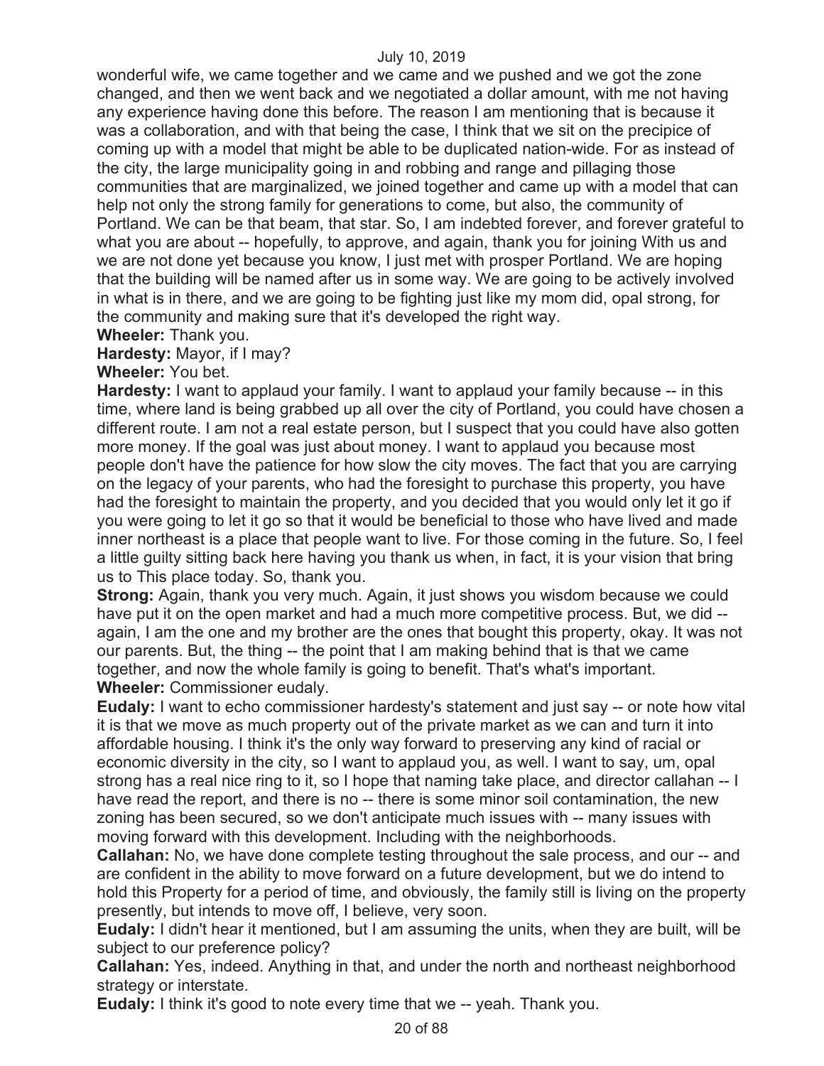wonderful wife, we came together and we came and we pushed and we got the zone changed, and then we went back and we negotiated a dollar amount, with me not having any experience having done this before. The reason I am mentioning that is because it was a collaboration, and with that being the case, I think that we sit on the precipice of coming up with a model that might be able to be duplicated nation-wide. For as instead of the city, the large municipality going in and robbing and range and pillaging those communities that are marginalized, we joined together and came up with a model that can help not only the strong family for generations to come, but also, the community of Portland. We can be that beam, that star. So, I am indebted forever, and forever grateful to what you are about -- hopefully, to approve, and again, thank you for joining With us and we are not done yet because you know, I just met with prosper Portland. We are hoping that the building will be named after us in some way. We are going to be actively involved in what is in there, and we are going to be fighting just like my mom did, opal strong, for the community and making sure that it's developed the right way.

**Wheeler:** Thank you.

**Hardesty:** Mayor, if I may?

**Wheeler:** You bet.

**Hardesty:** I want to applaud your family. I want to applaud your family because -- in this time, where land is being grabbed up all over the city of Portland, you could have chosen a different route. I am not a real estate person, but I suspect that you could have also gotten more money. If the goal was just about money. I want to applaud you because most people don't have the patience for how slow the city moves. The fact that you are carrying on the legacy of your parents, who had the foresight to purchase this property, you have had the foresight to maintain the property, and you decided that you would only let it go if you were going to let it go so that it would be beneficial to those who have lived and made inner northeast is a place that people want to live. For those coming in the future. So, I feel a little guilty sitting back here having you thank us when, in fact, it is your vision that bring us to This place today. So, thank you.

**Strong:** Again, thank you very much. Again, it just shows you wisdom because we could have put it on the open market and had a much more competitive process. But, we did -- again, I am the one and my brother are the ones that bought this property, okay. It was not our parents. But, the thing -- the point that I am making behind that is that we came together, and now the whole family is going to benefit. That's what's important.

**Wheeler:** Commissioner eudaly.

**Eudaly:** I want to echo commissioner hardesty's statement and just say -- or note how vital it is that we move as much property out of the private market as we can and turn it into affordable housing. I think it's the only way forward to preserving any kind of racial or economic diversity in the city, so I want to applaud you, as well. I want to say, um, opal strong has a real nice ring to it, so I hope that naming take place, and director callahan -- I have read the report, and there is no -- there is some minor soil contamination, the new zoning has been secured, so we don't anticipate much issues with -- many issues with moving forward with this development. Including with the neighborhoods.

**Callahan:** No, we have done complete testing throughout the sale process, and our -- and are confident in the ability to move forward on a future development, but we do intend to hold this Property for a period of time, and obviously, the family still is living on the property presently, but intends to move off, I believe, very soon.

**Eudaly:** I didn't hear it mentioned, but I am assuming the units, when they are built, will be subject to our preference policy?

**Callahan:** Yes, indeed. Anything in that, and under the north and northeast neighborhood strategy or interstate.

**Eudaly:** I think it's good to note every time that we -- yeah. Thank you.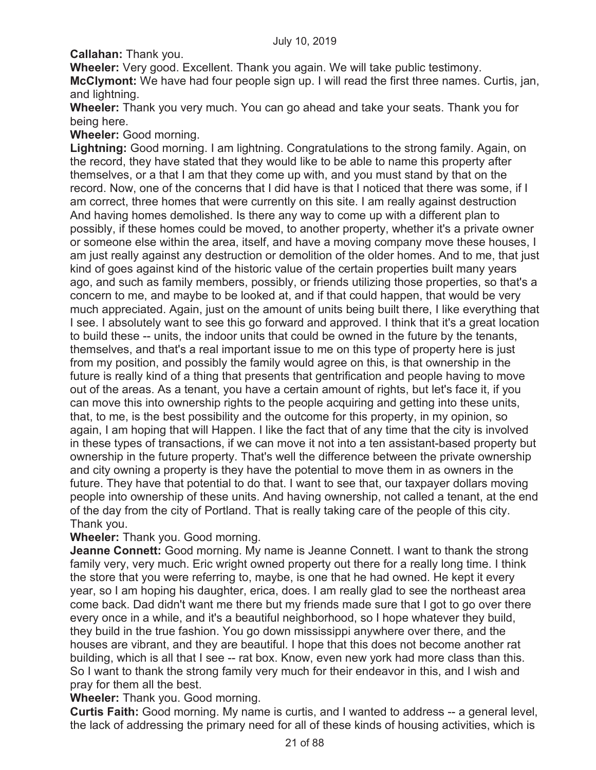**Callahan:** Thank you.

**Wheeler:** Very good. Excellent. Thank you again. We will take public testimony.

**McClymont:** We have had four people sign up. I will read the first three names. Curtis, jan, and lightning.

**Wheeler:** Thank you very much. You can go ahead and take your seats. Thank you for being here.

**Wheeler:** Good morning.

**Lightning:** Good morning. I am lightning. Congratulations to the strong family. Again, on the record, they have stated that they would like to be able to name this property after themselves, or a that I am that they come up with, and you must stand by that on the record. Now, one of the concerns that I did have is that I noticed that there was some, if I am correct, three homes that were currently on this site. I am really against destruction And having homes demolished. Is there any way to come up with a different plan to possibly, if these homes could be moved, to another property, whether it's a private owner or someone else within the area, itself, and have a moving company move these houses, I am just really against any destruction or demolition of the older homes. And to me, that just kind of goes against kind of the historic value of the certain properties built many years ago, and such as family members, possibly, or friends utilizing those properties, so that's a concern to me, and maybe to be looked at, and if that could happen, that would be very much appreciated. Again, just on the amount of units being built there, I like everything that I see. I absolutely want to see this go forward and approved. I think that it's a great location to build these -- units, the indoor units that could be owned in the future by the tenants, themselves, and that's a real important issue to me on this type of property here is just from my position, and possibly the family would agree on this, is that ownership in the future is really kind of a thing that presents that gentrification and people having to move out of the areas. As a tenant, you have a certain amount of rights, but let's face it, if you can move this into ownership rights to the people acquiring and getting into these units, that, to me, is the best possibility and the outcome for this property, in my opinion, so again, I am hoping that will Happen. I like the fact that of any time that the city is involved in these types of transactions, if we can move it not into a ten assistant-based property but ownership in the future property. That's well the difference between the private ownership and city owning a property is they have the potential to move them in as owners in the future. They have that potential to do that. I want to see that, our taxpayer dollars moving people into ownership of these units. And having ownership, not called a tenant, at the end of the day from the city of Portland. That is really taking care of the people of this city. Thank you.

**Wheeler:** Thank you. Good morning.

**Jeanne Connett:** Good morning. My name is Jeanne Connett. I want to thank the strong family very, very much. Eric wright owned property out there for a really long time. I think the store that you were referring to, maybe, is one that he had owned. He kept it every year, so I am hoping his daughter, erica, does. I am really glad to see the northeast area come back. Dad didn't want me there but my friends made sure that I got to go over there every once in a while, and it's a beautiful neighborhood, so I hope whatever they build, they build in the true fashion. You go down mississippi anywhere over there, and the houses are vibrant, and they are beautiful. I hope that this does not become another rat building, which is all that I see -- rat box. Know, even new york had more class than this. So I want to thank the strong family very much for their endeavor in this, and I wish and pray for them all the best.

**Wheeler:** Thank you. Good morning.

**Curtis Faith:** Good morning. My name is curtis, and I wanted to address -- a general level, the lack of addressing the primary need for all of these kinds of housing activities, which is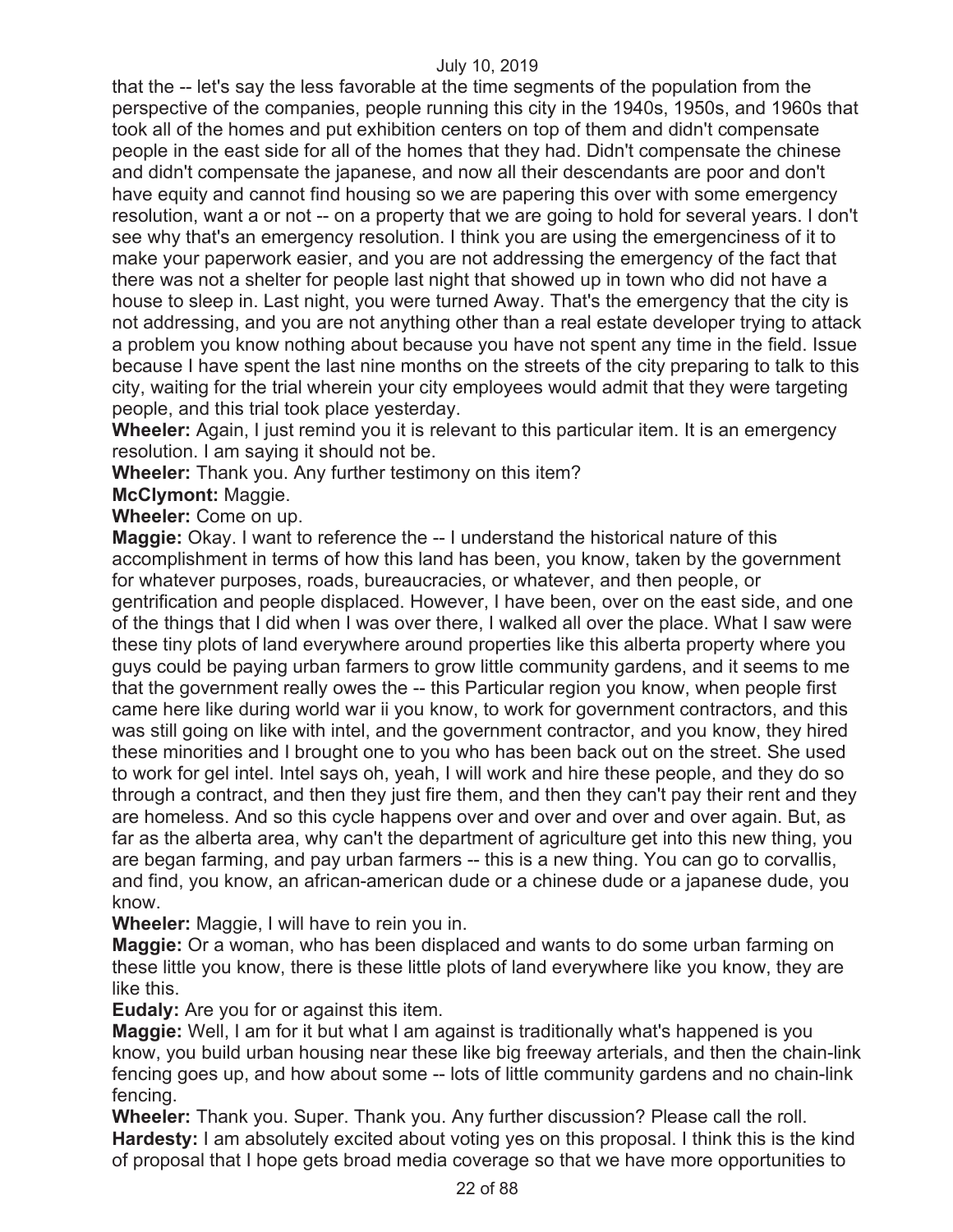that the -- let's say the less favorable at the time segments of the population from the perspective of the companies, people running this city in the 1940s, 1950s, and 1960s that took all of the homes and put exhibition centers on top of them and didn't compensate people in the east side for all of the homes that they had. Didn't compensate the chinese and didn't compensate the japanese, and now all their descendants are poor and don't have equity and cannot find housing so we are papering this over with some emergency resolution, want a or not -- on a property that we are going to hold for several years. I don't see why that's an emergency resolution. I think you are using the emergenciness of it to make your paperwork easier, and you are not addressing the emergency of the fact that there was not a shelter for people last night that showed up in town who did not have a house to sleep in. Last night, you were turned Away. That's the emergency that the city is not addressing, and you are not anything other than a real estate developer trying to attack a problem you know nothing about because you have not spent any time in the field. Issue because I have spent the last nine months on the streets of the city preparing to talk to this city, waiting for the trial wherein your city employees would admit that they were targeting people, and this trial took place yesterday.

**Wheeler:** Again, I just remind you it is relevant to this particular item. It is an emergency resolution. I am saying it should not be.

**Wheeler:** Thank you. Any further testimony on this item?

**McClymont:** Maggie.

**Wheeler:** Come on up.

**Maggie:** Okay. I want to reference the -- I understand the historical nature of this accomplishment in terms of how this land has been, you know, taken by the government for whatever purposes, roads, bureaucracies, or whatever, and then people, or gentrification and people displaced. However, I have been, over on the east side, and one of the things that I did when I was over there, I walked all over the place. What I saw were these tiny plots of land everywhere around properties like this alberta property where you guys could be paying urban farmers to grow little community gardens, and it seems to me that the government really owes the -- this Particular region you know, when people first came here like during world war ii you know, to work for government contractors, and this was still going on like with intel, and the government contractor, and you know, they hired these minorities and I brought one to you who has been back out on the street. She used to work for gel intel. Intel says oh, yeah, I will work and hire these people, and they do so through a contract, and then they just fire them, and then they can't pay their rent and they are homeless. And so this cycle happens over and over and over and over again. But, as far as the alberta area, why can't the department of agriculture get into this new thing, you are began farming, and pay urban farmers -- this is a new thing. You can go to corvallis, and find, you know, an african-american dude or a chinese dude or a japanese dude, you know.

**Wheeler:** Maggie, I will have to rein you in.

**Maggie:** Or a woman, who has been displaced and wants to do some urban farming on these little you know, there is these little plots of land everywhere like you know, they are like this.

**Eudaly:** Are you for or against this item.

**Maggie:** Well, I am for it but what I am against is traditionally what's happened is you know, you build urban housing near these like big freeway arterials, and then the chain-link fencing goes up, and how about some -- lots of little community gardens and no chain-link fencing.

**Wheeler:** Thank you. Super. Thank you. Any further discussion? Please call the roll.

**Hardesty:** I am absolutely excited about voting yes on this proposal. I think this is the kind of proposal that I hope gets broad media coverage so that we have more opportunities to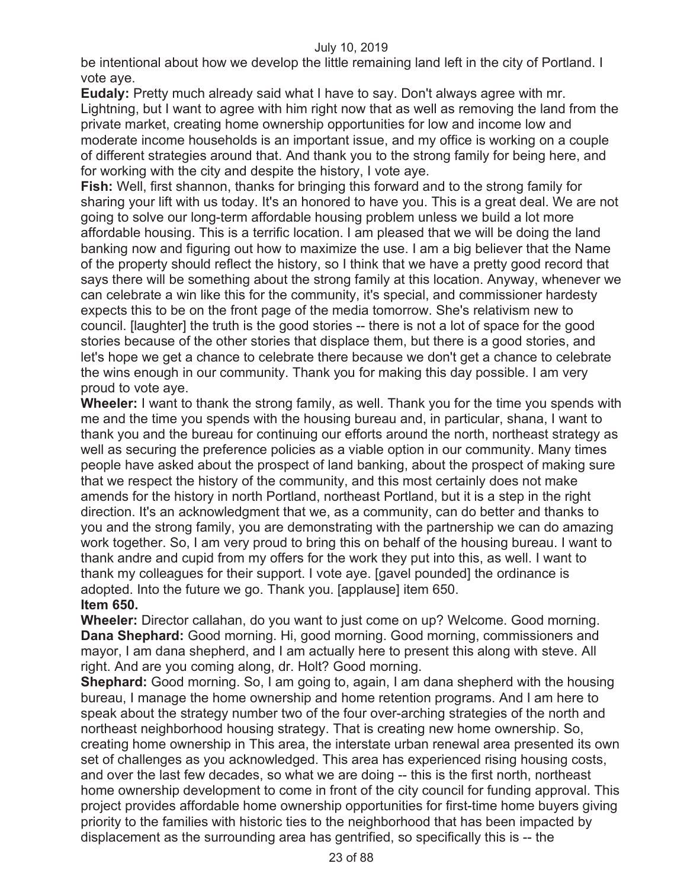be intentional about how we develop the little remaining land left in the city of Portland. I vote aye.

**Eudaly:** Pretty much already said what I have to say. Don't always agree with mr. Lightning, but I want to agree with him right now that as well as removing the land from the private market, creating home ownership opportunities for low and income low and moderate income households is an important issue, and my office is working on a couple of different strategies around that. And thank you to the strong family for being here, and for working with the city and despite the history, I vote aye.

**Fish:** Well, first shannon, thanks for bringing this forward and to the strong family for sharing your lift with us today. It's an honored to have you. This is a great deal. We are not going to solve our long-term affordable housing problem unless we build a lot more affordable housing. This is a terrific location. I am pleased that we will be doing the land banking now and figuring out how to maximize the use. I am a big believer that the Name of the property should reflect the history, so I think that we have a pretty good record that says there will be something about the strong family at this location. Anyway, whenever we can celebrate a win like this for the community, it's special, and commissioner hardesty expects this to be on the front page of the media tomorrow. She's relativism new to council. [laughter] the truth is the good stories -- there is not a lot of space for the good stories because of the other stories that displace them, but there is a good stories, and let's hope we get a chance to celebrate there because we don't get a chance to celebrate the wins enough in our community. Thank you for making this day possible. I am very proud to vote aye.

**Wheeler:** I want to thank the strong family, as well. Thank you for the time you spends with me and the time you spends with the housing bureau and, in particular, shana, I want to thank you and the bureau for continuing our efforts around the north, northeast strategy as well as securing the preference policies as a viable option in our community. Many times people have asked about the prospect of land banking, about the prospect of making sure that we respect the history of the community, and this most certainly does not make amends for the history in north Portland, northeast Portland, but it is a step in the right direction. It's an acknowledgment that we, as a community, can do better and thanks to you and the strong family, you are demonstrating with the partnership we can do amazing work together. So, I am very proud to bring this on behalf of the housing bureau. I want to thank andre and cupid from my offers for the work they put into this, as well. I want to thank my colleagues for their support. I vote aye. [gavel pounded] the ordinance is adopted. Into the future we go. Thank you. [applause] item 650.

**Item 650.**

**Wheeler:** Director callahan, do you want to just come on up? Welcome. Good morning.

**Dana Shephard:** Good morning. Hi, good morning. Good morning, commissioners and mayor, I am dana shepherd, and I am actually here to present this along with steve. All right. And are you coming along, dr. Holt? Good morning.

**Shephard:** Good morning. So, I am going to, again, I am dana shepherd with the housing bureau, I manage the home ownership and home retention programs. And I am here to speak about the strategy number two of the four over-arching strategies of the north and northeast neighborhood housing strategy. That is creating new home ownership. So, creating home ownership in This area, the interstate urban renewal area presented its own set of challenges as you acknowledged. This area has experienced rising housing costs, and over the last few decades, so what we are doing -- this is the first north, northeast home ownership development to come in front of the city council for funding approval. This project provides affordable home ownership opportunities for first-time home buyers giving priority to the families with historic ties to the neighborhood that has been impacted by displacement as the surrounding area has gentrified, so specifically this is -- the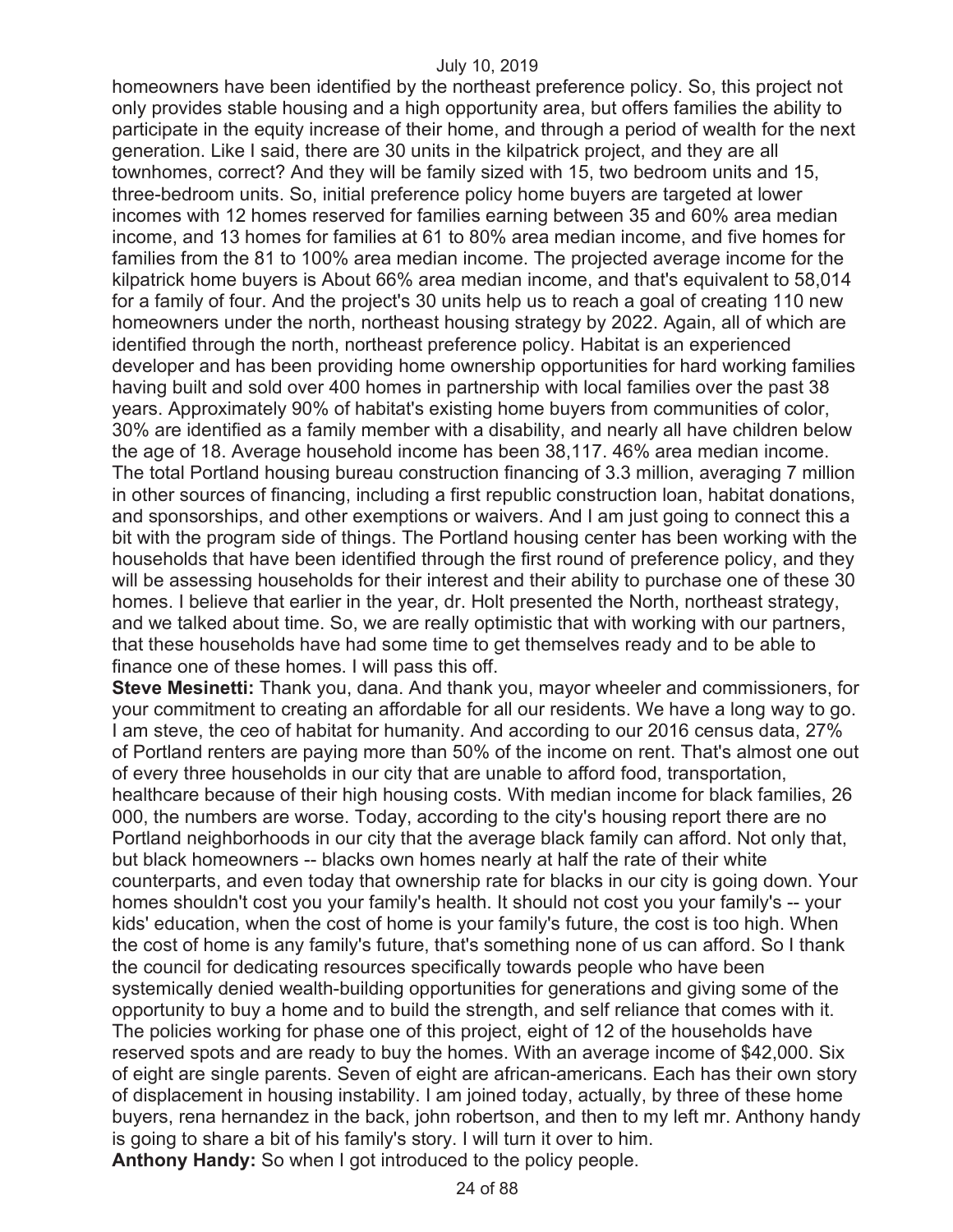homeowners have been identified by the northeast preference policy. So, this project not only provides stable housing and a high opportunity area, but offers families the ability to participate in the equity increase of their home, and through a period of wealth for the next generation. Like I said, there are 30 units in the kilpatrick project, and they are all townhomes, correct? And they will be family sized with 15, two bedroom units and 15, three-bedroom units. So, initial preference policy home buyers are targeted at lower incomes with 12 homes reserved for families earning between 35 and 60% area median income, and 13 homes for families at 61 to 80% area median income, and five homes for families from the 81 to 100% area median income. The projected average income for the kilpatrick home buyers is About 66% area median income, and that's equivalent to 58,014 for a family of four. And the project's 30 units help us to reach a goal of creating 110 new homeowners under the north, northeast housing strategy by 2022. Again, all of which are identified through the north, northeast preference policy. Habitat is an experienced developer and has been providing home ownership opportunities for hard working families having built and sold over 400 homes in partnership with local families over the past 38 years. Approximately 90% of habitat's existing home buyers from communities of color, 30% are identified as a family member with a disability, and nearly all have children below the age of 18. Average household income has been 38,117. 46% area median income. The total Portland housing bureau construction financing of 3.3 million, averaging 7 million in other sources of financing, including a first republic construction loan, habitat donations, and sponsorships, and other exemptions or waivers. And I am just going to connect this a bit with the program side of things. The Portland housing center has been working with the households that have been identified through the first round of preference policy, and they will be assessing households for their interest and their ability to purchase one of these 30 homes. I believe that earlier in the year, dr. Holt presented the North, northeast strategy, and we talked about time. So, we are really optimistic that with working with our partners, that these households have had some time to get themselves ready and to be able to finance one of these homes. I will pass this off.

**Steve Mesinetti:** Thank you, dana. And thank you, mayor wheeler and commissioners, for your commitment to creating an affordable for all our residents. We have a long way to go. I am steve, the ceo of habitat for humanity. And according to our 2016 census data, 27% of Portland renters are paying more than 50% of the income on rent. That's almost one out of every three households in our city that are unable to afford food, transportation, healthcare because of their high housing costs. With median income for black families, 26 000, the numbers are worse. Today, according to the city's housing report there are no Portland neighborhoods in our city that the average black family can afford. Not only that, but black homeowners -- blacks own homes nearly at half the rate of their white counterparts, and even today that ownership rate for blacks in our city is going down. Your homes shouldn't cost you your family's health. It should not cost you your family's -- your kids' education, when the cost of home is your family's future, the cost is too high. When the cost of home is any family's future, that's something none of us can afford. So I thank the council for dedicating resources specifically towards people who have been systemically denied wealth-building opportunities for generations and giving some of the opportunity to buy a home and to build the strength, and self reliance that comes with it. The policies working for phase one of this project, eight of 12 of the households have reserved spots and are ready to buy the homes. With an average income of $42,000. Six of eight are single parents. Seven of eight are african-americans. Each has their own story of displacement in housing instability. I am joined today, actually, by three of these home buyers, rena hernandez in the back, john robertson, and then to my left mr. Anthony handy is going to share a bit of his family's story. I will turn it over to him.

**Anthony Handy:** So when I got introduced to the policy people.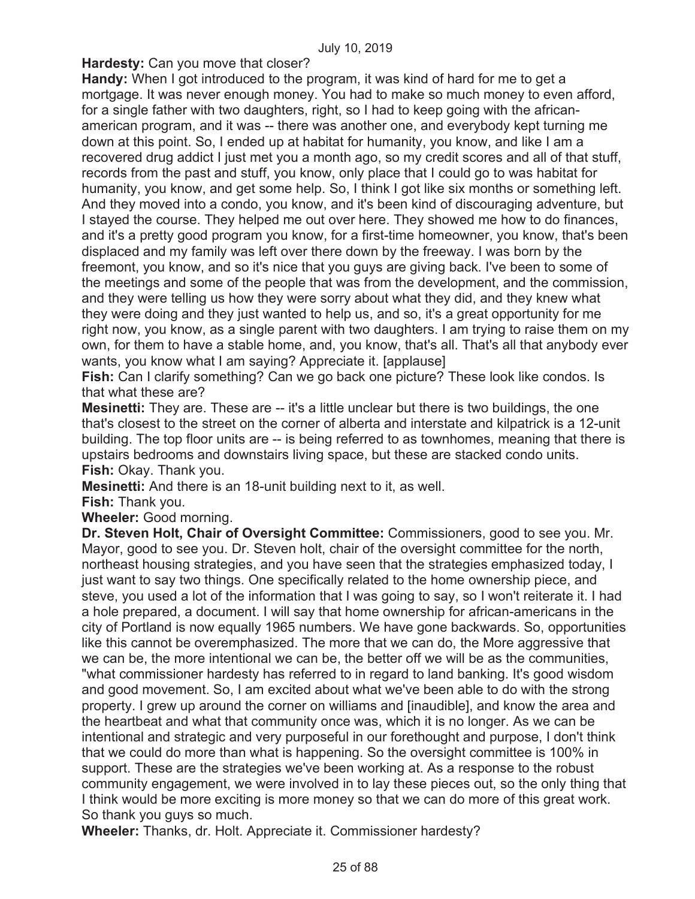**Hardesty:** Can you move that closer?

**Handy:** When I got introduced to the program, it was kind of hard for me to get a mortgage. It was never enough money. You had to make so much money to even afford, for a single father with two daughters, right, so I had to keep going with the african-american program, and it was -- there was another one, and everybody kept turning me down at this point. So, I ended up at habitat for humanity, you know, and like I am a recovered drug addict I just met you a month ago, so my credit scores and all of that stuff, records from the past and stuff, you know, only place that I could go to was habitat for humanity, you know, and get some help. So, I think I got like six months or something left. And they moved into a condo, you know, and it's been kind of discouraging adventure, but I stayed the course. They helped me out over here. They showed me how to do finances, and it's a pretty good program you know, for a first-time homeowner, you know, that's been displaced and my family was left over there down by the freeway. I was born by the freemont, you know, and so it's nice that you guys are giving back. I've been to some of the meetings and some of the people that was from the development, and the commission, and they were telling us how they were sorry about what they did, and they knew what they were doing and they just wanted to help us, and so, it's a great opportunity for me right now, you know, as a single parent with two daughters. I am trying to raise them on my own, for them to have a stable home, and, you know, that's all. That's all that anybody ever wants, you know what I am saying? Appreciate it. [applause]

**Fish:** Can I clarify something? Can we go back one picture? These look like condos. Is that what these are?

**Mesinetti:** They are. These are -- it's a little unclear but there is two buildings, the one that's closest to the street on the corner of alberta and interstate and kilpatrick is a 12-unit building. The top floor units are -- is being referred to as townhomes, meaning that there is upstairs bedrooms and downstairs living space, but these are stacked condo units.

**Fish:** Okay. Thank you.

**Mesinetti:** And there is an 18-unit building next to it, as well.

**Fish:** Thank you.

**Wheeler:** Good morning.

**Dr. Steven Holt, Chair of Oversight Committee:** Commissioners, good to see you. Mr. Mayor, good to see you. Dr. Steven holt, chair of the oversight committee for the north, northeast housing strategies, and you have seen that the strategies emphasized today, I just want to say two things. One specifically related to the home ownership piece, and steve, you used a lot of the information that I was going to say, so I won't reiterate it. I had a hole prepared, a document. I will say that home ownership for african-americans in the city of Portland is now equally 1965 numbers. We have gone backwards. So, opportunities like this cannot be overemphasized. The more that we can do, the More aggressive that we can be, the more intentional we can be, the better off we will be as the communities, "what commissioner hardesty has referred to in regard to land banking. It's good wisdom and good movement. So, I am excited about what we've been able to do with the strong property. I grew up around the corner on williams and [inaudible], and know the area and the heartbeat and what that community once was, which it is no longer. As we can be intentional and strategic and very purposeful in our forethought and purpose, I don't think that we could do more than what is happening. So the oversight committee is 100% in support. These are the strategies we've been working at. As a response to the robust community engagement, we were involved in to lay these pieces out, so the only thing that I think would be more exciting is more money so that we can do more of this great work. So thank you guys so much.

**Wheeler:** Thanks, dr. Holt. Appreciate it. Commissioner hardesty?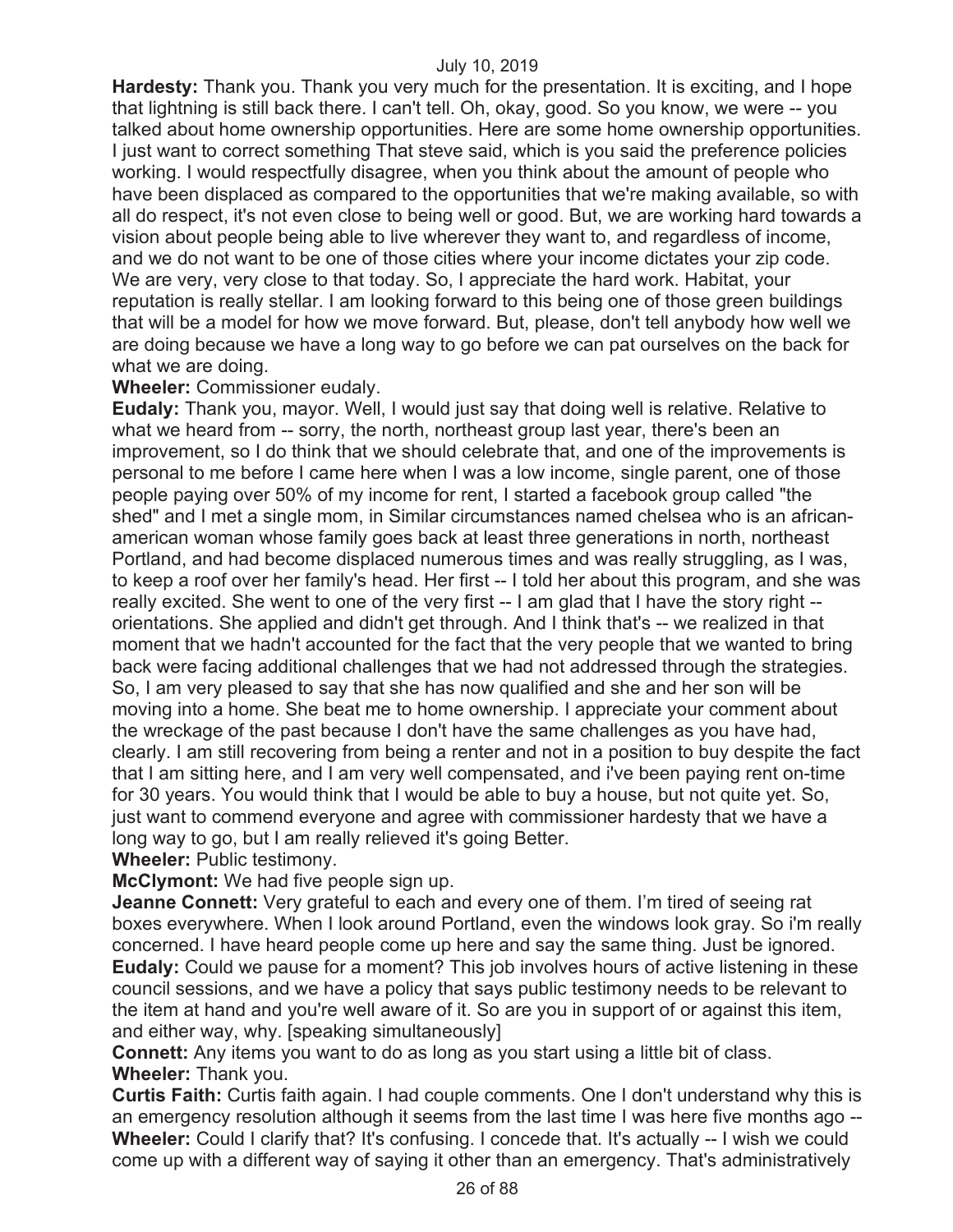**Hardesty:** Thank you. Thank you very much for the presentation. It is exciting, and I hope that lightning is still back there. I can't tell. Oh, okay, good. So you know, we were -- you talked about home ownership opportunities. Here are some home ownership opportunities. I just want to correct something That steve said, which is you said the preference policies working. I would respectfully disagree, when you think about the amount of people who have been displaced as compared to the opportunities that we're making available, so with all do respect, it's not even close to being well or good. But, we are working hard towards a vision about people being able to live wherever they want to, and regardless of income, and we do not want to be one of those cities where your income dictates your zip code. We are very, very close to that today. So, I appreciate the hard work. Habitat, your reputation is really stellar. I am looking forward to this being one of those green buildings that will be a model for how we move forward. But, please, don't tell anybody how well we are doing because we have a long way to go before we can pat ourselves on the back for what we are doing.

**Wheeler:** Commissioner eudaly.

**Eudaly:** Thank you, mayor. Well, I would just say that doing well is relative. Relative to what we heard from -- sorry, the north, northeast group last year, there's been an improvement, so I do think that we should celebrate that, and one of the improvements is personal to me before I came here when I was a low income, single parent, one of those people paying over 50% of my income for rent, I started a facebook group called "the shed" and I met a single mom, in Similar circumstances named chelsea who is an african-american woman whose family goes back at least three generations in north, northeast Portland, and had become displaced numerous times and was really struggling, as I was, to keep a roof over her family's head. Her first -- I told her about this program, and she was really excited. She went to one of the very first -- I am glad that I have the story right -- orientations. She applied and didn't get through. And I think that's -- we realized in that moment that we hadn't accounted for the fact that the very people that we wanted to bring back were facing additional challenges that we had not addressed through the strategies. So, I am very pleased to say that she has now qualified and she and her son will be moving into a home. She beat me to home ownership. I appreciate your comment about the wreckage of the past because I don't have the same challenges as you have had, clearly. I am still recovering from being a renter and not in a position to buy despite the fact that I am sitting here, and I am very well compensated, and i've been paying rent on-time for 30 years. You would think that I would be able to buy a house, but not quite yet. So, just want to commend everyone and agree with commissioner hardesty that we have a long way to go, but I am really relieved it's going Better.

**Wheeler:** Public testimony.

**McClymont:** We had five people sign up.

**Jeanne Connett:** Very grateful to each and every one of them. I'm tired of seeing rat boxes everywhere. When I look around Portland, even the windows look gray. So i'm really concerned. I have heard people come up here and say the same thing. Just be ignored.

**Eudaly:** Could we pause for a moment? This job involves hours of active listening in these council sessions, and we have a policy that says public testimony needs to be relevant to the item at hand and you're well aware of it. So are you in support of or against this item, and either way, why. [speaking simultaneously]

**Connett:** Any items you want to do as long as you start using a little bit of class.

**Wheeler:** Thank you.

**Curtis Faith:** Curtis faith again. I had couple comments. One I don't understand why this is an emergency resolution although it seems from the last time I was here five months ago --

**Wheeler:** Could I clarify that? It's confusing. I concede that. It's actually -- I wish we could come up with a different way of saying it other than an emergency. That's administratively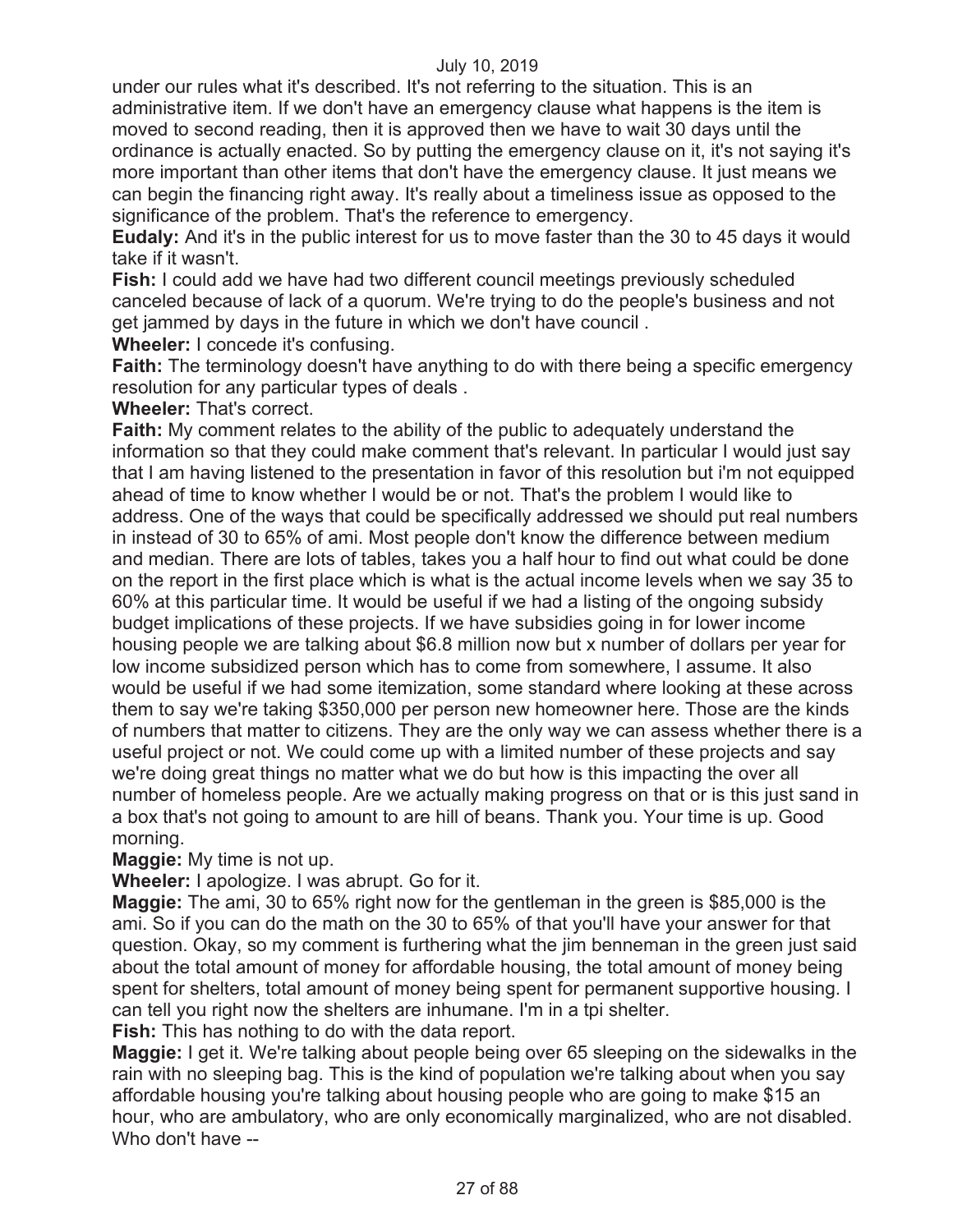under our rules what it's described. It's not referring to the situation. This is an administrative item. If we don't have an emergency clause what happens is the item is moved to second reading, then it is approved then we have to wait 30 days until the ordinance is actually enacted. So by putting the emergency clause on it, it's not saying it's more important than other items that don't have the emergency clause. It just means we can begin the financing right away. It's really about a timeliness issue as opposed to the significance of the problem. That's the reference to emergency.

**Eudaly:** And it's in the public interest for us to move faster than the 30 to 45 days it would take if it wasn't.

**Fish:** I could add we have had two different council meetings previously scheduled canceled because of lack of a quorum. We're trying to do the people's business and not get jammed by days in the future in which we don't have council .

**Wheeler:** I concede it's confusing.

**Faith:** The terminology doesn't have anything to do with there being a specific emergency resolution for any particular types of deals .

**Wheeler:** That's correct.

**Faith:** My comment relates to the ability of the public to adequately understand the information so that they could make comment that's relevant. In particular I would just say that I am having listened to the presentation in favor of this resolution but i'm not equipped ahead of time to know whether I would be or not. That's the problem I would like to address. One of the ways that could be specifically addressed we should put real numbers in instead of 30 to 65% of ami. Most people don't know the difference between medium and median. There are lots of tables, takes you a half hour to find out what could be done on the report in the first place which is what is the actual income levels when we say 35 to 60% at this particular time. It would be useful if we had a listing of the ongoing subsidy budget implications of these projects. If we have subsidies going in for lower income housing people we are talking about $6.8 million now but x number of dollars per year for low income subsidized person which has to come from somewhere, I assume. It also would be useful if we had some itemization, some standard where looking at these across them to say we're taking $350,000 per person new homeowner here. Those are the kinds of numbers that matter to citizens. They are the only way we can assess whether there is a useful project or not. We could come up with a limited number of these projects and say we're doing great things no matter what we do but how is this impacting the over all number of homeless people. Are we actually making progress on that or is this just sand in a box that's not going to amount to are hill of beans. Thank you. Your time is up. Good morning.

**Maggie:** My time is not up.

**Wheeler:** I apologize. I was abrupt. Go for it.

**Maggie:** The ami, 30 to 65% right now for the gentleman in the green is $85,000 is the ami. So if you can do the math on the 30 to 65% of that you'll have your answer for that question. Okay, so my comment is furthering what the jim benneman in the green just said about the total amount of money for affordable housing, the total amount of money being spent for shelters, total amount of money being spent for permanent supportive housing. I can tell you right now the shelters are inhumane. I'm in a tpi shelter.

**Fish:** This has nothing to do with the data report.

**Maggie:** I get it. We're talking about people being over 65 sleeping on the sidewalks in the rain with no sleeping bag. This is the kind of population we're talking about when you say affordable housing you're talking about housing people who are going to make $15 an hour, who are ambulatory, who are only economically marginalized, who are not disabled. Who don't have --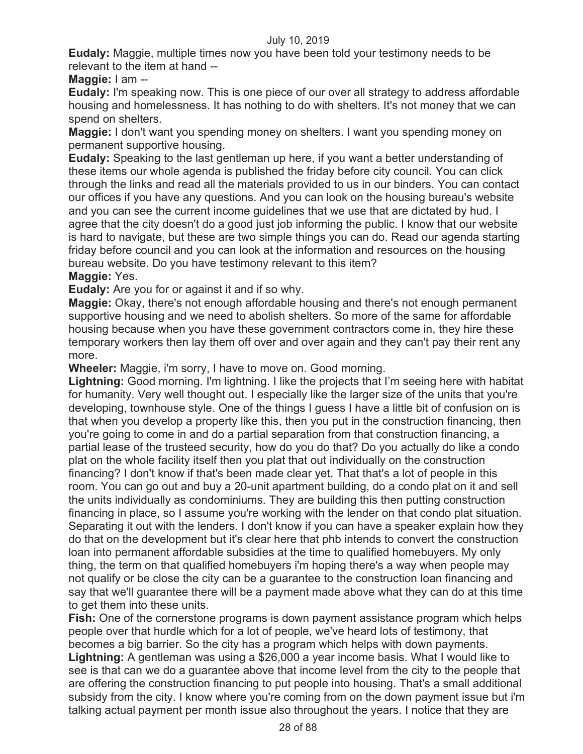**Eudaly:** Maggie, multiple times now you have been told your testimony needs to be relevant to the item at hand --

**Maggie:** I am --

**Eudaly:** I'm speaking now. This is one piece of our over all strategy to address affordable housing and homelessness. It has nothing to do with shelters. It's not money that we can spend on shelters.

**Maggie:** I don't want you spending money on shelters. I want you spending money on permanent supportive housing.

**Eudaly:** Speaking to the last gentleman up here, if you want a better understanding of these items our whole agenda is published the friday before city council. You can click through the links and read all the materials provided to us in our binders. You can contact our offices if you have any questions. And you can look on the housing bureau's website and you can see the current income guidelines that we use that are dictated by hud. I agree that the city doesn't do a good just job informing the public. I know that our website is hard to navigate, but these are two simple things you can do. Read our agenda starting friday before council and you can look at the information and resources on the housing bureau website. Do you have testimony relevant to this item?

**Maggie:** Yes.

**Eudaly:** Are you for or against it and if so why.

**Maggie:** Okay, there's not enough affordable housing and there's not enough permanent supportive housing and we need to abolish shelters. So more of the same for affordable housing because when you have these government contractors come in, they hire these temporary workers then lay them off over and over again and they can't pay their rent any more.

**Wheeler:** Maggie, i'm sorry, I have to move on. Good morning.

**Lightning:** Good morning. I'm lightning. I like the projects that I'm seeing here with habitat for humanity. Very well thought out. I especially like the larger size of the units that you're developing, townhouse style. One of the things I guess I have a little bit of confusion on is that when you develop a property like this, then you put in the construction financing, then you're going to come in and do a partial separation from that construction financing, a partial lease of the trusteed security, how do you do that? Do you actually do like a condo plat on the whole facility itself then you plat that out individually on the construction financing? I don't know if that's been made clear yet. That that's a lot of people in this room. You can go out and buy a 20-unit apartment building, do a condo plat on it and sell the units individually as condominiums. They are building this then putting construction financing in place, so I assume you're working with the lender on that condo plat situation. Separating it out with the lenders. I don't know if you can have a speaker explain how they do that on the development but it's clear here that phb intends to convert the construction loan into permanent affordable subsidies at the time to qualified homebuyers. My only thing, the term on that qualified homebuyers i'm hoping there's a way when people may not qualify or be close the city can be a guarantee to the construction loan financing and say that we'll guarantee there will be a payment made above what they can do at this time to get them into these units.

**Fish:** One of the cornerstone programs is down payment assistance program which helps people over that hurdle which for a lot of people, we've heard lots of testimony, that becomes a big barrier. So the city has a program which helps with down payments.

**Lightning:** A gentleman was using a $26,000 a year income basis. What I would like to see is that can we do a guarantee above that income level from the city to the people that are offering the construction financing to put people into housing. That's a small additional subsidy from the city. I know where you're coming from on the down payment issue but i'm talking actual payment per month issue also throughout the years. I notice that they are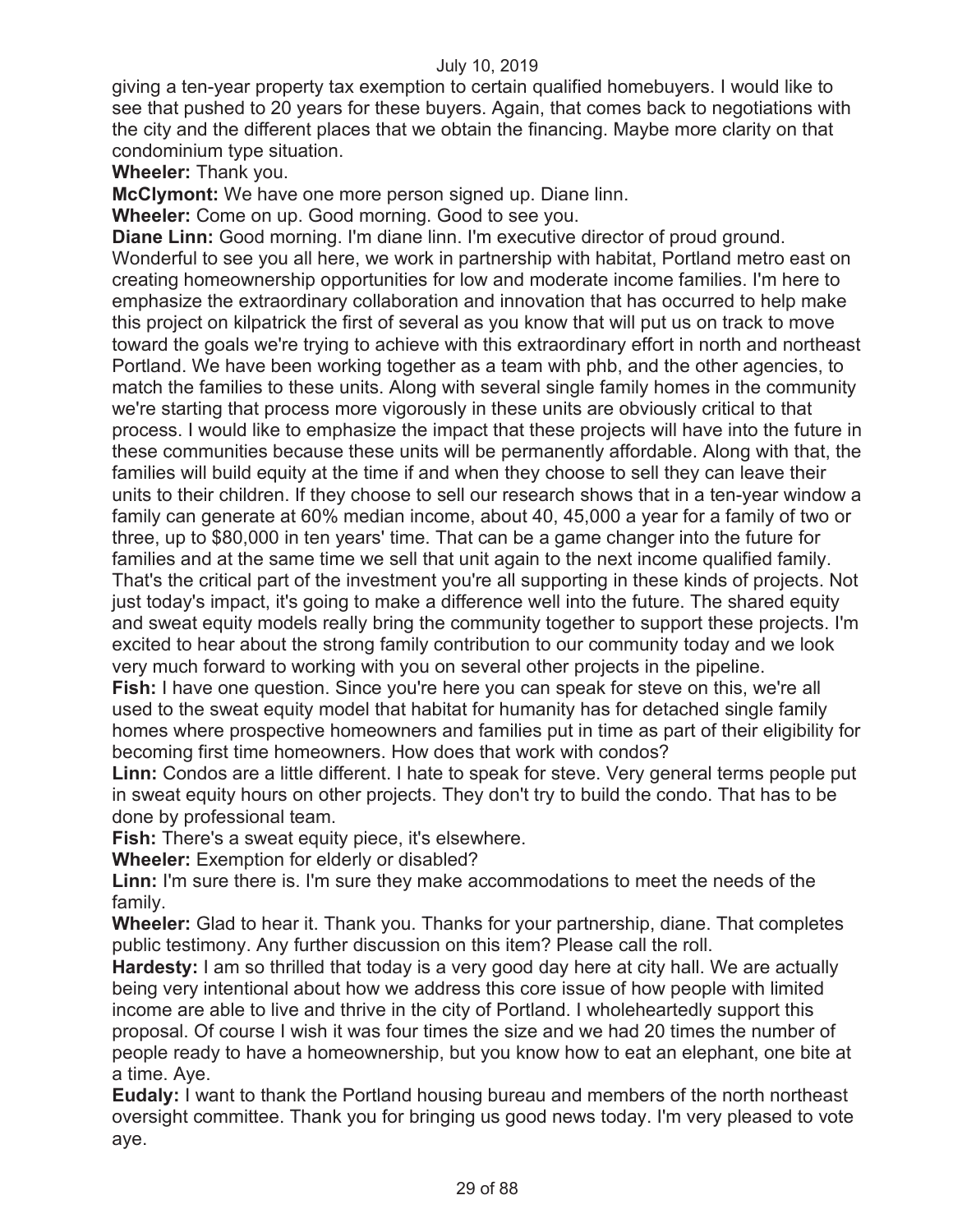giving a ten-year property tax exemption to certain qualified homebuyers. I would like to see that pushed to 20 years for these buyers. Again, that comes back to negotiations with the city and the different places that we obtain the financing. Maybe more clarity on that condominium type situation.

**Wheeler:** Thank you.

**McClymont:** We have one more person signed up. Diane linn.

**Wheeler:** Come on up. Good morning. Good to see you.

**Diane Linn:** Good morning. I'm diane linn. I'm executive director of proud ground. Wonderful to see you all here, we work in partnership with habitat, Portland metro east on creating homeownership opportunities for low and moderate income families. I'm here to emphasize the extraordinary collaboration and innovation that has occurred to help make this project on kilpatrick the first of several as you know that will put us on track to move toward the goals we're trying to achieve with this extraordinary effort in north and northeast Portland. We have been working together as a team with phb, and the other agencies, to match the families to these units. Along with several single family homes in the community we're starting that process more vigorously in these units are obviously critical to that process. I would like to emphasize the impact that these projects will have into the future in these communities because these units will be permanently affordable. Along with that, the families will build equity at the time if and when they choose to sell they can leave their units to their children. If they choose to sell our research shows that in a ten-year window a family can generate at 60% median income, about 40, 45,000 a year for a family of two or three, up to $80,000 in ten years' time. That can be a game changer into the future for families and at the same time we sell that unit again to the next income qualified family. That's the critical part of the investment you're all supporting in these kinds of projects. Not just today's impact, it's going to make a difference well into the future. The shared equity and sweat equity models really bring the community together to support these projects. I'm excited to hear about the strong family contribution to our community today and we look very much forward to working with you on several other projects in the pipeline.

**Fish:** I have one question. Since you're here you can speak for steve on this, we're all used to the sweat equity model that habitat for humanity has for detached single family homes where prospective homeowners and families put in time as part of their eligibility for becoming first time homeowners. How does that work with condos?

**Linn:** Condos are a little different. I hate to speak for steve. Very general terms people put in sweat equity hours on other projects. They don't try to build the condo. That has to be done by professional team.

**Fish:** There's a sweat equity piece, it's elsewhere.

**Wheeler:** Exemption for elderly or disabled?

**Linn:** I'm sure there is. I'm sure they make accommodations to meet the needs of the family.

**Wheeler:** Glad to hear it. Thank you. Thanks for your partnership, diane. That completes public testimony. Any further discussion on this item? Please call the roll.

**Hardesty:** I am so thrilled that today is a very good day here at city hall. We are actually being very intentional about how we address this core issue of how people with limited income are able to live and thrive in the city of Portland. I wholeheartedly support this proposal. Of course I wish it was four times the size and we had 20 times the number of people ready to have a homeownership, but you know how to eat an elephant, one bite at a time. Aye.

**Eudaly:** I want to thank the Portland housing bureau and members of the north northeast oversight committee. Thank you for bringing us good news today. I'm very pleased to vote aye.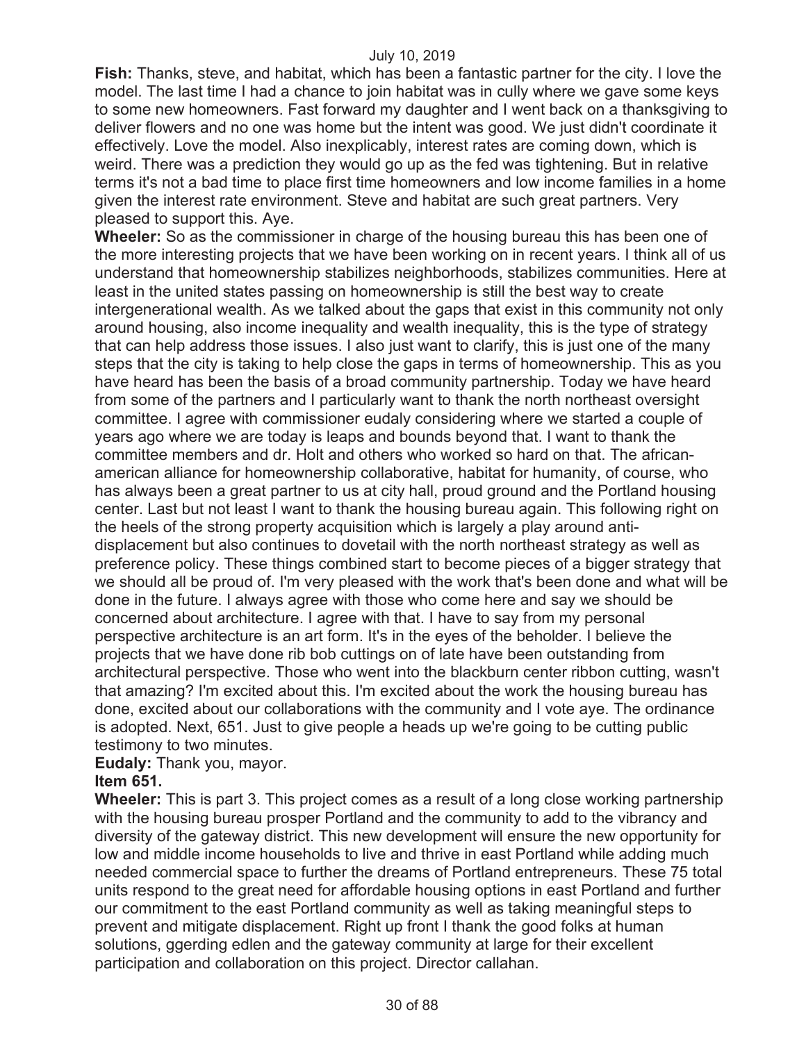**Fish:** Thanks, steve, and habitat, which has been a fantastic partner for the city. I love the model. The last time I had a chance to join habitat was in cully where we gave some keys to some new homeowners. Fast forward my daughter and I went back on a thanksgiving to deliver flowers and no one was home but the intent was good. We just didn't coordinate it effectively. Love the model. Also inexplicably, interest rates are coming down, which is weird. There was a prediction they would go up as the fed was tightening. But in relative terms it's not a bad time to place first time homeowners and low income families in a home given the interest rate environment. Steve and habitat are such great partners. Very pleased to support this. Aye.

**Wheeler:** So as the commissioner in charge of the housing bureau this has been one of the more interesting projects that we have been working on in recent years. I think all of us understand that homeownership stabilizes neighborhoods, stabilizes communities. Here at least in the united states passing on homeownership is still the best way to create intergenerational wealth. As we talked about the gaps that exist in this community not only around housing, also income inequality and wealth inequality, this is the type of strategy that can help address those issues. I also just want to clarify, this is just one of the many steps that the city is taking to help close the gaps in terms of homeownership. This as you have heard has been the basis of a broad community partnership. Today we have heard from some of the partners and I particularly want to thank the north northeast oversight committee. I agree with commissioner eudaly considering where we started a couple of years ago where we are today is leaps and bounds beyond that. I want to thank the committee members and dr. Holt and others who worked so hard on that. The african-american alliance for homeownership collaborative, habitat for humanity, of course, who has always been a great partner to us at city hall, proud ground and the Portland housing center. Last but not least I want to thank the housing bureau again. This following right on the heels of the strong property acquisition which is largely a play around anti-displacement but also continues to dovetail with the north northeast strategy as well as preference policy. These things combined start to become pieces of a bigger strategy that we should all be proud of. I'm very pleased with the work that's been done and what will be done in the future. I always agree with those who come here and say we should be concerned about architecture. I agree with that. I have to say from my personal perspective architecture is an art form. It's in the eyes of the beholder. I believe the projects that we have done rib bob cuttings on of late have been outstanding from architectural perspective. Those who went into the blackburn center ribbon cutting, wasn't that amazing? I'm excited about this. I'm excited about the work the housing bureau has done, excited about our collaborations with the community and I vote aye. The ordinance is adopted. Next, 651. Just to give people a heads up we're going to be cutting public testimony to two minutes.

**Eudaly:** Thank you, mayor.

**Item 651.**

**Wheeler:** This is part 3. This project comes as a result of a long close working partnership with the housing bureau prosper Portland and the community to add to the vibrancy and diversity of the gateway district. This new development will ensure the new opportunity for low and middle income households to live and thrive in east Portland while adding much needed commercial space to further the dreams of Portland entrepreneurs. These 75 total units respond to the great need for affordable housing options in east Portland and further our commitment to the east Portland community as well as taking meaningful steps to prevent and mitigate displacement. Right up front I thank the good folks at human solutions, ggerding edlen and the gateway community at large for their excellent participation and collaboration on this project. Director callahan.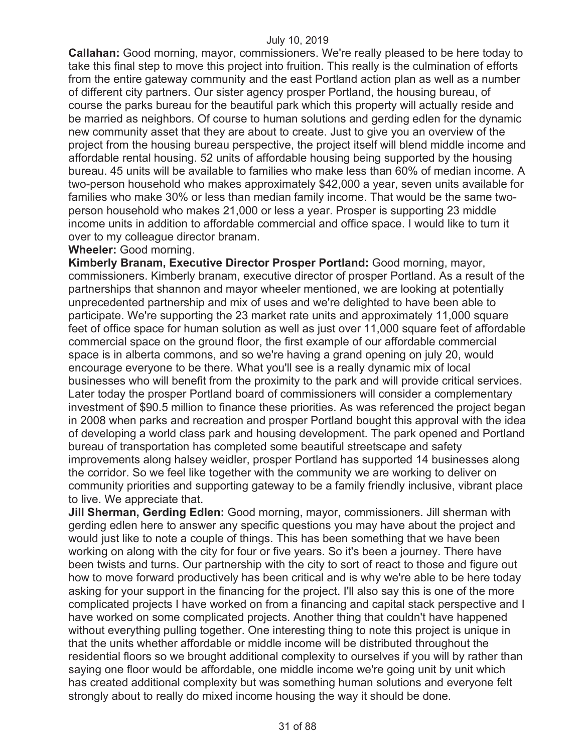**Callahan:** Good morning, mayor, commissioners. We're really pleased to be here today to take this final step to move this project into fruition. This really is the culmination of efforts from the entire gateway community and the east Portland action plan as well as a number of different city partners. Our sister agency prosper Portland, the housing bureau, of course the parks bureau for the beautiful park which this property will actually reside and be married as neighbors. Of course to human solutions and gerding edlen for the dynamic new community asset that they are about to create. Just to give you an overview of the project from the housing bureau perspective, the project itself will blend middle income and affordable rental housing. 52 units of affordable housing being supported by the housing bureau. 45 units will be available to families who make less than 60% of median income. A two-person household who makes approximately $42,000 a year, seven units available for families who make 30% or less than median family income. That would be the same two-person household who makes 21,000 or less a year. Prosper is supporting 23 middle income units in addition to affordable commercial and office space. I would like to turn it over to my colleague director branam.

**Wheeler:** Good morning.

**Kimberly Branam, Executive Director Prosper Portland:** Good morning, mayor, commissioners. Kimberly branam, executive director of prosper Portland. As a result of the partnerships that shannon and mayor wheeler mentioned, we are looking at potentially unprecedented partnership and mix of uses and we're delighted to have been able to participate. We're supporting the 23 market rate units and approximately 11,000 square feet of office space for human solution as well as just over 11,000 square feet of affordable commercial space on the ground floor, the first example of our affordable commercial space is in alberta commons, and so we're having a grand opening on july 20, would encourage everyone to be there. What you'll see is a really dynamic mix of local businesses who will benefit from the proximity to the park and will provide critical services. Later today the prosper Portland board of commissioners will consider a complementary investment of $90.5 million to finance these priorities. As was referenced the project began in 2008 when parks and recreation and prosper Portland bought this approval with the idea of developing a world class park and housing development. The park opened and Portland bureau of transportation has completed some beautiful streetscape and safety improvements along halsey weidler, prosper Portland has supported 14 businesses along the corridor. So we feel like together with the community we are working to deliver on community priorities and supporting gateway to be a family friendly inclusive, vibrant place to live. We appreciate that.

**Jill Sherman, Gerding Edlen:** Good morning, mayor, commissioners. Jill sherman with gerding edlen here to answer any specific questions you may have about the project and would just like to note a couple of things. This has been something that we have been working on along with the city for four or five years. So it's been a journey. There have been twists and turns. Our partnership with the city to sort of react to those and figure out how to move forward productively has been critical and is why we're able to be here today asking for your support in the financing for the project. I'll also say this is one of the more complicated projects I have worked on from a financing and capital stack perspective and I have worked on some complicated projects. Another thing that couldn't have happened without everything pulling together. One interesting thing to note this project is unique in that the units whether affordable or middle income will be distributed throughout the residential floors so we brought additional complexity to ourselves if you will by rather than saying one floor would be affordable, one middle income we're going unit by unit which has created additional complexity but was something human solutions and everyone felt strongly about to really do mixed income housing the way it should be done.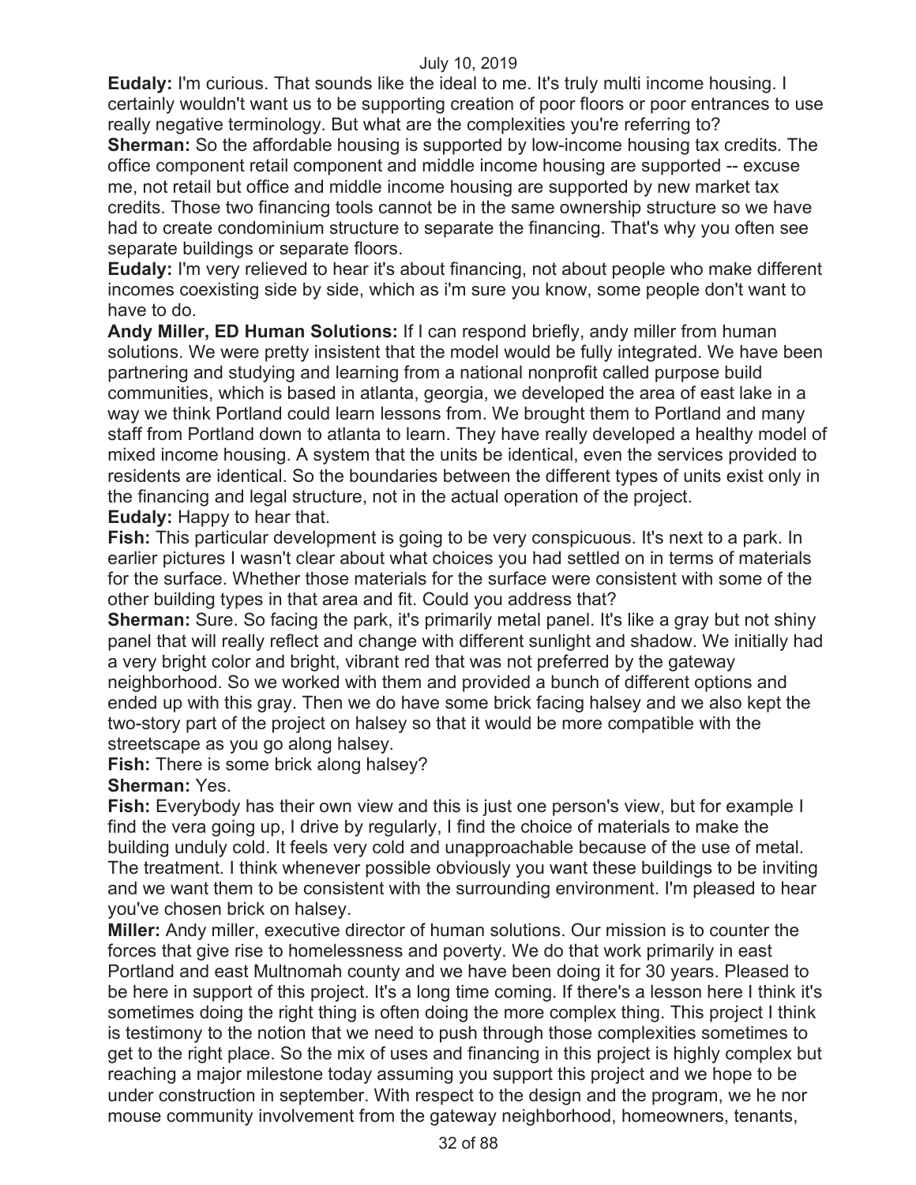**Eudaly:** I'm curious. That sounds like the ideal to me. It's truly multi income housing. I certainly wouldn't want us to be supporting creation of poor floors or poor entrances to use really negative terminology. But what are the complexities you're referring to?

**Sherman:** So the affordable housing is supported by low-income housing tax credits. The office component retail component and middle income housing are supported -- excuse me, not retail but office and middle income housing are supported by new market tax credits. Those two financing tools cannot be in the same ownership structure so we have had to create condominium structure to separate the financing. That's why you often see separate buildings or separate floors.

**Eudaly:** I'm very relieved to hear it's about financing, not about people who make different incomes coexisting side by side, which as i'm sure you know, some people don't want to have to do.

**Andy Miller, ED Human Solutions:** If I can respond briefly, andy miller from human solutions. We were pretty insistent that the model would be fully integrated. We have been partnering and studying and learning from a national nonprofit called purpose build communities, which is based in atlanta, georgia, we developed the area of east lake in a way we think Portland could learn lessons from. We brought them to Portland and many staff from Portland down to atlanta to learn. They have really developed a healthy model of mixed income housing. A system that the units be identical, even the services provided to residents are identical. So the boundaries between the different types of units exist only in the financing and legal structure, not in the actual operation of the project.

**Eudaly:** Happy to hear that.

**Fish:** This particular development is going to be very conspicuous. It's next to a park. In earlier pictures I wasn't clear about what choices you had settled on in terms of materials for the surface. Whether those materials for the surface were consistent with some of the other building types in that area and fit. Could you address that?

**Sherman:** Sure. So facing the park, it's primarily metal panel. It's like a gray but not shiny panel that will really reflect and change with different sunlight and shadow. We initially had a very bright color and bright, vibrant red that was not preferred by the gateway neighborhood. So we worked with them and provided a bunch of different options and ended up with this gray. Then we do have some brick facing halsey and we also kept the two-story part of the project on halsey so that it would be more compatible with the streetscape as you go along halsey.

**Fish:** There is some brick along halsey?

**Sherman:** Yes.

**Fish:** Everybody has their own view and this is just one person's view, but for example I find the vera going up, I drive by regularly, I find the choice of materials to make the building unduly cold. It feels very cold and unapproachable because of the use of metal. The treatment. I think whenever possible obviously you want these buildings to be inviting and we want them to be consistent with the surrounding environment. I'm pleased to hear you've chosen brick on halsey.

**Miller:** Andy miller, executive director of human solutions. Our mission is to counter the forces that give rise to homelessness and poverty. We do that work primarily in east Portland and east Multnomah county and we have been doing it for 30 years. Pleased to be here in support of this project. It's a long time coming. If there's a lesson here I think it's sometimes doing the right thing is often doing the more complex thing. This project I think is testimony to the notion that we need to push through those complexities sometimes to get to the right place. So the mix of uses and financing in this project is highly complex but reaching a major milestone today assuming you support this project and we hope to be under construction in september. With respect to the design and the program, we he nor mouse community involvement from the gateway neighborhood, homeowners, tenants,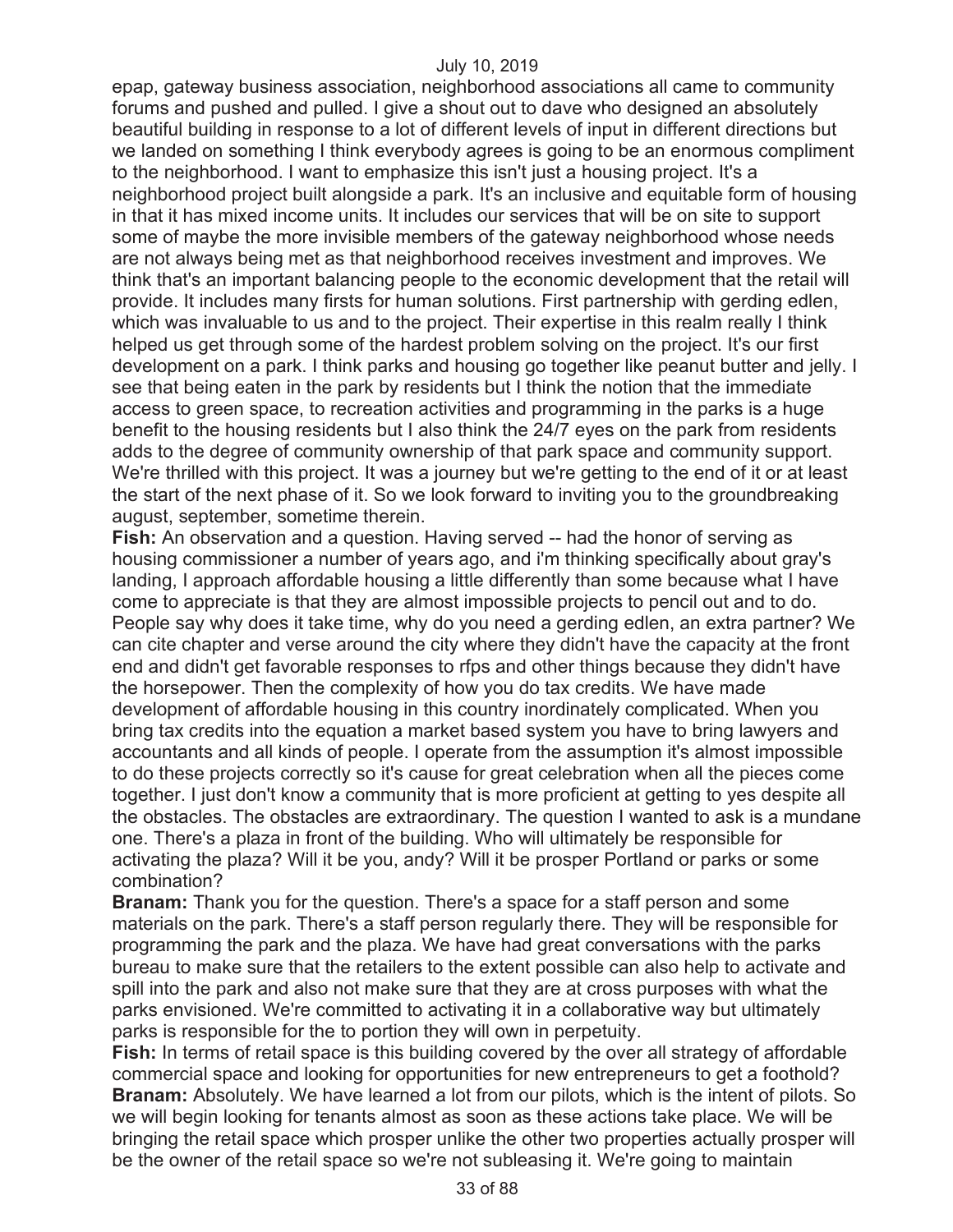epap, gateway business association, neighborhood associations all came to community forums and pushed and pulled. I give a shout out to dave who designed an absolutely beautiful building in response to a lot of different levels of input in different directions but we landed on something I think everybody agrees is going to be an enormous compliment to the neighborhood. I want to emphasize this isn't just a housing project. It's a neighborhood project built alongside a park. It's an inclusive and equitable form of housing in that it has mixed income units. It includes our services that will be on site to support some of maybe the more invisible members of the gateway neighborhood whose needs are not always being met as that neighborhood receives investment and improves. We think that's an important balancing people to the economic development that the retail will provide. It includes many firsts for human solutions. First partnership with gerding edlen, which was invaluable to us and to the project. Their expertise in this realm really I think helped us get through some of the hardest problem solving on the project. It's our first development on a park. I think parks and housing go together like peanut butter and jelly. I see that being eaten in the park by residents but I think the notion that the immediate access to green space, to recreation activities and programming in the parks is a huge benefit to the housing residents but I also think the 24/7 eyes on the park from residents adds to the degree of community ownership of that park space and community support. We're thrilled with this project. It was a journey but we're getting to the end of it or at least the start of the next phase of it. So we look forward to inviting you to the groundbreaking august, september, sometime therein.

**Fish:** An observation and a question. Having served -- had the honor of serving as housing commissioner a number of years ago, and i'm thinking specifically about gray's landing, I approach affordable housing a little differently than some because what I have come to appreciate is that they are almost impossible projects to pencil out and to do. People say why does it take time, why do you need a gerding edlen, an extra partner? We can cite chapter and verse around the city where they didn't have the capacity at the front end and didn't get favorable responses to rfps and other things because they didn't have the horsepower. Then the complexity of how you do tax credits. We have made development of affordable housing in this country inordinately complicated. When you bring tax credits into the equation a market based system you have to bring lawyers and accountants and all kinds of people. I operate from the assumption it's almost impossible to do these projects correctly so it's cause for great celebration when all the pieces come together. I just don't know a community that is more proficient at getting to yes despite all the obstacles. The obstacles are extraordinary. The question I wanted to ask is a mundane one. There's a plaza in front of the building. Who will ultimately be responsible for activating the plaza? Will it be you, andy? Will it be prosper Portland or parks or some combination?

**Branam:** Thank you for the question. There's a space for a staff person and some materials on the park. There's a staff person regularly there. They will be responsible for programming the park and the plaza. We have had great conversations with the parks bureau to make sure that the retailers to the extent possible can also help to activate and spill into the park and also not make sure that they are at cross purposes with what the parks envisioned. We're committed to activating it in a collaborative way but ultimately parks is responsible for the to portion they will own in perpetuity.

**Fish:** In terms of retail space is this building covered by the over all strategy of affordable commercial space and looking for opportunities for new entrepreneurs to get a foothold?

**Branam:** Absolutely. We have learned a lot from our pilots, which is the intent of pilots. So we will begin looking for tenants almost as soon as these actions take place. We will be bringing the retail space which prosper unlike the other two properties actually prosper will be the owner of the retail space so we're not subleasing it. We're going to maintain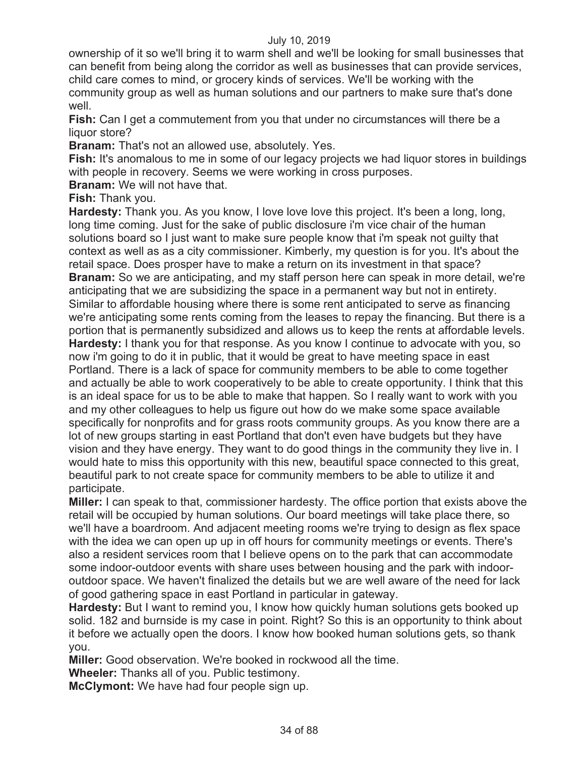ownership of it so we'll bring it to warm shell and we'll be looking for small businesses that can benefit from being along the corridor as well as businesses that can provide services, child care comes to mind, or grocery kinds of services. We'll be working with the community group as well as human solutions and our partners to make sure that's done well.

**Fish:** Can I get a commutement from you that under no circumstances will there be a liquor store?

**Branam:** That's not an allowed use, absolutely. Yes.

**Fish:** It's anomalous to me in some of our legacy projects we had liquor stores in buildings with people in recovery. Seems we were working in cross purposes.

**Branam:** We will not have that.

**Fish:** Thank you.

**Hardesty:** Thank you. As you know, I love love love this project. It's been a long, long, long time coming. Just for the sake of public disclosure i'm vice chair of the human solutions board so I just want to make sure people know that i'm speak not guilty that context as well as as a city commissioner. Kimberly, my question is for you. It's about the retail space. Does prosper have to make a return on its investment in that space?

**Branam:** So we are anticipating, and my staff person here can speak in more detail, we're anticipating that we are subsidizing the space in a permanent way but not in entirety. Similar to affordable housing where there is some rent anticipated to serve as financing we're anticipating some rents coming from the leases to repay the financing. But there is a portion that is permanently subsidized and allows us to keep the rents at affordable levels.

**Hardesty:** I thank you for that response. As you know I continue to advocate with you, so now i'm going to do it in public, that it would be great to have meeting space in east Portland. There is a lack of space for community members to be able to come together and actually be able to work cooperatively to be able to create opportunity. I think that this is an ideal space for us to be able to make that happen. So I really want to work with you and my other colleagues to help us figure out how do we make some space available specifically for nonprofits and for grass roots community groups. As you know there are a lot of new groups starting in east Portland that don't even have budgets but they have vision and they have energy. They want to do good things in the community they live in. I would hate to miss this opportunity with this new, beautiful space connected to this great, beautiful park to not create space for community members to be able to utilize it and participate.

**Miller:** I can speak to that, commissioner hardesty. The office portion that exists above the retail will be occupied by human solutions. Our board meetings will take place there, so we'll have a boardroom. And adjacent meeting rooms we're trying to design as flex space with the idea we can open up up in off hours for community meetings or events. There's also a resident services room that I believe opens on to the park that can accommodate some indoor-outdoor events with share uses between housing and the park with indoor-outdoor space. We haven't finalized the details but we are well aware of the need for lack of good gathering space in east Portland in particular in gateway.

**Hardesty:** But I want to remind you, I know how quickly human solutions gets booked up solid. 182 and burnside is my case in point. Right? So this is an opportunity to think about it before we actually open the doors. I know how booked human solutions gets, so thank you.

**Miller:** Good observation. We're booked in rockwood all the time.

**Wheeler:** Thanks all of you. Public testimony.

**McClymont:** We have had four people sign up.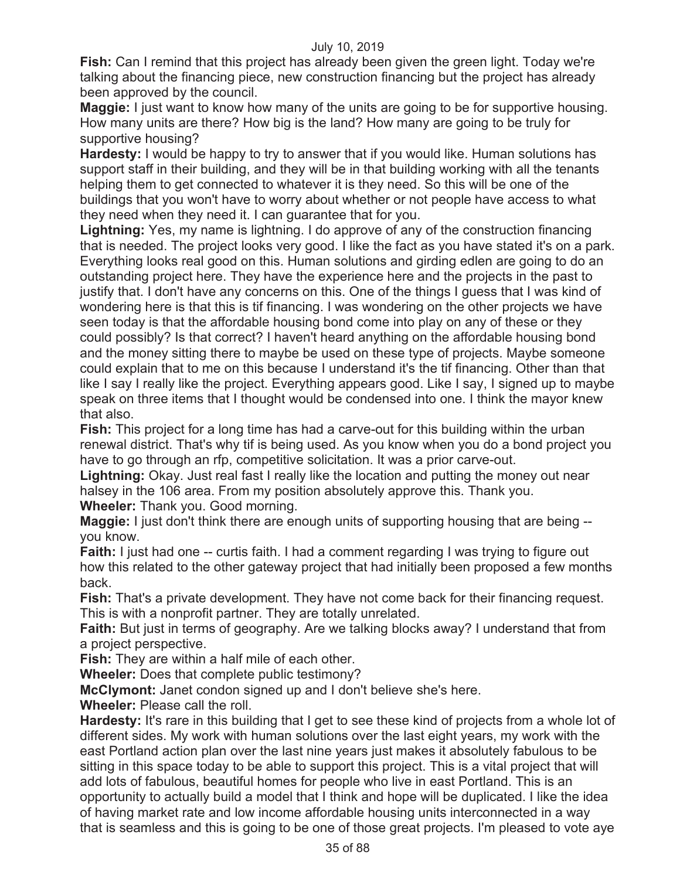**Fish:** Can I remind that this project has already been given the green light. Today we're talking about the financing piece, new construction financing but the project has already been approved by the council.

**Maggie:** I just want to know how many of the units are going to be for supportive housing. How many units are there? How big is the land? How many are going to be truly for supportive housing?

**Hardesty:** I would be happy to try to answer that if you would like. Human solutions has support staff in their building, and they will be in that building working with all the tenants helping them to get connected to whatever it is they need. So this will be one of the buildings that you won't have to worry about whether or not people have access to what they need when they need it. I can guarantee that for you.

**Lightning:** Yes, my name is lightning. I do approve of any of the construction financing that is needed. The project looks very good. I like the fact as you have stated it's on a park. Everything looks real good on this. Human solutions and girding edlen are going to do an outstanding project here. They have the experience here and the projects in the past to justify that. I don't have any concerns on this. One of the things I guess that I was kind of wondering here is that this is tif financing. I was wondering on the other projects we have seen today is that the affordable housing bond come into play on any of these or they could possibly? Is that correct? I haven't heard anything on the affordable housing bond and the money sitting there to maybe be used on these type of projects. Maybe someone could explain that to me on this because I understand it's the tif financing. Other than that like I say I really like the project. Everything appears good. Like I say, I signed up to maybe speak on three items that I thought would be condensed into one. I think the mayor knew that also.

**Fish:** This project for a long time has had a carve-out for this building within the urban renewal district. That's why tif is being used. As you know when you do a bond project you have to go through an rfp, competitive solicitation. It was a prior carve-out.

**Lightning:** Okay. Just real fast I really like the location and putting the money out near halsey in the 106 area. From my position absolutely approve this. Thank you.

**Wheeler:** Thank you. Good morning.

**Maggie:** I just don't think there are enough units of supporting housing that are being -- you know.

**Faith:** I just had one -- curtis faith. I had a comment regarding I was trying to figure out how this related to the other gateway project that had initially been proposed a few months back.

**Fish:** That's a private development. They have not come back for their financing request. This is with a nonprofit partner. They are totally unrelated.

**Faith:** But just in terms of geography. Are we talking blocks away? I understand that from a project perspective.

**Fish:** They are within a half mile of each other.

**Wheeler:** Does that complete public testimony?

**McClymont:** Janet condon signed up and I don't believe she's here.

**Wheeler:** Please call the roll.

**Hardesty:** It's rare in this building that I get to see these kind of projects from a whole lot of different sides. My work with human solutions over the last eight years, my work with the east Portland action plan over the last nine years just makes it absolutely fabulous to be sitting in this space today to be able to support this project. This is a vital project that will add lots of fabulous, beautiful homes for people who live in east Portland. This is an opportunity to actually build a model that I think and hope will be duplicated. I like the idea of having market rate and low income affordable housing units interconnected in a way that is seamless and this is going to be one of those great projects. I'm pleased to vote aye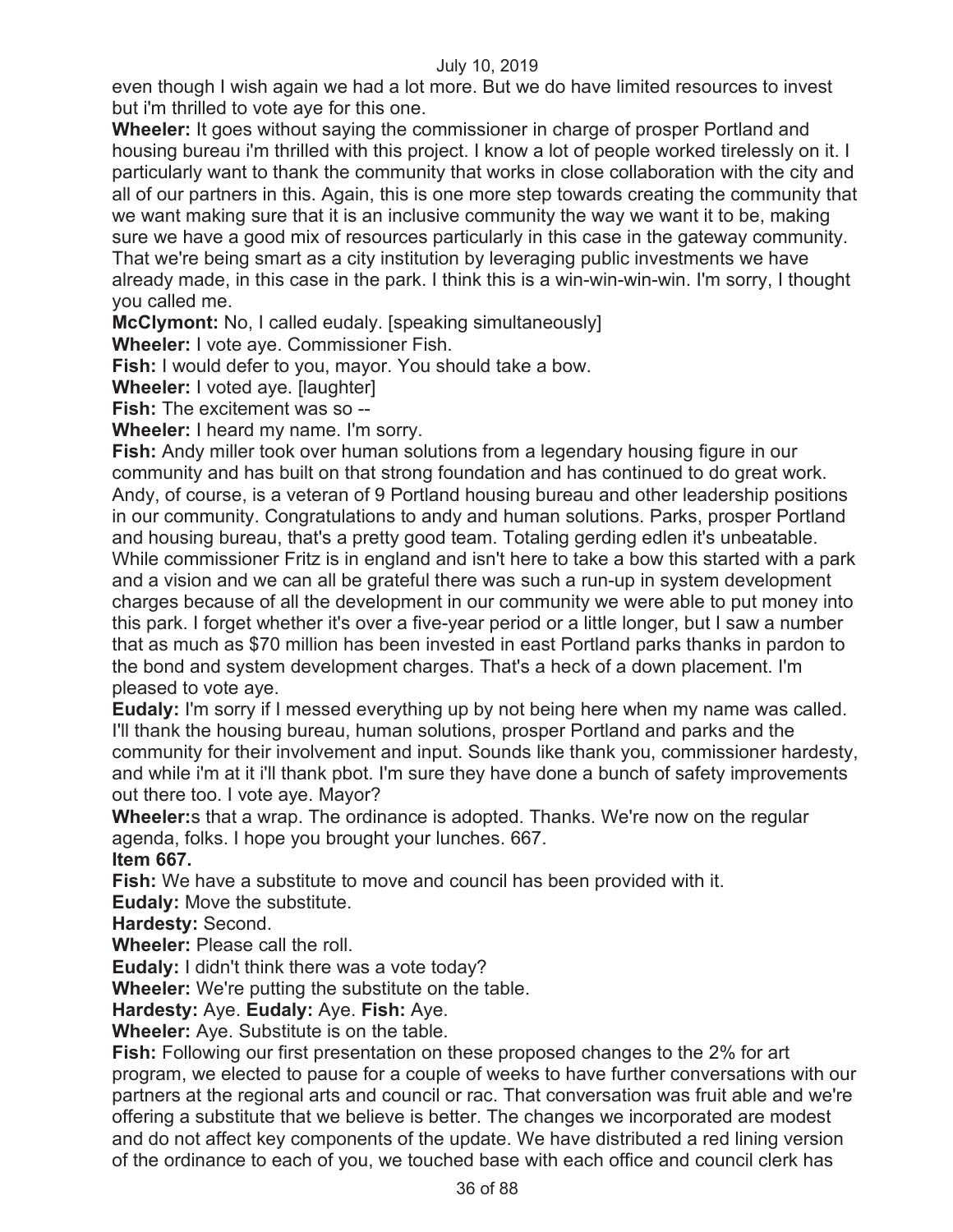even though I wish again we had a lot more. But we do have limited resources to invest but i'm thrilled to vote aye for this one.

**Wheeler:** It goes without saying the commissioner in charge of prosper Portland and housing bureau i'm thrilled with this project. I know a lot of people worked tirelessly on it. I particularly want to thank the community that works in close collaboration with the city and all of our partners in this. Again, this is one more step towards creating the community that we want making sure that it is an inclusive community the way we want it to be, making sure we have a good mix of resources particularly in this case in the gateway community. That we're being smart as a city institution by leveraging public investments we have already made, in this case in the park. I think this is a win-win-win-win. I'm sorry, I thought you called me.

**McClymont:** No, I called eudaly. [speaking simultaneously]

**Wheeler:** I vote aye. Commissioner Fish.

**Fish:** I would defer to you, mayor. You should take a bow.

**Wheeler:** I voted aye. [laughter]

**Fish:** The excitement was so --

**Wheeler:** I heard my name. I'm sorry.

**Fish:** Andy miller took over human solutions from a legendary housing figure in our community and has built on that strong foundation and has continued to do great work. Andy, of course, is a veteran of 9 Portland housing bureau and other leadership positions in our community. Congratulations to andy and human solutions. Parks, prosper Portland and housing bureau, that's a pretty good team. Totaling gerding edlen it's unbeatable. While commissioner Fritz is in england and isn't here to take a bow this started with a park and a vision and we can all be grateful there was such a run-up in system development charges because of all the development in our community we were able to put money into this park. I forget whether it's over a five-year period or a little longer, but I saw a number that as much as $70 million has been invested in east Portland parks thanks in pardon to the bond and system development charges. That's a heck of a down placement. I'm pleased to vote aye.

**Eudaly:** I'm sorry if I messed everything up by not being here when my name was called. I'll thank the housing bureau, human solutions, prosper Portland and parks and the community for their involvement and input. Sounds like thank you, commissioner hardesty, and while i'm at it i'll thank pbot. I'm sure they have done a bunch of safety improvements out there too. I vote aye. Mayor?

**Wheeler:**s that a wrap. The ordinance is adopted. Thanks. We're now on the regular agenda, folks. I hope you brought your lunches. 667.

**Item 667.**

**Fish:** We have a substitute to move and council has been provided with it.

**Eudaly:** Move the substitute.

**Hardesty:** Second.

**Wheeler:** Please call the roll.

**Eudaly:** I didn't think there was a vote today?

**Wheeler:** We're putting the substitute on the table.

**Hardesty:** Aye. **Eudaly:** Aye. **Fish:** Aye.

**Wheeler:** Aye. Substitute is on the table.

**Fish:** Following our first presentation on these proposed changes to the 2% for art program, we elected to pause for a couple of weeks to have further conversations with our partners at the regional arts and council or rac. That conversation was fruit able and we're offering a substitute that we believe is better. The changes we incorporated are modest and do not affect key components of the update. We have distributed a red lining version of the ordinance to each of you, we touched base with each office and council clerk has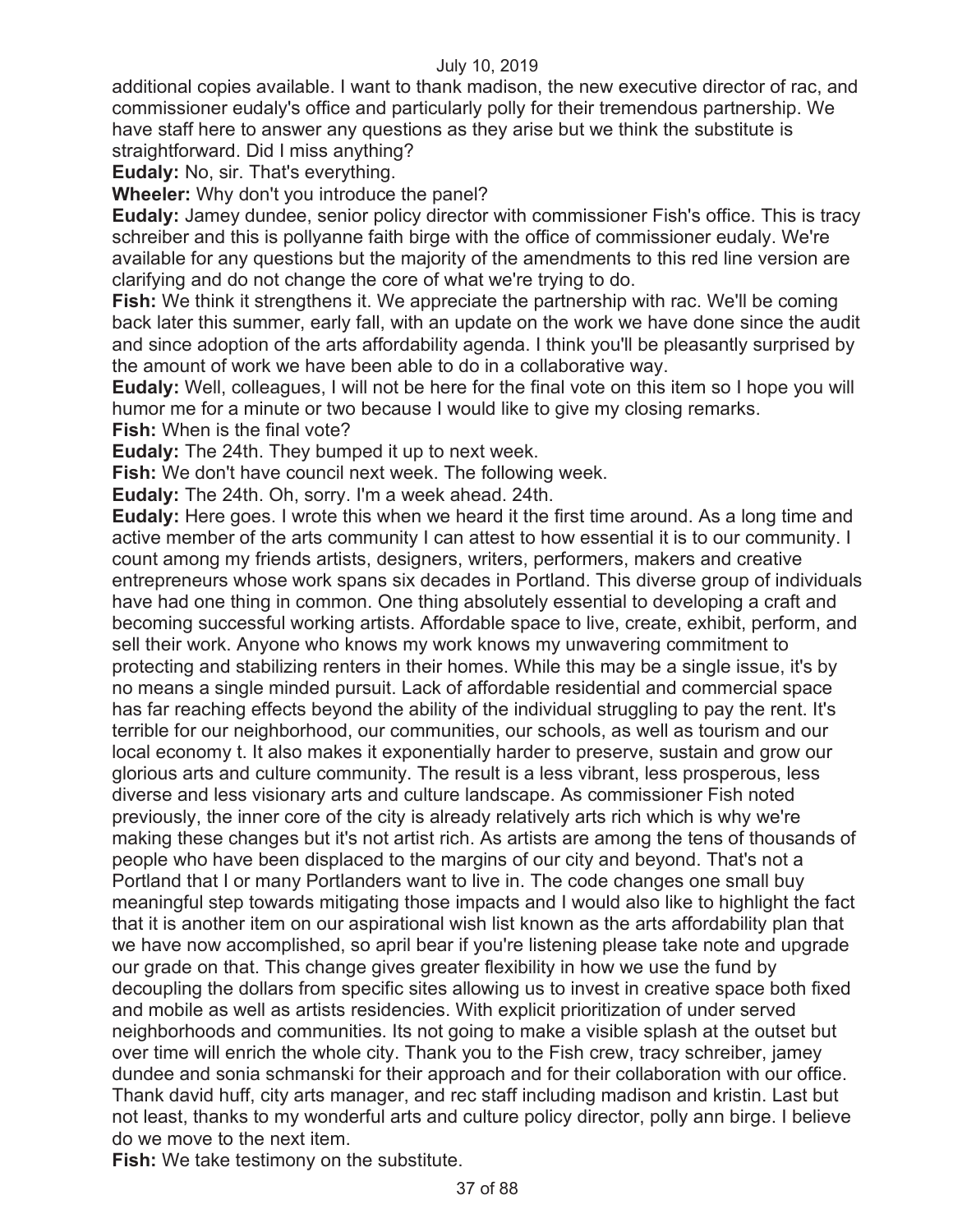additional copies available. I want to thank madison, the new executive director of rac, and commissioner eudaly's office and particularly polly for their tremendous partnership. We have staff here to answer any questions as they arise but we think the substitute is straightforward. Did I miss anything?

**Eudaly:** No, sir. That's everything.

**Wheeler:** Why don't you introduce the panel?

**Eudaly:** Jamey dundee, senior policy director with commissioner Fish's office. This is tracy schreiber and this is pollyanne faith birge with the office of commissioner eudaly. We're available for any questions but the majority of the amendments to this red line version are clarifying and do not change the core of what we're trying to do.

**Fish:** We think it strengthens it. We appreciate the partnership with rac. We'll be coming back later this summer, early fall, with an update on the work we have done since the audit and since adoption of the arts affordability agenda. I think you'll be pleasantly surprised by the amount of work we have been able to do in a collaborative way.

**Eudaly:** Well, colleagues, I will not be here for the final vote on this item so I hope you will humor me for a minute or two because I would like to give my closing remarks.

**Fish:** When is the final vote?

**Eudaly:** The 24th. They bumped it up to next week.

**Fish:** We don't have council next week. The following week.

**Eudaly:** The 24th. Oh, sorry. I'm a week ahead. 24th.

**Eudaly:** Here goes. I wrote this when we heard it the first time around. As a long time and active member of the arts community I can attest to how essential it is to our community. I count among my friends artists, designers, writers, performers, makers and creative entrepreneurs whose work spans six decades in Portland. This diverse group of individuals have had one thing in common. One thing absolutely essential to developing a craft and becoming successful working artists. Affordable space to live, create, exhibit, perform, and sell their work. Anyone who knows my work knows my unwavering commitment to protecting and stabilizing renters in their homes. While this may be a single issue, it's by no means a single minded pursuit. Lack of affordable residential and commercial space has far reaching effects beyond the ability of the individual struggling to pay the rent. It's terrible for our neighborhood, our communities, our schools, as well as tourism and our local economy t. It also makes it exponentially harder to preserve, sustain and grow our glorious arts and culture community. The result is a less vibrant, less prosperous, less diverse and less visionary arts and culture landscape. As commissioner Fish noted previously, the inner core of the city is already relatively arts rich which is why we're making these changes but it's not artist rich. As artists are among the tens of thousands of people who have been displaced to the margins of our city and beyond. That's not a Portland that I or many Portlanders want to live in. The code changes one small buy meaningful step towards mitigating those impacts and I would also like to highlight the fact that it is another item on our aspirational wish list known as the arts affordability plan that we have now accomplished, so april bear if you're listening please take note and upgrade our grade on that. This change gives greater flexibility in how we use the fund by decoupling the dollars from specific sites allowing us to invest in creative space both fixed and mobile as well as artists residencies. With explicit prioritization of under served neighborhoods and communities. Its not going to make a visible splash at the outset but over time will enrich the whole city. Thank you to the Fish crew, tracy schreiber, jamey dundee and sonia schmanski for their approach and for their collaboration with our office. Thank david huff, city arts manager, and rec staff including madison and kristin. Last but not least, thanks to my wonderful arts and culture policy director, polly ann birge. I believe do we move to the next item.

**Fish:** We take testimony on the substitute.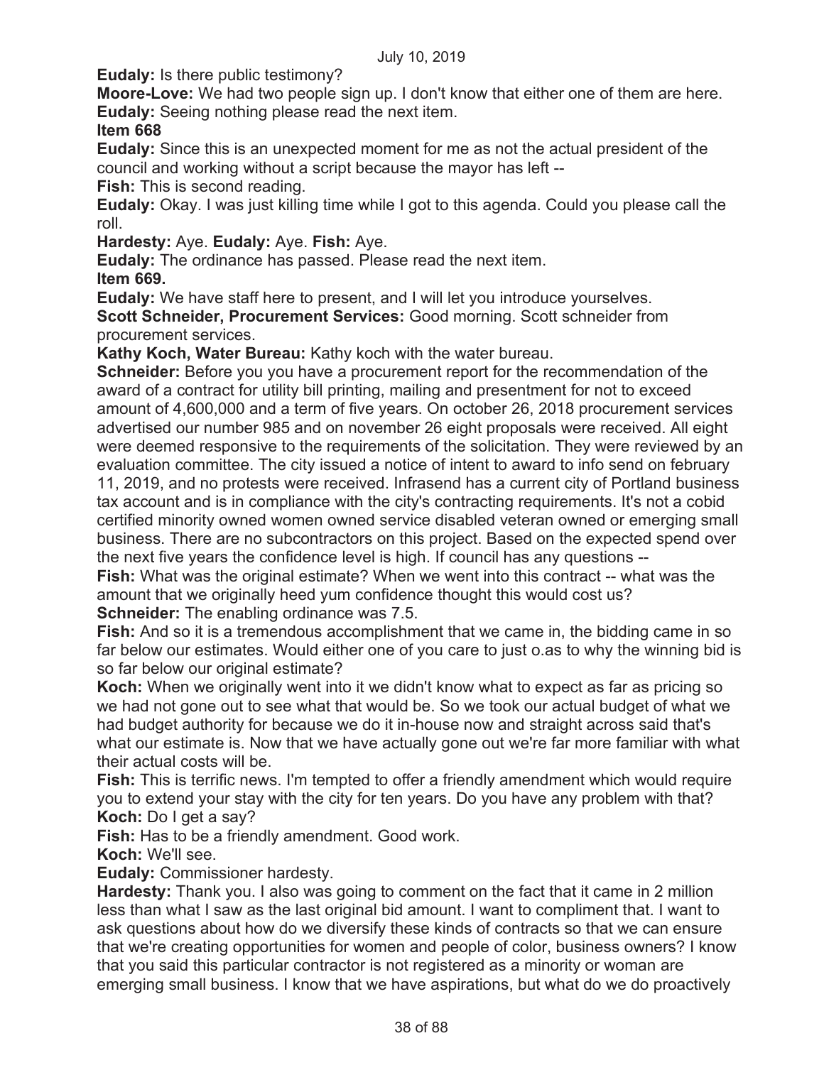**Eudaly:** Is there public testimony?

**Moore-Love:** We had two people sign up. I don't know that either one of them are here.

**Eudaly:** Seeing nothing please read the next item.

**Item 668**

**Eudaly:** Since this is an unexpected moment for me as not the actual president of the council and working without a script because the mayor has left --

**Fish:** This is second reading.

**Eudaly:** Okay. I was just killing time while I got to this agenda. Could you please call the roll.

**Hardesty:** Aye. **Eudaly:** Aye. **Fish:** Aye.

**Eudaly:** The ordinance has passed. Please read the next item.

**Item 669.**

**Eudaly:** We have staff here to present, and I will let you introduce yourselves.

**Scott Schneider, Procurement Services:** Good morning. Scott schneider from procurement services.

**Kathy Koch, Water Bureau:** Kathy koch with the water bureau.

**Schneider:** Before you you have a procurement report for the recommendation of the award of a contract for utility bill printing, mailing and presentment for not to exceed amount of 4,600,000 and a term of five years. On october 26, 2018 procurement services advertised our number 985 and on november 26 eight proposals were received. All eight were deemed responsive to the requirements of the solicitation. They were reviewed by an evaluation committee. The city issued a notice of intent to award to info send on february 11, 2019, and no protests were received. Infrasend has a current city of Portland business tax account and is in compliance with the city's contracting requirements. It's not a cobid certified minority owned women owned service disabled veteran owned or emerging small business. There are no subcontractors on this project. Based on the expected spend over the next five years the confidence level is high. If council has any questions --

**Fish:** What was the original estimate? When we went into this contract -- what was the amount that we originally heed yum confidence thought this would cost us?

**Schneider:** The enabling ordinance was 7.5.

**Fish:** And so it is a tremendous accomplishment that we came in, the bidding came in so far below our estimates. Would either one of you care to just o.as to why the winning bid is so far below our original estimate?

**Koch:** When we originally went into it we didn't know what to expect as far as pricing so we had not gone out to see what that would be. So we took our actual budget of what we had budget authority for because we do it in-house now and straight across said that's what our estimate is. Now that we have actually gone out we're far more familiar with what their actual costs will be.

**Fish:** This is terrific news. I'm tempted to offer a friendly amendment which would require you to extend your stay with the city for ten years. Do you have any problem with that?

**Koch:** Do I get a say?

**Fish:** Has to be a friendly amendment. Good work.

**Koch:** We'll see.

**Eudaly:** Commissioner hardesty.

**Hardesty:** Thank you. I also was going to comment on the fact that it came in 2 million less than what I saw as the last original bid amount. I want to compliment that. I want to ask questions about how do we diversify these kinds of contracts so that we can ensure that we're creating opportunities for women and people of color, business owners? I know that you said this particular contractor is not registered as a minority or woman are emerging small business. I know that we have aspirations, but what do we do proactively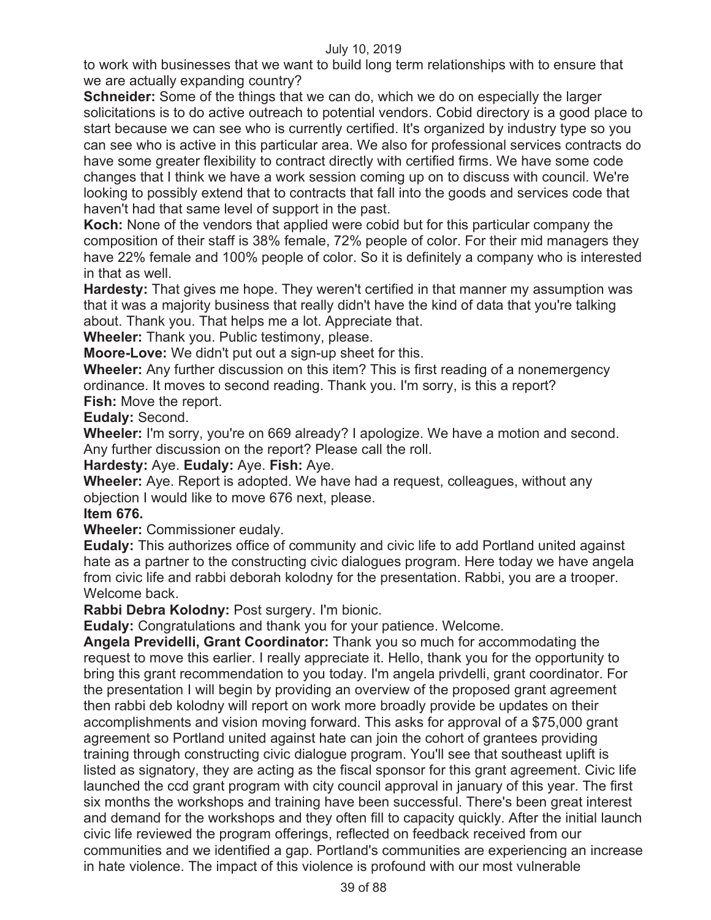to work with businesses that we want to build long term relationships with to ensure that we are actually expanding country?

**Schneider:** Some of the things that we can do, which we do on especially the larger solicitations is to do active outreach to potential vendors. Cobid directory is a good place to start because we can see who is currently certified. It's organized by industry type so you can see who is active in this particular area. We also for professional services contracts do have some greater flexibility to contract directly with certified firms. We have some code changes that I think we have a work session coming up on to discuss with council. We're looking to possibly extend that to contracts that fall into the goods and services code that haven't had that same level of support in the past.

**Koch:** None of the vendors that applied were cobid but for this particular company the composition of their staff is 38% female, 72% people of color. For their mid managers they have 22% female and 100% people of color. So it is definitely a company who is interested in that as well.

**Hardesty:** That gives me hope. They weren't certified in that manner my assumption was that it was a majority business that really didn't have the kind of data that you're talking about. Thank you. That helps me a lot. Appreciate that.

**Wheeler:** Thank you. Public testimony, please.

**Moore-Love:** We didn't put out a sign-up sheet for this.

**Wheeler:** Any further discussion on this item? This is first reading of a nonemergency ordinance. It moves to second reading. Thank you. I'm sorry, is this a report?

**Fish:** Move the report.

**Eudaly:** Second.

**Wheeler:** I'm sorry, you're on 669 already? I apologize. We have a motion and second. Any further discussion on the report? Please call the roll.

**Hardesty:** Aye. **Eudaly:** Aye. **Fish:** Aye.

**Wheeler:** Aye. Report is adopted. We have had a request, colleagues, without any objection I would like to move 676 next, please.

**Item 676.**

**Wheeler:** Commissioner eudaly.

**Eudaly:** This authorizes office of community and civic life to add Portland united against hate as a partner to the constructing civic dialogues program. Here today we have angela from civic life and rabbi deborah kolodny for the presentation. Rabbi, you are a trooper. Welcome back.

**Rabbi Debra Kolodny:** Post surgery. I'm bionic.

**Eudaly:** Congratulations and thank you for your patience. Welcome.

**Angela Previdelli, Grant Coordinator:** Thank you so much for accommodating the request to move this earlier. I really appreciate it. Hello, thank you for the opportunity to bring this grant recommendation to you today. I'm angela privdelli, grant coordinator. For the presentation I will begin by providing an overview of the proposed grant agreement then rabbi deb kolodny will report on work more broadly provide be updates on their accomplishments and vision moving forward. This asks for approval of a $75,000 grant agreement so Portland united against hate can join the cohort of grantees providing training through constructing civic dialogue program. You'll see that southeast uplift is listed as signatory, they are acting as the fiscal sponsor for this grant agreement. Civic life launched the ccd grant program with city council approval in january of this year. The first six months the workshops and training have been successful. There's been great interest and demand for the workshops and they often fill to capacity quickly. After the initial launch civic life reviewed the program offerings, reflected on feedback received from our communities and we identified a gap. Portland's communities are experiencing an increase in hate violence. The impact of this violence is profound with our most vulnerable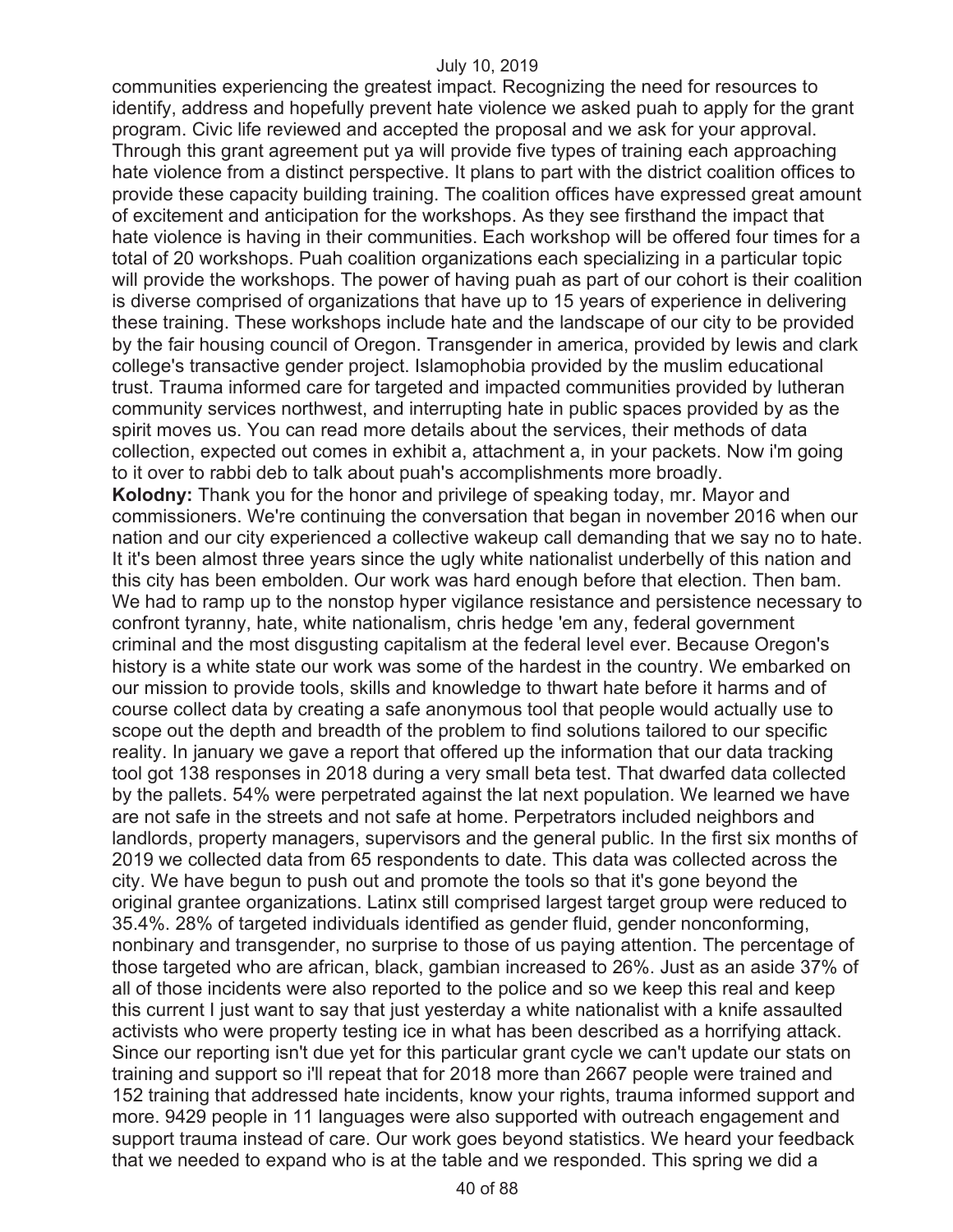communities experiencing the greatest impact. Recognizing the need for resources to identify, address and hopefully prevent hate violence we asked puah to apply for the grant program. Civic life reviewed and accepted the proposal and we ask for your approval. Through this grant agreement put ya will provide five types of training each approaching hate violence from a distinct perspective. It plans to part with the district coalition offices to provide these capacity building training. The coalition offices have expressed great amount of excitement and anticipation for the workshops. As they see firsthand the impact that hate violence is having in their communities. Each workshop will be offered four times for a total of 20 workshops. Puah coalition organizations each specializing in a particular topic will provide the workshops. The power of having puah as part of our cohort is their coalition is diverse comprised of organizations that have up to 15 years of experience in delivering these training. These workshops include hate and the landscape of our city to be provided by the fair housing council of Oregon. Transgender in america, provided by lewis and clark college's transactive gender project. Islamophobia provided by the muslim educational trust. Trauma informed care for targeted and impacted communities provided by lutheran community services northwest, and interrupting hate in public spaces provided by as the spirit moves us. You can read more details about the services, their methods of data collection, expected out comes in exhibit a, attachment a, in your packets. Now i'm going to it over to rabbi deb to talk about puah's accomplishments more broadly.

**Kolodny:** Thank you for the honor and privilege of speaking today, mr. Mayor and commissioners. We're continuing the conversation that began in november 2016 when our nation and our city experienced a collective wakeup call demanding that we say no to hate. It it's been almost three years since the ugly white nationalist underbelly of this nation and this city has been embolden. Our work was hard enough before that election. Then bam. We had to ramp up to the nonstop hyper vigilance resistance and persistence necessary to confront tyranny, hate, white nationalism, chris hedge 'em any, federal government criminal and the most disgusting capitalism at the federal level ever. Because Oregon's history is a white state our work was some of the hardest in the country. We embarked on our mission to provide tools, skills and knowledge to thwart hate before it harms and of course collect data by creating a safe anonymous tool that people would actually use to scope out the depth and breadth of the problem to find solutions tailored to our specific reality. In january we gave a report that offered up the information that our data tracking tool got 138 responses in 2018 during a very small beta test. That dwarfed data collected by the pallets. 54% were perpetrated against the lat next population. We learned we have are not safe in the streets and not safe at home. Perpetrators included neighbors and landlords, property managers, supervisors and the general public. In the first six months of 2019 we collected data from 65 respondents to date. This data was collected across the city. We have begun to push out and promote the tools so that it's gone beyond the original grantee organizations. Latinx still comprised largest target group were reduced to 35.4%. 28% of targeted individuals identified as gender fluid, gender nonconforming, nonbinary and transgender, no surprise to those of us paying attention. The percentage of those targeted who are african, black, gambian increased to 26%. Just as an aside 37% of all of those incidents were also reported to the police and so we keep this real and keep this current I just want to say that just yesterday a white nationalist with a knife assaulted activists who were property testing ice in what has been described as a horrifying attack. Since our reporting isn't due yet for this particular grant cycle we can't update our stats on training and support so i'll repeat that for 2018 more than 2667 people were trained and 152 training that addressed hate incidents, know your rights, trauma informed support and more. 9429 people in 11 languages were also supported with outreach engagement and support trauma instead of care. Our work goes beyond statistics. We heard your feedback that we needed to expand who is at the table and we responded. This spring we did a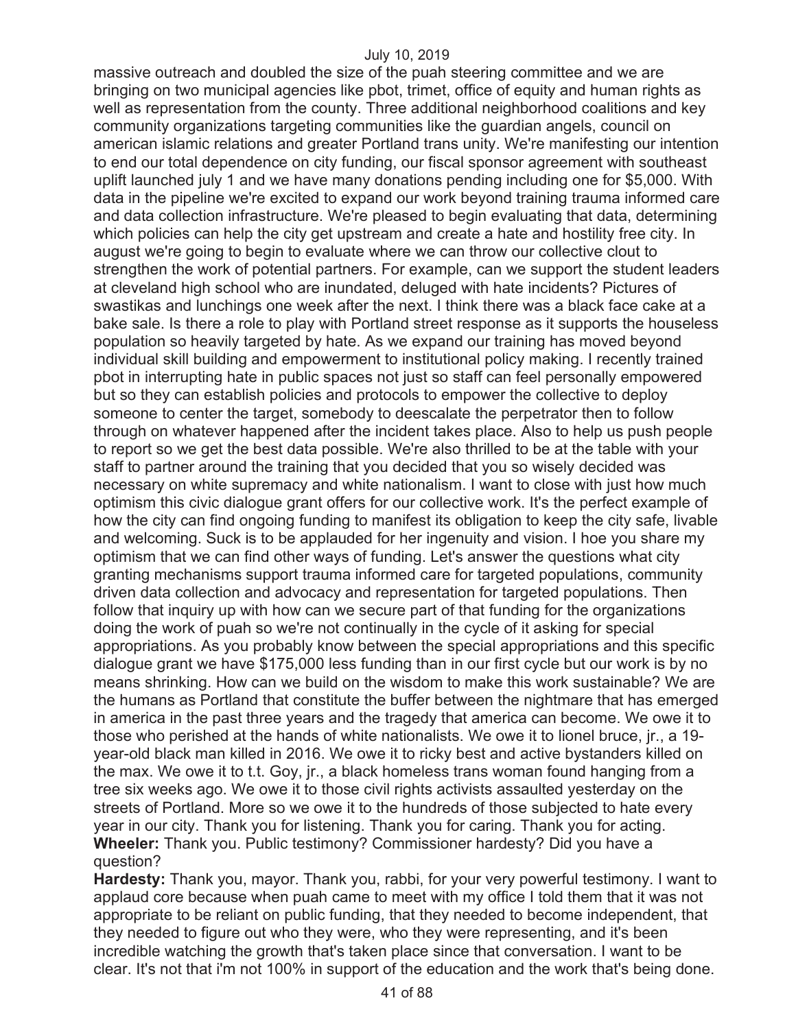massive outreach and doubled the size of the puah steering committee and we are bringing on two municipal agencies like pbot, trimet, office of equity and human rights as well as representation from the county. Three additional neighborhood coalitions and key community organizations targeting communities like the guardian angels, council on american islamic relations and greater Portland trans unity. We're manifesting our intention to end our total dependence on city funding, our fiscal sponsor agreement with southeast uplift launched july 1 and we have many donations pending including one for $5,000. With data in the pipeline we're excited to expand our work beyond training trauma informed care and data collection infrastructure. We're pleased to begin evaluating that data, determining which policies can help the city get upstream and create a hate and hostility free city. In august we're going to begin to evaluate where we can throw our collective clout to strengthen the work of potential partners. For example, can we support the student leaders at cleveland high school who are inundated, deluged with hate incidents? Pictures of swastikas and lunchings one week after the next. I think there was a black face cake at a bake sale. Is there a role to play with Portland street response as it supports the houseless population so heavily targeted by hate. As we expand our training has moved beyond individual skill building and empowerment to institutional policy making. I recently trained pbot in interrupting hate in public spaces not just so staff can feel personally empowered but so they can establish policies and protocols to empower the collective to deploy someone to center the target, somebody to deescalate the perpetrator then to follow through on whatever happened after the incident takes place. Also to help us push people to report so we get the best data possible. We're also thrilled to be at the table with your staff to partner around the training that you decided that you so wisely decided was necessary on white supremacy and white nationalism. I want to close with just how much optimism this civic dialogue grant offers for our collective work. It's the perfect example of how the city can find ongoing funding to manifest its obligation to keep the city safe, livable and welcoming. Suck is to be applauded for her ingenuity and vision. I hoe you share my optimism that we can find other ways of funding. Let's answer the questions what city granting mechanisms support trauma informed care for targeted populations, community driven data collection and advocacy and representation for targeted populations. Then follow that inquiry up with how can we secure part of that funding for the organizations doing the work of puah so we're not continually in the cycle of it asking for special appropriations. As you probably know between the special appropriations and this specific dialogue grant we have $175,000 less funding than in our first cycle but our work is by no means shrinking. How can we build on the wisdom to make this work sustainable? We are the humans as Portland that constitute the buffer between the nightmare that has emerged in america in the past three years and the tragedy that america can become. We owe it to those who perished at the hands of white nationalists. We owe it to lionel bruce, jr., a 19-year-old black man killed in 2016. We owe it to ricky best and active bystanders killed on the max. We owe it to t.t. Goy, jr., a black homeless trans woman found hanging from a tree six weeks ago. We owe it to those civil rights activists assaulted yesterday on the streets of Portland. More so we owe it to the hundreds of those subjected to hate every year in our city. Thank you for listening. Thank you for caring. Thank you for acting.

**Wheeler:** Thank you. Public testimony? Commissioner hardesty? Did you have a question?

**Hardesty:** Thank you, mayor. Thank you, rabbi, for your very powerful testimony. I want to applaud core because when puah came to meet with my office I told them that it was not appropriate to be reliant on public funding, that they needed to become independent, that they needed to figure out who they were, who they were representing, and it's been incredible watching the growth that's taken place since that conversation. I want to be clear. It's not that i'm not 100% in support of the education and the work that's being done.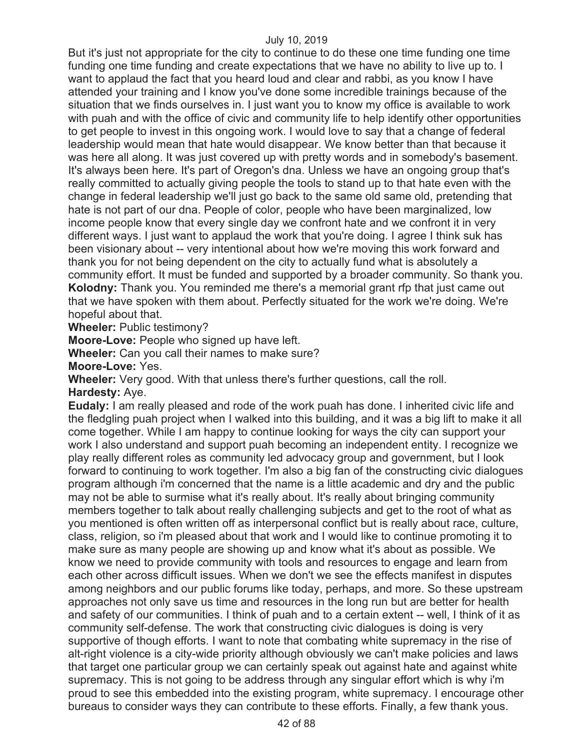But it's just not appropriate for the city to continue to do these one time funding one time funding one time funding and create expectations that we have no ability to live up to. I want to applaud the fact that you heard loud and clear and rabbi, as you know I have attended your training and I know you've done some incredible trainings because of the situation that we finds ourselves in. I just want you to know my office is available to work with puah and with the office of civic and community life to help identify other opportunities to get people to invest in this ongoing work. I would love to say that a change of federal leadership would mean that hate would disappear. We know better than that because it was here all along. It was just covered up with pretty words and in somebody's basement. It's always been here. It's part of Oregon's dna. Unless we have an ongoing group that's really committed to actually giving people the tools to stand up to that hate even with the change in federal leadership we'll just go back to the same old same old, pretending that hate is not part of our dna. People of color, people who have been marginalized, low income people know that every single day we confront hate and we confront it in very different ways. I just want to applaud the work that you're doing. I agree I think suk has been visionary about -- very intentional about how we're moving this work forward and thank you for not being dependent on the city to actually fund what is absolutely a community effort. It must be funded and supported by a broader community. So thank you.

**Kolodny:** Thank you. You reminded me there's a memorial grant rfp that just came out that we have spoken with them about. Perfectly situated for the work we're doing. We're hopeful about that.

**Wheeler:** Public testimony?

**Moore-Love:** People who signed up have left.

**Wheeler:** Can you call their names to make sure?

**Moore-Love:** Yes.

**Wheeler:** Very good. With that unless there's further questions, call the roll.

**Hardesty:** Aye.

**Eudaly:** I am really pleased and rode of the work puah has done. I inherited civic life and the fledgling puah project when I walked into this building, and it was a big lift to make it all come together. While I am happy to continue looking for ways the city can support your work I also understand and support puah becoming an independent entity. I recognize we play really different roles as community led advocacy group and government, but I look forward to continuing to work together. I'm also a big fan of the constructing civic dialogues program although i'm concerned that the name is a little academic and dry and the public may not be able to surmise what it's really about. It's really about bringing community members together to talk about really challenging subjects and get to the root of what as you mentioned is often written off as interpersonal conflict but is really about race, culture, class, religion, so i'm pleased about that work and I would like to continue promoting it to make sure as many people are showing up and know what it's about as possible. We know we need to provide community with tools and resources to engage and learn from each other across difficult issues. When we don't we see the effects manifest in disputes among neighbors and our public forums like today, perhaps, and more. So these upstream approaches not only save us time and resources in the long run but are better for health and safety of our communities. I think of puah and to a certain extent -- well, I think of it as community self-defense. The work that constructing civic dialogues is doing is very supportive of though efforts. I want to note that combating white supremacy in the rise of alt-right violence is a city-wide priority although obviously we can't make policies and laws that target one particular group we can certainly speak out against hate and against white supremacy. This is not going to be address through any singular effort which is why i'm proud to see this embedded into the existing program, white supremacy. I encourage other bureaus to consider ways they can contribute to these efforts. Finally, a few thank yous.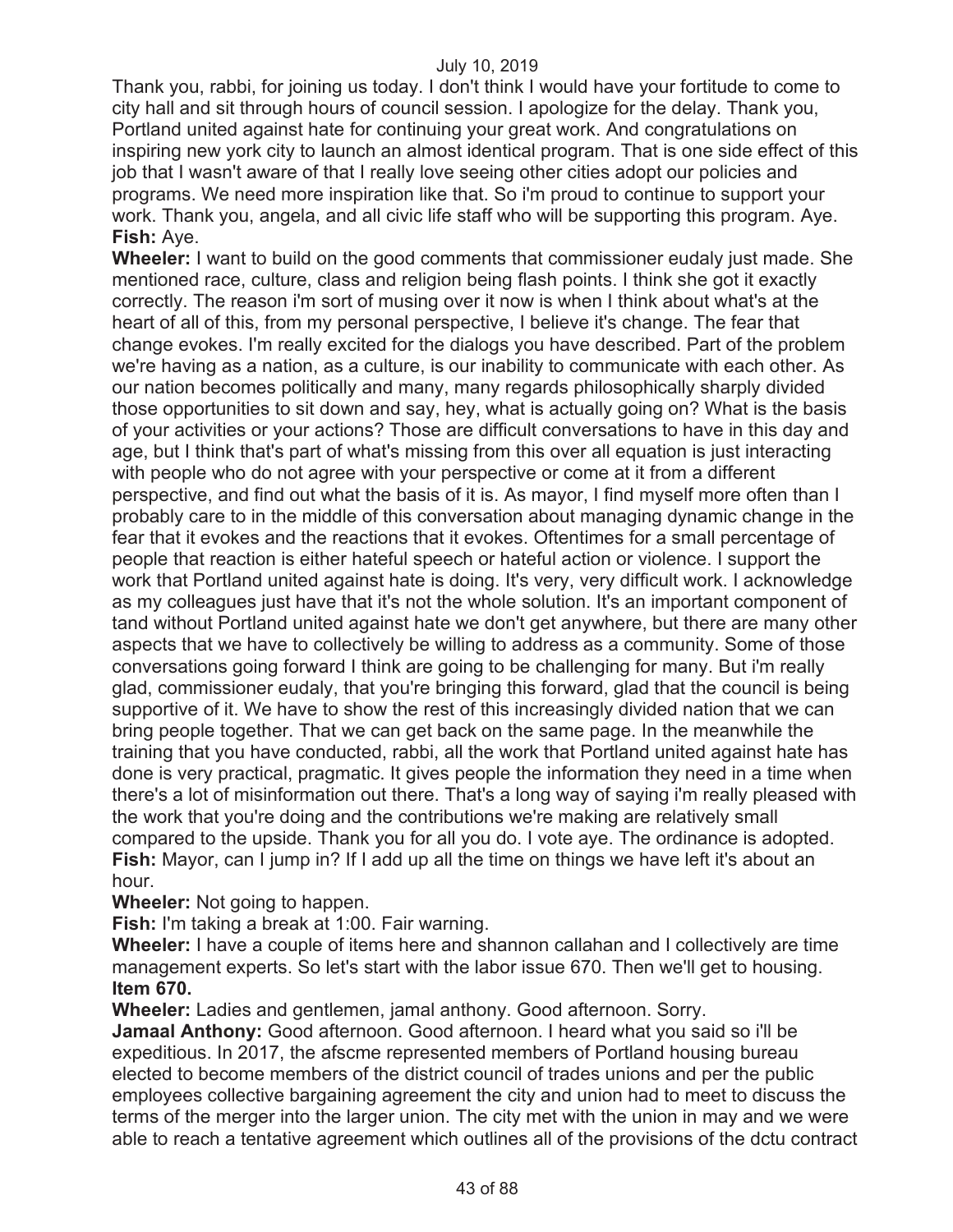Thank you, rabbi, for joining us today. I don't think I would have your fortitude to come to city hall and sit through hours of council session. I apologize for the delay. Thank you, Portland united against hate for continuing your great work. And congratulations on inspiring new york city to launch an almost identical program. That is one side effect of this job that I wasn't aware of that I really love seeing other cities adopt our policies and programs. We need more inspiration like that. So i'm proud to continue to support your work. Thank you, angela, and all civic life staff who will be supporting this program. Aye.

**Fish:** Aye.

**Wheeler:** I want to build on the good comments that commissioner eudaly just made. She mentioned race, culture, class and religion being flash points. I think she got it exactly correctly. The reason i'm sort of musing over it now is when I think about what's at the heart of all of this, from my personal perspective, I believe it's change. The fear that change evokes. I'm really excited for the dialogs you have described. Part of the problem we're having as a nation, as a culture, is our inability to communicate with each other. As our nation becomes politically and many, many regards philosophically sharply divided those opportunities to sit down and say, hey, what is actually going on? What is the basis of your activities or your actions? Those are difficult conversations to have in this day and age, but I think that's part of what's missing from this over all equation is just interacting with people who do not agree with your perspective or come at it from a different perspective, and find out what the basis of it is. As mayor, I find myself more often than I probably care to in the middle of this conversation about managing dynamic change in the fear that it evokes and the reactions that it evokes. Oftentimes for a small percentage of people that reaction is either hateful speech or hateful action or violence. I support the work that Portland united against hate is doing. It's very, very difficult work. I acknowledge as my colleagues just have that it's not the whole solution. It's an important component of tand without Portland united against hate we don't get anywhere, but there are many other aspects that we have to collectively be willing to address as a community. Some of those conversations going forward I think are going to be challenging for many. But i'm really glad, commissioner eudaly, that you're bringing this forward, glad that the council is being supportive of it. We have to show the rest of this increasingly divided nation that we can bring people together. That we can get back on the same page. In the meanwhile the training that you have conducted, rabbi, all the work that Portland united against hate has done is very practical, pragmatic. It gives people the information they need in a time when there's a lot of misinformation out there. That's a long way of saying i'm really pleased with the work that you're doing and the contributions we're making are relatively small compared to the upside. Thank you for all you do. I vote aye. The ordinance is adopted.

**Fish:** Mayor, can I jump in? If I add up all the time on things we have left it's about an hour.

**Wheeler:** Not going to happen.

**Fish:** I'm taking a break at 1:00. Fair warning.

**Wheeler:** I have a couple of items here and shannon callahan and I collectively are time management experts. So let's start with the labor issue 670. Then we'll get to housing.

**Item 670.**

**Wheeler:** Ladies and gentlemen, jamal anthony. Good afternoon. Sorry.

**Jamaal Anthony:** Good afternoon. Good afternoon. I heard what you said so i'll be expeditious. In 2017, the afscme represented members of Portland housing bureau elected to become members of the district council of trades unions and per the public employees collective bargaining agreement the city and union had to meet to discuss the terms of the merger into the larger union. The city met with the union in may and we were able to reach a tentative agreement which outlines all of the provisions of the dctu contract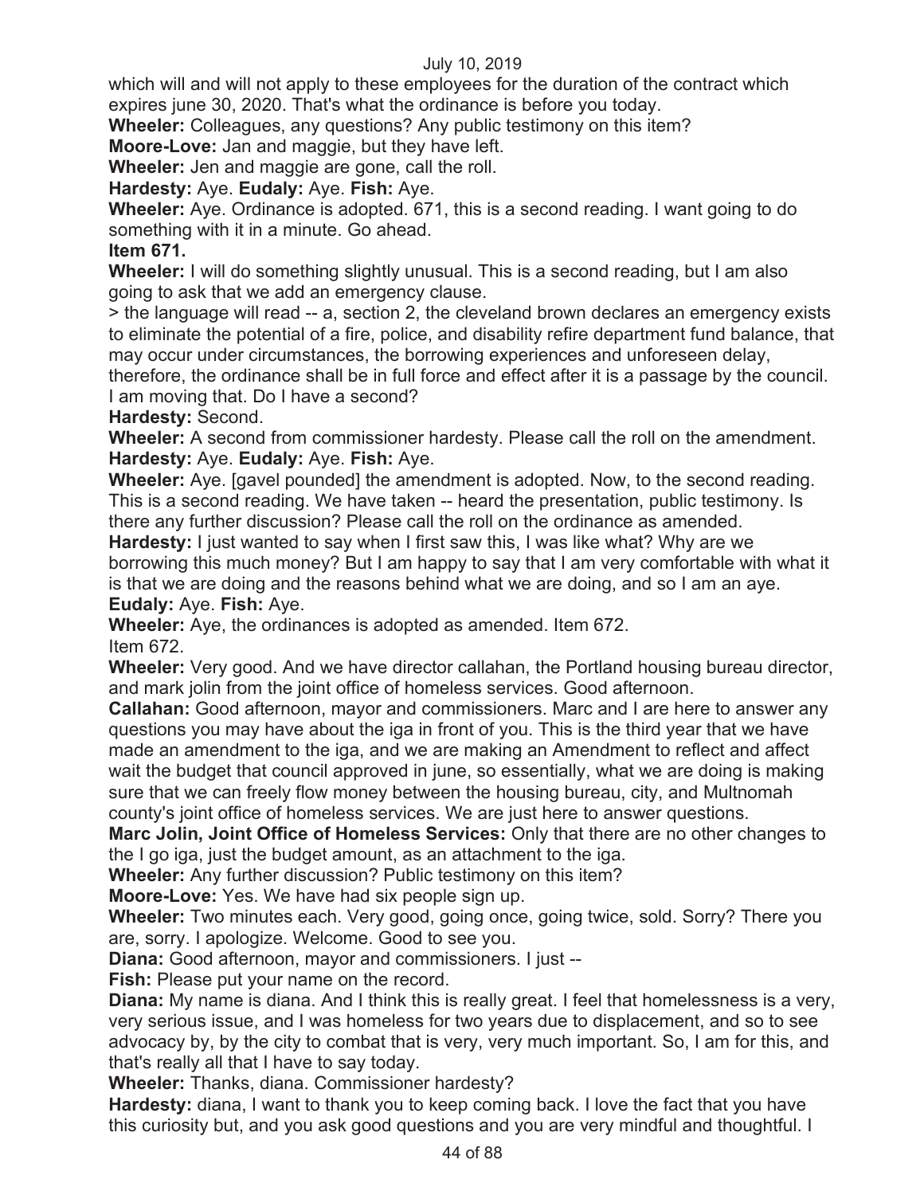which will and will not apply to these employees for the duration of the contract which expires june 30, 2020. That's what the ordinance is before you today.

**Wheeler:** Colleagues, any questions? Any public testimony on this item?

**Moore-Love:** Jan and maggie, but they have left.

**Wheeler:** Jen and maggie are gone, call the roll.

**Hardesty:** Aye. **Eudaly:** Aye. **Fish:** Aye.

**Wheeler:** Aye. Ordinance is adopted. 671, this is a second reading. I want going to do something with it in a minute. Go ahead.

**Item 671.**

**Wheeler:** I will do something slightly unusual. This is a second reading, but I am also going to ask that we add an emergency clause.

> the language will read -- a, section 2, the cleveland brown declares an emergency exists to eliminate the potential of a fire, police, and disability refire department fund balance, that may occur under circumstances, the borrowing experiences and unforeseen delay, therefore, the ordinance shall be in full force and effect after it is a passage by the council. I am moving that. Do I have a second?

**Hardesty:** Second.

**Wheeler:** A second from commissioner hardesty. Please call the roll on the amendment.

**Hardesty:** Aye. **Eudaly:** Aye. **Fish:** Aye.

**Wheeler:** Aye. [gavel pounded] the amendment is adopted. Now, to the second reading. This is a second reading. We have taken -- heard the presentation, public testimony. Is there any further discussion? Please call the roll on the ordinance as amended.

**Hardesty:** I just wanted to say when I first saw this, I was like what? Why are we borrowing this much money? But I am happy to say that I am very comfortable with what it is that we are doing and the reasons behind what we are doing, and so I am an aye.

**Eudaly:** Aye. **Fish:** Aye.

**Wheeler:** Aye, the ordinances is adopted as amended. Item 672.

Item 672.

**Wheeler:** Very good. And we have director callahan, the Portland housing bureau director, and mark jolin from the joint office of homeless services. Good afternoon.

**Callahan:** Good afternoon, mayor and commissioners. Marc and I are here to answer any questions you may have about the iga in front of you. This is the third year that we have made an amendment to the iga, and we are making an Amendment to reflect and affect wait the budget that council approved in june, so essentially, what we are doing is making sure that we can freely flow money between the housing bureau, city, and Multnomah county's joint office of homeless services. We are just here to answer questions.

**Marc Jolin, Joint Office of Homeless Services:** Only that there are no other changes to the I go iga, just the budget amount, as an attachment to the iga.

**Wheeler:** Any further discussion? Public testimony on this item?

**Moore-Love:** Yes. We have had six people sign up.

**Wheeler:** Two minutes each. Very good, going once, going twice, sold. Sorry? There you are, sorry. I apologize. Welcome. Good to see you.

**Diana:** Good afternoon, mayor and commissioners. I just --

**Fish:** Please put your name on the record.

**Diana:** My name is diana. And I think this is really great. I feel that homelessness is a very, very serious issue, and I was homeless for two years due to displacement, and so to see advocacy by, by the city to combat that is very, very much important. So, I am for this, and that's really all that I have to say today.

**Wheeler:** Thanks, diana. Commissioner hardesty?

**Hardesty:** diana, I want to thank you to keep coming back. I love the fact that you have this curiosity but, and you ask good questions and you are very mindful and thoughtful. I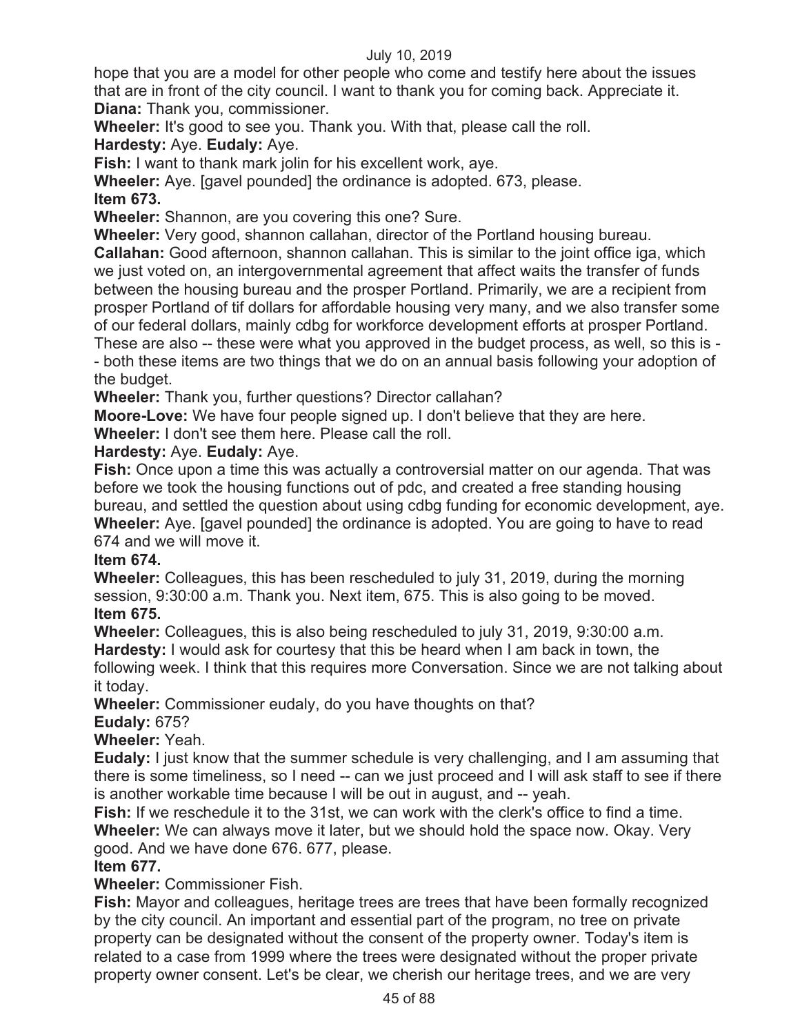hope that you are a model for other people who come and testify here about the issues that are in front of the city council. I want to thank you for coming back. Appreciate it.
**Diana:** Thank you, commissioner.
**Wheeler:** It's good to see you. Thank you. With that, please call the roll.
**Hardesty:** Aye. **Eudaly:** Aye.
**Fish:** I want to thank mark jolin for his excellent work, aye.
**Wheeler:** Aye. [gavel pounded] the ordinance is adopted. 673, please.
**Item 673.**
**Wheeler:** Shannon, are you covering this one? Sure.
**Wheeler:** Very good, shannon callahan, director of the Portland housing bureau.
**Callahan:** Good afternoon, shannon callahan. This is similar to the joint office iga, which we just voted on, an intergovernmental agreement that affect waits the transfer of funds between the housing bureau and the prosper Portland. Primarily, we are a recipient from prosper Portland of tif dollars for affordable housing very many, and we also transfer some of our federal dollars, mainly cdbg for workforce development efforts at prosper Portland. These are also -- these were what you approved in the budget process, as well, so this is - - both these items are two things that we do on an annual basis following your adoption of the budget.
**Wheeler:** Thank you, further questions? Director callahan?
**Moore-Love:** We have four people signed up. I don't believe that they are here.
**Wheeler:** I don't see them here. Please call the roll.
**Hardesty:** Aye. **Eudaly:** Aye.
**Fish:** Once upon a time this was actually a controversial matter on our agenda. That was before we took the housing functions out of pdc, and created a free standing housing bureau, and settled the question about using cdbg funding for economic development, aye.
**Wheeler:** Aye. [gavel pounded] the ordinance is adopted. You are going to have to read 674 and we will move it.
**Item 674.**
**Wheeler:** Colleagues, this has been rescheduled to july 31, 2019, during the morning session, 9:30:00 a.m. Thank you. Next item, 675. This is also going to be moved.
**Item 675.**
**Wheeler:** Colleagues, this is also being rescheduled to july 31, 2019, 9:30:00 a.m.
**Hardesty:** I would ask for courtesy that this be heard when I am back in town, the following week. I think that this requires more Conversation. Since we are not talking about it today.
**Wheeler:** Commissioner eudaly, do you have thoughts on that?
**Eudaly:** 675?
**Wheeler:** Yeah.
**Eudaly:** I just know that the summer schedule is very challenging, and I am assuming that there is some timeliness, so I need -- can we just proceed and I will ask staff to see if there is another workable time because I will be out in august, and -- yeah.
**Fish:** If we reschedule it to the 31st, we can work with the clerk's office to find a time.
**Wheeler:** We can always move it later, but we should hold the space now. Okay. Very good. And we have done 676. 677, please.
**Item 677.**
**Wheeler:** Commissioner Fish.
**Fish:** Mayor and colleagues, heritage trees are trees that have been formally recognized by the city council. An important and essential part of the program, no tree on private property can be designated without the consent of the property owner. Today's item is related to a case from 1999 where the trees were designated without the proper private property owner consent. Let's be clear, we cherish our heritage trees, and we are very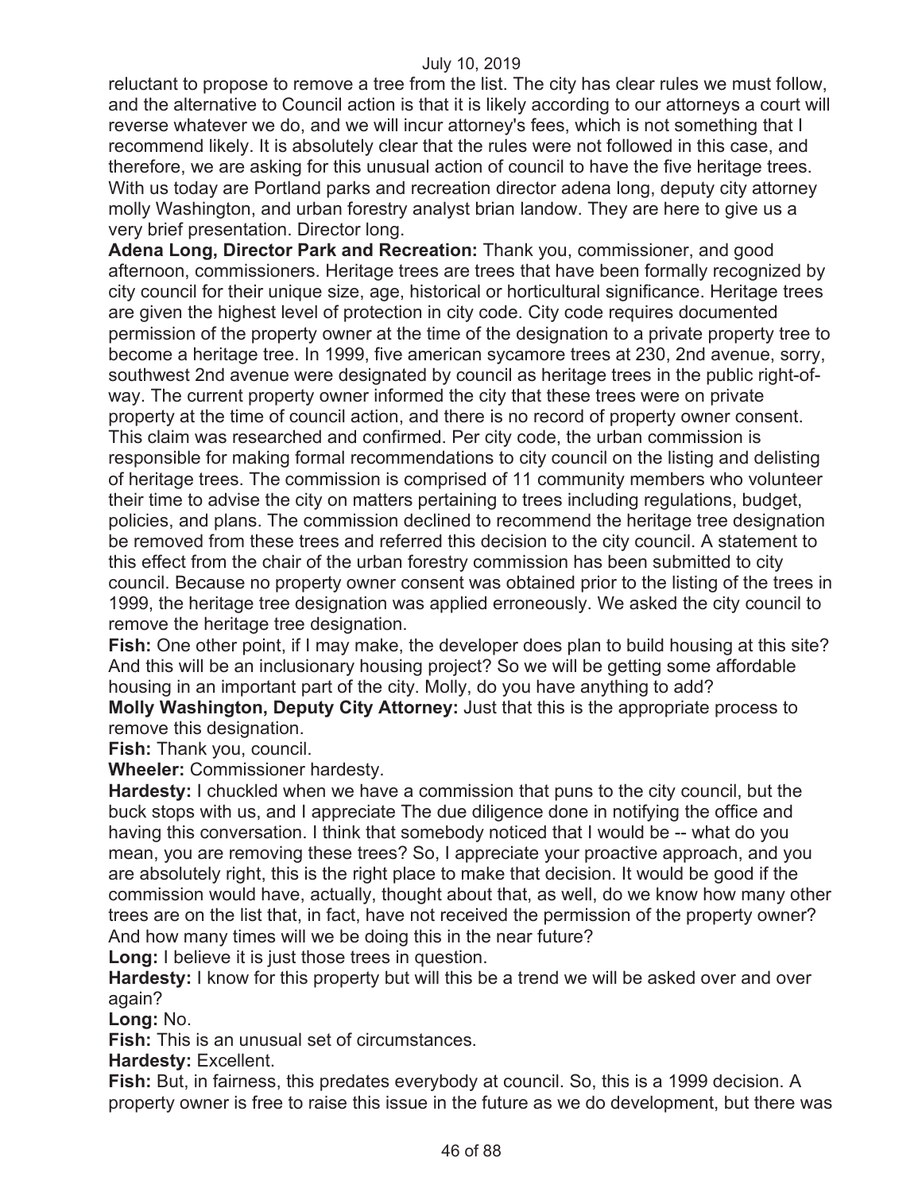reluctant to propose to remove a tree from the list. The city has clear rules we must follow, and the alternative to Council action is that it is likely according to our attorneys a court will reverse whatever we do, and we will incur attorney's fees, which is not something that I recommend likely. It is absolutely clear that the rules were not followed in this case, and therefore, we are asking for this unusual action of council to have the five heritage trees. With us today are Portland parks and recreation director adena long, deputy city attorney molly Washington, and urban forestry analyst brian landow. They are here to give us a very brief presentation. Director long.

**Adena Long, Director Park and Recreation:** Thank you, commissioner, and good afternoon, commissioners. Heritage trees are trees that have been formally recognized by city council for their unique size, age, historical or horticultural significance. Heritage trees are given the highest level of protection in city code. City code requires documented permission of the property owner at the time of the designation to a private property tree to become a heritage tree. In 1999, five american sycamore trees at 230, 2nd avenue, sorry, southwest 2nd avenue were designated by council as heritage trees in the public right-of-way. The current property owner informed the city that these trees were on private property at the time of council action, and there is no record of property owner consent. This claim was researched and confirmed. Per city code, the urban commission is responsible for making formal recommendations to city council on the listing and delisting of heritage trees. The commission is comprised of 11 community members who volunteer their time to advise the city on matters pertaining to trees including regulations, budget, policies, and plans. The commission declined to recommend the heritage tree designation be removed from these trees and referred this decision to the city council. A statement to this effect from the chair of the urban forestry commission has been submitted to city council. Because no property owner consent was obtained prior to the listing of the trees in 1999, the heritage tree designation was applied erroneously. We asked the city council to remove the heritage tree designation.

**Fish:** One other point, if I may make, the developer does plan to build housing at this site? And this will be an inclusionary housing project? So we will be getting some affordable housing in an important part of the city. Molly, do you have anything to add?

**Molly Washington, Deputy City Attorney:** Just that this is the appropriate process to remove this designation.

**Fish:** Thank you, council.

**Wheeler:** Commissioner hardesty.

**Hardesty:** I chuckled when we have a commission that puns to the city council, but the buck stops with us, and I appreciate The due diligence done in notifying the office and having this conversation. I think that somebody noticed that I would be -- what do you mean, you are removing these trees? So, I appreciate your proactive approach, and you are absolutely right, this is the right place to make that decision. It would be good if the commission would have, actually, thought about that, as well, do we know how many other trees are on the list that, in fact, have not received the permission of the property owner? And how many times will we be doing this in the near future?

**Long:** I believe it is just those trees in question.

**Hardesty:** I know for this property but will this be a trend we will be asked over and over again?

**Long:** No.

**Fish:** This is an unusual set of circumstances.

**Hardesty:** Excellent.

**Fish:** But, in fairness, this predates everybody at council. So, this is a 1999 decision. A property owner is free to raise this issue in the future as we do development, but there was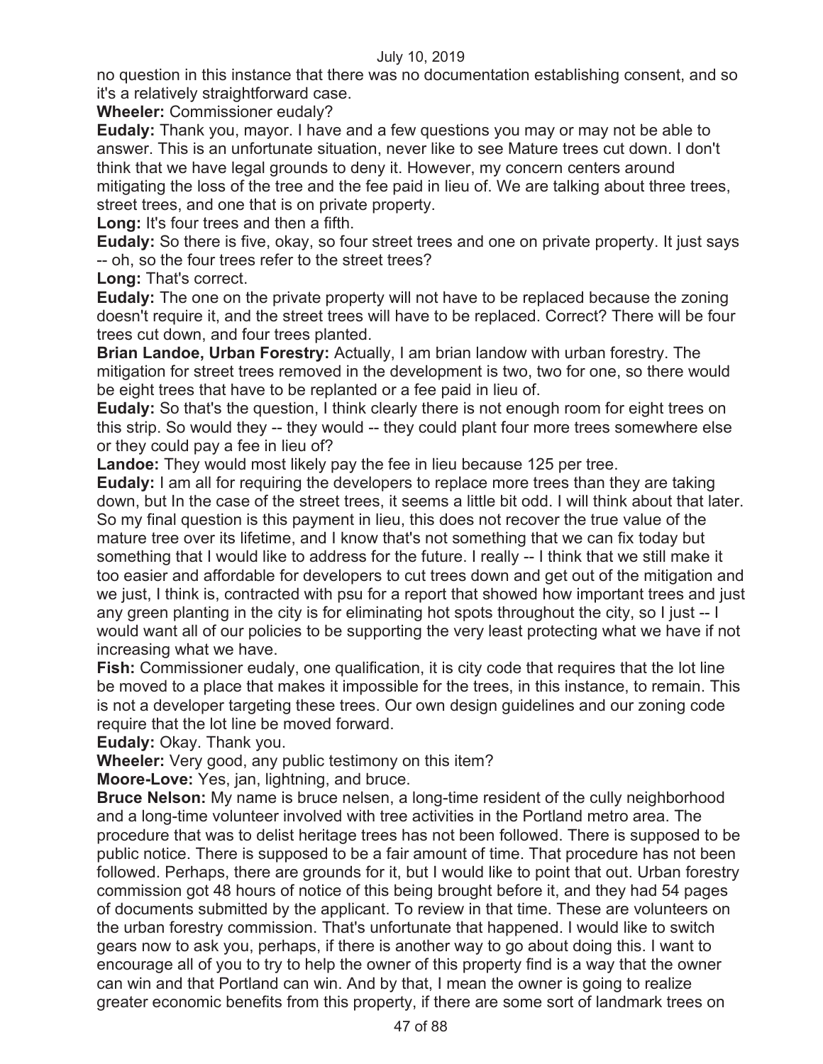no question in this instance that there was no documentation establishing consent, and so it's a relatively straightforward case.

**Wheeler:** Commissioner eudaly?

**Eudaly:** Thank you, mayor. I have and a few questions you may or may not be able to answer. This is an unfortunate situation, never like to see Mature trees cut down. I don't think that we have legal grounds to deny it. However, my concern centers around mitigating the loss of the tree and the fee paid in lieu of. We are talking about three trees, street trees, and one that is on private property.

**Long:** It's four trees and then a fifth.

**Eudaly:** So there is five, okay, so four street trees and one on private property. It just says -- oh, so the four trees refer to the street trees?

**Long:** That's correct.

**Eudaly:** The one on the private property will not have to be replaced because the zoning doesn't require it, and the street trees will have to be replaced. Correct? There will be four trees cut down, and four trees planted.

**Brian Landoe, Urban Forestry:** Actually, I am brian landow with urban forestry. The mitigation for street trees removed in the development is two, two for one, so there would be eight trees that have to be replanted or a fee paid in lieu of.

**Eudaly:** So that's the question, I think clearly there is not enough room for eight trees on this strip. So would they -- they would -- they could plant four more trees somewhere else or they could pay a fee in lieu of?

**Landoe:** They would most likely pay the fee in lieu because 125 per tree.

**Eudaly:** I am all for requiring the developers to replace more trees than they are taking down, but In the case of the street trees, it seems a little bit odd. I will think about that later. So my final question is this payment in lieu, this does not recover the true value of the mature tree over its lifetime, and I know that's not something that we can fix today but something that I would like to address for the future. I really -- I think that we still make it too easier and affordable for developers to cut trees down and get out of the mitigation and we just, I think is, contracted with psu for a report that showed how important trees and just any green planting in the city is for eliminating hot spots throughout the city, so I just -- I would want all of our policies to be supporting the very least protecting what we have if not increasing what we have.

**Fish:** Commissioner eudaly, one qualification, it is city code that requires that the lot line be moved to a place that makes it impossible for the trees, in this instance, to remain. This is not a developer targeting these trees. Our own design guidelines and our zoning code require that the lot line be moved forward.

**Eudaly:** Okay. Thank you.

**Wheeler:** Very good, any public testimony on this item?

**Moore-Love:** Yes, jan, lightning, and bruce.

**Bruce Nelson:** My name is bruce nelsen, a long-time resident of the cully neighborhood and a long-time volunteer involved with tree activities in the Portland metro area. The procedure that was to delist heritage trees has not been followed. There is supposed to be public notice. There is supposed to be a fair amount of time. That procedure has not been followed. Perhaps, there are grounds for it, but I would like to point that out. Urban forestry commission got 48 hours of notice of this being brought before it, and they had 54 pages of documents submitted by the applicant. To review in that time. These are volunteers on the urban forestry commission. That's unfortunate that happened. I would like to switch gears now to ask you, perhaps, if there is another way to go about doing this. I want to encourage all of you to try to help the owner of this property find is a way that the owner can win and that Portland can win. And by that, I mean the owner is going to realize greater economic benefits from this property, if there are some sort of landmark trees on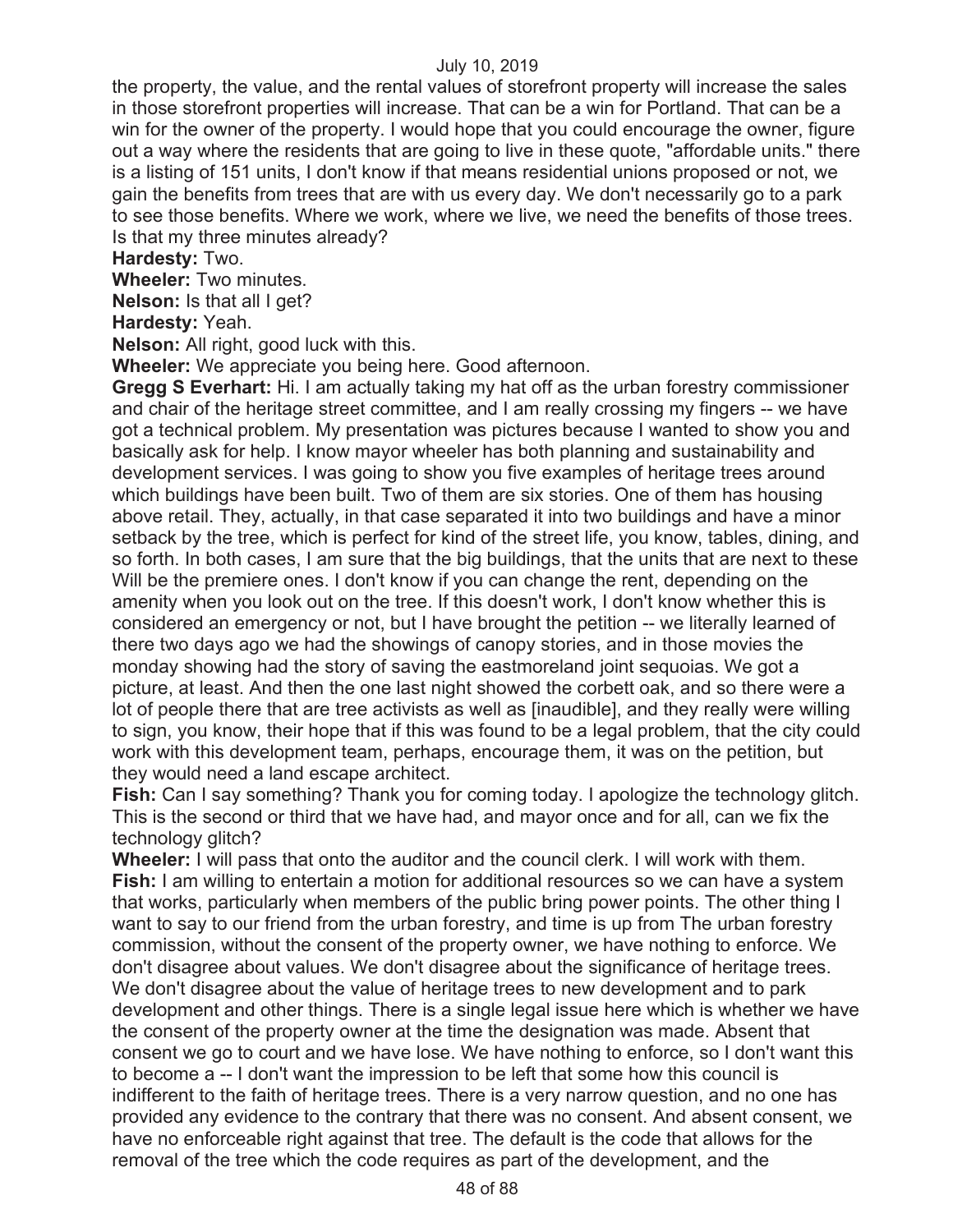the property, the value, and the rental values of storefront property will increase the sales in those storefront properties will increase. That can be a win for Portland. That can be a win for the owner of the property. I would hope that you could encourage the owner, figure out a way where the residents that are going to live in these quote, "affordable units." there is a listing of 151 units, I don't know if that means residential unions proposed or not, we gain the benefits from trees that are with us every day. We don't necessarily go to a park to see those benefits. Where we work, where we live, we need the benefits of those trees. Is that my three minutes already?

**Hardesty:** Two.

**Wheeler:** Two minutes.

**Nelson:** Is that all I get?

**Hardesty:** Yeah.

**Nelson:** All right, good luck with this.

**Wheeler:** We appreciate you being here. Good afternoon.

**Gregg S Everhart:** Hi. I am actually taking my hat off as the urban forestry commissioner and chair of the heritage street committee, and I am really crossing my fingers -- we have got a technical problem. My presentation was pictures because I wanted to show you and basically ask for help. I know mayor wheeler has both planning and sustainability and development services. I was going to show you five examples of heritage trees around which buildings have been built. Two of them are six stories. One of them has housing above retail. They, actually, in that case separated it into two buildings and have a minor setback by the tree, which is perfect for kind of the street life, you know, tables, dining, and so forth. In both cases, I am sure that the big buildings, that the units that are next to these Will be the premiere ones. I don't know if you can change the rent, depending on the amenity when you look out on the tree. If this doesn't work, I don't know whether this is considered an emergency or not, but I have brought the petition -- we literally learned of there two days ago we had the showings of canopy stories, and in those movies the monday showing had the story of saving the eastmoreland joint sequoias. We got a picture, at least. And then the one last night showed the corbett oak, and so there were a lot of people there that are tree activists as well as [inaudible], and they really were willing to sign, you know, their hope that if this was found to be a legal problem, that the city could work with this development team, perhaps, encourage them, it was on the petition, but they would need a land escape architect.

**Fish:** Can I say something? Thank you for coming today. I apologize the technology glitch. This is the second or third that we have had, and mayor once and for all, can we fix the technology glitch?

**Wheeler:** I will pass that onto the auditor and the council clerk. I will work with them.

**Fish:** I am willing to entertain a motion for additional resources so we can have a system that works, particularly when members of the public bring power points. The other thing I want to say to our friend from the urban forestry, and time is up from The urban forestry commission, without the consent of the property owner, we have nothing to enforce. We don't disagree about values. We don't disagree about the significance of heritage trees. We don't disagree about the value of heritage trees to new development and to park development and other things. There is a single legal issue here which is whether we have the consent of the property owner at the time the designation was made. Absent that consent we go to court and we have lose. We have nothing to enforce, so I don't want this to become a -- I don't want the impression to be left that some how this council is indifferent to the faith of heritage trees. There is a very narrow question, and no one has provided any evidence to the contrary that there was no consent. And absent consent, we have no enforceable right against that tree. The default is the code that allows for the removal of the tree which the code requires as part of the development, and the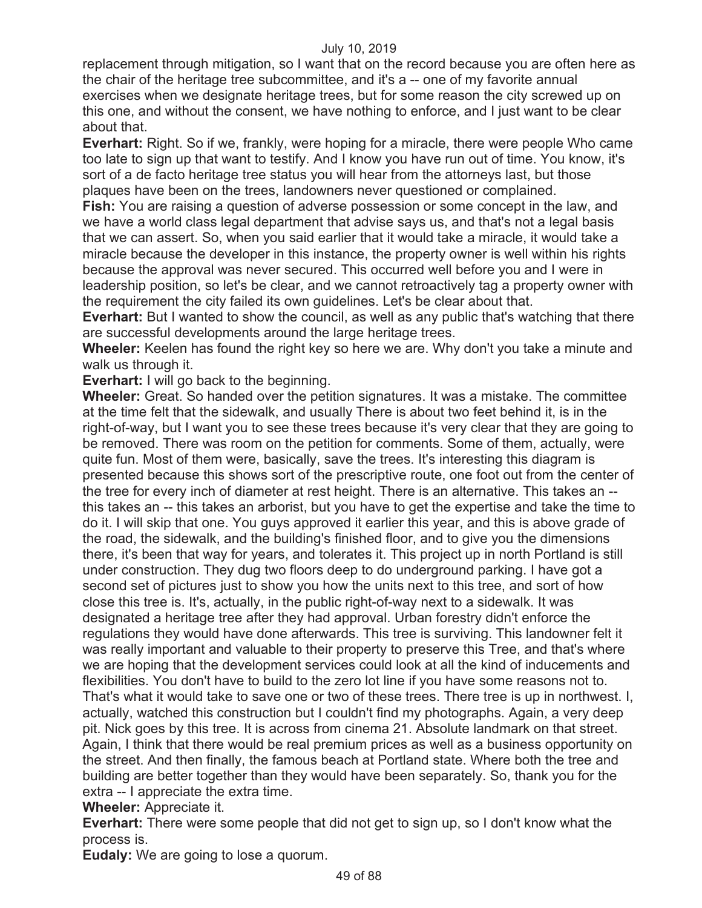replacement through mitigation, so I want that on the record because you are often here as the chair of the heritage tree subcommittee, and it's a -- one of my favorite annual exercises when we designate heritage trees, but for some reason the city screwed up on this one, and without the consent, we have nothing to enforce, and I just want to be clear about that.

**Everhart:** Right. So if we, frankly, were hoping for a miracle, there were people Who came too late to sign up that want to testify. And I know you have run out of time. You know, it's sort of a de facto heritage tree status you will hear from the attorneys last, but those plaques have been on the trees, landowners never questioned or complained.

**Fish:** You are raising a question of adverse possession or some concept in the law, and we have a world class legal department that advise says us, and that's not a legal basis that we can assert. So, when you said earlier that it would take a miracle, it would take a miracle because the developer in this instance, the property owner is well within his rights because the approval was never secured. This occurred well before you and I were in leadership position, so let's be clear, and we cannot retroactively tag a property owner with the requirement the city failed its own guidelines. Let's be clear about that.

**Everhart:** But I wanted to show the council, as well as any public that's watching that there are successful developments around the large heritage trees.

**Wheeler:** Keelen has found the right key so here we are. Why don't you take a minute and walk us through it.

**Everhart:** I will go back to the beginning.

**Wheeler:** Great. So handed over the petition signatures. It was a mistake. The committee at the time felt that the sidewalk, and usually There is about two feet behind it, is in the right-of-way, but I want you to see these trees because it's very clear that they are going to be removed. There was room on the petition for comments. Some of them, actually, were quite fun. Most of them were, basically, save the trees. It's interesting this diagram is presented because this shows sort of the prescriptive route, one foot out from the center of the tree for every inch of diameter at rest height. There is an alternative. This takes an -- this takes an -- this takes an arborist, but you have to get the expertise and take the time to do it. I will skip that one. You guys approved it earlier this year, and this is above grade of the road, the sidewalk, and the building's finished floor, and to give you the dimensions there, it's been that way for years, and tolerates it. This project up in north Portland is still under construction. They dug two floors deep to do underground parking. I have got a second set of pictures just to show you how the units next to this tree, and sort of how close this tree is. It's, actually, in the public right-of-way next to a sidewalk. It was designated a heritage tree after they had approval. Urban forestry didn't enforce the regulations they would have done afterwards. This tree is surviving. This landowner felt it was really important and valuable to their property to preserve this Tree, and that's where we are hoping that the development services could look at all the kind of inducements and flexibilities. You don't have to build to the zero lot line if you have some reasons not to. That's what it would take to save one or two of these trees. There tree is up in northwest. I, actually, watched this construction but I couldn't find my photographs. Again, a very deep pit. Nick goes by this tree. It is across from cinema 21. Absolute landmark on that street. Again, I think that there would be real premium prices as well as a business opportunity on the street. And then finally, the famous beach at Portland state. Where both the tree and building are better together than they would have been separately. So, thank you for the extra -- I appreciate the extra time.

**Wheeler:** Appreciate it.

**Everhart:** There were some people that did not get to sign up, so I don't know what the process is.

**Eudaly:** We are going to lose a quorum.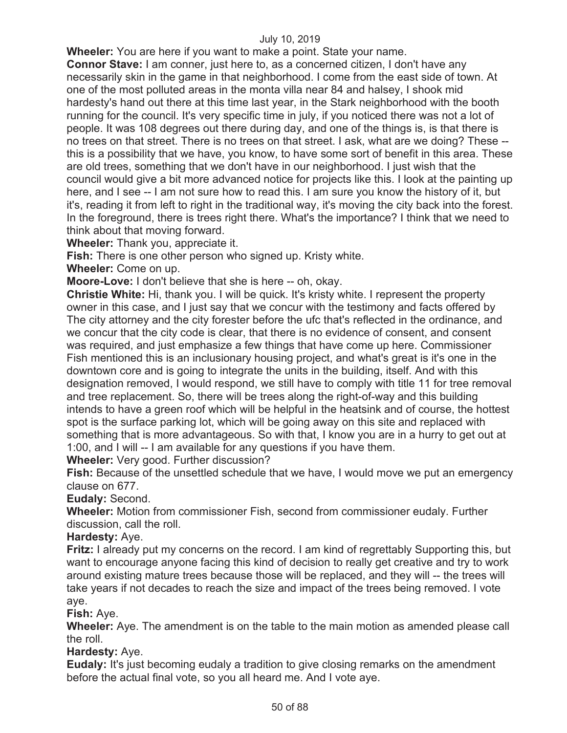**Wheeler:** You are here if you want to make a point. State your name.

**Connor Stave:** I am conner, just here to, as a concerned citizen, I don't have any necessarily skin in the game in that neighborhood. I come from the east side of town. At one of the most polluted areas in the monta villa near 84 and halsey, I shook mid hardesty's hand out there at this time last year, in the Stark neighborhood with the booth running for the council. It's very specific time in july, if you noticed there was not a lot of people. It was 108 degrees out there during day, and one of the things is, is that there is no trees on that street. There is no trees on that street. I ask, what are we doing? These -- this is a possibility that we have, you know, to have some sort of benefit in this area. These are old trees, something that we don't have in our neighborhood. I just wish that the council would give a bit more advanced notice for projects like this. I look at the painting up here, and I see -- I am not sure how to read this. I am sure you know the history of it, but it's, reading it from left to right in the traditional way, it's moving the city back into the forest. In the foreground, there is trees right there. What's the importance? I think that we need to think about that moving forward.

**Wheeler:** Thank you, appreciate it.

**Fish:** There is one other person who signed up. Kristy white.

**Wheeler:** Come on up.

**Moore-Love:** I don't believe that she is here -- oh, okay.

**Christie White:** Hi, thank you. I will be quick. It's kristy white. I represent the property owner in this case, and I just say that we concur with the testimony and facts offered by The city attorney and the city forester before the ufc that's reflected in the ordinance, and we concur that the city code is clear, that there is no evidence of consent, and consent was required, and just emphasize a few things that have come up here. Commissioner Fish mentioned this is an inclusionary housing project, and what's great is it's one in the downtown core and is going to integrate the units in the building, itself. And with this designation removed, I would respond, we still have to comply with title 11 for tree removal and tree replacement. So, there will be trees along the right-of-way and this building intends to have a green roof which will be helpful in the heatsink and of course, the hottest spot is the surface parking lot, which will be going away on this site and replaced with something that is more advantageous. So with that, I know you are in a hurry to get out at 1:00, and I will -- I am available for any questions if you have them.

**Wheeler:** Very good. Further discussion?

**Fish:** Because of the unsettled schedule that we have, I would move we put an emergency clause on 677.

**Eudaly:** Second.

**Wheeler:** Motion from commissioner Fish, second from commissioner eudaly. Further discussion, call the roll.

**Hardesty:** Aye.

**Fritz:** I already put my concerns on the record. I am kind of regrettably Supporting this, but want to encourage anyone facing this kind of decision to really get creative and try to work around existing mature trees because those will be replaced, and they will -- the trees will take years if not decades to reach the size and impact of the trees being removed. I vote aye.

**Fish:** Aye.

**Wheeler:** Aye. The amendment is on the table to the main motion as amended please call the roll.

**Hardesty:** Aye.

**Eudaly:** It's just becoming eudaly a tradition to give closing remarks on the amendment before the actual final vote, so you all heard me. And I vote aye.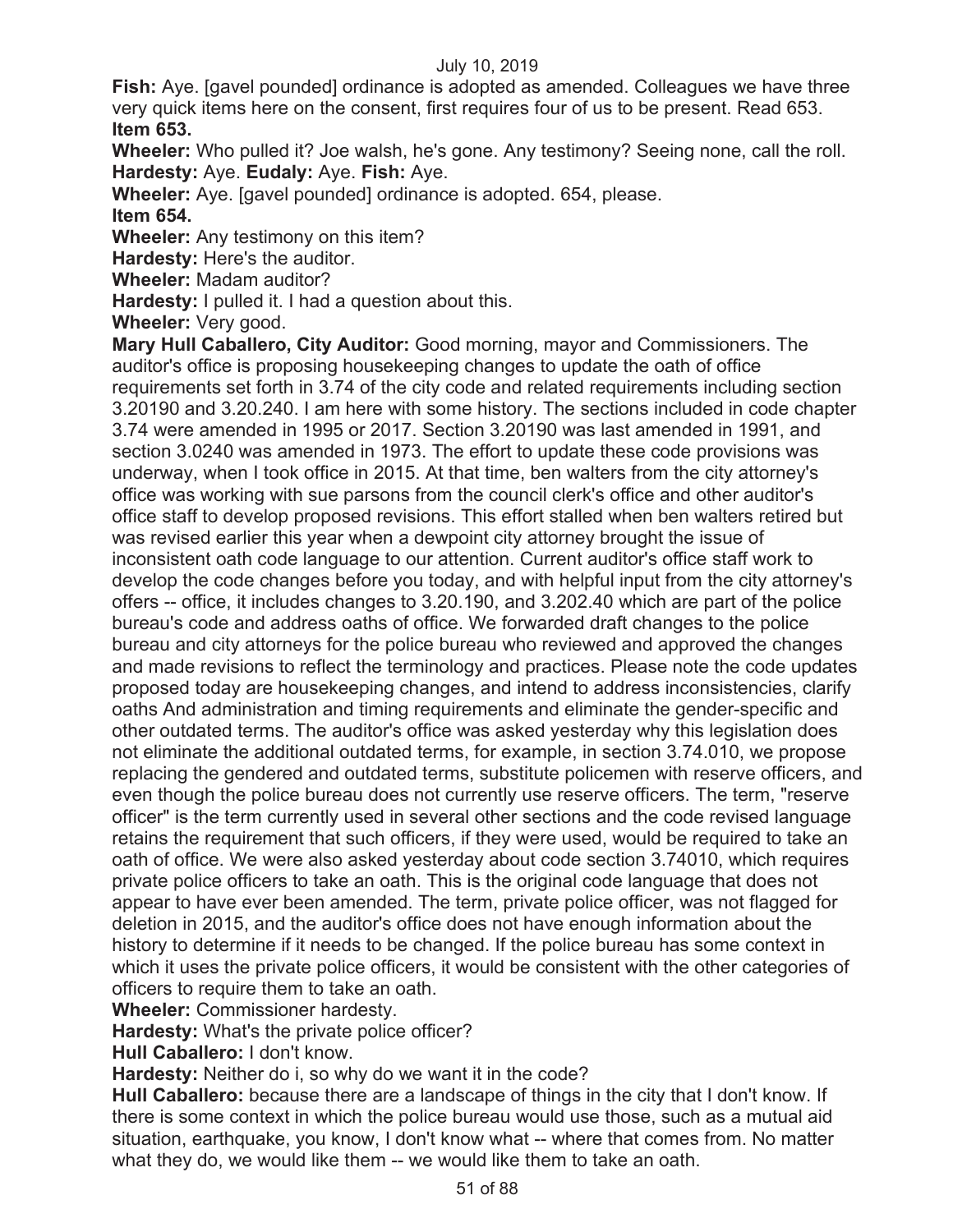**Fish:** Aye. [gavel pounded] ordinance is adopted as amended. Colleagues we have three very quick items here on the consent, first requires four of us to be present. Read 653.

**Item 653.**

**Wheeler:** Who pulled it? Joe walsh, he's gone. Any testimony? Seeing none, call the roll.

**Hardesty:** Aye. **Eudaly:** Aye. **Fish:** Aye.

**Wheeler:** Aye. [gavel pounded] ordinance is adopted. 654, please.

**Item 654.**

**Wheeler:** Any testimony on this item?

**Hardesty:** Here's the auditor.

**Wheeler:** Madam auditor?

**Hardesty:** I pulled it. I had a question about this.

**Wheeler:** Very good.

**Mary Hull Caballero, City Auditor:** Good morning, mayor and Commissioners. The auditor's office is proposing housekeeping changes to update the oath of office requirements set forth in 3.74 of the city code and related requirements including section 3.20190 and 3.20.240. I am here with some history. The sections included in code chapter 3.74 were amended in 1995 or 2017. Section 3.20190 was last amended in 1991, and section 3.0240 was amended in 1973. The effort to update these code provisions was underway, when I took office in 2015. At that time, ben walters from the city attorney's office was working with sue parsons from the council clerk's office and other auditor's office staff to develop proposed revisions. This effort stalled when ben walters retired but was revised earlier this year when a dewpoint city attorney brought the issue of inconsistent oath code language to our attention. Current auditor's office staff work to develop the code changes before you today, and with helpful input from the city attorney's offers -- office, it includes changes to 3.20.190, and 3.202.40 which are part of the police bureau's code and address oaths of office. We forwarded draft changes to the police bureau and city attorneys for the police bureau who reviewed and approved the changes and made revisions to reflect the terminology and practices. Please note the code updates proposed today are housekeeping changes, and intend to address inconsistencies, clarify oaths And administration and timing requirements and eliminate the gender-specific and other outdated terms. The auditor's office was asked yesterday why this legislation does not eliminate the additional outdated terms, for example, in section 3.74.010, we propose replacing the gendered and outdated terms, substitute policemen with reserve officers, and even though the police bureau does not currently use reserve officers. The term, "reserve officer" is the term currently used in several other sections and the code revised language retains the requirement that such officers, if they were used, would be required to take an oath of office. We were also asked yesterday about code section 3.74010, which requires private police officers to take an oath. This is the original code language that does not appear to have ever been amended. The term, private police officer, was not flagged for deletion in 2015, and the auditor's office does not have enough information about the history to determine if it needs to be changed. If the police bureau has some context in which it uses the private police officers, it would be consistent with the other categories of officers to require them to take an oath.

**Wheeler:** Commissioner hardesty.

**Hardesty:** What's the private police officer?

**Hull Caballero:** I don't know.

**Hardesty:** Neither do i, so why do we want it in the code?

**Hull Caballero:** because there are a landscape of things in the city that I don't know. If there is some context in which the police bureau would use those, such as a mutual aid situation, earthquake, you know, I don't know what -- where that comes from. No matter what they do, we would like them -- we would like them to take an oath.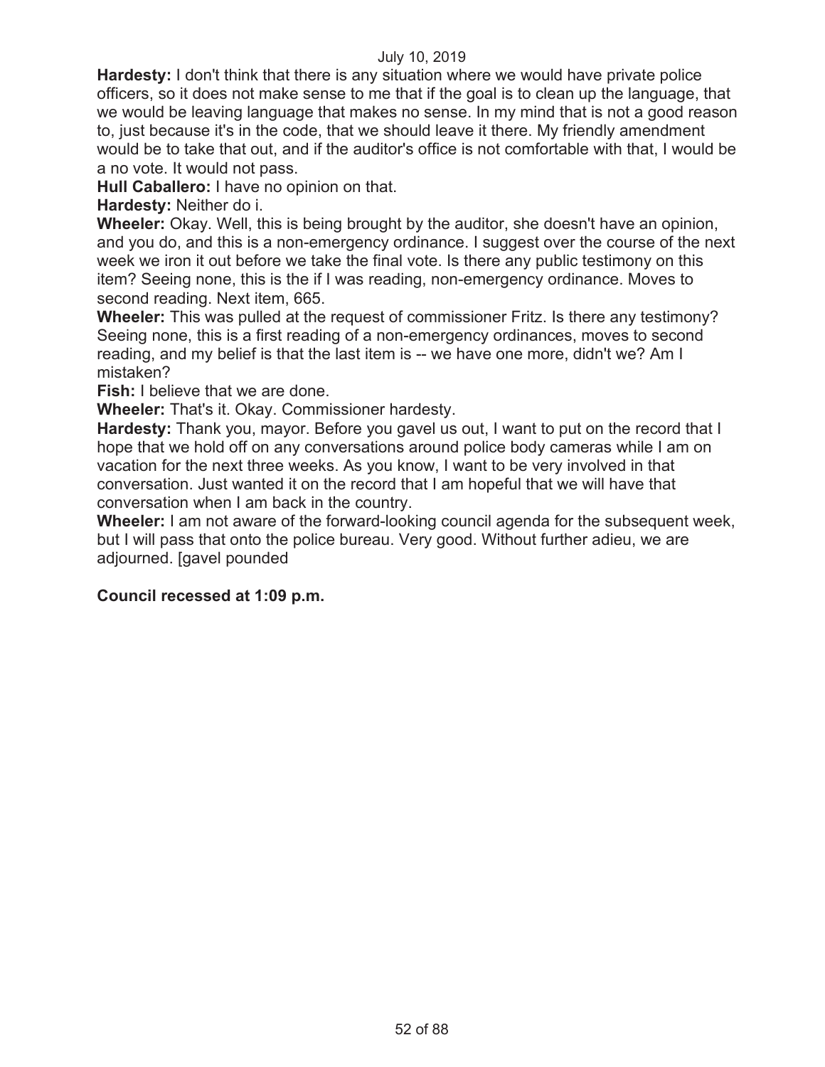**Hardesty:** I don't think that there is any situation where we would have private police officers, so it does not make sense to me that if the goal is to clean up the language, that we would be leaving language that makes no sense. In my mind that is not a good reason to, just because it's in the code, that we should leave it there. My friendly amendment would be to take that out, and if the auditor's office is not comfortable with that, I would be a no vote. It would not pass.

**Hull Caballero:** I have no opinion on that.

**Hardesty:** Neither do i.

**Wheeler:** Okay. Well, this is being brought by the auditor, she doesn't have an opinion, and you do, and this is a non-emergency ordinance. I suggest over the course of the next week we iron it out before we take the final vote. Is there any public testimony on this item? Seeing none, this is the if I was reading, non-emergency ordinance. Moves to second reading. Next item, 665.

**Wheeler:** This was pulled at the request of commissioner Fritz. Is there any testimony? Seeing none, this is a first reading of a non-emergency ordinances, moves to second reading, and my belief is that the last item is -- we have one more, didn't we? Am I mistaken?

**Fish:** I believe that we are done.

**Wheeler:** That's it. Okay. Commissioner hardesty.

**Hardesty:** Thank you, mayor. Before you gavel us out, I want to put on the record that I hope that we hold off on any conversations around police body cameras while I am on vacation for the next three weeks. As you know, I want to be very involved in that conversation. Just wanted it on the record that I am hopeful that we will have that conversation when I am back in the country.

**Wheeler:** I am not aware of the forward-looking council agenda for the subsequent week, but I will pass that onto the police bureau. Very good. Without further adieu, we are adjourned. [gavel pounded

**Council recessed at 1:09 p.m.**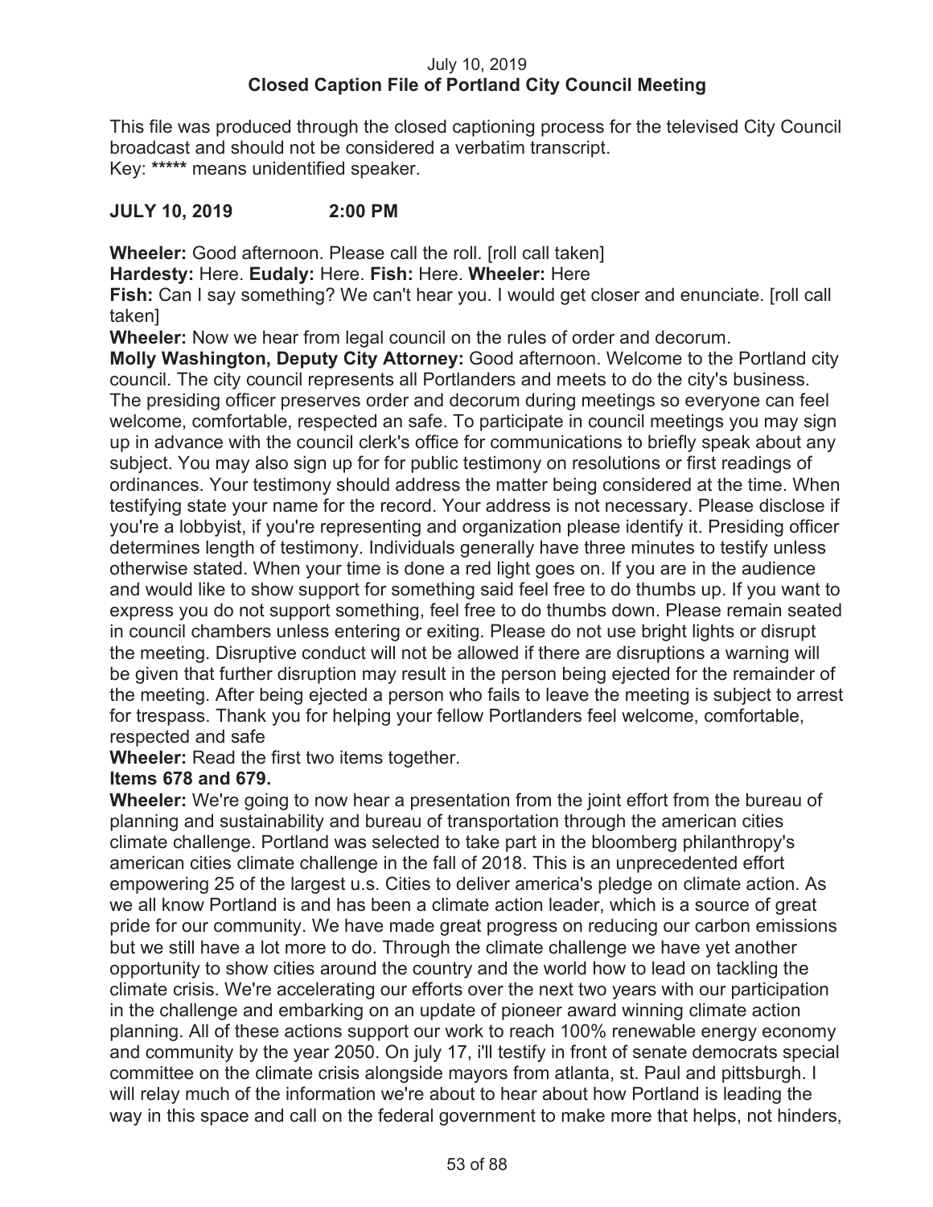July 10, 2019
**Closed Caption File of Portland City Council Meeting**

This file was produced through the closed captioning process for the televised City Council broadcast and should not be considered a verbatim transcript.
Key: ***** means unidentified speaker.

**JULY 10, 2019 2:00 PM**

**Wheeler:** Good afternoon. Please call the roll. [roll call taken]
**Hardesty:** Here. **Eudaly:** Here. **Fish:** Here. **Wheeler:** Here
**Fish:** Can I say something? We can't hear you. I would get closer and enunciate. [roll call taken]
**Wheeler:** Now we hear from legal council on the rules of order and decorum.
**Molly Washington, Deputy City Attorney:** Good afternoon. Welcome to the Portland city council. The city council represents all Portlanders and meets to do the city's business. The presiding officer preserves order and decorum during meetings so everyone can feel welcome, comfortable, respected an safe. To participate in council meetings you may sign up in advance with the council clerk's office for communications to briefly speak about any subject. You may also sign up for for public testimony on resolutions or first readings of ordinances. Your testimony should address the matter being considered at the time. When testifying state your name for the record. Your address is not necessary. Please disclose if you're a lobbyist, if you're representing and organization please identify it. Presiding officer determines length of testimony. Individuals generally have three minutes to testify unless otherwise stated. When your time is done a red light goes on. If you are in the audience and would like to show support for something said feel free to do thumbs up. If you want to express you do not support something, feel free to do thumbs down. Please remain seated in council chambers unless entering or exiting. Please do not use bright lights or disrupt the meeting. Disruptive conduct will not be allowed if there are disruptions a warning will be given that further disruption may result in the person being ejected for the remainder of the meeting. After being ejected a person who fails to leave the meeting is subject to arrest for trespass. Thank you for helping your fellow Portlanders feel welcome, comfortable, respected and safe
**Wheeler:** Read the first two items together.
**Items 678 and 679.**
**Wheeler:** We're going to now hear a presentation from the joint effort from the bureau of planning and sustainability and bureau of transportation through the american cities climate challenge. Portland was selected to take part in the bloomberg philanthropy's american cities climate challenge in the fall of 2018. This is an unprecedented effort empowering 25 of the largest u.s. Cities to deliver america's pledge on climate action. As we all know Portland is and has been a climate action leader, which is a source of great pride for our community. We have made great progress on reducing our carbon emissions but we still have a lot more to do. Through the climate challenge we have yet another opportunity to show cities around the country and the world how to lead on tackling the climate crisis. We're accelerating our efforts over the next two years with our participation in the challenge and embarking on an update of pioneer award winning climate action planning. All of these actions support our work to reach 100% renewable energy economy and community by the year 2050. On july 17, i'll testify in front of senate democrats special committee on the climate crisis alongside mayors from atlanta, st. Paul and pittsburgh. I will relay much of the information we're about to hear about how Portland is leading the way in this space and call on the federal government to make more that helps, not hinders,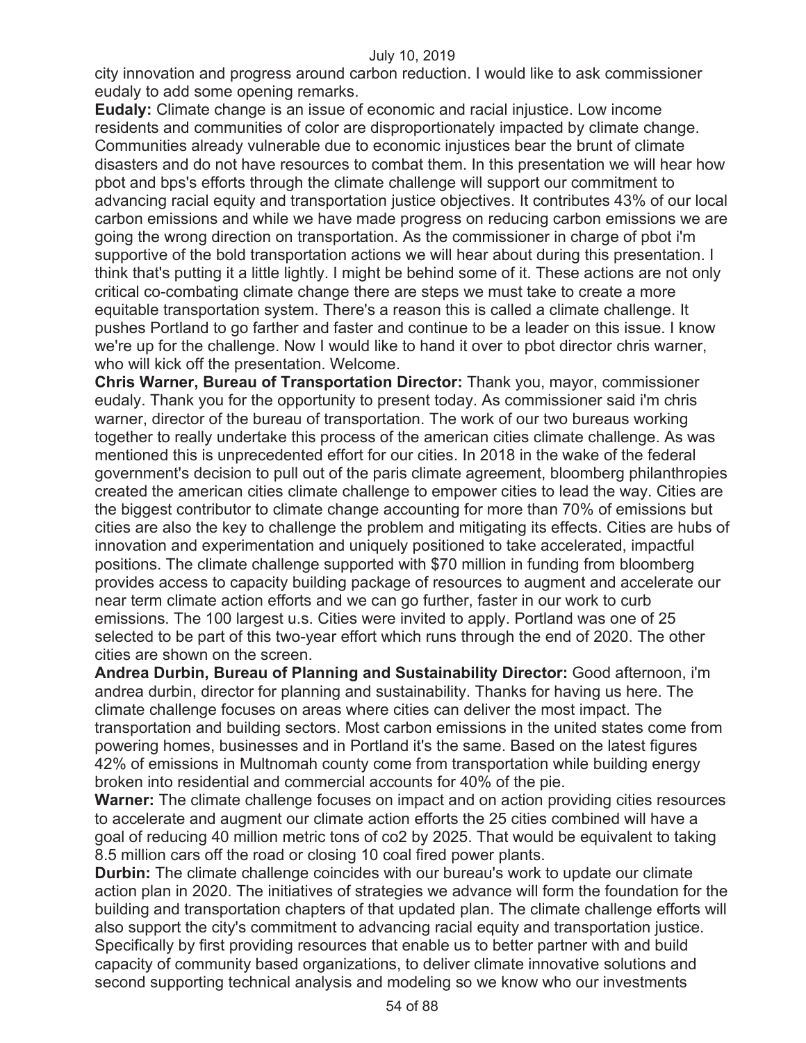city innovation and progress around carbon reduction. I would like to ask commissioner eudaly to add some opening remarks.

**Eudaly:** Climate change is an issue of economic and racial injustice. Low income residents and communities of color are disproportionately impacted by climate change. Communities already vulnerable due to economic injustices bear the brunt of climate disasters and do not have resources to combat them. In this presentation we will hear how pbot and bps's efforts through the climate challenge will support our commitment to advancing racial equity and transportation justice objectives. It contributes 43% of our local carbon emissions and while we have made progress on reducing carbon emissions we are going the wrong direction on transportation. As the commissioner in charge of pbot i'm supportive of the bold transportation actions we will hear about during this presentation. I think that's putting it a little lightly. I might be behind some of it. These actions are not only critical co-combating climate change there are steps we must take to create a more equitable transportation system. There's a reason this is called a climate challenge. It pushes Portland to go farther and faster and continue to be a leader on this issue. I know we're up for the challenge. Now I would like to hand it over to pbot director chris warner, who will kick off the presentation. Welcome.

**Chris Warner, Bureau of Transportation Director:** Thank you, mayor, commissioner eudaly. Thank you for the opportunity to present today. As commissioner said i'm chris warner, director of the bureau of transportation. The work of our two bureaus working together to really undertake this process of the american cities climate challenge. As was mentioned this is unprecedented effort for our cities. In 2018 in the wake of the federal government's decision to pull out of the paris climate agreement, bloomberg philanthropies created the american cities climate challenge to empower cities to lead the way. Cities are the biggest contributor to climate change accounting for more than 70% of emissions but cities are also the key to challenge the problem and mitigating its effects. Cities are hubs of innovation and experimentation and uniquely positioned to take accelerated, impactful positions. The climate challenge supported with $70 million in funding from bloomberg provides access to capacity building package of resources to augment and accelerate our near term climate action efforts and we can go further, faster in our work to curb emissions. The 100 largest u.s. Cities were invited to apply. Portland was one of 25 selected to be part of this two-year effort which runs through the end of 2020. The other cities are shown on the screen.

**Andrea Durbin, Bureau of Planning and Sustainability Director:** Good afternoon, i'm andrea durbin, director for planning and sustainability. Thanks for having us here. The climate challenge focuses on areas where cities can deliver the most impact. The transportation and building sectors. Most carbon emissions in the united states come from powering homes, businesses and in Portland it's the same. Based on the latest figures 42% of emissions in Multnomah county come from transportation while building energy broken into residential and commercial accounts for 40% of the pie.

**Warner:** The climate challenge focuses on impact and on action providing cities resources to accelerate and augment our climate action efforts the 25 cities combined will have a goal of reducing 40 million metric tons of co2 by 2025. That would be equivalent to taking 8.5 million cars off the road or closing 10 coal fired power plants.

**Durbin:** The climate challenge coincides with our bureau's work to update our climate action plan in 2020. The initiatives of strategies we advance will form the foundation for the building and transportation chapters of that updated plan. The climate challenge efforts will also support the city's commitment to advancing racial equity and transportation justice. Specifically by first providing resources that enable us to better partner with and build capacity of community based organizations, to deliver climate innovative solutions and second supporting technical analysis and modeling so we know who our investments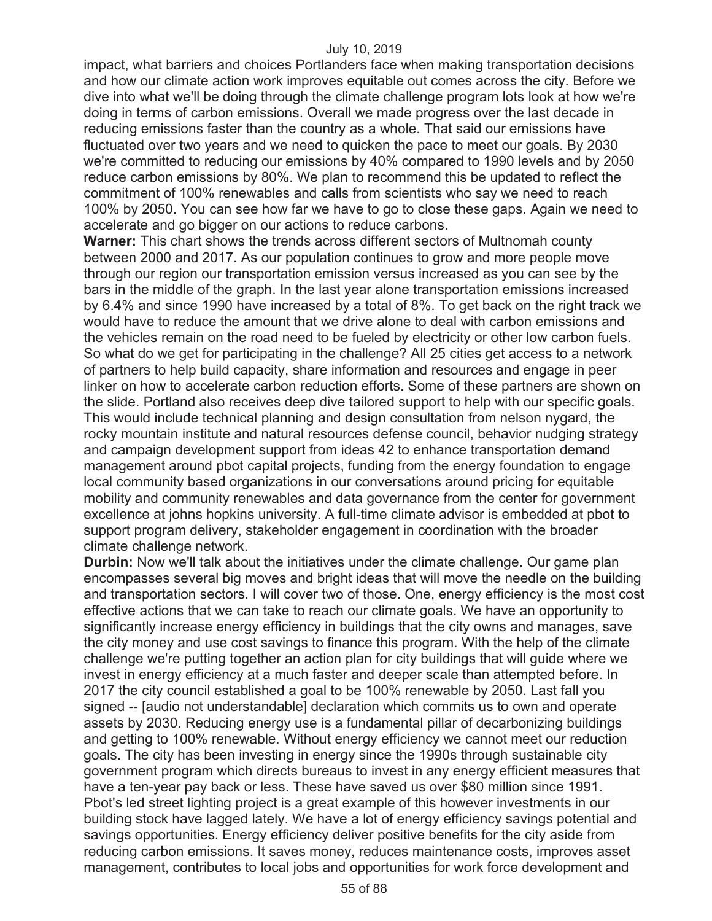impact, what barriers and choices Portlanders face when making transportation decisions and how our climate action work improves equitable out comes across the city. Before we dive into what we'll be doing through the climate challenge program lots look at how we're doing in terms of carbon emissions. Overall we made progress over the last decade in reducing emissions faster than the country as a whole. That said our emissions have fluctuated over two years and we need to quicken the pace to meet our goals. By 2030 we're committed to reducing our emissions by 40% compared to 1990 levels and by 2050 reduce carbon emissions by 80%. We plan to recommend this be updated to reflect the commitment of 100% renewables and calls from scientists who say we need to reach 100% by 2050. You can see how far we have to go to close these gaps. Again we need to accelerate and go bigger on our actions to reduce carbons.

**Warner:** This chart shows the trends across different sectors of Multnomah county between 2000 and 2017. As our population continues to grow and more people move through our region our transportation emission versus increased as you can see by the bars in the middle of the graph. In the last year alone transportation emissions increased by 6.4% and since 1990 have increased by a total of 8%. To get back on the right track we would have to reduce the amount that we drive alone to deal with carbon emissions and the vehicles remain on the road need to be fueled by electricity or other low carbon fuels. So what do we get for participating in the challenge? All 25 cities get access to a network of partners to help build capacity, share information and resources and engage in peer linker on how to accelerate carbon reduction efforts. Some of these partners are shown on the slide. Portland also receives deep dive tailored support to help with our specific goals. This would include technical planning and design consultation from nelson nygard, the rocky mountain institute and natural resources defense council, behavior nudging strategy and campaign development support from ideas 42 to enhance transportation demand management around pbot capital projects, funding from the energy foundation to engage local community based organizations in our conversations around pricing for equitable mobility and community renewables and data governance from the center for government excellence at johns hopkins university. A full-time climate advisor is embedded at pbot to support program delivery, stakeholder engagement in coordination with the broader climate challenge network.

**Durbin:** Now we'll talk about the initiatives under the climate challenge. Our game plan encompasses several big moves and bright ideas that will move the needle on the building and transportation sectors. I will cover two of those. One, energy efficiency is the most cost effective actions that we can take to reach our climate goals. We have an opportunity to significantly increase energy efficiency in buildings that the city owns and manages, save the city money and use cost savings to finance this program. With the help of the climate challenge we're putting together an action plan for city buildings that will guide where we invest in energy efficiency at a much faster and deeper scale than attempted before. In 2017 the city council established a goal to be 100% renewable by 2050. Last fall you signed -- [audio not understandable] declaration which commits us to own and operate assets by 2030. Reducing energy use is a fundamental pillar of decarbonizing buildings and getting to 100% renewable. Without energy efficiency we cannot meet our reduction goals. The city has been investing in energy since the 1990s through sustainable city government program which directs bureaus to invest in any energy efficient measures that have a ten-year pay back or less. These have saved us over $80 million since 1991. Pbot's led street lighting project is a great example of this however investments in our building stock have lagged lately. We have a lot of energy efficiency savings potential and savings opportunities. Energy efficiency deliver positive benefits for the city aside from reducing carbon emissions. It saves money, reduces maintenance costs, improves asset management, contributes to local jobs and opportunities for work force development and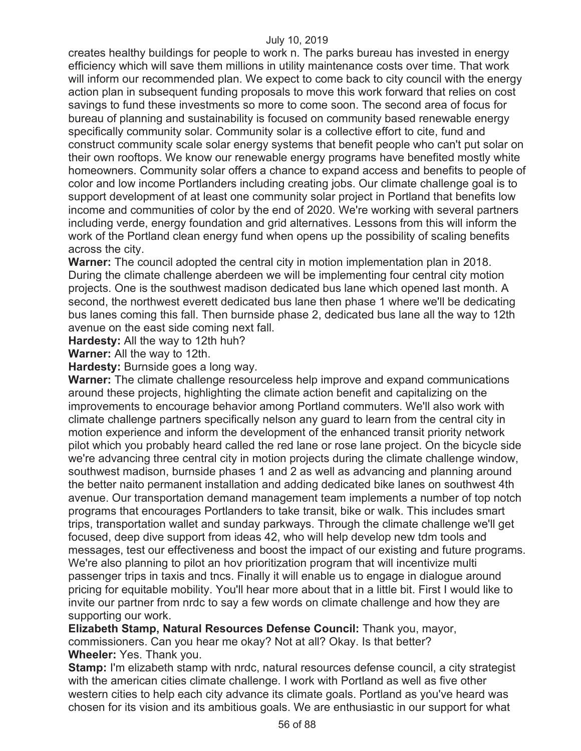creates healthy buildings for people to work n. The parks bureau has invested in energy efficiency which will save them millions in utility maintenance costs over time. That work will inform our recommended plan. We expect to come back to city council with the energy action plan in subsequent funding proposals to move this work forward that relies on cost savings to fund these investments so more to come soon. The second area of focus for bureau of planning and sustainability is focused on community based renewable energy specifically community solar. Community solar is a collective effort to cite, fund and construct community scale solar energy systems that benefit people who can't put solar on their own rooftops. We know our renewable energy programs have benefited mostly white homeowners. Community solar offers a chance to expand access and benefits to people of color and low income Portlanders including creating jobs. Our climate challenge goal is to support development of at least one community solar project in Portland that benefits low income and communities of color by the end of 2020. We're working with several partners including verde, energy foundation and grid alternatives. Lessons from this will inform the work of the Portland clean energy fund when opens up the possibility of scaling benefits across the city.

**Warner:** The council adopted the central city in motion implementation plan in 2018. During the climate challenge aberdeen we will be implementing four central city motion projects. One is the southwest madison dedicated bus lane which opened last month. A second, the northwest everett dedicated bus lane then phase 1 where we'll be dedicating bus lanes coming this fall. Then burnside phase 2, dedicated bus lane all the way to 12th avenue on the east side coming next fall.

**Hardesty:** All the way to 12th huh?

**Warner:** All the way to 12th.

**Hardesty:** Burnside goes a long way.

**Warner:** The climate challenge resourceless help improve and expand communications around these projects, highlighting the climate action benefit and capitalizing on the improvements to encourage behavior among Portland commuters. We'll also work with climate challenge partners specifically nelson any guard to learn from the central city in motion experience and inform the development of the enhanced transit priority network pilot which you probably heard called the red lane or rose lane project. On the bicycle side we're advancing three central city in motion projects during the climate challenge window, southwest madison, burnside phases 1 and 2 as well as advancing and planning around the better naito permanent installation and adding dedicated bike lanes on southwest 4th avenue. Our transportation demand management team implements a number of top notch programs that encourages Portlanders to take transit, bike or walk. This includes smart trips, transportation wallet and sunday parkways. Through the climate challenge we'll get focused, deep dive support from ideas 42, who will help develop new tdm tools and messages, test our effectiveness and boost the impact of our existing and future programs. We're also planning to pilot an hov prioritization program that will incentivize multi passenger trips in taxis and tncs. Finally it will enable us to engage in dialogue around pricing for equitable mobility. You'll hear more about that in a little bit. First I would like to invite our partner from nrdc to say a few words on climate challenge and how they are supporting our work.

**Elizabeth Stamp, Natural Resources Defense Council:** Thank you, mayor, commissioners. Can you hear me okay? Not at all? Okay. Is that better?

**Wheeler:** Yes. Thank you.

**Stamp:** I'm elizabeth stamp with nrdc, natural resources defense council, a city strategist with the american cities climate challenge. I work with Portland as well as five other western cities to help each city advance its climate goals. Portland as you've heard was chosen for its vision and its ambitious goals. We are enthusiastic in our support for what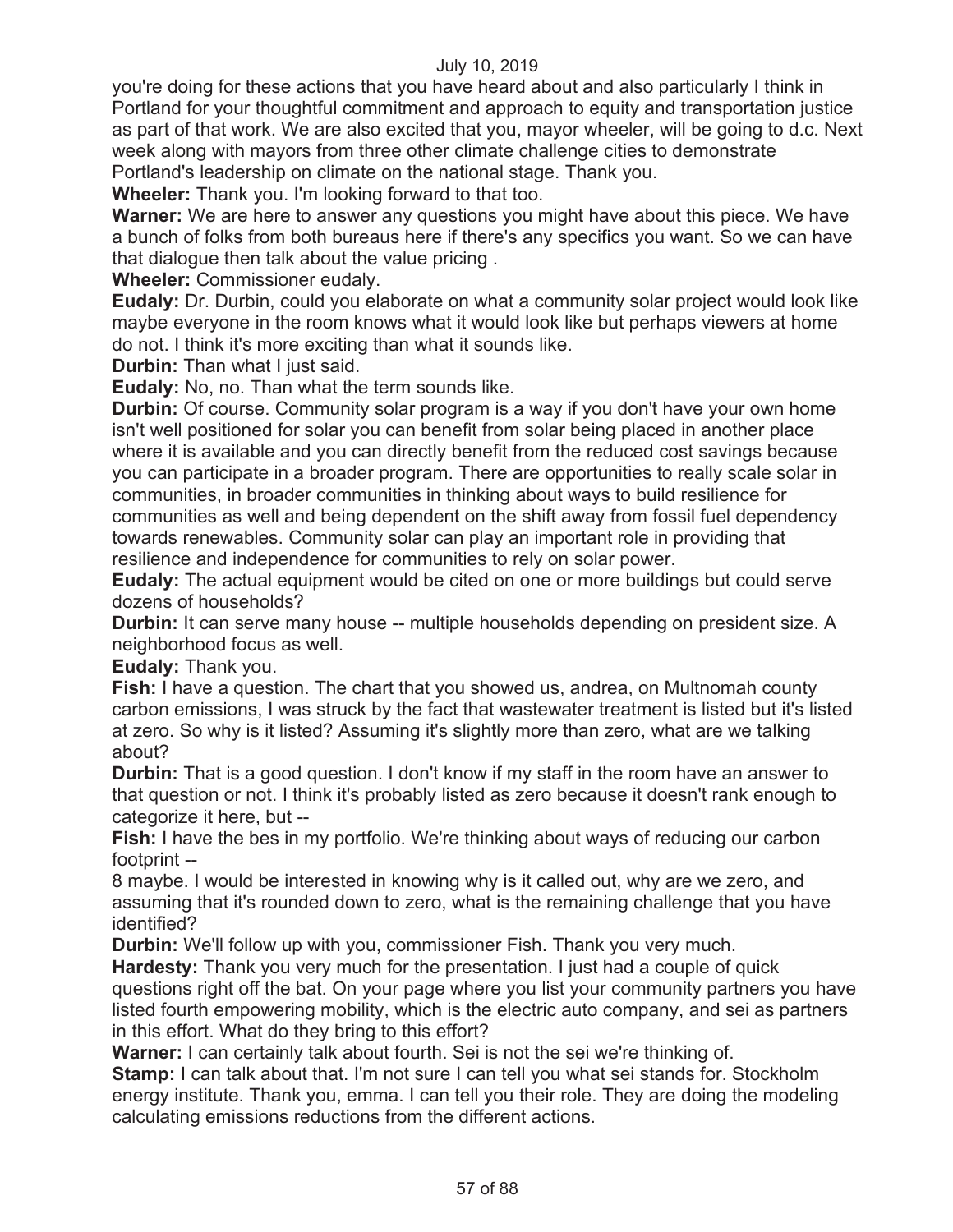you're doing for these actions that you have heard about and also particularly I think in Portland for your thoughtful commitment and approach to equity and transportation justice as part of that work. We are also excited that you, mayor wheeler, will be going to d.c. Next week along with mayors from three other climate challenge cities to demonstrate Portland's leadership on climate on the national stage. Thank you.

**Wheeler:** Thank you. I'm looking forward to that too.

**Warner:** We are here to answer any questions you might have about this piece. We have a bunch of folks from both bureaus here if there's any specifics you want. So we can have that dialogue then talk about the value pricing .

**Wheeler:** Commissioner eudaly.

**Eudaly:** Dr. Durbin, could you elaborate on what a community solar project would look like maybe everyone in the room knows what it would look like but perhaps viewers at home do not. I think it's more exciting than what it sounds like.

**Durbin:** Than what I just said.

**Eudaly:** No, no. Than what the term sounds like.

**Durbin:** Of course. Community solar program is a way if you don't have your own home isn't well positioned for solar you can benefit from solar being placed in another place where it is available and you can directly benefit from the reduced cost savings because you can participate in a broader program. There are opportunities to really scale solar in communities, in broader communities in thinking about ways to build resilience for communities as well and being dependent on the shift away from fossil fuel dependency towards renewables. Community solar can play an important role in providing that resilience and independence for communities to rely on solar power.

**Eudaly:** The actual equipment would be cited on one or more buildings but could serve dozens of households?

**Durbin:** It can serve many house -- multiple households depending on president size. A neighborhood focus as well.

**Eudaly:** Thank you.

**Fish:** I have a question. The chart that you showed us, andrea, on Multnomah county carbon emissions, I was struck by the fact that wastewater treatment is listed but it's listed at zero. So why is it listed? Assuming it's slightly more than zero, what are we talking about?

**Durbin:** That is a good question. I don't know if my staff in the room have an answer to that question or not. I think it's probably listed as zero because it doesn't rank enough to categorize it here, but --

**Fish:** I have the bes in my portfolio. We're thinking about ways of reducing our carbon footprint --

8 maybe. I would be interested in knowing why is it called out, why are we zero, and assuming that it's rounded down to zero, what is the remaining challenge that you have identified?

**Durbin:** We'll follow up with you, commissioner Fish. Thank you very much.

**Hardesty:** Thank you very much for the presentation. I just had a couple of quick questions right off the bat. On your page where you list your community partners you have listed fourth empowering mobility, which is the electric auto company, and sei as partners in this effort. What do they bring to this effort?

**Warner:** I can certainly talk about fourth. Sei is not the sei we're thinking of.

**Stamp:** I can talk about that. I'm not sure I can tell you what sei stands for. Stockholm energy institute. Thank you, emma. I can tell you their role. They are doing the modeling calculating emissions reductions from the different actions.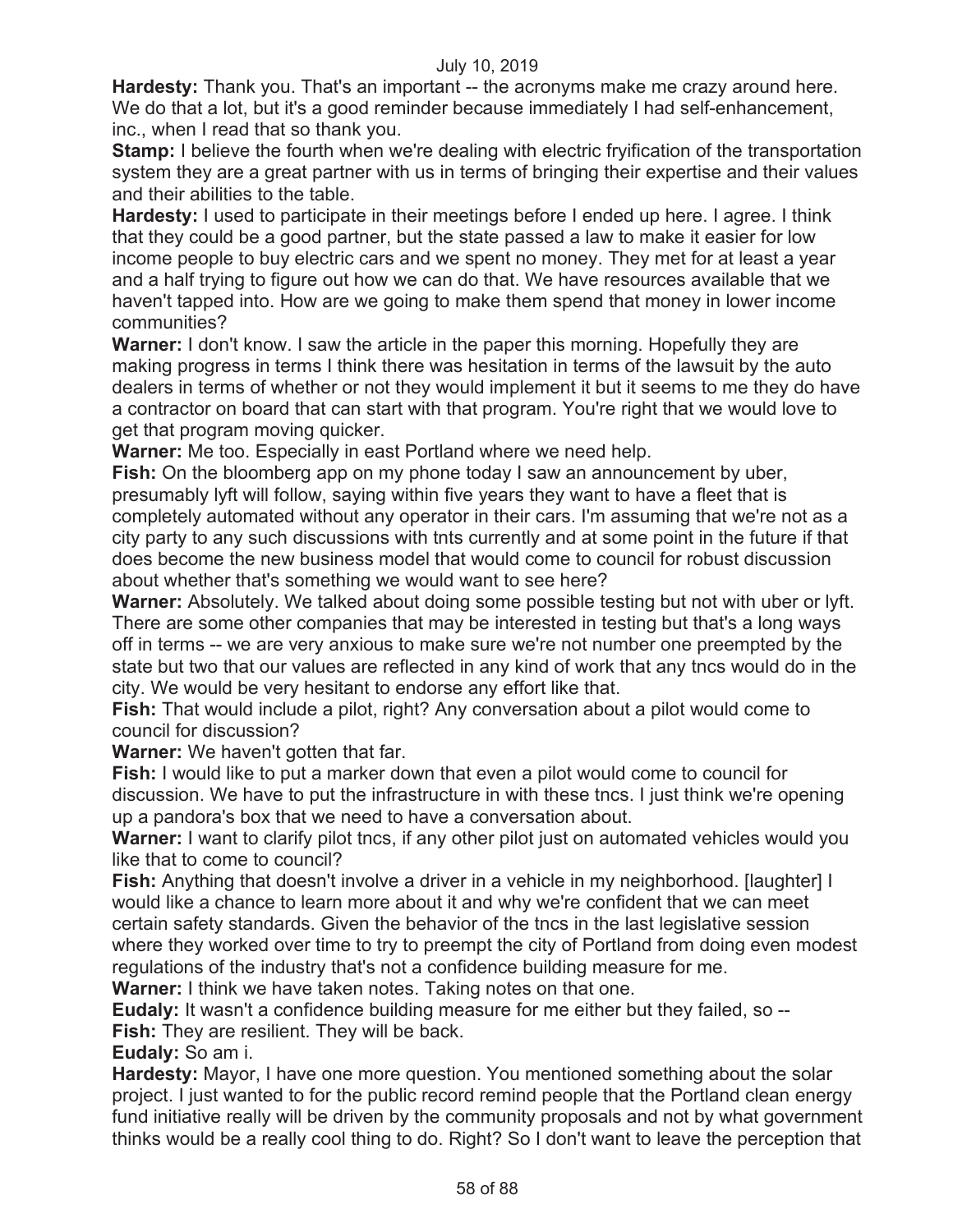**Hardesty:** Thank you. That's an important -- the acronyms make me crazy around here. We do that a lot, but it's a good reminder because immediately I had self-enhancement, inc., when I read that so thank you.

**Stamp:** I believe the fourth when we're dealing with electric fryification of the transportation system they are a great partner with us in terms of bringing their expertise and their values and their abilities to the table.

**Hardesty:** I used to participate in their meetings before I ended up here. I agree. I think that they could be a good partner, but the state passed a law to make it easier for low income people to buy electric cars and we spent no money. They met for at least a year and a half trying to figure out how we can do that. We have resources available that we haven't tapped into. How are we going to make them spend that money in lower income communities?

**Warner:** I don't know. I saw the article in the paper this morning. Hopefully they are making progress in terms I think there was hesitation in terms of the lawsuit by the auto dealers in terms of whether or not they would implement it but it seems to me they do have a contractor on board that can start with that program. You're right that we would love to get that program moving quicker.

**Warner:** Me too. Especially in east Portland where we need help.

**Fish:** On the bloomberg app on my phone today I saw an announcement by uber, presumably lyft will follow, saying within five years they want to have a fleet that is completely automated without any operator in their cars. I'm assuming that we're not as a city party to any such discussions with tnts currently and at some point in the future if that does become the new business model that would come to council for robust discussion about whether that's something we would want to see here?

**Warner:** Absolutely. We talked about doing some possible testing but not with uber or lyft. There are some other companies that may be interested in testing but that's a long ways off in terms -- we are very anxious to make sure we're not number one preempted by the state but two that our values are reflected in any kind of work that any tncs would do in the city. We would be very hesitant to endorse any effort like that.

**Fish:** That would include a pilot, right? Any conversation about a pilot would come to council for discussion?

**Warner:** We haven't gotten that far.

**Fish:** I would like to put a marker down that even a pilot would come to council for discussion. We have to put the infrastructure in with these tncs. I just think we're opening up a pandora's box that we need to have a conversation about.

**Warner:** I want to clarify pilot tncs, if any other pilot just on automated vehicles would you like that to come to council?

**Fish:** Anything that doesn't involve a driver in a vehicle in my neighborhood. [laughter] I would like a chance to learn more about it and why we're confident that we can meet certain safety standards. Given the behavior of the tncs in the last legislative session where they worked over time to try to preempt the city of Portland from doing even modest regulations of the industry that's not a confidence building measure for me.

**Warner:** I think we have taken notes. Taking notes on that one.

**Eudaly:** It wasn't a confidence building measure for me either but they failed, so --

**Fish:** They are resilient. They will be back.

**Eudaly:** So am i.

**Hardesty:** Mayor, I have one more question. You mentioned something about the solar project. I just wanted to for the public record remind people that the Portland clean energy fund initiative really will be driven by the community proposals and not by what government thinks would be a really cool thing to do. Right? So I don't want to leave the perception that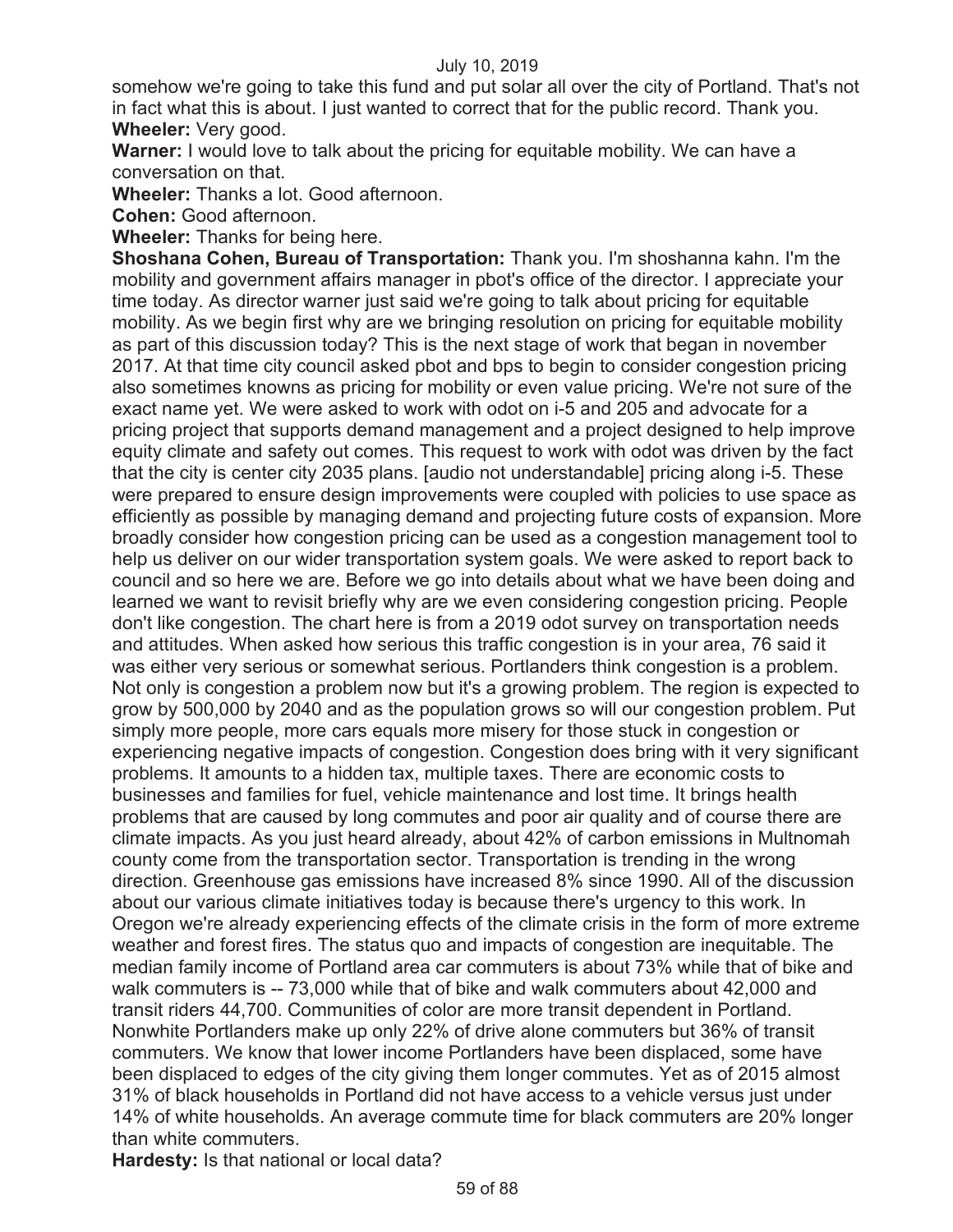somehow we're going to take this fund and put solar all over the city of Portland. That's not in fact what this is about. I just wanted to correct that for the public record. Thank you.

**Wheeler:** Very good.

**Warner:** I would love to talk about the pricing for equitable mobility. We can have a conversation on that.

**Wheeler:** Thanks a lot. Good afternoon.

**Cohen:** Good afternoon.

**Wheeler:** Thanks for being here.

**Shoshana Cohen, Bureau of Transportation:** Thank you. I'm shoshanna kahn. I'm the mobility and government affairs manager in pbot's office of the director. I appreciate your time today. As director warner just said we're going to talk about pricing for equitable mobility. As we begin first why are we bringing resolution on pricing for equitable mobility as part of this discussion today? This is the next stage of work that began in november 2017. At that time city council asked pbot and bps to begin to consider congestion pricing also sometimes knowns as pricing for mobility or even value pricing. We're not sure of the exact name yet. We were asked to work with odot on i-5 and 205 and advocate for a pricing project that supports demand management and a project designed to help improve equity climate and safety out comes. This request to work with odot was driven by the fact that the city is center city 2035 plans. [audio not understandable] pricing along i-5. These were prepared to ensure design improvements were coupled with policies to use space as efficiently as possible by managing demand and projecting future costs of expansion. More broadly consider how congestion pricing can be used as a congestion management tool to help us deliver on our wider transportation system goals. We were asked to report back to council and so here we are. Before we go into details about what we have been doing and learned we want to revisit briefly why are we even considering congestion pricing. People don't like congestion. The chart here is from a 2019 odot survey on transportation needs and attitudes. When asked how serious this traffic congestion is in your area, 76 said it was either very serious or somewhat serious. Portlanders think congestion is a problem. Not only is congestion a problem now but it's a growing problem. The region is expected to grow by 500,000 by 2040 and as the population grows so will our congestion problem. Put simply more people, more cars equals more misery for those stuck in congestion or experiencing negative impacts of congestion. Congestion does bring with it very significant problems. It amounts to a hidden tax, multiple taxes. There are economic costs to businesses and families for fuel, vehicle maintenance and lost time. It brings health problems that are caused by long commutes and poor air quality and of course there are climate impacts. As you just heard already, about 42% of carbon emissions in Multnomah county come from the transportation sector. Transportation is trending in the wrong direction. Greenhouse gas emissions have increased 8% since 1990. All of the discussion about our various climate initiatives today is because there's urgency to this work. In Oregon we're already experiencing effects of the climate crisis in the form of more extreme weather and forest fires. The status quo and impacts of congestion are inequitable. The median family income of Portland area car commuters is about 73% while that of bike and walk commuters is -- 73,000 while that of bike and walk commuters about 42,000 and transit riders 44,700. Communities of color are more transit dependent in Portland. Nonwhite Portlanders make up only 22% of drive alone commuters but 36% of transit commuters. We know that lower income Portlanders have been displaced, some have been displaced to edges of the city giving them longer commutes. Yet as of 2015 almost 31% of black households in Portland did not have access to a vehicle versus just under 14% of white households. An average commute time for black commuters are 20% longer than white commuters.

**Hardesty:** Is that national or local data?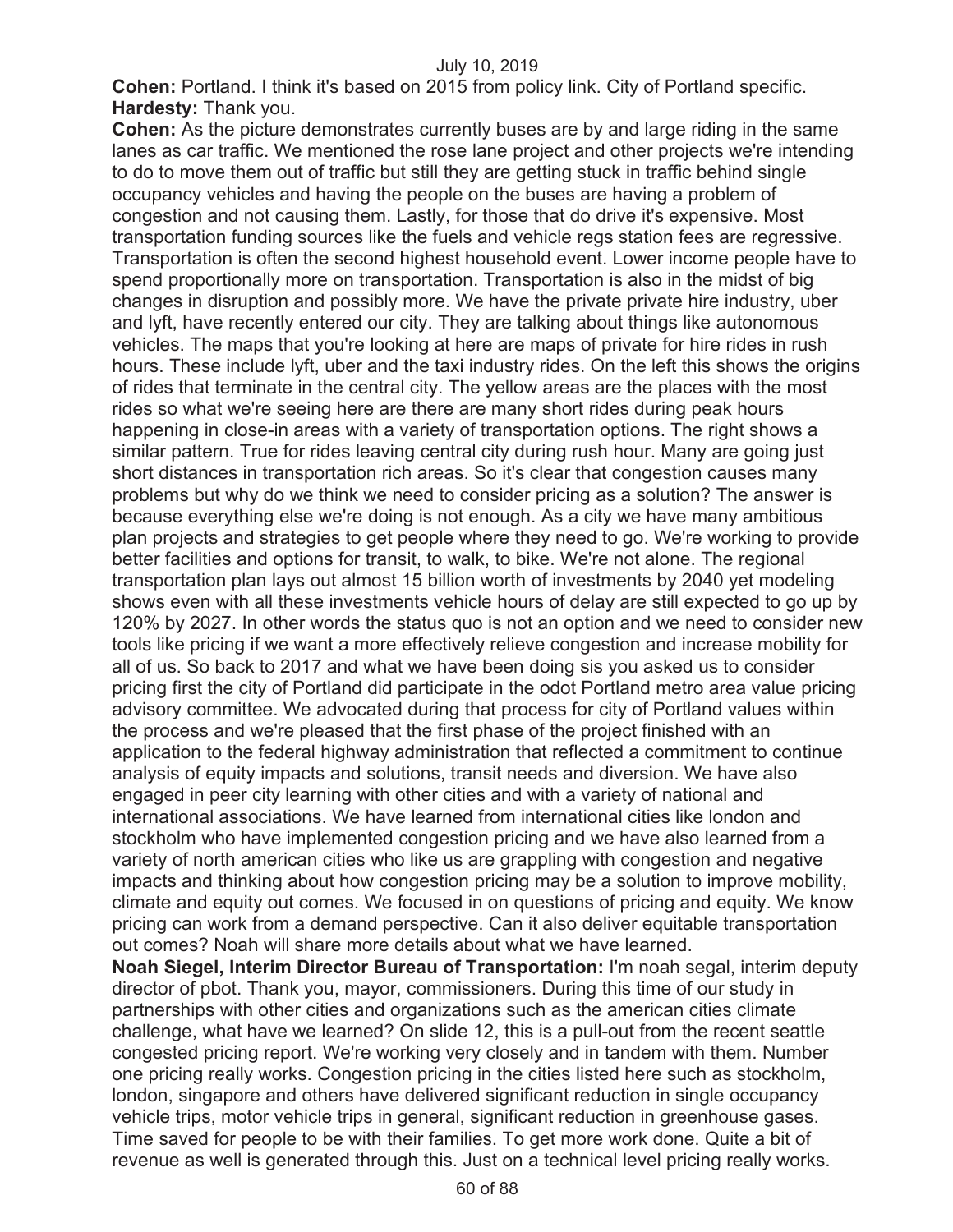**Cohen:** Portland. I think it's based on 2015 from policy link. City of Portland specific.
**Hardesty:** Thank you.
**Cohen:** As the picture demonstrates currently buses are by and large riding in the same lanes as car traffic. We mentioned the rose lane project and other projects we're intending to do to move them out of traffic but still they are getting stuck in traffic behind single occupancy vehicles and having the people on the buses are having a problem of congestion and not causing them. Lastly, for those that do drive it's expensive. Most transportation funding sources like the fuels and vehicle regs station fees are regressive. Transportation is often the second highest household event. Lower income people have to spend proportionally more on transportation. Transportation is also in the midst of big changes in disruption and possibly more. We have the private private hire industry, uber and lyft, have recently entered our city. They are talking about things like autonomous vehicles. The maps that you're looking at here are maps of private for hire rides in rush hours. These include lyft, uber and the taxi industry rides. On the left this shows the origins of rides that terminate in the central city. The yellow areas are the places with the most rides so what we're seeing here are there are many short rides during peak hours happening in close-in areas with a variety of transportation options. The right shows a similar pattern. True for rides leaving central city during rush hour. Many are going just short distances in transportation rich areas. So it's clear that congestion causes many problems but why do we think we need to consider pricing as a solution? The answer is because everything else we're doing is not enough. As a city we have many ambitious plan projects and strategies to get people where they need to go. We're working to provide better facilities and options for transit, to walk, to bike. We're not alone. The regional transportation plan lays out almost 15 billion worth of investments by 2040 yet modeling shows even with all these investments vehicle hours of delay are still expected to go up by 120% by 2027. In other words the status quo is not an option and we need to consider new tools like pricing if we want a more effectively relieve congestion and increase mobility for all of us. So back to 2017 and what we have been doing sis you asked us to consider pricing first the city of Portland did participate in the odot Portland metro area value pricing advisory committee. We advocated during that process for city of Portland values within the process and we're pleased that the first phase of the project finished with an application to the federal highway administration that reflected a commitment to continue analysis of equity impacts and solutions, transit needs and diversion. We have also engaged in peer city learning with other cities and with a variety of national and international associations. We have learned from international cities like london and stockholm who have implemented congestion pricing and we have also learned from a variety of north american cities who like us are grappling with congestion and negative impacts and thinking about how congestion pricing may be a solution to improve mobility, climate and equity out comes. We focused in on questions of pricing and equity. We know pricing can work from a demand perspective. Can it also deliver equitable transportation out comes? Noah will share more details about what we have learned.
**Noah Siegel, Interim Director Bureau of Transportation:** I'm noah segal, interim deputy director of pbot. Thank you, mayor, commissioners. During this time of our study in partnerships with other cities and organizations such as the american cities climate challenge, what have we learned? On slide 12, this is a pull-out from the recent seattle congested pricing report. We're working very closely and in tandem with them. Number one pricing really works. Congestion pricing in the cities listed here such as stockholm, london, singapore and others have delivered significant reduction in single occupancy vehicle trips, motor vehicle trips in general, significant reduction in greenhouse gases. Time saved for people to be with their families. To get more work done. Quite a bit of revenue as well is generated through this. Just on a technical level pricing really works.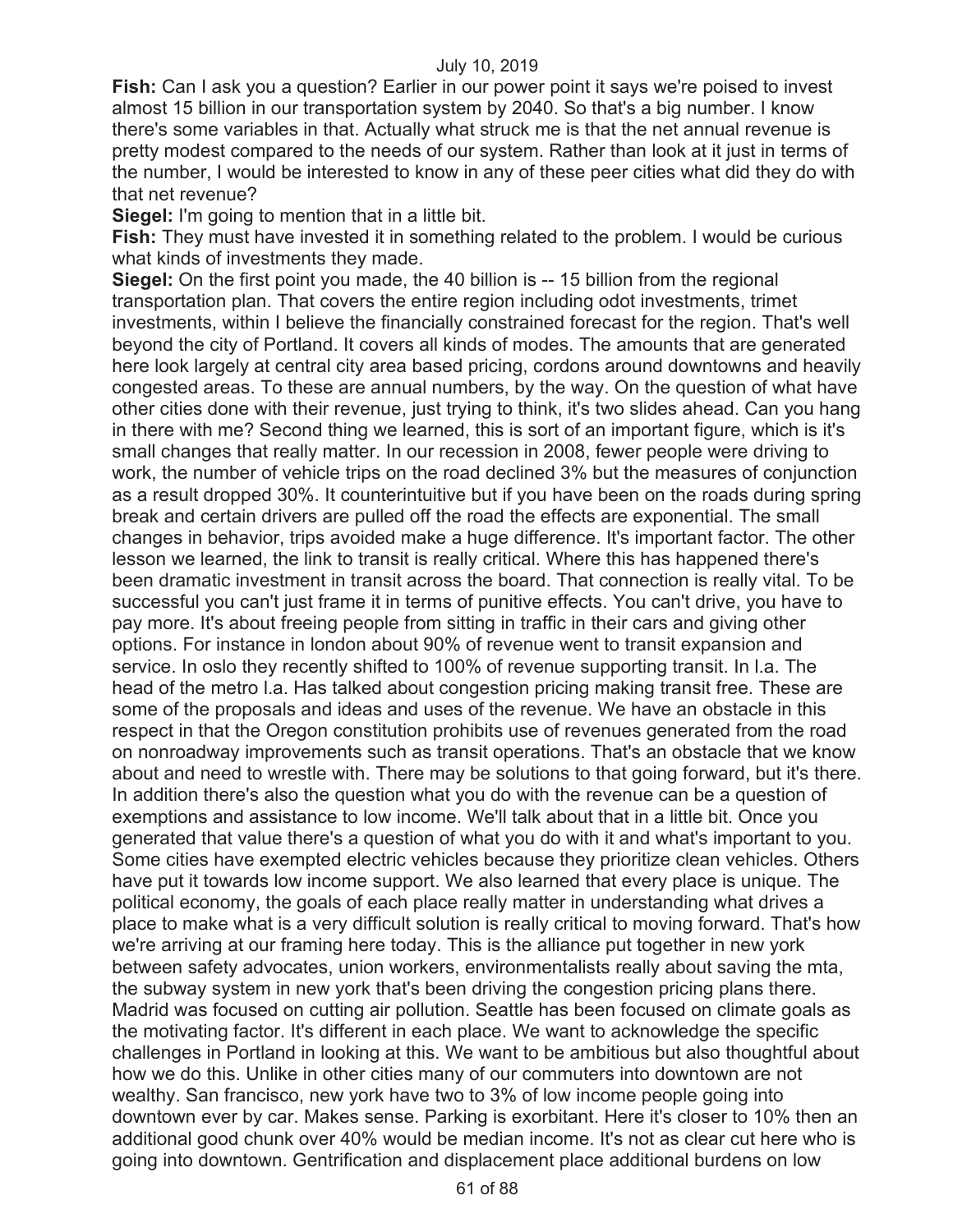**Fish:** Can I ask you a question? Earlier in our power point it says we're poised to invest almost 15 billion in our transportation system by 2040. So that's a big number. I know there's some variables in that. Actually what struck me is that the net annual revenue is pretty modest compared to the needs of our system. Rather than look at it just in terms of the number, I would be interested to know in any of these peer cities what did they do with that net revenue?

**Siegel:** I'm going to mention that in a little bit.

**Fish:** They must have invested it in something related to the problem. I would be curious what kinds of investments they made.

**Siegel:** On the first point you made, the 40 billion is -- 15 billion from the regional transportation plan. That covers the entire region including odot investments, trimet investments, within I believe the financially constrained forecast for the region. That's well beyond the city of Portland. It covers all kinds of modes. The amounts that are generated here look largely at central city area based pricing, cordons around downtowns and heavily congested areas. To these are annual numbers, by the way. On the question of what have other cities done with their revenue, just trying to think, it's two slides ahead. Can you hang in there with me? Second thing we learned, this is sort of an important figure, which is it's small changes that really matter. In our recession in 2008, fewer people were driving to work, the number of vehicle trips on the road declined 3% but the measures of conjunction as a result dropped 30%. It counterintuitive but if you have been on the roads during spring break and certain drivers are pulled off the road the effects are exponential. The small changes in behavior, trips avoided make a huge difference. It's important factor. The other lesson we learned, the link to transit is really critical. Where this has happened there's been dramatic investment in transit across the board. That connection is really vital. To be successful you can't just frame it in terms of punitive effects. You can't drive, you have to pay more. It's about freeing people from sitting in traffic in their cars and giving other options. For instance in london about 90% of revenue went to transit expansion and service. In oslo they recently shifted to 100% of revenue supporting transit. In l.a. The head of the metro l.a. Has talked about congestion pricing making transit free. These are some of the proposals and ideas and uses of the revenue. We have an obstacle in this respect in that the Oregon constitution prohibits use of revenues generated from the road on nonroadway improvements such as transit operations. That's an obstacle that we know about and need to wrestle with. There may be solutions to that going forward, but it's there. In addition there's also the question what you do with the revenue can be a question of exemptions and assistance to low income. We'll talk about that in a little bit. Once you generated that value there's a question of what you do with it and what's important to you. Some cities have exempted electric vehicles because they prioritize clean vehicles. Others have put it towards low income support. We also learned that every place is unique. The political economy, the goals of each place really matter in understanding what drives a place to make what is a very difficult solution is really critical to moving forward. That's how we're arriving at our framing here today. This is the alliance put together in new york between safety advocates, union workers, environmentalists really about saving the mta, the subway system in new york that's been driving the congestion pricing plans there. Madrid was focused on cutting air pollution. Seattle has been focused on climate goals as the motivating factor. It's different in each place. We want to acknowledge the specific challenges in Portland in looking at this. We want to be ambitious but also thoughtful about how we do this. Unlike in other cities many of our commuters into downtown are not wealthy. San francisco, new york have two to 3% of low income people going into downtown ever by car. Makes sense. Parking is exorbitant. Here it's closer to 10% then an additional good chunk over 40% would be median income. It's not as clear cut here who is going into downtown. Gentrification and displacement place additional burdens on low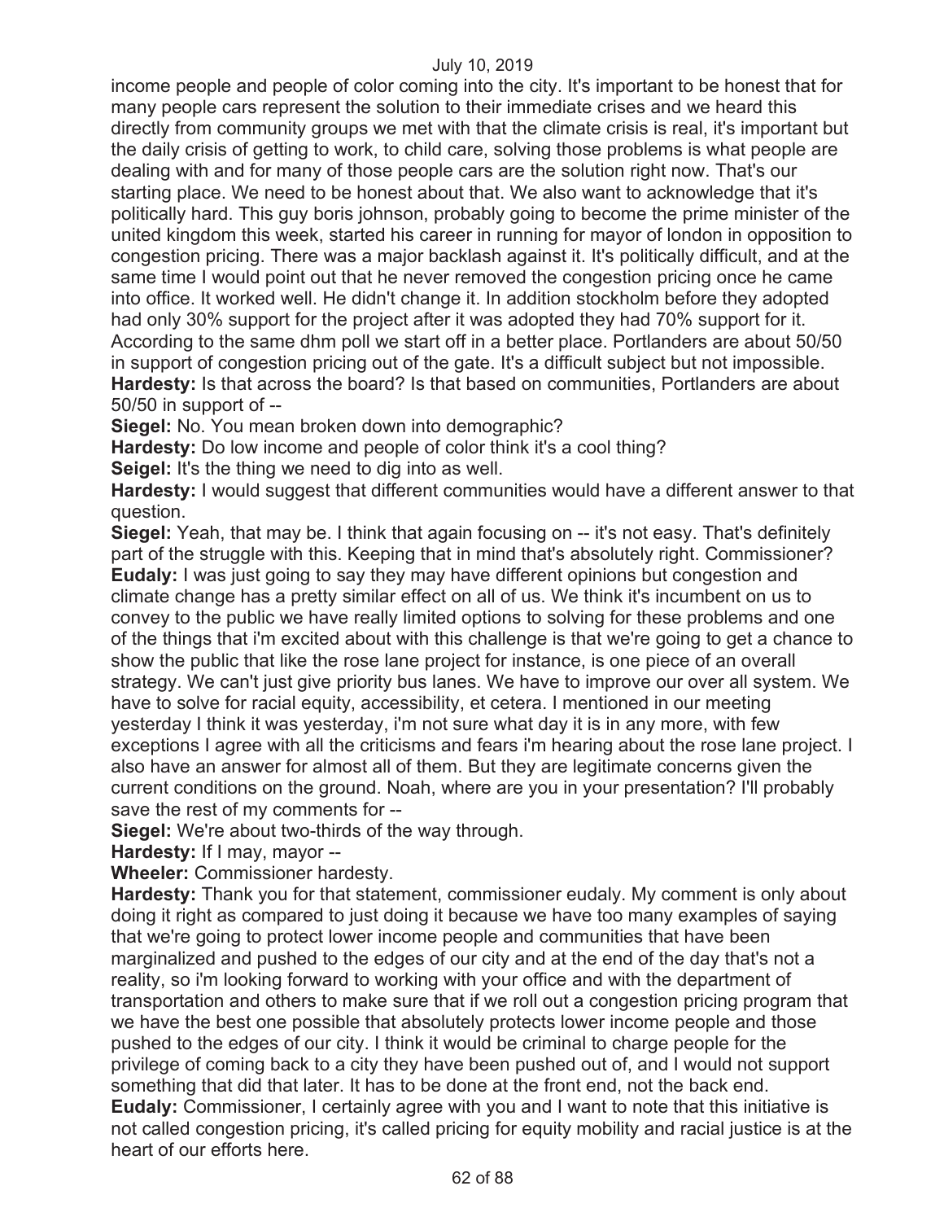income people and people of color coming into the city. It's important to be honest that for many people cars represent the solution to their immediate crises and we heard this directly from community groups we met with that the climate crisis is real, it's important but the daily crisis of getting to work, to child care, solving those problems is what people are dealing with and for many of those people cars are the solution right now. That's our starting place. We need to be honest about that. We also want to acknowledge that it's politically hard. This guy boris johnson, probably going to become the prime minister of the united kingdom this week, started his career in running for mayor of london in opposition to congestion pricing. There was a major backlash against it. It's politically difficult, and at the same time I would point out that he never removed the congestion pricing once he came into office. It worked well. He didn't change it. In addition stockholm before they adopted had only 30% support for the project after it was adopted they had 70% support for it. According to the same dhm poll we start off in a better place. Portlanders are about 50/50 in support of congestion pricing out of the gate. It's a difficult subject but not impossible.

**Hardesty:** Is that across the board? Is that based on communities, Portlanders are about 50/50 in support of --

**Siegel:** No. You mean broken down into demographic?

**Hardesty:** Do low income and people of color think it's a cool thing?

**Seigel:** It's the thing we need to dig into as well.

**Hardesty:** I would suggest that different communities would have a different answer to that question.

**Siegel:** Yeah, that may be. I think that again focusing on -- it's not easy. That's definitely part of the struggle with this. Keeping that in mind that's absolutely right. Commissioner?

**Eudaly:** I was just going to say they may have different opinions but congestion and climate change has a pretty similar effect on all of us. We think it's incumbent on us to convey to the public we have really limited options to solving for these problems and one of the things that i'm excited about with this challenge is that we're going to get a chance to show the public that like the rose lane project for instance, is one piece of an overall strategy. We can't just give priority bus lanes. We have to improve our over all system. We have to solve for racial equity, accessibility, et cetera. I mentioned in our meeting yesterday I think it was yesterday, i'm not sure what day it is in any more, with few exceptions I agree with all the criticisms and fears i'm hearing about the rose lane project. I also have an answer for almost all of them. But they are legitimate concerns given the current conditions on the ground. Noah, where are you in your presentation? I'll probably save the rest of my comments for --

**Siegel:** We're about two-thirds of the way through.

**Hardesty:** If I may, mayor --

**Wheeler:** Commissioner hardesty.

**Hardesty:** Thank you for that statement, commissioner eudaly. My comment is only about doing it right as compared to just doing it because we have too many examples of saying that we're going to protect lower income people and communities that have been marginalized and pushed to the edges of our city and at the end of the day that's not a reality, so i'm looking forward to working with your office and with the department of transportation and others to make sure that if we roll out a congestion pricing program that we have the best one possible that absolutely protects lower income people and those pushed to the edges of our city. I think it would be criminal to charge people for the privilege of coming back to a city they have been pushed out of, and I would not support something that did that later. It has to be done at the front end, not the back end.

**Eudaly:** Commissioner, I certainly agree with you and I want to note that this initiative is not called congestion pricing, it's called pricing for equity mobility and racial justice is at the heart of our efforts here.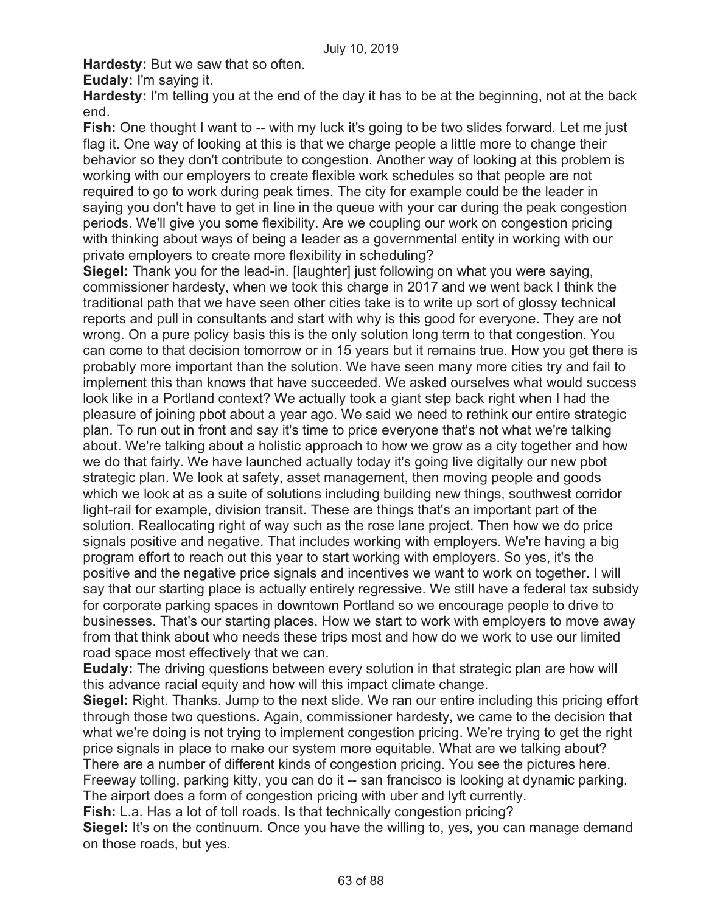**Hardesty:** But we saw that so often.

**Eudaly:** I'm saying it.

**Hardesty:** I'm telling you at the end of the day it has to be at the beginning, not at the back end.

**Fish:** One thought I want to -- with my luck it's going to be two slides forward. Let me just flag it. One way of looking at this is that we charge people a little more to change their behavior so they don't contribute to congestion. Another way of looking at this problem is working with our employers to create flexible work schedules so that people are not required to go to work during peak times. The city for example could be the leader in saying you don't have to get in line in the queue with your car during the peak congestion periods. We'll give you some flexibility. Are we coupling our work on congestion pricing with thinking about ways of being a leader as a governmental entity in working with our private employers to create more flexibility in scheduling?

**Siegel:** Thank you for the lead-in. [laughter] just following on what you were saying, commissioner hardesty, when we took this charge in 2017 and we went back I think the traditional path that we have seen other cities take is to write up sort of glossy technical reports and pull in consultants and start with why is this good for everyone. They are not wrong. On a pure policy basis this is the only solution long term to that congestion. You can come to that decision tomorrow or in 15 years but it remains true. How you get there is probably more important than the solution. We have seen many more cities try and fail to implement this than knows that have succeeded. We asked ourselves what would success look like in a Portland context? We actually took a giant step back right when I had the pleasure of joining pbot about a year ago. We said we need to rethink our entire strategic plan. To run out in front and say it's time to price everyone that's not what we're talking about. We're talking about a holistic approach to how we grow as a city together and how we do that fairly. We have launched actually today it's going live digitally our new pbot strategic plan. We look at safety, asset management, then moving people and goods which we look at as a suite of solutions including building new things, southwest corridor light-rail for example, division transit. These are things that's an important part of the solution. Reallocating right of way such as the rose lane project. Then how we do price signals positive and negative. That includes working with employers. We're having a big program effort to reach out this year to start working with employers. So yes, it's the positive and the negative price signals and incentives we want to work on together. I will say that our starting place is actually entirely regressive. We still have a federal tax subsidy for corporate parking spaces in downtown Portland so we encourage people to drive to businesses. That's our starting places. How we start to work with employers to move away from that think about who needs these trips most and how do we work to use our limited road space most effectively that we can.

**Eudaly:** The driving questions between every solution in that strategic plan are how will this advance racial equity and how will this impact climate change.

**Siegel:** Right. Thanks. Jump to the next slide. We ran our entire including this pricing effort through those two questions. Again, commissioner hardesty, we came to the decision that what we're doing is not trying to implement congestion pricing. We're trying to get the right price signals in place to make our system more equitable. What are we talking about? There are a number of different kinds of congestion pricing. You see the pictures here. Freeway tolling, parking kitty, you can do it -- san francisco is looking at dynamic parking. The airport does a form of congestion pricing with uber and lyft currently.

**Fish:** L.a. Has a lot of toll roads. Is that technically congestion pricing?

**Siegel:** It's on the continuum. Once you have the willing to, yes, you can manage demand on those roads, but yes.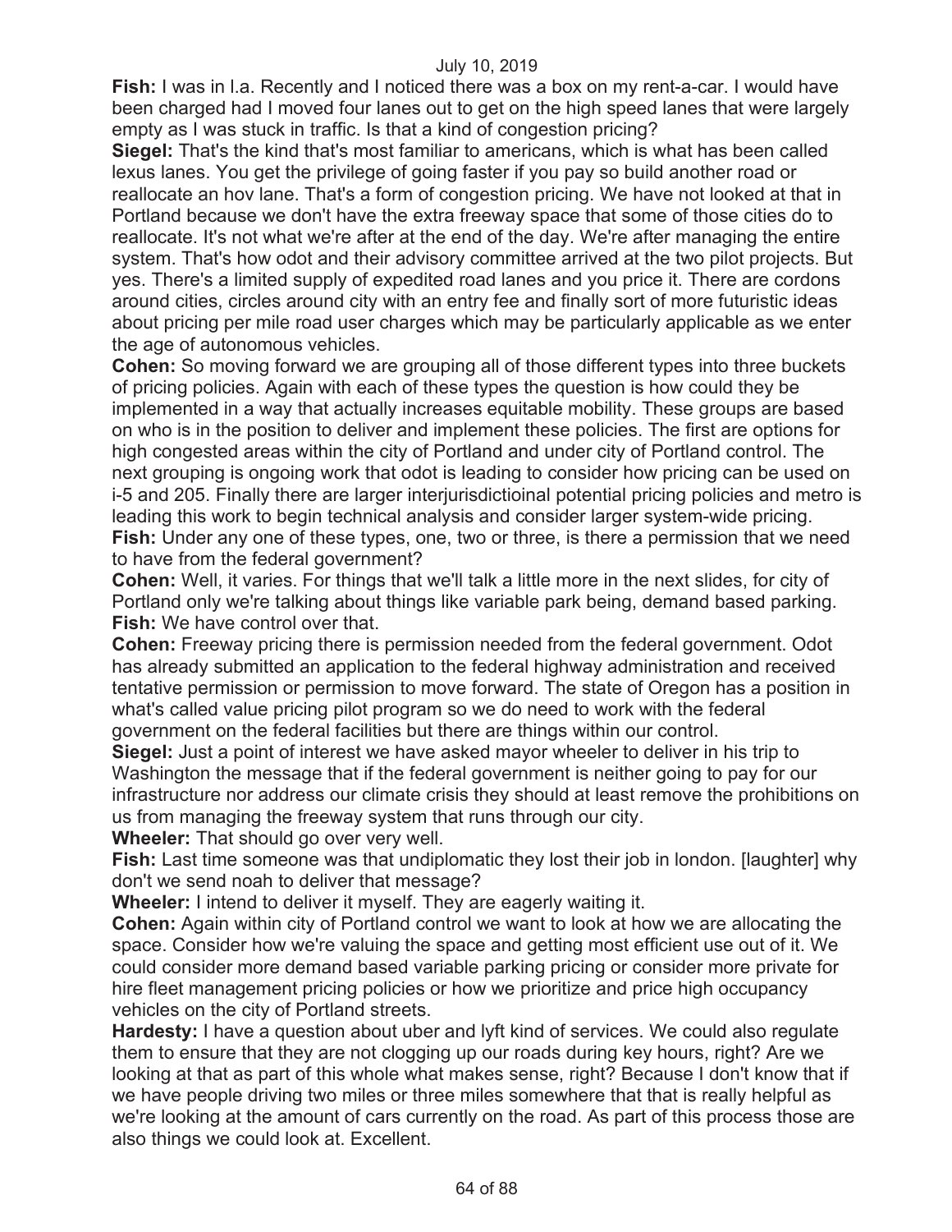**Fish:** I was in l.a. Recently and I noticed there was a box on my rent-a-car. I would have been charged had I moved four lanes out to get on the high speed lanes that were largely empty as I was stuck in traffic. Is that a kind of congestion pricing?

**Siegel:** That's the kind that's most familiar to americans, which is what has been called lexus lanes. You get the privilege of going faster if you pay so build another road or reallocate an hov lane. That's a form of congestion pricing. We have not looked at that in Portland because we don't have the extra freeway space that some of those cities do to reallocate. It's not what we're after at the end of the day. We're after managing the entire system. That's how odot and their advisory committee arrived at the two pilot projects. But yes. There's a limited supply of expedited road lanes and you price it. There are cordons around cities, circles around city with an entry fee and finally sort of more futuristic ideas about pricing per mile road user charges which may be particularly applicable as we enter the age of autonomous vehicles.

**Cohen:** So moving forward we are grouping all of those different types into three buckets of pricing policies. Again with each of these types the question is how could they be implemented in a way that actually increases equitable mobility. These groups are based on who is in the position to deliver and implement these policies. The first are options for high congested areas within the city of Portland and under city of Portland control. The next grouping is ongoing work that odot is leading to consider how pricing can be used on i-5 and 205. Finally there are larger interjurisdictioinal potential pricing policies and metro is leading this work to begin technical analysis and consider larger system-wide pricing.

**Fish:** Under any one of these types, one, two or three, is there a permission that we need to have from the federal government?

**Cohen:** Well, it varies. For things that we'll talk a little more in the next slides, for city of Portland only we're talking about things like variable park being, demand based parking.

**Fish:** We have control over that.

**Cohen:** Freeway pricing there is permission needed from the federal government. Odot has already submitted an application to the federal highway administration and received tentative permission or permission to move forward. The state of Oregon has a position in what's called value pricing pilot program so we do need to work with the federal government on the federal facilities but there are things within our control.

**Siegel:** Just a point of interest we have asked mayor wheeler to deliver in his trip to Washington the message that if the federal government is neither going to pay for our infrastructure nor address our climate crisis they should at least remove the prohibitions on us from managing the freeway system that runs through our city.

**Wheeler:** That should go over very well.

**Fish:** Last time someone was that undiplomatic they lost their job in london. [laughter] why don't we send noah to deliver that message?

**Wheeler:** I intend to deliver it myself. They are eagerly waiting it.

**Cohen:** Again within city of Portland control we want to look at how we are allocating the space. Consider how we're valuing the space and getting most efficient use out of it. We could consider more demand based variable parking pricing or consider more private for hire fleet management pricing policies or how we prioritize and price high occupancy vehicles on the city of Portland streets.

**Hardesty:** I have a question about uber and lyft kind of services. We could also regulate them to ensure that they are not clogging up our roads during key hours, right? Are we looking at that as part of this whole what makes sense, right? Because I don't know that if we have people driving two miles or three miles somewhere that that is really helpful as we're looking at the amount of cars currently on the road. As part of this process those are also things we could look at. Excellent.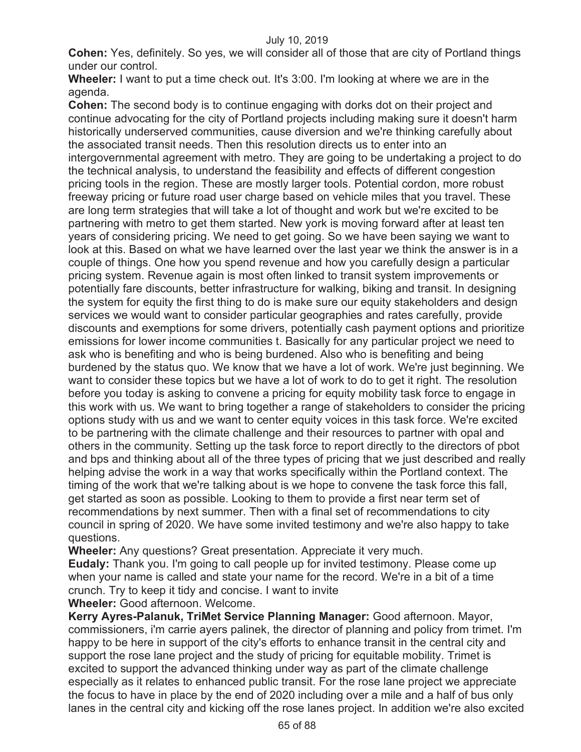**Cohen:** Yes, definitely. So yes, we will consider all of those that are city of Portland things under our control.

**Wheeler:** I want to put a time check out. It's 3:00. I'm looking at where we are in the agenda.

**Cohen:** The second body is to continue engaging with dorks dot on their project and continue advocating for the city of Portland projects including making sure it doesn't harm historically underserved communities, cause diversion and we're thinking carefully about the associated transit needs. Then this resolution directs us to enter into an intergovernmental agreement with metro. They are going to be undertaking a project to do the technical analysis, to understand the feasibility and effects of different congestion pricing tools in the region. These are mostly larger tools. Potential cordon, more robust freeway pricing or future road user charge based on vehicle miles that you travel. These are long term strategies that will take a lot of thought and work but we're excited to be partnering with metro to get them started. New york is moving forward after at least ten years of considering pricing. We need to get going. So we have been saying we want to look at this. Based on what we have learned over the last year we think the answer is in a couple of things. One how you spend revenue and how you carefully design a particular pricing system. Revenue again is most often linked to transit system improvements or potentially fare discounts, better infrastructure for walking, biking and transit. In designing the system for equity the first thing to do is make sure our equity stakeholders and design services we would want to consider particular geographies and rates carefully, provide discounts and exemptions for some drivers, potentially cash payment options and prioritize emissions for lower income communities t. Basically for any particular project we need to ask who is benefiting and who is being burdened. Also who is benefiting and being burdened by the status quo. We know that we have a lot of work. We're just beginning. We want to consider these topics but we have a lot of work to do to get it right. The resolution before you today is asking to convene a pricing for equity mobility task force to engage in this work with us. We want to bring together a range of stakeholders to consider the pricing options study with us and we want to center equity voices in this task force. We're excited to be partnering with the climate challenge and their resources to partner with opal and others in the community. Setting up the task force to report directly to the directors of pbot and bps and thinking about all of the three types of pricing that we just described and really helping advise the work in a way that works specifically within the Portland context. The timing of the work that we're talking about is we hope to convene the task force this fall, get started as soon as possible. Looking to them to provide a first near term set of recommendations by next summer. Then with a final set of recommendations to city council in spring of 2020. We have some invited testimony and we're also happy to take questions.

**Wheeler:** Any questions? Great presentation. Appreciate it very much.

**Eudaly:** Thank you. I'm going to call people up for invited testimony. Please come up when your name is called and state your name for the record. We're in a bit of a time crunch. Try to keep it tidy and concise. I want to invite

**Wheeler:** Good afternoon. Welcome.

**Kerry Ayres-Palanuk, TriMet Service Planning Manager:** Good afternoon. Mayor, commissioners, i'm carrie ayers palinek, the director of planning and policy from trimet. I'm happy to be here in support of the city's efforts to enhance transit in the central city and support the rose lane project and the study of pricing for equitable mobility. Trimet is excited to support the advanced thinking under way as part of the climate challenge especially as it relates to enhanced public transit. For the rose lane project we appreciate the focus to have in place by the end of 2020 including over a mile and a half of bus only lanes in the central city and kicking off the rose lanes project. In addition we're also excited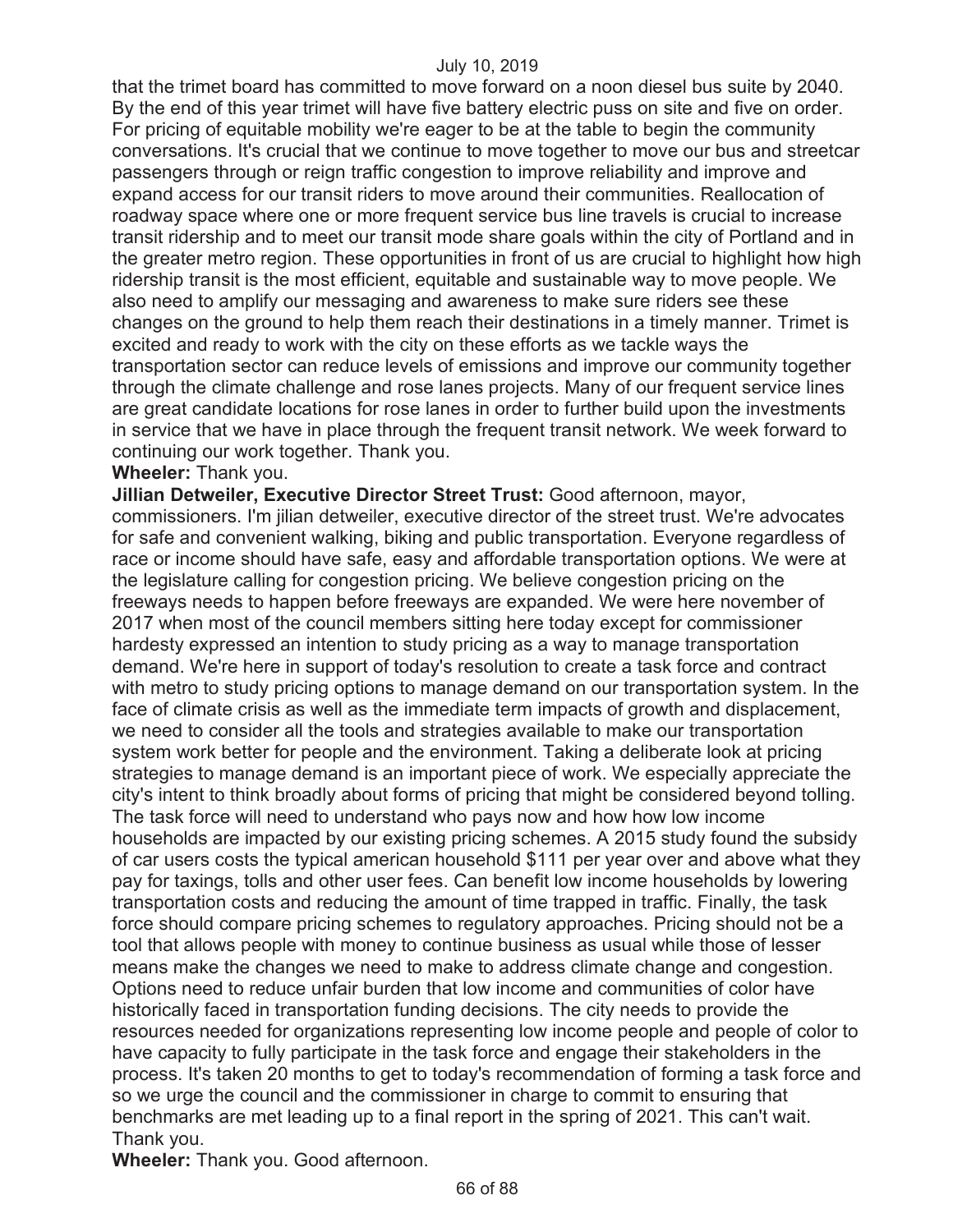that the trimet board has committed to move forward on a noon diesel bus suite by 2040. By the end of this year trimet will have five battery electric puss on site and five on order. For pricing of equitable mobility we're eager to be at the table to begin the community conversations. It's crucial that we continue to move together to move our bus and streetcar passengers through or reign traffic congestion to improve reliability and improve and expand access for our transit riders to move around their communities. Reallocation of roadway space where one or more frequent service bus line travels is crucial to increase transit ridership and to meet our transit mode share goals within the city of Portland and in the greater metro region. These opportunities in front of us are crucial to highlight how high ridership transit is the most efficient, equitable and sustainable way to move people. We also need to amplify our messaging and awareness to make sure riders see these changes on the ground to help them reach their destinations in a timely manner. Trimet is excited and ready to work with the city on these efforts as we tackle ways the transportation sector can reduce levels of emissions and improve our community together through the climate challenge and rose lanes projects. Many of our frequent service lines are great candidate locations for rose lanes in order to further build upon the investments in service that we have in place through the frequent transit network. We week forward to continuing our work together. Thank you.

**Wheeler:** Thank you.

**Jillian Detweiler, Executive Director Street Trust:** Good afternoon, mayor, commissioners. I'm jilian detweiler, executive director of the street trust. We're advocates for safe and convenient walking, biking and public transportation. Everyone regardless of race or income should have safe, easy and affordable transportation options. We were at the legislature calling for congestion pricing. We believe congestion pricing on the freeways needs to happen before freeways are expanded. We were here november of 2017 when most of the council members sitting here today except for commissioner hardesty expressed an intention to study pricing as a way to manage transportation demand. We're here in support of today's resolution to create a task force and contract with metro to study pricing options to manage demand on our transportation system. In the face of climate crisis as well as the immediate term impacts of growth and displacement, we need to consider all the tools and strategies available to make our transportation system work better for people and the environment. Taking a deliberate look at pricing strategies to manage demand is an important piece of work. We especially appreciate the city's intent to think broadly about forms of pricing that might be considered beyond tolling. The task force will need to understand who pays now and how how low income households are impacted by our existing pricing schemes. A 2015 study found the subsidy of car users costs the typical american household $111 per year over and above what they pay for taxings, tolls and other user fees. Can benefit low income households by lowering transportation costs and reducing the amount of time trapped in traffic. Finally, the task force should compare pricing schemes to regulatory approaches. Pricing should not be a tool that allows people with money to continue business as usual while those of lesser means make the changes we need to make to address climate change and congestion. Options need to reduce unfair burden that low income and communities of color have historically faced in transportation funding decisions. The city needs to provide the resources needed for organizations representing low income people and people of color to have capacity to fully participate in the task force and engage their stakeholders in the process. It's taken 20 months to get to today's recommendation of forming a task force and so we urge the council and the commissioner in charge to commit to ensuring that benchmarks are met leading up to a final report in the spring of 2021. This can't wait. Thank you.

**Wheeler:** Thank you. Good afternoon.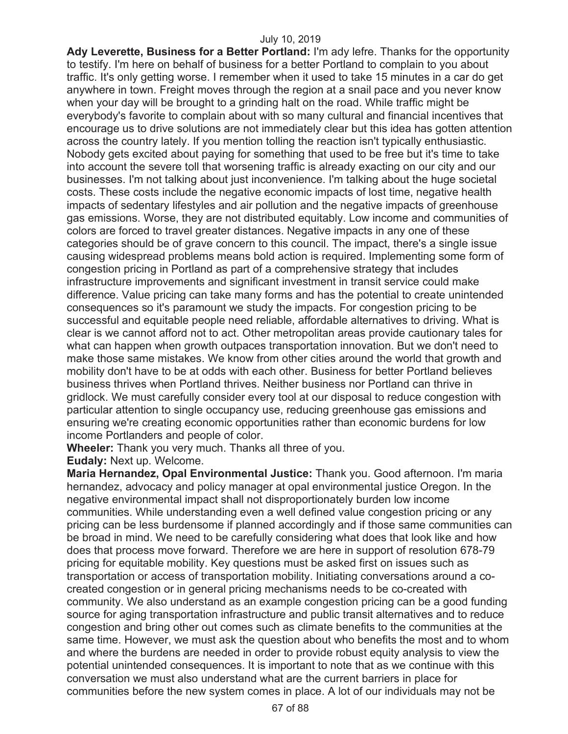**Ady Leverette, Business for a Better Portland:** I'm ady lefre. Thanks for the opportunity to testify. I'm here on behalf of business for a better Portland to complain to you about traffic. It's only getting worse. I remember when it used to take 15 minutes in a car do get anywhere in town. Freight moves through the region at a snail pace and you never know when your day will be brought to a grinding halt on the road. While traffic might be everybody's favorite to complain about with so many cultural and financial incentives that encourage us to drive solutions are not immediately clear but this idea has gotten attention across the country lately. If you mention tolling the reaction isn't typically enthusiastic. Nobody gets excited about paying for something that used to be free but it's time to take into account the severe toll that worsening traffic is already exacting on our city and our businesses. I'm not talking about just inconvenience. I'm talking about the huge societal costs. These costs include the negative economic impacts of lost time, negative health impacts of sedentary lifestyles and air pollution and the negative impacts of greenhouse gas emissions. Worse, they are not distributed equitably. Low income and communities of colors are forced to travel greater distances. Negative impacts in any one of these categories should be of grave concern to this council. The impact, there's a single issue causing widespread problems means bold action is required. Implementing some form of congestion pricing in Portland as part of a comprehensive strategy that includes infrastructure improvements and significant investment in transit service could make difference. Value pricing can take many forms and has the potential to create unintended consequences so it's paramount we study the impacts. For congestion pricing to be successful and equitable people need reliable, affordable alternatives to driving. What is clear is we cannot afford not to act. Other metropolitan areas provide cautionary tales for what can happen when growth outpaces transportation innovation. But we don't need to make those same mistakes. We know from other cities around the world that growth and mobility don't have to be at odds with each other. Business for better Portland believes business thrives when Portland thrives. Neither business nor Portland can thrive in gridlock. We must carefully consider every tool at our disposal to reduce congestion with particular attention to single occupancy use, reducing greenhouse gas emissions and ensuring we're creating economic opportunities rather than economic burdens for low income Portlanders and people of color.

**Wheeler:** Thank you very much. Thanks all three of you.

**Eudaly:** Next up. Welcome.

**Maria Hernandez, Opal Environmental Justice:** Thank you. Good afternoon. I'm maria hernandez, advocacy and policy manager at opal environmental justice Oregon. In the negative environmental impact shall not disproportionately burden low income communities. While understanding even a well defined value congestion pricing or any pricing can be less burdensome if planned accordingly and if those same communities can be broad in mind. We need to be carefully considering what does that look like and how does that process move forward. Therefore we are here in support of resolution 678-79 pricing for equitable mobility. Key questions must be asked first on issues such as transportation or access of transportation mobility. Initiating conversations around a co-created congestion or in general pricing mechanisms needs to be co-created with community. We also understand as an example congestion pricing can be a good funding source for aging transportation infrastructure and public transit alternatives and to reduce congestion and bring other out comes such as climate benefits to the communities at the same time. However, we must ask the question about who benefits the most and to whom and where the burdens are needed in order to provide robust equity analysis to view the potential unintended consequences. It is important to note that as we continue with this conversation we must also understand what are the current barriers in place for communities before the new system comes in place. A lot of our individuals may not be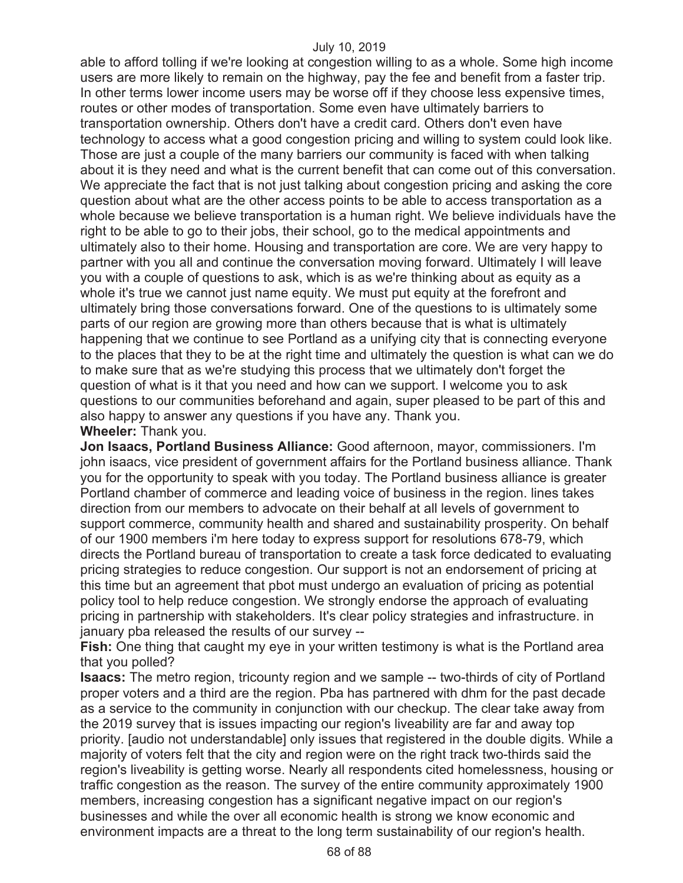able to afford tolling if we're looking at congestion willing to as a whole. Some high income users are more likely to remain on the highway, pay the fee and benefit from a faster trip. In other terms lower income users may be worse off if they choose less expensive times, routes or other modes of transportation. Some even have ultimately barriers to transportation ownership. Others don't have a credit card. Others don't even have technology to access what a good congestion pricing and willing to system could look like. Those are just a couple of the many barriers our community is faced with when talking about it is they need and what is the current benefit that can come out of this conversation. We appreciate the fact that is not just talking about congestion pricing and asking the core question about what are the other access points to be able to access transportation as a whole because we believe transportation is a human right. We believe individuals have the right to be able to go to their jobs, their school, go to the medical appointments and ultimately also to their home. Housing and transportation are core. We are very happy to partner with you all and continue the conversation moving forward. Ultimately I will leave you with a couple of questions to ask, which is as we're thinking about as equity as a whole it's true we cannot just name equity. We must put equity at the forefront and ultimately bring those conversations forward. One of the questions to is ultimately some parts of our region are growing more than others because that is what is ultimately happening that we continue to see Portland as a unifying city that is connecting everyone to the places that they to be at the right time and ultimately the question is what can we do to make sure that as we're studying this process that we ultimately don't forget the question of what is it that you need and how can we support. I welcome you to ask questions to our communities beforehand and again, super pleased to be part of this and also happy to answer any questions if you have any. Thank you.

**Wheeler:** Thank you.

**Jon Isaacs, Portland Business Alliance:** Good afternoon, mayor, commissioners. I'm john isaacs, vice president of government affairs for the Portland business alliance. Thank you for the opportunity to speak with you today. The Portland business alliance is greater Portland chamber of commerce and leading voice of business in the region. lines takes direction from our members to advocate on their behalf at all levels of government to support commerce, community health and shared and sustainability prosperity. On behalf of our 1900 members i'm here today to express support for resolutions 678-79, which directs the Portland bureau of transportation to create a task force dedicated to evaluating pricing strategies to reduce congestion. Our support is not an endorsement of pricing at this time but an agreement that pbot must undergo an evaluation of pricing as potential policy tool to help reduce congestion. We strongly endorse the approach of evaluating pricing in partnership with stakeholders. It's clear policy strategies and infrastructure. in january pba released the results of our survey --

**Fish:** One thing that caught my eye in your written testimony is what is the Portland area that you polled?

**Isaacs:** The metro region, tricounty region and we sample -- two-thirds of city of Portland proper voters and a third are the region. Pba has partnered with dhm for the past decade as a service to the community in conjunction with our checkup. The clear take away from the 2019 survey that is issues impacting our region's liveability are far and away top priority. [audio not understandable] only issues that registered in the double digits. While a majority of voters felt that the city and region were on the right track two-thirds said the region's liveability is getting worse. Nearly all respondents cited homelessness, housing or traffic congestion as the reason. The survey of the entire community approximately 1900 members, increasing congestion has a significant negative impact on our region's businesses and while the over all economic health is strong we know economic and environment impacts are a threat to the long term sustainability of our region's health.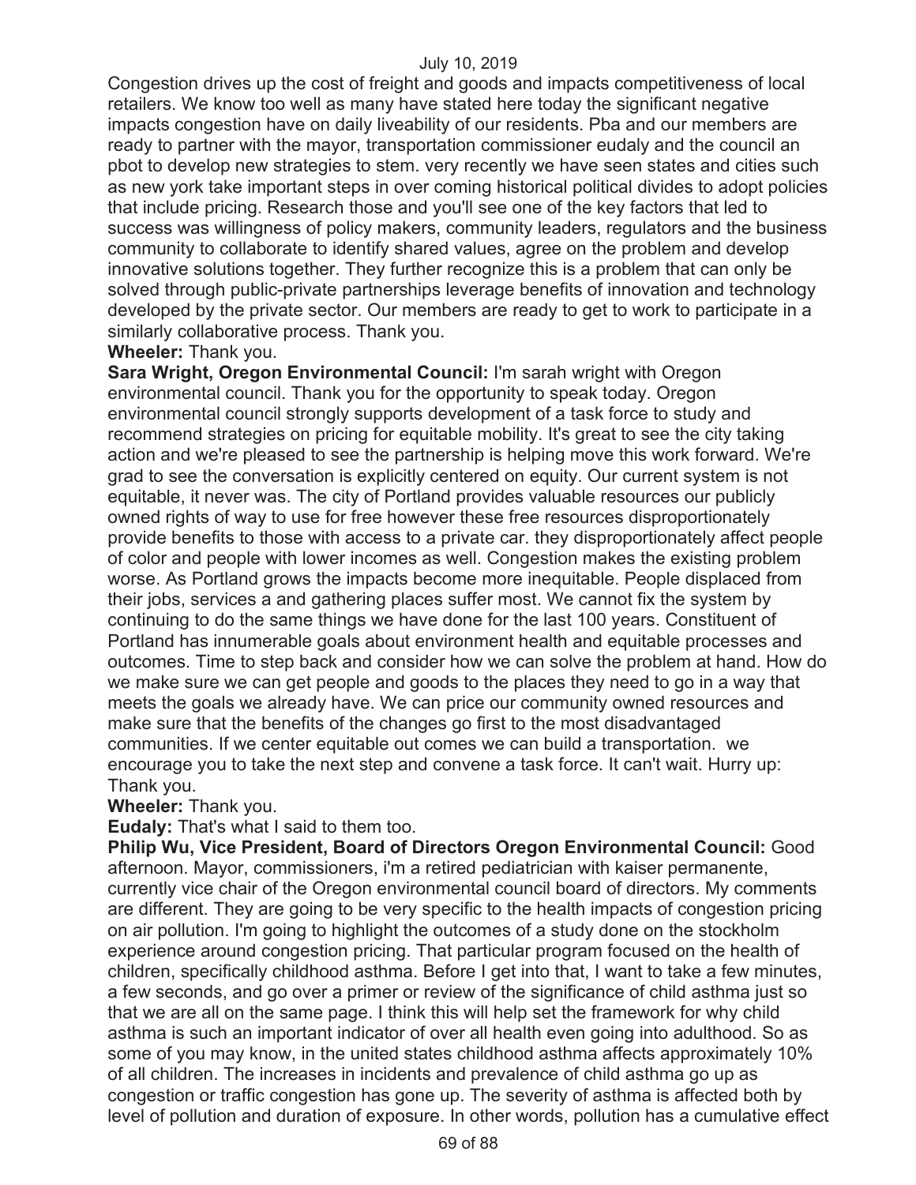Congestion drives up the cost of freight and goods and impacts competitiveness of local retailers. We know too well as many have stated here today the significant negative impacts congestion have on daily liveability of our residents. Pba and our members are ready to partner with the mayor, transportation commissioner eudaly and the council an pbot to develop new strategies to stem. very recently we have seen states and cities such as new york take important steps in over coming historical political divides to adopt policies that include pricing. Research those and you'll see one of the key factors that led to success was willingness of policy makers, community leaders, regulators and the business community to collaborate to identify shared values, agree on the problem and develop innovative solutions together. They further recognize this is a problem that can only be solved through public-private partnerships leverage benefits of innovation and technology developed by the private sector. Our members are ready to get to work to participate in a similarly collaborative process. Thank you.

**Wheeler:** Thank you.

**Sara Wright, Oregon Environmental Council:** I'm sarah wright with Oregon environmental council. Thank you for the opportunity to speak today. Oregon environmental council strongly supports development of a task force to study and recommend strategies on pricing for equitable mobility. It's great to see the city taking action and we're pleased to see the partnership is helping move this work forward. We're grad to see the conversation is explicitly centered on equity. Our current system is not equitable, it never was. The city of Portland provides valuable resources our publicly owned rights of way to use for free however these free resources disproportionately provide benefits to those with access to a private car. they disproportionately affect people of color and people with lower incomes as well. Congestion makes the existing problem worse. As Portland grows the impacts become more inequitable. People displaced from their jobs, services a and gathering places suffer most. We cannot fix the system by continuing to do the same things we have done for the last 100 years. Constituent of Portland has innumerable goals about environment health and equitable processes and outcomes. Time to step back and consider how we can solve the problem at hand. How do we make sure we can get people and goods to the places they need to go in a way that meets the goals we already have. We can price our community owned resources and make sure that the benefits of the changes go first to the most disadvantaged communities. If we center equitable out comes we can build a transportation. we encourage you to take the next step and convene a task force. It can't wait. Hurry up: Thank you.

**Wheeler:** Thank you.

**Eudaly:** That's what I said to them too.

**Philip Wu, Vice President, Board of Directors Oregon Environmental Council:** Good afternoon. Mayor, commissioners, i'm a retired pediatrician with kaiser permanente, currently vice chair of the Oregon environmental council board of directors. My comments are different. They are going to be very specific to the health impacts of congestion pricing on air pollution. I'm going to highlight the outcomes of a study done on the stockholm experience around congestion pricing. That particular program focused on the health of children, specifically childhood asthma. Before I get into that, I want to take a few minutes, a few seconds, and go over a primer or review of the significance of child asthma just so that we are all on the same page. I think this will help set the framework for why child asthma is such an important indicator of over all health even going into adulthood. So as some of you may know, in the united states childhood asthma affects approximately 10% of all children. The increases in incidents and prevalence of child asthma go up as congestion or traffic congestion has gone up. The severity of asthma is affected both by level of pollution and duration of exposure. In other words, pollution has a cumulative effect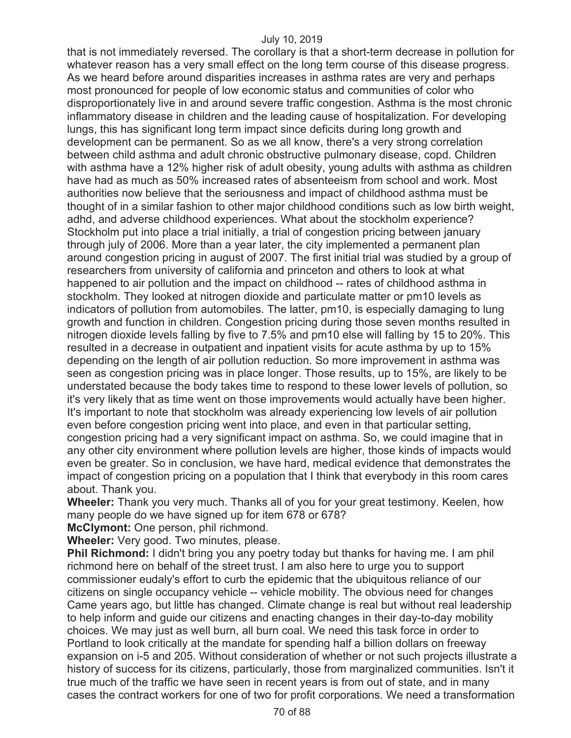that is not immediately reversed. The corollary is that a short-term decrease in pollution for whatever reason has a very small effect on the long term course of this disease progress. As we heard before around disparities increases in asthma rates are very and perhaps most pronounced for people of low economic status and communities of color who disproportionately live in and around severe traffic congestion. Asthma is the most chronic inflammatory disease in children and the leading cause of hospitalization. For developing lungs, this has significant long term impact since deficits during long growth and development can be permanent. So as we all know, there's a very strong correlation between child asthma and adult chronic obstructive pulmonary disease, copd. Children with asthma have a 12% higher risk of adult obesity, young adults with asthma as children have had as much as 50% increased rates of absenteeism from school and work. Most authorities now believe that the seriousness and impact of childhood asthma must be thought of in a similar fashion to other major childhood conditions such as low birth weight, adhd, and adverse childhood experiences. What about the stockholm experience? Stockholm put into place a trial initially, a trial of congestion pricing between january through july of 2006. More than a year later, the city implemented a permanent plan around congestion pricing in august of 2007. The first initial trial was studied by a group of researchers from university of california and princeton and others to look at what happened to air pollution and the impact on childhood -- rates of childhood asthma in stockholm. They looked at nitrogen dioxide and particulate matter or pm10 levels as indicators of pollution from automobiles. The latter, pm10, is especially damaging to lung growth and function in children. Congestion pricing during those seven months resulted in nitrogen dioxide levels falling by five to 7.5% and pm10 else will falling by 15 to 20%. This resulted in a decrease in outpatient and inpatient visits for acute asthma by up to 15% depending on the length of air pollution reduction. So more improvement in asthma was seen as congestion pricing was in place longer. Those results, up to 15%, are likely to be understated because the body takes time to respond to these lower levels of pollution, so it's very likely that as time went on those improvements would actually have been higher. It's important to note that stockholm was already experiencing low levels of air pollution even before congestion pricing went into place, and even in that particular setting, congestion pricing had a very significant impact on asthma. So, we could imagine that in any other city environment where pollution levels are higher, those kinds of impacts would even be greater. So in conclusion, we have hard, medical evidence that demonstrates the impact of congestion pricing on a population that I think that everybody in this room cares about. Thank you.

**Wheeler:** Thank you very much. Thanks all of you for your great testimony. Keelen, how many people do we have signed up for item 678 or 678?

**McClymont:** One person, phil richmond.

**Wheeler:** Very good. Two minutes, please.

**Phil Richmond:** I didn't bring you any poetry today but thanks for having me. I am phil richmond here on behalf of the street trust. I am also here to urge you to support commissioner eudaly's effort to curb the epidemic that the ubiquitous reliance of our citizens on single occupancy vehicle -- vehicle mobility. The obvious need for changes Came years ago, but little has changed. Climate change is real but without real leadership to help inform and guide our citizens and enacting changes in their day-to-day mobility choices. We may just as well burn, all burn coal. We need this task force in order to Portland to look critically at the mandate for spending half a billion dollars on freeway expansion on i-5 and 205. Without consideration of whether or not such projects illustrate a history of success for its citizens, particularly, those from marginalized communities. Isn't it true much of the traffic we have seen in recent years is from out of state, and in many cases the contract workers for one of two for profit corporations. We need a transformation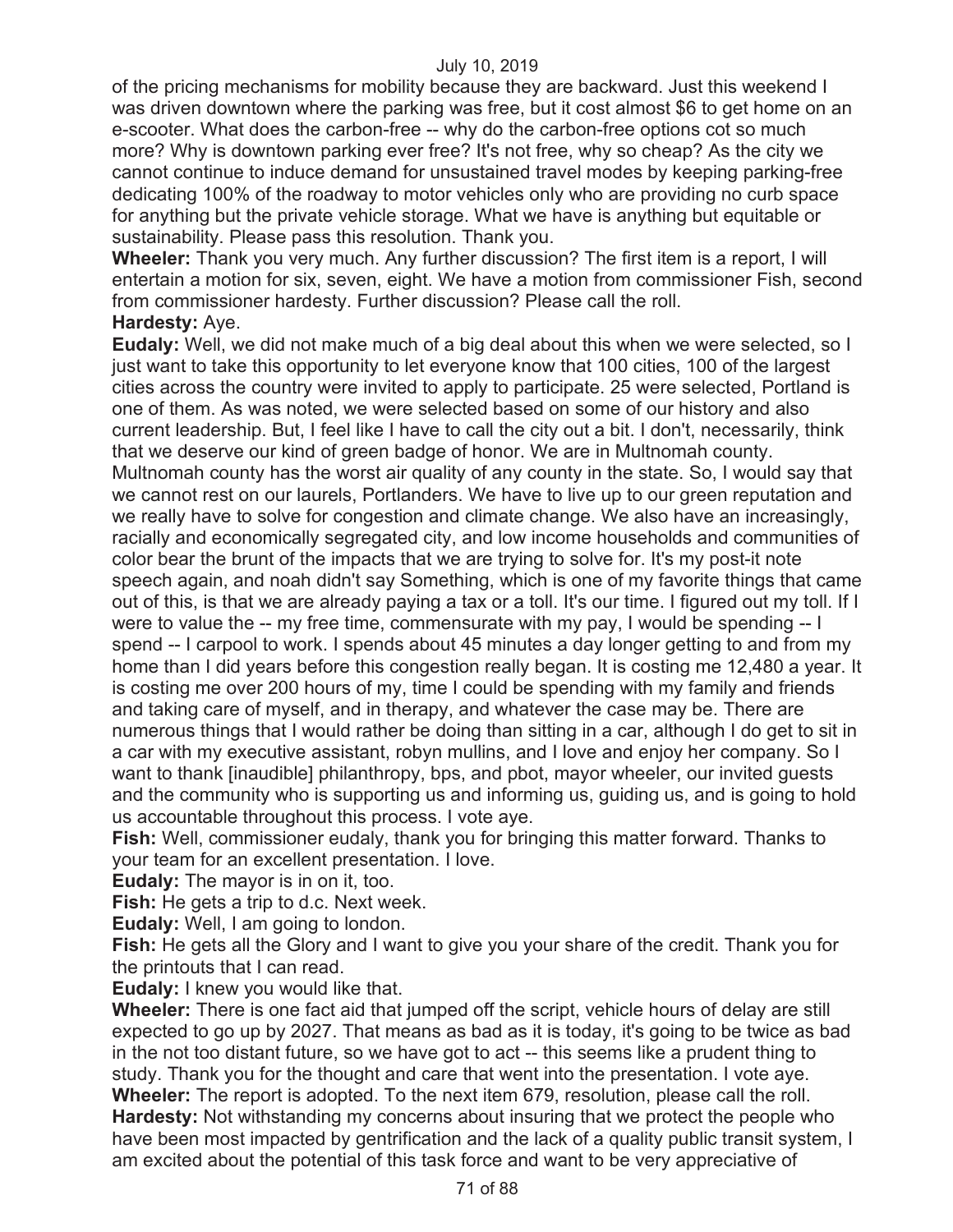of the pricing mechanisms for mobility because they are backward. Just this weekend I was driven downtown where the parking was free, but it cost almost $6 to get home on an e-scooter. What does the carbon-free -- why do the carbon-free options cot so much more? Why is downtown parking ever free? It's not free, why so cheap? As the city we cannot continue to induce demand for unsustained travel modes by keeping parking-free dedicating 100% of the roadway to motor vehicles only who are providing no curb space for anything but the private vehicle storage. What we have is anything but equitable or sustainability. Please pass this resolution. Thank you.

**Wheeler:** Thank you very much. Any further discussion? The first item is a report, I will entertain a motion for six, seven, eight. We have a motion from commissioner Fish, second from commissioner hardesty. Further discussion? Please call the roll.

**Hardesty:** Aye.

**Eudaly:** Well, we did not make much of a big deal about this when we were selected, so I just want to take this opportunity to let everyone know that 100 cities, 100 of the largest cities across the country were invited to apply to participate. 25 were selected, Portland is one of them. As was noted, we were selected based on some of our history and also current leadership. But, I feel like I have to call the city out a bit. I don't, necessarily, think that we deserve our kind of green badge of honor. We are in Multnomah county. Multnomah county has the worst air quality of any county in the state. So, I would say that we cannot rest on our laurels, Portlanders. We have to live up to our green reputation and we really have to solve for congestion and climate change. We also have an increasingly, racially and economically segregated city, and low income households and communities of color bear the brunt of the impacts that we are trying to solve for. It's my post-it note speech again, and noah didn't say Something, which is one of my favorite things that came out of this, is that we are already paying a tax or a toll. It's our time. I figured out my toll. If I were to value the -- my free time, commensurate with my pay, I would be spending -- I spend -- I carpool to work. I spends about 45 minutes a day longer getting to and from my home than I did years before this congestion really began. It is costing me 12,480 a year. It is costing me over 200 hours of my, time I could be spending with my family and friends and taking care of myself, and in therapy, and whatever the case may be. There are numerous things that I would rather be doing than sitting in a car, although I do get to sit in a car with my executive assistant, robyn mullins, and I love and enjoy her company. So I want to thank [inaudible] philanthropy, bps, and pbot, mayor wheeler, our invited guests and the community who is supporting us and informing us, guiding us, and is going to hold us accountable throughout this process. I vote aye.

**Fish:** Well, commissioner eudaly, thank you for bringing this matter forward. Thanks to your team for an excellent presentation. I love.

**Eudaly:** The mayor is in on it, too.

**Fish:** He gets a trip to d.c. Next week.

**Eudaly:** Well, I am going to london.

**Fish:** He gets all the Glory and I want to give you your share of the credit. Thank you for the printouts that I can read.

**Eudaly:** I knew you would like that.

**Wheeler:** There is one fact aid that jumped off the script, vehicle hours of delay are still expected to go up by 2027. That means as bad as it is today, it's going to be twice as bad in the not too distant future, so we have got to act -- this seems like a prudent thing to study. Thank you for the thought and care that went into the presentation. I vote aye.

**Wheeler:** The report is adopted. To the next item 679, resolution, please call the roll.

**Hardesty:** Not withstanding my concerns about insuring that we protect the people who have been most impacted by gentrification and the lack of a quality public transit system, I am excited about the potential of this task force and want to be very appreciative of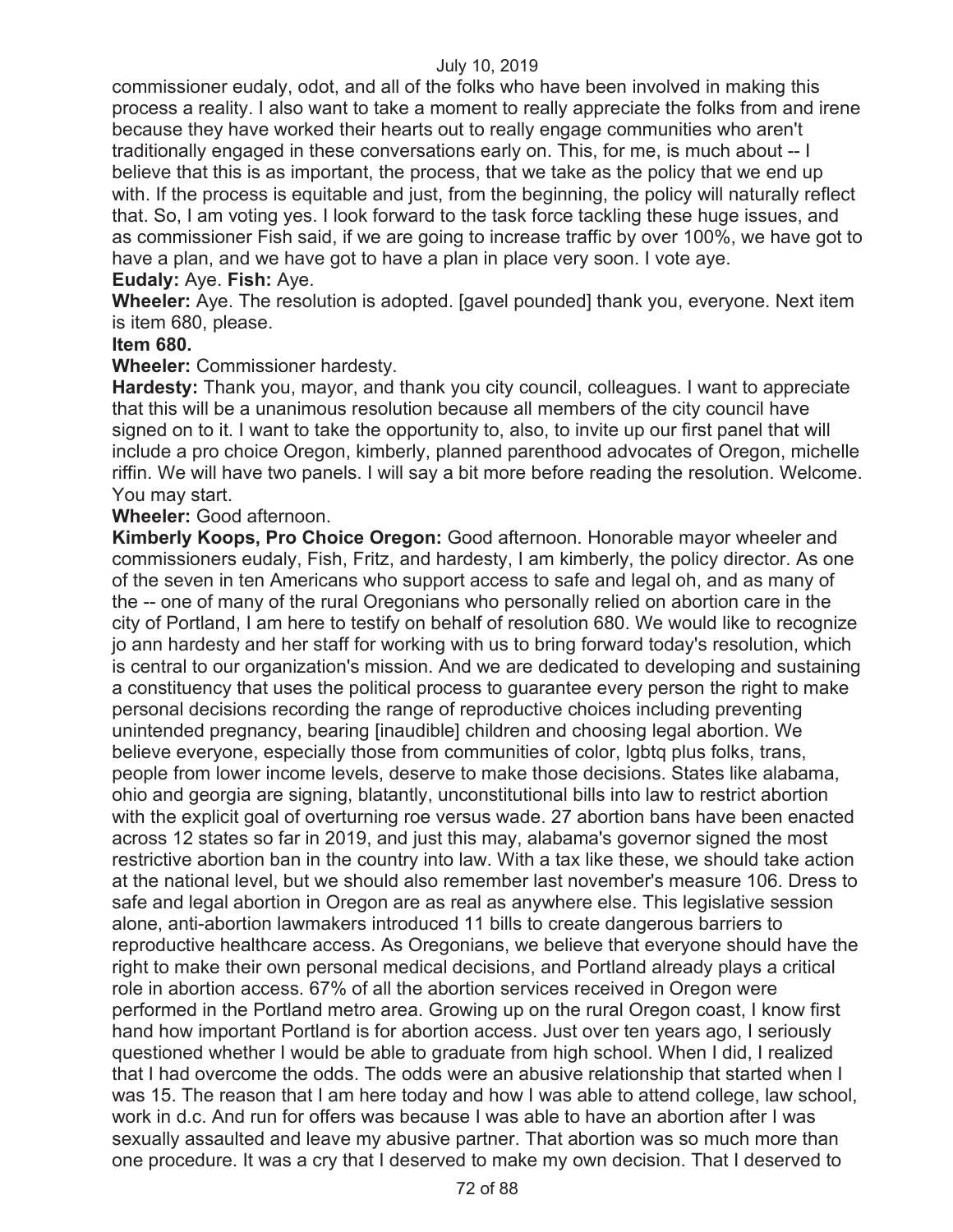commissioner eudaly, odot, and all of the folks who have been involved in making this process a reality. I also want to take a moment to really appreciate the folks from and irene because they have worked their hearts out to really engage communities who aren't traditionally engaged in these conversations early on. This, for me, is much about -- I believe that this is as important, the process, that we take as the policy that we end up with. If the process is equitable and just, from the beginning, the policy will naturally reflect that. So, I am voting yes. I look forward to the task force tackling these huge issues, and as commissioner Fish said, if we are going to increase traffic by over 100%, we have got to have a plan, and we have got to have a plan in place very soon. I vote aye.

**Eudaly:** Aye. **Fish:** Aye.

**Wheeler:** Aye. The resolution is adopted. [gavel pounded] thank you, everyone. Next item is item 680, please.

**Item 680.**

**Wheeler:** Commissioner hardesty.

**Hardesty:** Thank you, mayor, and thank you city council, colleagues. I want to appreciate that this will be a unanimous resolution because all members of the city council have signed on to it. I want to take the opportunity to, also, to invite up our first panel that will include a pro choice Oregon, kimberly, planned parenthood advocates of Oregon, michelle riffin. We will have two panels. I will say a bit more before reading the resolution. Welcome. You may start.

**Wheeler:** Good afternoon.

**Kimberly Koops, Pro Choice Oregon:** Good afternoon. Honorable mayor wheeler and commissioners eudaly, Fish, Fritz, and hardesty, I am kimberly, the policy director. As one of the seven in ten Americans who support access to safe and legal oh, and as many of the -- one of many of the rural Oregonians who personally relied on abortion care in the city of Portland, I am here to testify on behalf of resolution 680. We would like to recognize jo ann hardesty and her staff for working with us to bring forward today's resolution, which is central to our organization's mission. And we are dedicated to developing and sustaining a constituency that uses the political process to guarantee every person the right to make personal decisions recording the range of reproductive choices including preventing unintended pregnancy, bearing [inaudible] children and choosing legal abortion. We believe everyone, especially those from communities of color, lgbtq plus folks, trans, people from lower income levels, deserve to make those decisions. States like alabama, ohio and georgia are signing, blatantly, unconstitutional bills into law to restrict abortion with the explicit goal of overturning roe versus wade. 27 abortion bans have been enacted across 12 states so far in 2019, and just this may, alabama's governor signed the most restrictive abortion ban in the country into law. With a tax like these, we should take action at the national level, but we should also remember last november's measure 106. Dress to safe and legal abortion in Oregon are as real as anywhere else. This legislative session alone, anti-abortion lawmakers introduced 11 bills to create dangerous barriers to reproductive healthcare access. As Oregonians, we believe that everyone should have the right to make their own personal medical decisions, and Portland already plays a critical role in abortion access. 67% of all the abortion services received in Oregon were performed in the Portland metro area. Growing up on the rural Oregon coast, I know first hand how important Portland is for abortion access. Just over ten years ago, I seriously questioned whether I would be able to graduate from high school. When I did, I realized that I had overcome the odds. The odds were an abusive relationship that started when I was 15. The reason that I am here today and how I was able to attend college, law school, work in d.c. And run for offers was because I was able to have an abortion after I was sexually assaulted and leave my abusive partner. That abortion was so much more than one procedure. It was a cry that I deserved to make my own decision. That I deserved to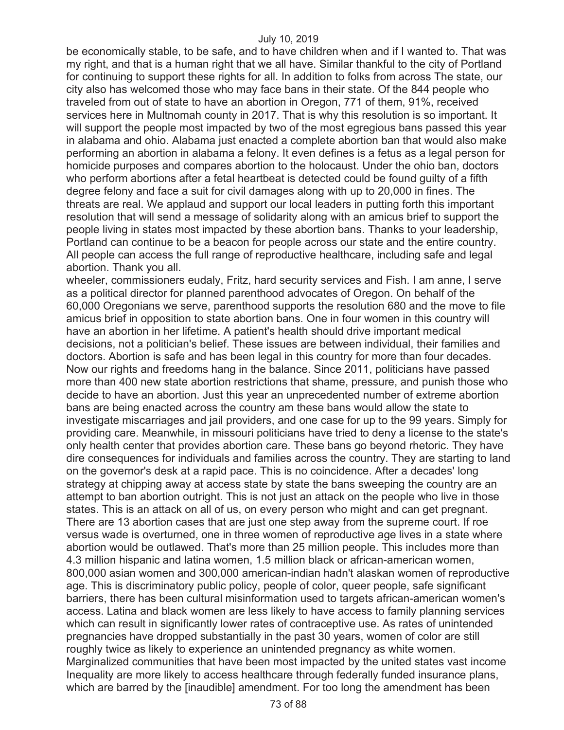be economically stable, to be safe, and to have children when and if I wanted to. That was my right, and that is a human right that we all have. Similar thankful to the city of Portland for continuing to support these rights for all. In addition to folks from across The state, our city also has welcomed those who may face bans in their state. Of the 844 people who traveled from out of state to have an abortion in Oregon, 771 of them, 91%, received services here in Multnomah county in 2017. That is why this resolution is so important. It will support the people most impacted by two of the most egregious bans passed this year in alabama and ohio. Alabama just enacted a complete abortion ban that would also make performing an abortion in alabama a felony. It even defines is a fetus as a legal person for homicide purposes and compares abortion to the holocaust. Under the ohio ban, doctors who perform abortions after a fetal heartbeat is detected could be found guilty of a fifth degree felony and face a suit for civil damages along with up to 20,000 in fines. The threats are real. We applaud and support our local leaders in putting forth this important resolution that will send a message of solidarity along with an amicus brief to support the people living in states most impacted by these abortion bans. Thanks to your leadership, Portland can continue to be a beacon for people across our state and the entire country. All people can access the full range of reproductive healthcare, including safe and legal abortion. Thank you all.

wheeler, commissioners eudaly, Fritz, hard security services and Fish. I am anne, I serve as a political director for planned parenthood advocates of Oregon. On behalf of the 60,000 Oregonians we serve, parenthood supports the resolution 680 and the move to file amicus brief in opposition to state abortion bans. One in four women in this country will have an abortion in her lifetime. A patient's health should drive important medical decisions, not a politician's belief. These issues are between individual, their families and doctors. Abortion is safe and has been legal in this country for more than four decades. Now our rights and freedoms hang in the balance. Since 2011, politicians have passed more than 400 new state abortion restrictions that shame, pressure, and punish those who decide to have an abortion. Just this year an unprecedented number of extreme abortion bans are being enacted across the country am these bans would allow the state to investigate miscarriages and jail providers, and one case for up to the 99 years. Simply for providing care. Meanwhile, in missouri politicians have tried to deny a license to the state's only health center that provides abortion care. These bans go beyond rhetoric. They have dire consequences for individuals and families across the country. They are starting to land on the governor's desk at a rapid pace. This is no coincidence. After a decades' long strategy at chipping away at access state by state the bans sweeping the country are an attempt to ban abortion outright. This is not just an attack on the people who live in those states. This is an attack on all of us, on every person who might and can get pregnant. There are 13 abortion cases that are just one step away from the supreme court. If roe versus wade is overturned, one in three women of reproductive age lives in a state where abortion would be outlawed. That's more than 25 million people. This includes more than 4.3 million hispanic and latina women, 1.5 million black or african-american women, 800,000 asian women and 300,000 american-indian hadn't alaskan women of reproductive age. This is discriminatory public policy, people of color, queer people, safe significant barriers, there has been cultural misinformation used to targets african-american women's access. Latina and black women are less likely to have access to family planning services which can result in significantly lower rates of contraceptive use. As rates of unintended pregnancies have dropped substantially in the past 30 years, women of color are still roughly twice as likely to experience an unintended pregnancy as white women. Marginalized communities that have been most impacted by the united states vast income Inequality are more likely to access healthcare through federally funded insurance plans, which are barred by the [inaudible] amendment. For too long the amendment has been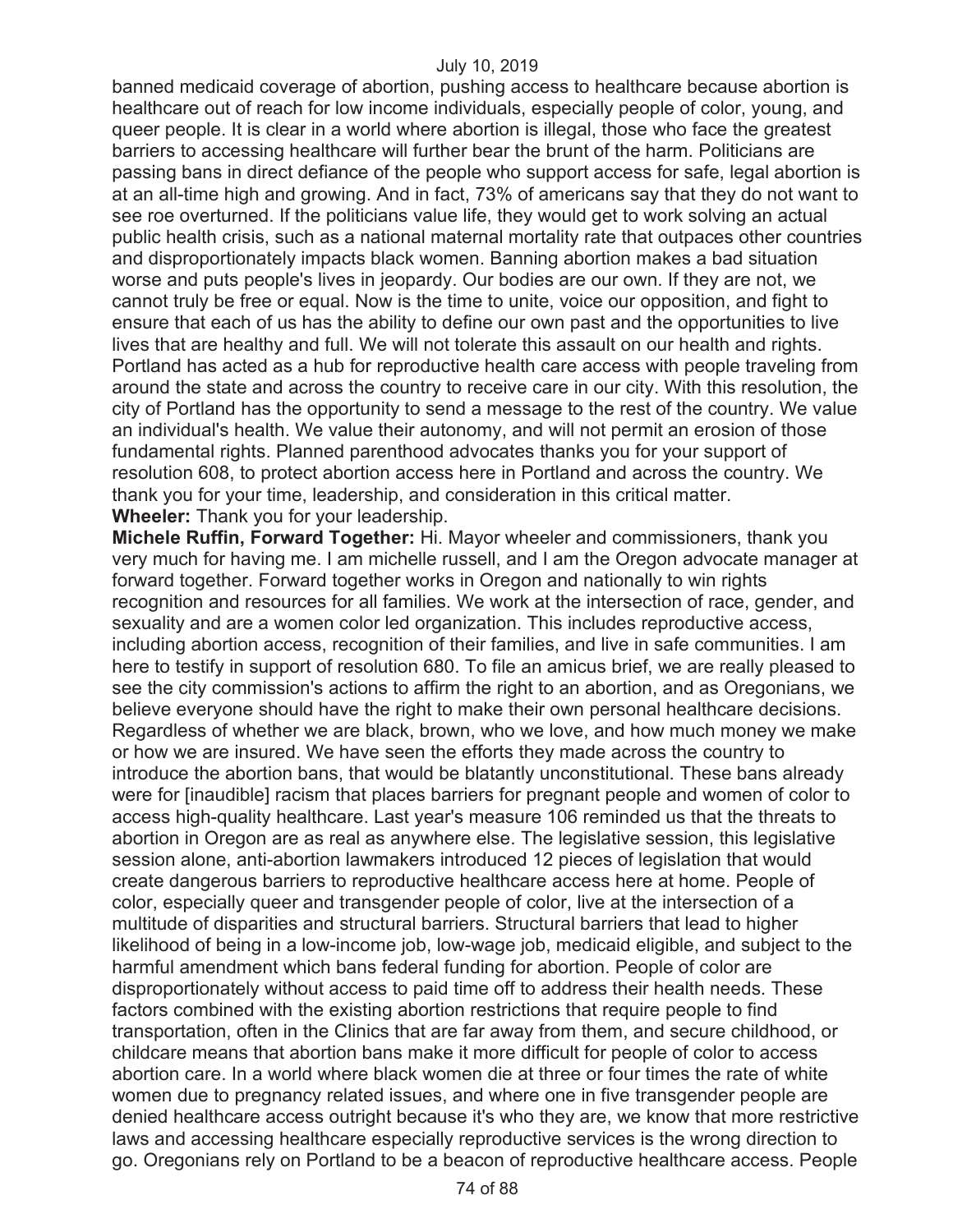banned medicaid coverage of abortion, pushing access to healthcare because abortion is healthcare out of reach for low income individuals, especially people of color, young, and queer people. It is clear in a world where abortion is illegal, those who face the greatest barriers to accessing healthcare will further bear the brunt of the harm. Politicians are passing bans in direct defiance of the people who support access for safe, legal abortion is at an all-time high and growing. And in fact, 73% of americans say that they do not want to see roe overturned. If the politicians value life, they would get to work solving an actual public health crisis, such as a national maternal mortality rate that outpaces other countries and disproportionately impacts black women. Banning abortion makes a bad situation worse and puts people's lives in jeopardy. Our bodies are our own. If they are not, we cannot truly be free or equal. Now is the time to unite, voice our opposition, and fight to ensure that each of us has the ability to define our own past and the opportunities to live lives that are healthy and full. We will not tolerate this assault on our health and rights. Portland has acted as a hub for reproductive health care access with people traveling from around the state and across the country to receive care in our city. With this resolution, the city of Portland has the opportunity to send a message to the rest of the country. We value an individual's health. We value their autonomy, and will not permit an erosion of those fundamental rights. Planned parenthood advocates thanks you for your support of resolution 608, to protect abortion access here in Portland and across the country. We thank you for your time, leadership, and consideration in this critical matter.

**Wheeler:** Thank you for your leadership.

**Michele Ruffin, Forward Together:** Hi. Mayor wheeler and commissioners, thank you very much for having me. I am michelle russell, and I am the Oregon advocate manager at forward together. Forward together works in Oregon and nationally to win rights recognition and resources for all families. We work at the intersection of race, gender, and sexuality and are a women color led organization. This includes reproductive access, including abortion access, recognition of their families, and live in safe communities. I am here to testify in support of resolution 680. To file an amicus brief, we are really pleased to see the city commission's actions to affirm the right to an abortion, and as Oregonians, we believe everyone should have the right to make their own personal healthcare decisions. Regardless of whether we are black, brown, who we love, and how much money we make or how we are insured. We have seen the efforts they made across the country to introduce the abortion bans, that would be blatantly unconstitutional. These bans already were for [inaudible] racism that places barriers for pregnant people and women of color to access high-quality healthcare. Last year's measure 106 reminded us that the threats to abortion in Oregon are as real as anywhere else. The legislative session, this legislative session alone, anti-abortion lawmakers introduced 12 pieces of legislation that would create dangerous barriers to reproductive healthcare access here at home. People of color, especially queer and transgender people of color, live at the intersection of a multitude of disparities and structural barriers. Structural barriers that lead to higher likelihood of being in a low-income job, low-wage job, medicaid eligible, and subject to the harmful amendment which bans federal funding for abortion. People of color are disproportionately without access to paid time off to address their health needs. These factors combined with the existing abortion restrictions that require people to find transportation, often in the Clinics that are far away from them, and secure childhood, or childcare means that abortion bans make it more difficult for people of color to access abortion care. In a world where black women die at three or four times the rate of white women due to pregnancy related issues, and where one in five transgender people are denied healthcare access outright because it's who they are, we know that more restrictive laws and accessing healthcare especially reproductive services is the wrong direction to go. Oregonians rely on Portland to be a beacon of reproductive healthcare access. People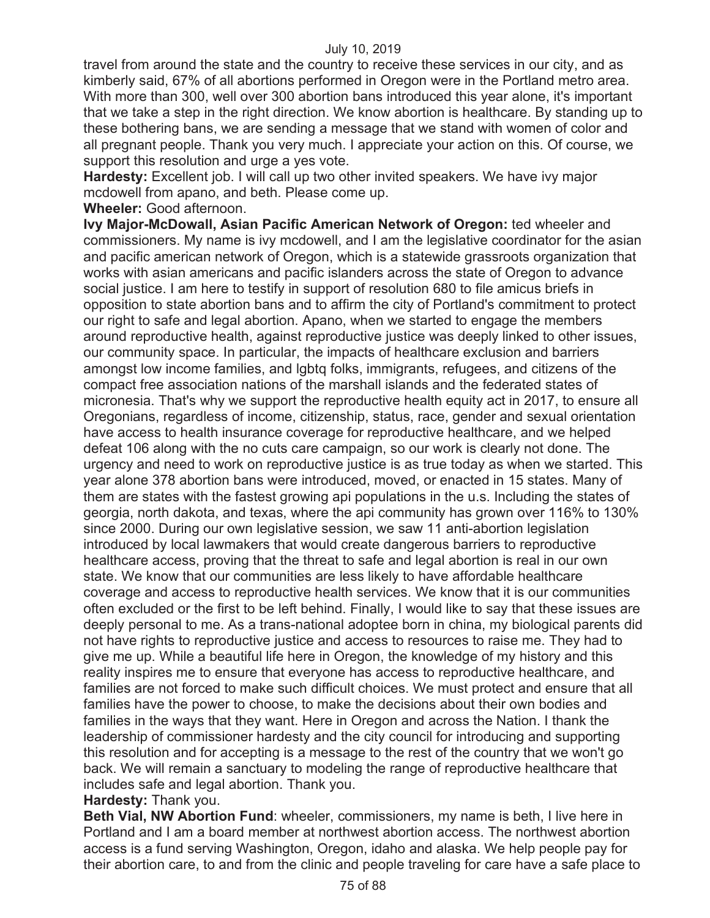travel from around the state and the country to receive these services in our city, and as kimberly said, 67% of all abortions performed in Oregon were in the Portland metro area. With more than 300, well over 300 abortion bans introduced this year alone, it's important that we take a step in the right direction. We know abortion is healthcare. By standing up to these bothering bans, we are sending a message that we stand with women of color and all pregnant people. Thank you very much. I appreciate your action on this. Of course, we support this resolution and urge a yes vote.

**Hardesty:** Excellent job. I will call up two other invited speakers. We have ivy major mcdowell from apano, and beth. Please come up.

**Wheeler:** Good afternoon.

**Ivy Major-McDowall, Asian Pacific American Network of Oregon:** ted wheeler and commissioners. My name is ivy mcdowell, and I am the legislative coordinator for the asian and pacific american network of Oregon, which is a statewide grassroots organization that works with asian americans and pacific islanders across the state of Oregon to advance social justice. I am here to testify in support of resolution 680 to file amicus briefs in opposition to state abortion bans and to affirm the city of Portland's commitment to protect our right to safe and legal abortion. Apano, when we started to engage the members around reproductive health, against reproductive justice was deeply linked to other issues, our community space. In particular, the impacts of healthcare exclusion and barriers amongst low income families, and lgbtq folks, immigrants, refugees, and citizens of the compact free association nations of the marshall islands and the federated states of micronesia. That's why we support the reproductive health equity act in 2017, to ensure all Oregonians, regardless of income, citizenship, status, race, gender and sexual orientation have access to health insurance coverage for reproductive healthcare, and we helped defeat 106 along with the no cuts care campaign, so our work is clearly not done. The urgency and need to work on reproductive justice is as true today as when we started. This year alone 378 abortion bans were introduced, moved, or enacted in 15 states. Many of them are states with the fastest growing api populations in the u.s. Including the states of georgia, north dakota, and texas, where the api community has grown over 116% to 130% since 2000. During our own legislative session, we saw 11 anti-abortion legislation introduced by local lawmakers that would create dangerous barriers to reproductive healthcare access, proving that the threat to safe and legal abortion is real in our own state. We know that our communities are less likely to have affordable healthcare coverage and access to reproductive health services. We know that it is our communities often excluded or the first to be left behind. Finally, I would like to say that these issues are deeply personal to me. As a trans-national adoptee born in china, my biological parents did not have rights to reproductive justice and access to resources to raise me. They had to give me up. While a beautiful life here in Oregon, the knowledge of my history and this reality inspires me to ensure that everyone has access to reproductive healthcare, and families are not forced to make such difficult choices. We must protect and ensure that all families have the power to choose, to make the decisions about their own bodies and families in the ways that they want. Here in Oregon and across the Nation. I thank the leadership of commissioner hardesty and the city council for introducing and supporting this resolution and for accepting is a message to the rest of the country that we won't go back. We will remain a sanctuary to modeling the range of reproductive healthcare that includes safe and legal abortion. Thank you.

**Hardesty:** Thank you.

**Beth Vial, NW Abortion Fund**: wheeler, commissioners, my name is beth, I live here in Portland and I am a board member at northwest abortion access. The northwest abortion access is a fund serving Washington, Oregon, idaho and alaska. We help people pay for their abortion care, to and from the clinic and people traveling for care have a safe place to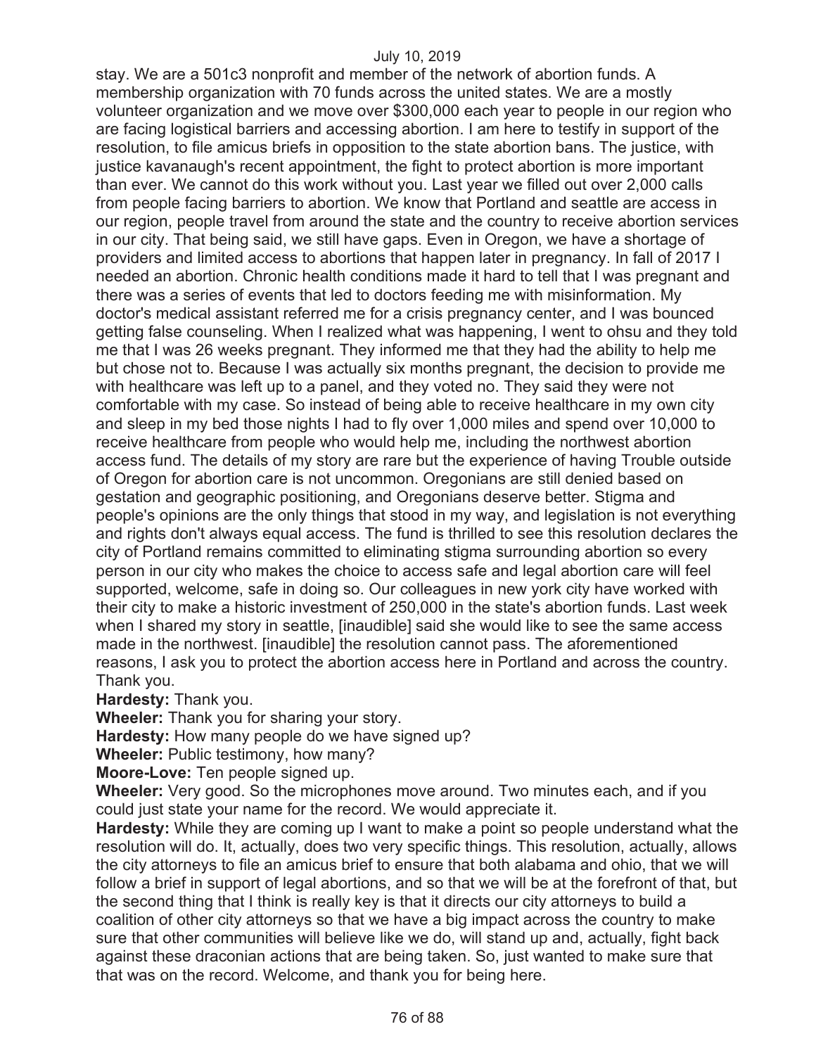stay. We are a 501c3 nonprofit and member of the network of abortion funds. A membership organization with 70 funds across the united states. We are a mostly volunteer organization and we move over $300,000 each year to people in our region who are facing logistical barriers and accessing abortion. I am here to testify in support of the resolution, to file amicus briefs in opposition to the state abortion bans. The justice, with justice kavanaugh's recent appointment, the fight to protect abortion is more important than ever. We cannot do this work without you. Last year we filled out over 2,000 calls from people facing barriers to abortion. We know that Portland and seattle are access in our region, people travel from around the state and the country to receive abortion services in our city. That being said, we still have gaps. Even in Oregon, we have a shortage of providers and limited access to abortions that happen later in pregnancy. In fall of 2017 I needed an abortion. Chronic health conditions made it hard to tell that I was pregnant and there was a series of events that led to doctors feeding me with misinformation. My doctor's medical assistant referred me for a crisis pregnancy center, and I was bounced getting false counseling. When I realized what was happening, I went to ohsu and they told me that I was 26 weeks pregnant. They informed me that they had the ability to help me but chose not to. Because I was actually six months pregnant, the decision to provide me with healthcare was left up to a panel, and they voted no. They said they were not comfortable with my case. So instead of being able to receive healthcare in my own city and sleep in my bed those nights I had to fly over 1,000 miles and spend over 10,000 to receive healthcare from people who would help me, including the northwest abortion access fund. The details of my story are rare but the experience of having Trouble outside of Oregon for abortion care is not uncommon. Oregonians are still denied based on gestation and geographic positioning, and Oregonians deserve better. Stigma and people's opinions are the only things that stood in my way, and legislation is not everything and rights don't always equal access. The fund is thrilled to see this resolution declares the city of Portland remains committed to eliminating stigma surrounding abortion so every person in our city who makes the choice to access safe and legal abortion care will feel supported, welcome, safe in doing so. Our colleagues in new york city have worked with their city to make a historic investment of 250,000 in the state's abortion funds. Last week when I shared my story in seattle, [inaudible] said she would like to see the same access made in the northwest. [inaudible] the resolution cannot pass. The aforementioned reasons, I ask you to protect the abortion access here in Portland and across the country. Thank you.

**Hardesty:** Thank you.

**Wheeler:** Thank you for sharing your story.

**Hardesty:** How many people do we have signed up?

**Wheeler:** Public testimony, how many?

**Moore-Love:** Ten people signed up.

**Wheeler:** Very good. So the microphones move around. Two minutes each, and if you could just state your name for the record. We would appreciate it.

**Hardesty:** While they are coming up I want to make a point so people understand what the resolution will do. It, actually, does two very specific things. This resolution, actually, allows the city attorneys to file an amicus brief to ensure that both alabama and ohio, that we will follow a brief in support of legal abortions, and so that we will be at the forefront of that, but the second thing that I think is really key is that it directs our city attorneys to build a coalition of other city attorneys so that we have a big impact across the country to make sure that other communities will believe like we do, will stand up and, actually, fight back against these draconian actions that are being taken. So, just wanted to make sure that that was on the record. Welcome, and thank you for being here.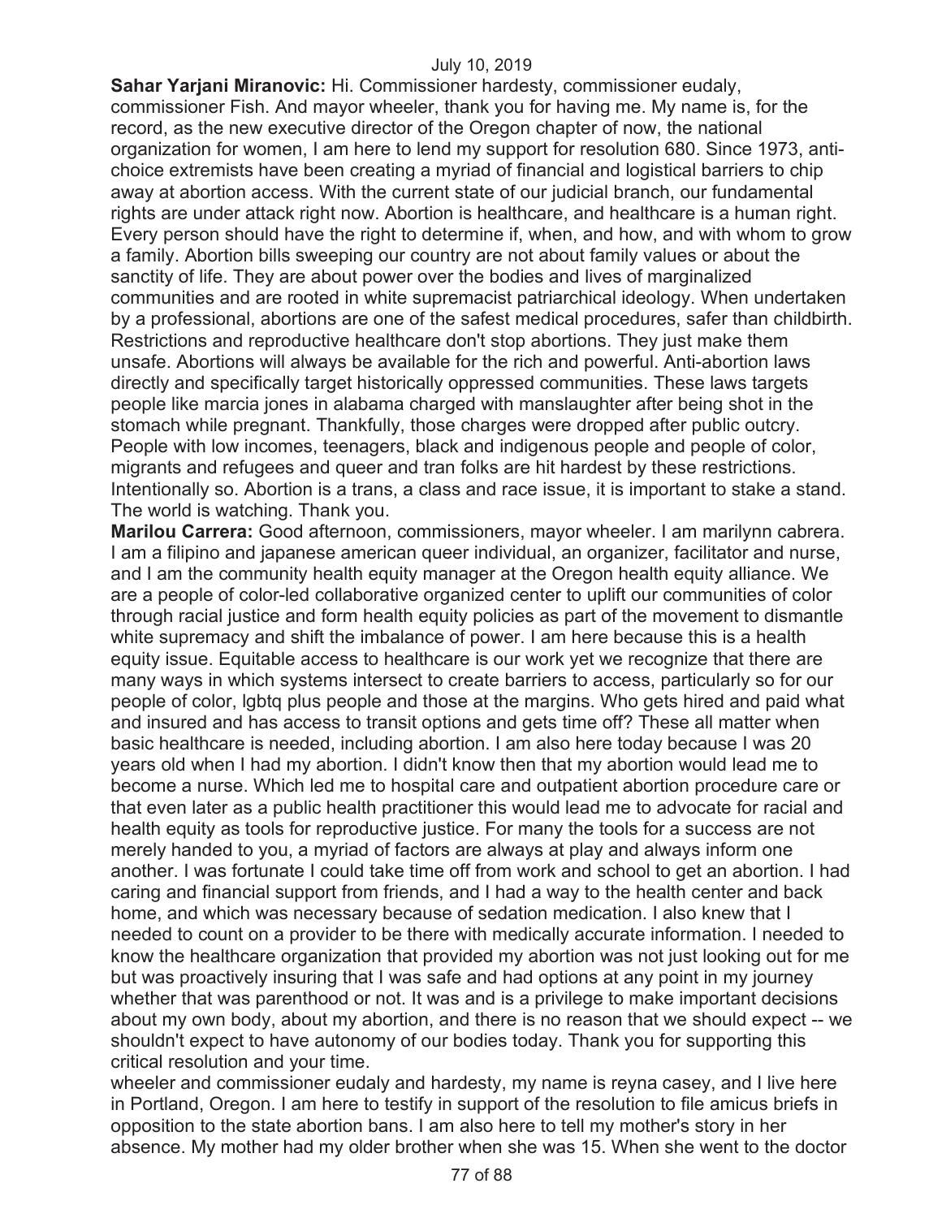**Sahar Yarjani Miranovic:** Hi. Commissioner hardesty, commissioner eudaly, commissioner Fish. And mayor wheeler, thank you for having me. My name is, for the record, as the new executive director of the Oregon chapter of now, the national organization for women, I am here to lend my support for resolution 680. Since 1973, anti-choice extremists have been creating a myriad of financial and logistical barriers to chip away at abortion access. With the current state of our judicial branch, our fundamental rights are under attack right now. Abortion is healthcare, and healthcare is a human right. Every person should have the right to determine if, when, and how, and with whom to grow a family. Abortion bills sweeping our country are not about family values or about the sanctity of life. They are about power over the bodies and lives of marginalized communities and are rooted in white supremacist patriarchical ideology. When undertaken by a professional, abortions are one of the safest medical procedures, safer than childbirth. Restrictions and reproductive healthcare don't stop abortions. They just make them unsafe. Abortions will always be available for the rich and powerful. Anti-abortion laws directly and specifically target historically oppressed communities. These laws targets people like marcia jones in alabama charged with manslaughter after being shot in the stomach while pregnant. Thankfully, those charges were dropped after public outcry. People with low incomes, teenagers, black and indigenous people and people of color, migrants and refugees and queer and tran folks are hit hardest by these restrictions. Intentionally so. Abortion is a trans, a class and race issue, it is important to stake a stand. The world is watching. Thank you.

**Marilou Carrera:** Good afternoon, commissioners, mayor wheeler. I am marilynn cabrera. I am a filipino and japanese american queer individual, an organizer, facilitator and nurse, and I am the community health equity manager at the Oregon health equity alliance. We are a people of color-led collaborative organized center to uplift our communities of color through racial justice and form health equity policies as part of the movement to dismantle white supremacy and shift the imbalance of power. I am here because this is a health equity issue. Equitable access to healthcare is our work yet we recognize that there are many ways in which systems intersect to create barriers to access, particularly so for our people of color, lgbtq plus people and those at the margins. Who gets hired and paid what and insured and has access to transit options and gets time off? These all matter when basic healthcare is needed, including abortion. I am also here today because I was 20 years old when I had my abortion. I didn't know then that my abortion would lead me to become a nurse. Which led me to hospital care and outpatient abortion procedure care or that even later as a public health practitioner this would lead me to advocate for racial and health equity as tools for reproductive justice. For many the tools for a success are not merely handed to you, a myriad of factors are always at play and always inform one another. I was fortunate I could take time off from work and school to get an abortion. I had caring and financial support from friends, and I had a way to the health center and back home, and which was necessary because of sedation medication. I also knew that I needed to count on a provider to be there with medically accurate information. I needed to know the healthcare organization that provided my abortion was not just looking out for me but was proactively insuring that I was safe and had options at any point in my journey whether that was parenthood or not. It was and is a privilege to make important decisions about my own body, about my abortion, and there is no reason that we should expect -- we shouldn't expect to have autonomy of our bodies today. Thank you for supporting this critical resolution and your time.

wheeler and commissioner eudaly and hardesty, my name is reyna casey, and I live here in Portland, Oregon. I am here to testify in support of the resolution to file amicus briefs in opposition to the state abortion bans. I am also here to tell my mother's story in her absence. My mother had my older brother when she was 15. When she went to the doctor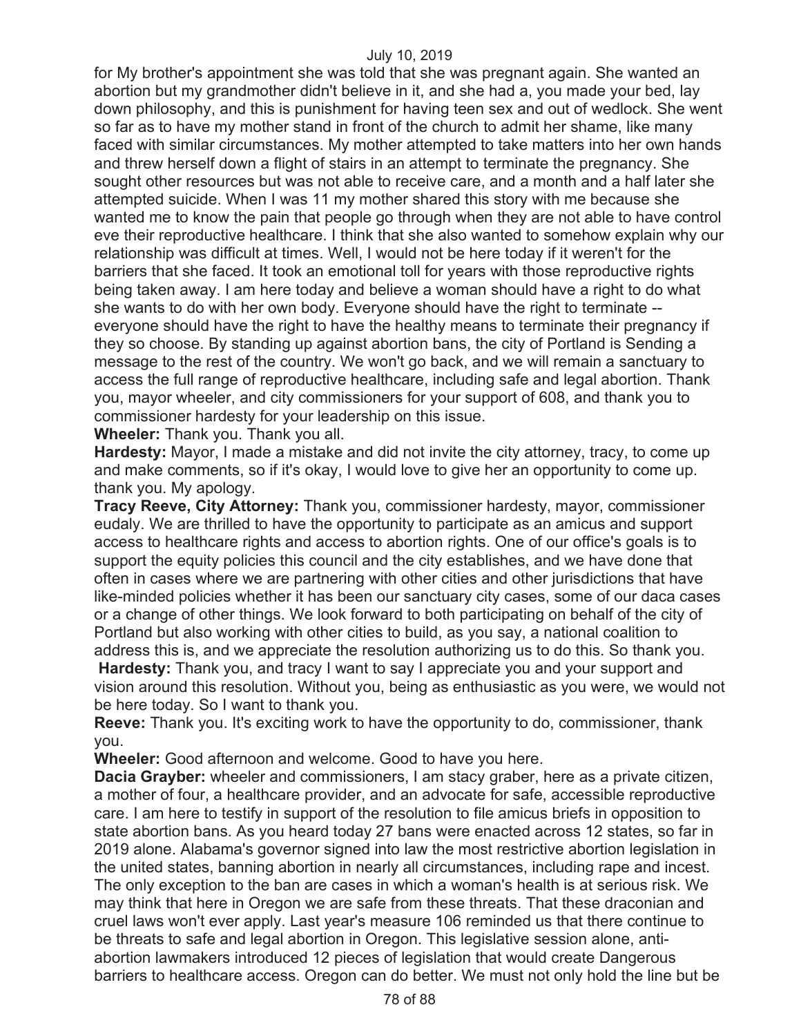for My brother's appointment she was told that she was pregnant again. She wanted an abortion but my grandmother didn't believe in it, and she had a, you made your bed, lay down philosophy, and this is punishment for having teen sex and out of wedlock. She went so far as to have my mother stand in front of the church to admit her shame, like many faced with similar circumstances. My mother attempted to take matters into her own hands and threw herself down a flight of stairs in an attempt to terminate the pregnancy. She sought other resources but was not able to receive care, and a month and a half later she attempted suicide. When I was 11 my mother shared this story with me because she wanted me to know the pain that people go through when they are not able to have control eve their reproductive healthcare. I think that she also wanted to somehow explain why our relationship was difficult at times. Well, I would not be here today if it weren't for the barriers that she faced. It took an emotional toll for years with those reproductive rights being taken away. I am here today and believe a woman should have a right to do what she wants to do with her own body. Everyone should have the right to terminate -- everyone should have the right to have the healthy means to terminate their pregnancy if they so choose. By standing up against abortion bans, the city of Portland is Sending a message to the rest of the country. We won't go back, and we will remain a sanctuary to access the full range of reproductive healthcare, including safe and legal abortion. Thank you, mayor wheeler, and city commissioners for your support of 608, and thank you to commissioner hardesty for your leadership on this issue.

**Wheeler:** Thank you. Thank you all.

**Hardesty:** Mayor, I made a mistake and did not invite the city attorney, tracy, to come up and make comments, so if it's okay, I would love to give her an opportunity to come up. thank you. My apology.

**Tracy Reeve, City Attorney:** Thank you, commissioner hardesty, mayor, commissioner eudaly. We are thrilled to have the opportunity to participate as an amicus and support access to healthcare rights and access to abortion rights. One of our office's goals is to support the equity policies this council and the city establishes, and we have done that often in cases where we are partnering with other cities and other jurisdictions that have like-minded policies whether it has been our sanctuary city cases, some of our daca cases or a change of other things. We look forward to both participating on behalf of the city of Portland but also working with other cities to build, as you say, a national coalition to address this is, and we appreciate the resolution authorizing us to do this. So thank you.

**Hardesty:** Thank you, and tracy I want to say I appreciate you and your support and vision around this resolution. Without you, being as enthusiastic as you were, we would not be here today. So I want to thank you.

**Reeve:** Thank you. It's exciting work to have the opportunity to do, commissioner, thank you.

**Wheeler:** Good afternoon and welcome. Good to have you here.

**Dacia Grayber:** wheeler and commissioners, I am stacy graber, here as a private citizen, a mother of four, a healthcare provider, and an advocate for safe, accessible reproductive care. I am here to testify in support of the resolution to file amicus briefs in opposition to state abortion bans. As you heard today 27 bans were enacted across 12 states, so far in 2019 alone. Alabama's governor signed into law the most restrictive abortion legislation in the united states, banning abortion in nearly all circumstances, including rape and incest. The only exception to the ban are cases in which a woman's health is at serious risk. We may think that here in Oregon we are safe from these threats. That these draconian and cruel laws won't ever apply. Last year's measure 106 reminded us that there continue to be threats to safe and legal abortion in Oregon. This legislative session alone, anti-abortion lawmakers introduced 12 pieces of legislation that would create Dangerous barriers to healthcare access. Oregon can do better. We must not only hold the line but be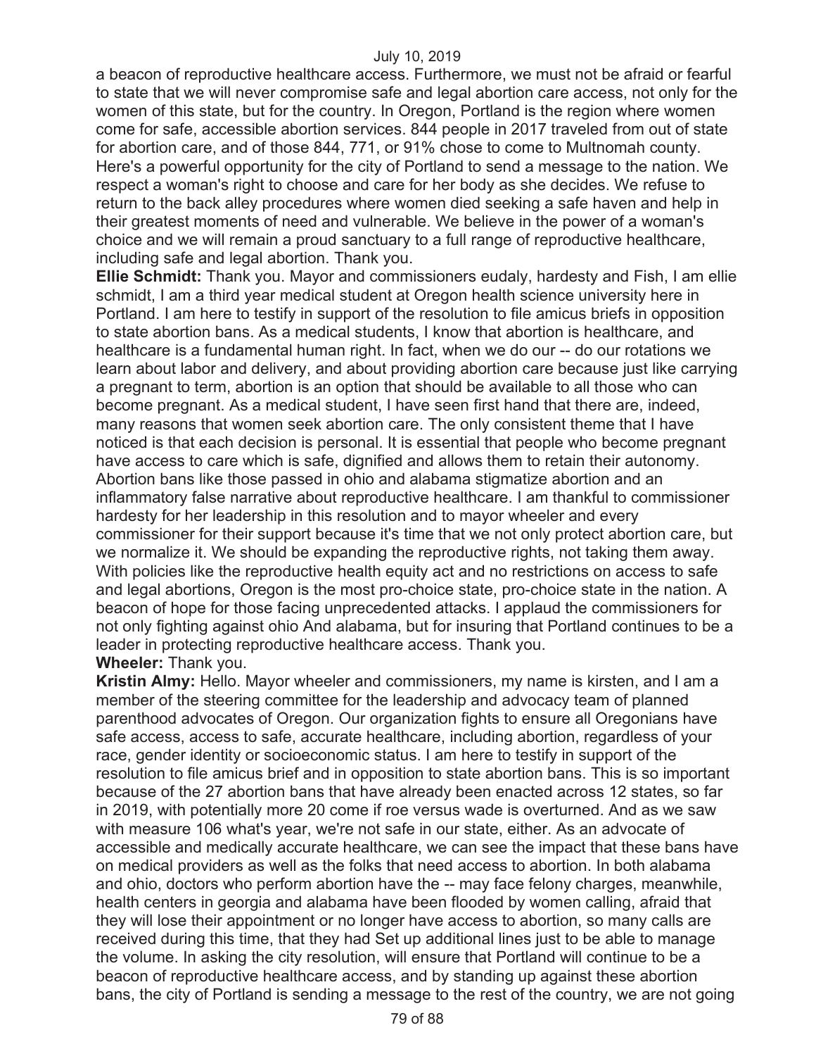a beacon of reproductive healthcare access. Furthermore, we must not be afraid or fearful to state that we will never compromise safe and legal abortion care access, not only for the women of this state, but for the country. In Oregon, Portland is the region where women come for safe, accessible abortion services. 844 people in 2017 traveled from out of state for abortion care, and of those 844, 771, or 91% chose to come to Multnomah county. Here's a powerful opportunity for the city of Portland to send a message to the nation. We respect a woman's right to choose and care for her body as she decides. We refuse to return to the back alley procedures where women died seeking a safe haven and help in their greatest moments of need and vulnerable. We believe in the power of a woman's choice and we will remain a proud sanctuary to a full range of reproductive healthcare, including safe and legal abortion. Thank you.

**Ellie Schmidt:** Thank you. Mayor and commissioners eudaly, hardesty and Fish, I am ellie schmidt, I am a third year medical student at Oregon health science university here in Portland. I am here to testify in support of the resolution to file amicus briefs in opposition to state abortion bans. As a medical students, I know that abortion is healthcare, and healthcare is a fundamental human right. In fact, when we do our -- do our rotations we learn about labor and delivery, and about providing abortion care because just like carrying a pregnant to term, abortion is an option that should be available to all those who can become pregnant. As a medical student, I have seen first hand that there are, indeed, many reasons that women seek abortion care. The only consistent theme that I have noticed is that each decision is personal. It is essential that people who become pregnant have access to care which is safe, dignified and allows them to retain their autonomy. Abortion bans like those passed in ohio and alabama stigmatize abortion and an inflammatory false narrative about reproductive healthcare. I am thankful to commissioner hardesty for her leadership in this resolution and to mayor wheeler and every commissioner for their support because it's time that we not only protect abortion care, but we normalize it. We should be expanding the reproductive rights, not taking them away. With policies like the reproductive health equity act and no restrictions on access to safe and legal abortions, Oregon is the most pro-choice state, pro-choice state in the nation. A beacon of hope for those facing unprecedented attacks. I applaud the commissioners for not only fighting against ohio And alabama, but for insuring that Portland continues to be a leader in protecting reproductive healthcare access. Thank you.

**Wheeler:** Thank you.

**Kristin Almy:** Hello. Mayor wheeler and commissioners, my name is kirsten, and I am a member of the steering committee for the leadership and advocacy team of planned parenthood advocates of Oregon. Our organization fights to ensure all Oregonians have safe access, access to safe, accurate healthcare, including abortion, regardless of your race, gender identity or socioeconomic status. I am here to testify in support of the resolution to file amicus brief and in opposition to state abortion bans. This is so important because of the 27 abortion bans that have already been enacted across 12 states, so far in 2019, with potentially more 20 come if roe versus wade is overturned. And as we saw with measure 106 what's year, we're not safe in our state, either. As an advocate of accessible and medically accurate healthcare, we can see the impact that these bans have on medical providers as well as the folks that need access to abortion. In both alabama and ohio, doctors who perform abortion have the -- may face felony charges, meanwhile, health centers in georgia and alabama have been flooded by women calling, afraid that they will lose their appointment or no longer have access to abortion, so many calls are received during this time, that they had Set up additional lines just to be able to manage the volume. In asking the city resolution, will ensure that Portland will continue to be a beacon of reproductive healthcare access, and by standing up against these abortion bans, the city of Portland is sending a message to the rest of the country, we are not going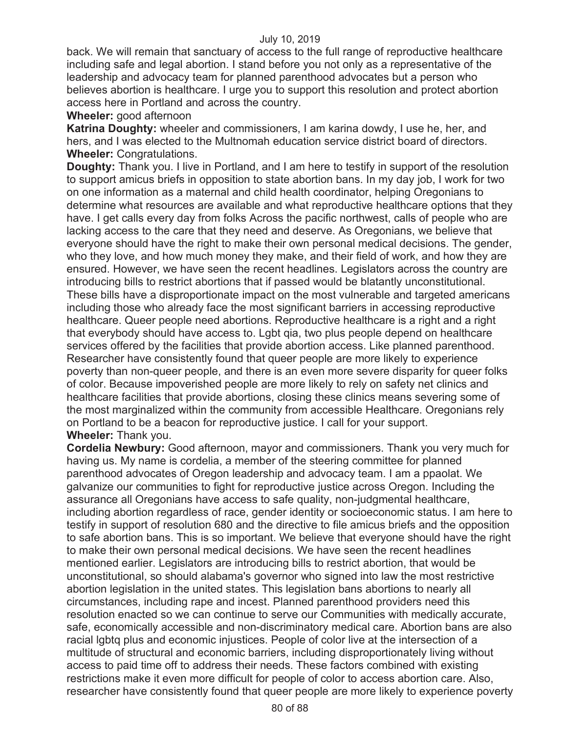back. We will remain that sanctuary of access to the full range of reproductive healthcare including safe and legal abortion. I stand before you not only as a representative of the leadership and advocacy team for planned parenthood advocates but a person who believes abortion is healthcare. I urge you to support this resolution and protect abortion access here in Portland and across the country.

**Wheeler:** good afternoon

**Katrina Doughty:** wheeler and commissioners, I am karina dowdy, I use he, her, and hers, and I was elected to the Multnomah education service district board of directors.

**Wheeler:** Congratulations.

**Doughty:** Thank you. I live in Portland, and I am here to testify in support of the resolution to support amicus briefs in opposition to state abortion bans. In my day job, I work for two on one information as a maternal and child health coordinator, helping Oregonians to determine what resources are available and what reproductive healthcare options that they have. I get calls every day from folks Across the pacific northwest, calls of people who are lacking access to the care that they need and deserve. As Oregonians, we believe that everyone should have the right to make their own personal medical decisions. The gender, who they love, and how much money they make, and their field of work, and how they are ensured. However, we have seen the recent headlines. Legislators across the country are introducing bills to restrict abortions that if passed would be blatantly unconstitutional. These bills have a disproportionate impact on the most vulnerable and targeted americans including those who already face the most significant barriers in accessing reproductive healthcare. Queer people need abortions. Reproductive healthcare is a right and a right that everybody should have access to. Lgbt qia, two plus people depend on healthcare services offered by the facilities that provide abortion access. Like planned parenthood. Researcher have consistently found that queer people are more likely to experience poverty than non-queer people, and there is an even more severe disparity for queer folks of color. Because impoverished people are more likely to rely on safety net clinics and healthcare facilities that provide abortions, closing these clinics means severing some of the most marginalized within the community from accessible Healthcare. Oregonians rely on Portland to be a beacon for reproductive justice. I call for your support.

**Wheeler:** Thank you.

**Cordelia Newbury:** Good afternoon, mayor and commissioners. Thank you very much for having us. My name is cordelia, a member of the steering committee for planned parenthood advocates of Oregon leadership and advocacy team. I am a ppaolat. We galvanize our communities to fight for reproductive justice across Oregon. Including the assurance all Oregonians have access to safe quality, non-judgmental healthcare, including abortion regardless of race, gender identity or socioeconomic status. I am here to testify in support of resolution 680 and the directive to file amicus briefs and the opposition to safe abortion bans. This is so important. We believe that everyone should have the right to make their own personal medical decisions. We have seen the recent headlines mentioned earlier. Legislators are introducing bills to restrict abortion, that would be unconstitutional, so should alabama's governor who signed into law the most restrictive abortion legislation in the united states. This legislation bans abortions to nearly all circumstances, including rape and incest. Planned parenthood providers need this resolution enacted so we can continue to serve our Communities with medically accurate, safe, economically accessible and non-discriminatory medical care. Abortion bans are also racial lgbtq plus and economic injustices. People of color live at the intersection of a multitude of structural and economic barriers, including disproportionately living without access to paid time off to address their needs. These factors combined with existing restrictions make it even more difficult for people of color to access abortion care. Also, researcher have consistently found that queer people are more likely to experience poverty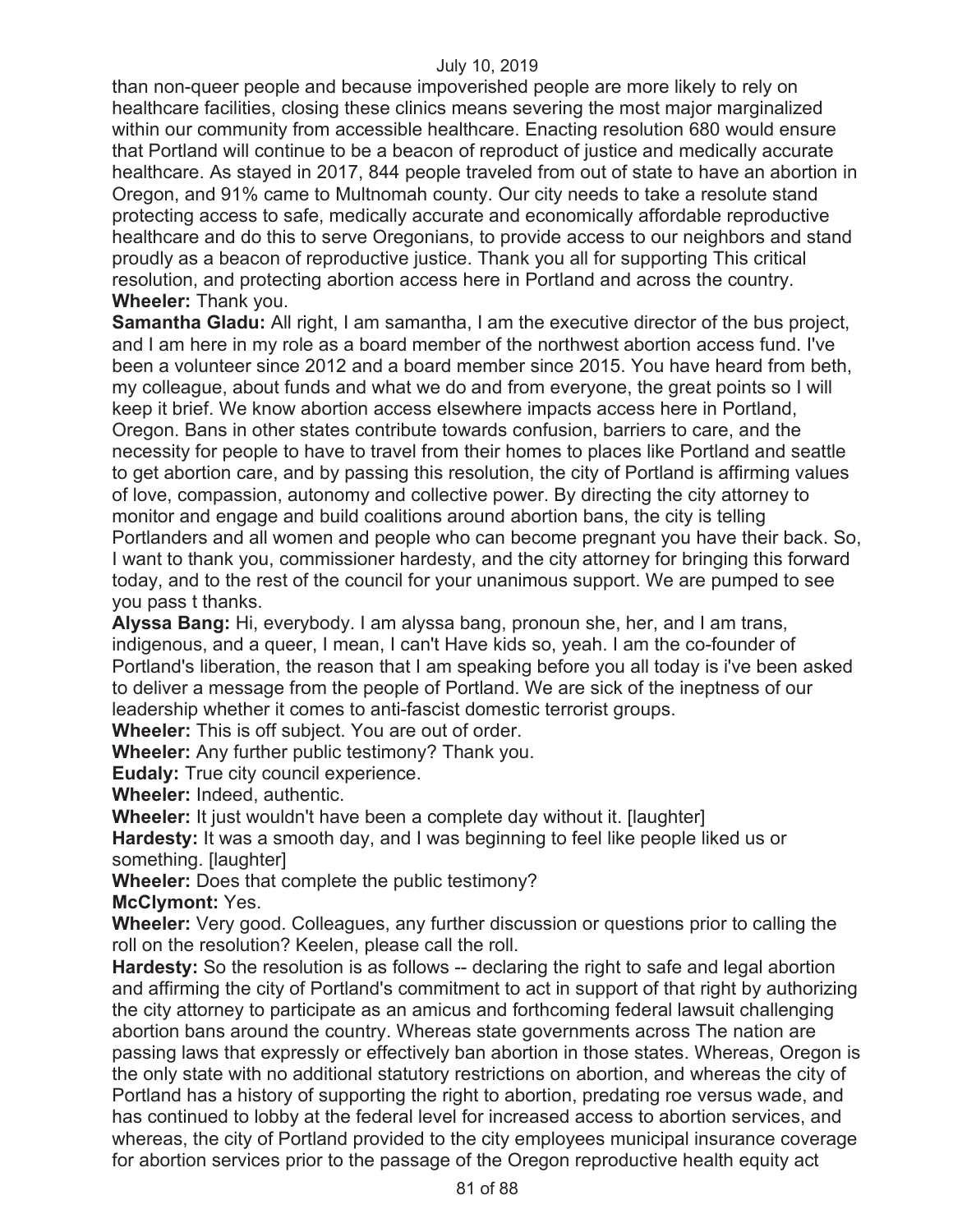than non-queer people and because impoverished people are more likely to rely on healthcare facilities, closing these clinics means severing the most major marginalized within our community from accessible healthcare. Enacting resolution 680 would ensure that Portland will continue to be a beacon of reproduct of justice and medically accurate healthcare. As stayed in 2017, 844 people traveled from out of state to have an abortion in Oregon, and 91% came to Multnomah county. Our city needs to take a resolute stand protecting access to safe, medically accurate and economically affordable reproductive healthcare and do this to serve Oregonians, to provide access to our neighbors and stand proudly as a beacon of reproductive justice. Thank you all for supporting This critical resolution, and protecting abortion access here in Portland and across the country.

**Wheeler:** Thank you.

**Samantha Gladu:** All right, I am samantha, I am the executive director of the bus project, and I am here in my role as a board member of the northwest abortion access fund. I've been a volunteer since 2012 and a board member since 2015. You have heard from beth, my colleague, about funds and what we do and from everyone, the great points so I will keep it brief. We know abortion access elsewhere impacts access here in Portland, Oregon. Bans in other states contribute towards confusion, barriers to care, and the necessity for people to have to travel from their homes to places like Portland and seattle to get abortion care, and by passing this resolution, the city of Portland is affirming values of love, compassion, autonomy and collective power. By directing the city attorney to monitor and engage and build coalitions around abortion bans, the city is telling Portlanders and all women and people who can become pregnant you have their back. So, I want to thank you, commissioner hardesty, and the city attorney for bringing this forward today, and to the rest of the council for your unanimous support. We are pumped to see you pass t thanks.

**Alyssa Bang:** Hi, everybody. I am alyssa bang, pronoun she, her, and I am trans, indigenous, and a queer, I mean, I can't Have kids so, yeah. I am the co-founder of Portland's liberation, the reason that I am speaking before you all today is i've been asked to deliver a message from the people of Portland. We are sick of the ineptness of our leadership whether it comes to anti-fascist domestic terrorist groups.

**Wheeler:** This is off subject. You are out of order.

**Wheeler:** Any further public testimony? Thank you.

**Eudaly:** True city council experience.

**Wheeler:** Indeed, authentic.

**Wheeler:** It just wouldn't have been a complete day without it. [laughter]

**Hardesty:** It was a smooth day, and I was beginning to feel like people liked us or something. [laughter]

**Wheeler:** Does that complete the public testimony?

**McClymont:** Yes.

**Wheeler:** Very good. Colleagues, any further discussion or questions prior to calling the roll on the resolution? Keelen, please call the roll.

**Hardesty:** So the resolution is as follows -- declaring the right to safe and legal abortion and affirming the city of Portland's commitment to act in support of that right by authorizing the city attorney to participate as an amicus and forthcoming federal lawsuit challenging abortion bans around the country. Whereas state governments across The nation are passing laws that expressly or effectively ban abortion in those states. Whereas, Oregon is the only state with no additional statutory restrictions on abortion, and whereas the city of Portland has a history of supporting the right to abortion, predating roe versus wade, and has continued to lobby at the federal level for increased access to abortion services, and whereas, the city of Portland provided to the city employees municipal insurance coverage for abortion services prior to the passage of the Oregon reproductive health equity act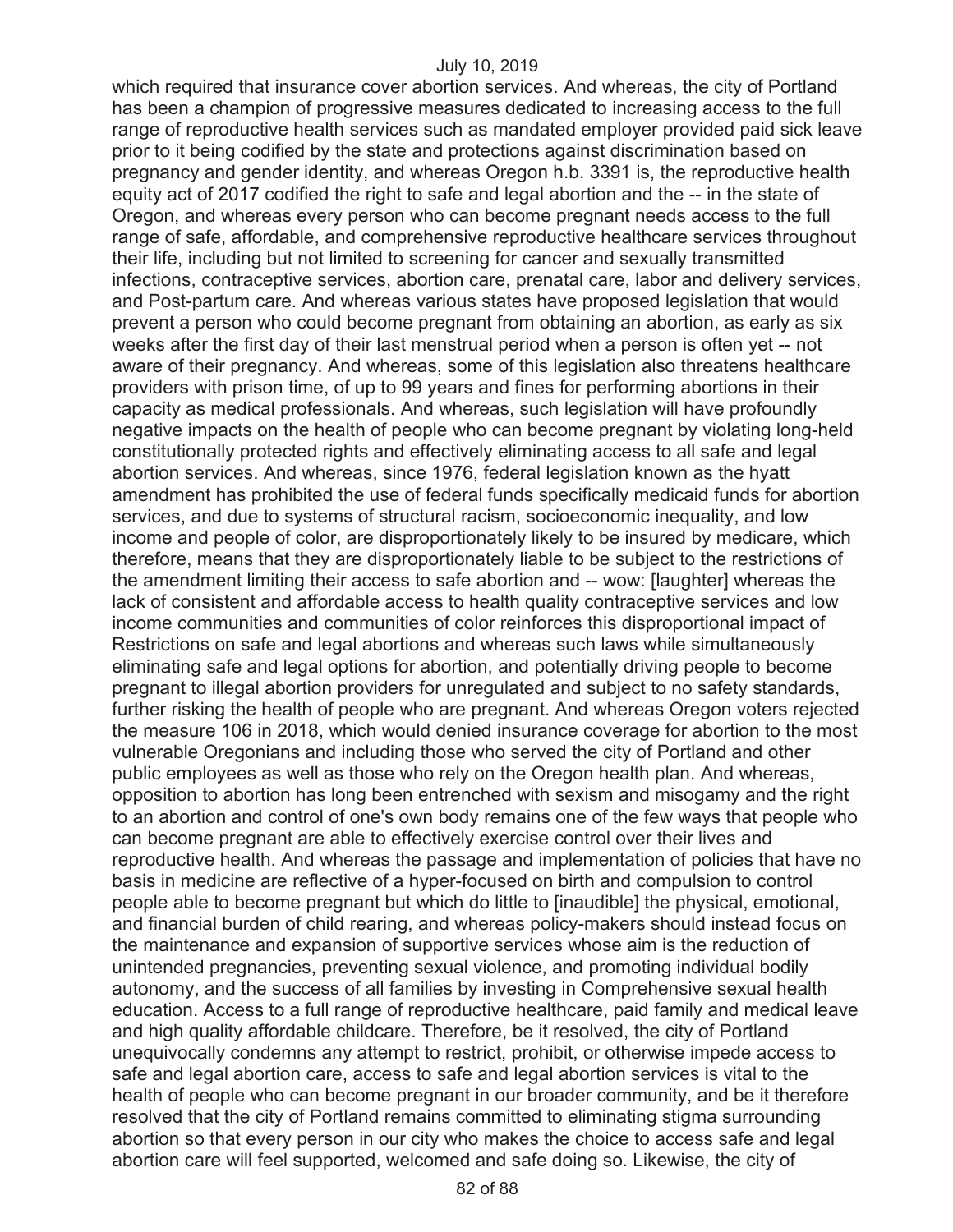which required that insurance cover abortion services. And whereas, the city of Portland has been a champion of progressive measures dedicated to increasing access to the full range of reproductive health services such as mandated employer provided paid sick leave prior to it being codified by the state and protections against discrimination based on pregnancy and gender identity, and whereas Oregon h.b. 3391 is, the reproductive health equity act of 2017 codified the right to safe and legal abortion and the -- in the state of Oregon, and whereas every person who can become pregnant needs access to the full range of safe, affordable, and comprehensive reproductive healthcare services throughout their life, including but not limited to screening for cancer and sexually transmitted infections, contraceptive services, abortion care, prenatal care, labor and delivery services, and Post-partum care. And whereas various states have proposed legislation that would prevent a person who could become pregnant from obtaining an abortion, as early as six weeks after the first day of their last menstrual period when a person is often yet -- not aware of their pregnancy. And whereas, some of this legislation also threatens healthcare providers with prison time, of up to 99 years and fines for performing abortions in their capacity as medical professionals. And whereas, such legislation will have profoundly negative impacts on the health of people who can become pregnant by violating long-held constitutionally protected rights and effectively eliminating access to all safe and legal abortion services. And whereas, since 1976, federal legislation known as the hyatt amendment has prohibited the use of federal funds specifically medicaid funds for abortion services, and due to systems of structural racism, socioeconomic inequality, and low income and people of color, are disproportionately likely to be insured by medicare, which therefore, means that they are disproportionately liable to be subject to the restrictions of the amendment limiting their access to safe abortion and -- wow: [laughter] whereas the lack of consistent and affordable access to health quality contraceptive services and low income communities and communities of color reinforces this disproportional impact of Restrictions on safe and legal abortions and whereas such laws while simultaneously eliminating safe and legal options for abortion, and potentially driving people to become pregnant to illegal abortion providers for unregulated and subject to no safety standards, further risking the health of people who are pregnant. And whereas Oregon voters rejected the measure 106 in 2018, which would denied insurance coverage for abortion to the most vulnerable Oregonians and including those who served the city of Portland and other public employees as well as those who rely on the Oregon health plan. And whereas, opposition to abortion has long been entrenched with sexism and misogamy and the right to an abortion and control of one's own body remains one of the few ways that people who can become pregnant are able to effectively exercise control over their lives and reproductive health. And whereas the passage and implementation of policies that have no basis in medicine are reflective of a hyper-focused on birth and compulsion to control people able to become pregnant but which do little to [inaudible] the physical, emotional, and financial burden of child rearing, and whereas policy-makers should instead focus on the maintenance and expansion of supportive services whose aim is the reduction of unintended pregnancies, preventing sexual violence, and promoting individual bodily autonomy, and the success of all families by investing in Comprehensive sexual health education. Access to a full range of reproductive healthcare, paid family and medical leave and high quality affordable childcare. Therefore, be it resolved, the city of Portland unequivocally condemns any attempt to restrict, prohibit, or otherwise impede access to safe and legal abortion care, access to safe and legal abortion services is vital to the health of people who can become pregnant in our broader community, and be it therefore resolved that the city of Portland remains committed to eliminating stigma surrounding abortion so that every person in our city who makes the choice to access safe and legal abortion care will feel supported, welcomed and safe doing so. Likewise, the city of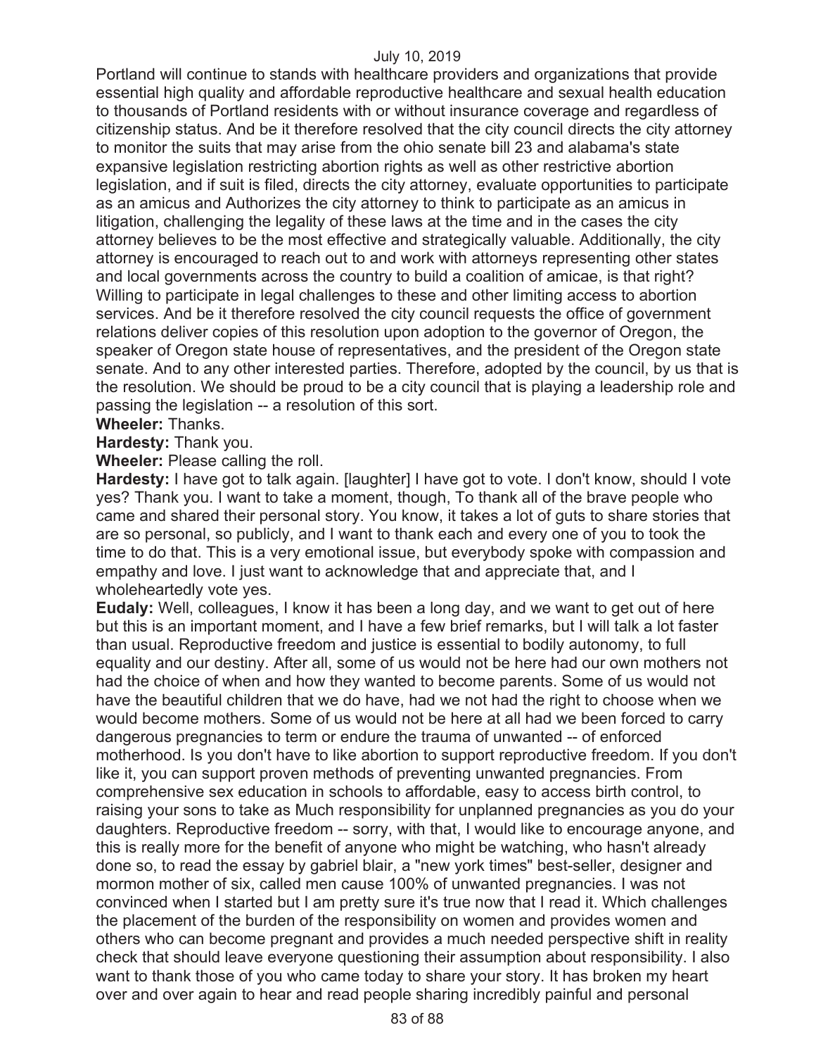Portland will continue to stands with healthcare providers and organizations that provide essential high quality and affordable reproductive healthcare and sexual health education to thousands of Portland residents with or without insurance coverage and regardless of citizenship status. And be it therefore resolved that the city council directs the city attorney to monitor the suits that may arise from the ohio senate bill 23 and alabama's state expansive legislation restricting abortion rights as well as other restrictive abortion legislation, and if suit is filed, directs the city attorney, evaluate opportunities to participate as an amicus and Authorizes the city attorney to think to participate as an amicus in litigation, challenging the legality of these laws at the time and in the cases the city attorney believes to be the most effective and strategically valuable. Additionally, the city attorney is encouraged to reach out to and work with attorneys representing other states and local governments across the country to build a coalition of amicae, is that right? Willing to participate in legal challenges to these and other limiting access to abortion services. And be it therefore resolved the city council requests the office of government relations deliver copies of this resolution upon adoption to the governor of Oregon, the speaker of Oregon state house of representatives, and the president of the Oregon state senate. And to any other interested parties. Therefore, adopted by the council, by us that is the resolution. We should be proud to be a city council that is playing a leadership role and passing the legislation -- a resolution of this sort.

**Wheeler:** Thanks.

**Hardesty:** Thank you.

**Wheeler:** Please calling the roll.

**Hardesty:** I have got to talk again. [laughter] I have got to vote. I don't know, should I vote yes? Thank you. I want to take a moment, though, To thank all of the brave people who came and shared their personal story. You know, it takes a lot of guts to share stories that are so personal, so publicly, and I want to thank each and every one of you to took the time to do that. This is a very emotional issue, but everybody spoke with compassion and empathy and love. I just want to acknowledge that and appreciate that, and I wholeheartedly vote yes.

**Eudaly:** Well, colleagues, I know it has been a long day, and we want to get out of here but this is an important moment, and I have a few brief remarks, but I will talk a lot faster than usual. Reproductive freedom and justice is essential to bodily autonomy, to full equality and our destiny. After all, some of us would not be here had our own mothers not had the choice of when and how they wanted to become parents. Some of us would not have the beautiful children that we do have, had we not had the right to choose when we would become mothers. Some of us would not be here at all had we been forced to carry dangerous pregnancies to term or endure the trauma of unwanted -- of enforced motherhood. Is you don't have to like abortion to support reproductive freedom. If you don't like it, you can support proven methods of preventing unwanted pregnancies. From comprehensive sex education in schools to affordable, easy to access birth control, to raising your sons to take as Much responsibility for unplanned pregnancies as you do your daughters. Reproductive freedom -- sorry, with that, I would like to encourage anyone, and this is really more for the benefit of anyone who might be watching, who hasn't already done so, to read the essay by gabriel blair, a "new york times" best-seller, designer and mormon mother of six, called men cause 100% of unwanted pregnancies. I was not convinced when I started but I am pretty sure it's true now that I read it. Which challenges the placement of the burden of the responsibility on women and provides women and others who can become pregnant and provides a much needed perspective shift in reality check that should leave everyone questioning their assumption about responsibility. I also want to thank those of you who came today to share your story. It has broken my heart over and over again to hear and read people sharing incredibly painful and personal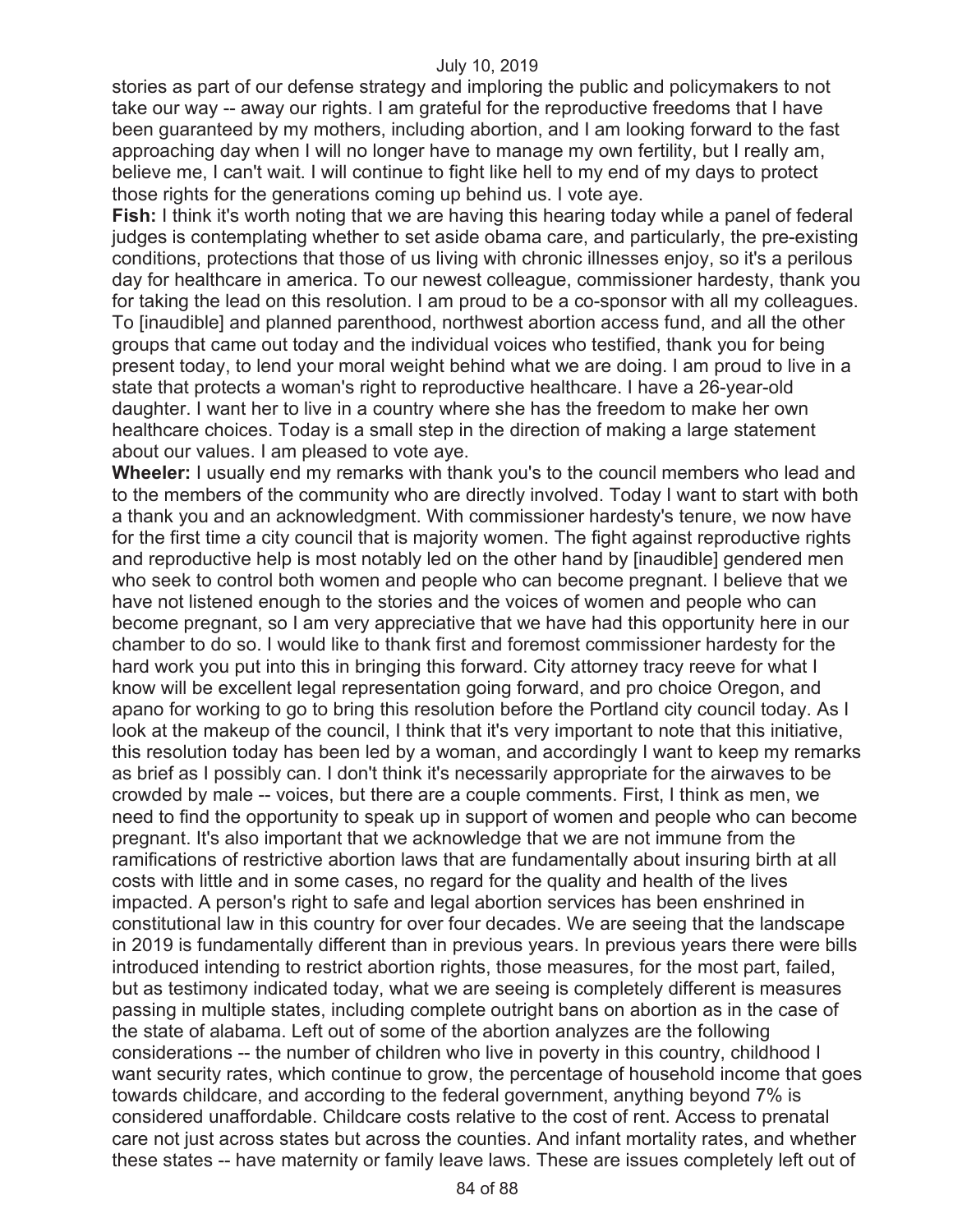stories as part of our defense strategy and imploring the public and policymakers to not take our way -- away our rights. I am grateful for the reproductive freedoms that I have been guaranteed by my mothers, including abortion, and I am looking forward to the fast approaching day when I will no longer have to manage my own fertility, but I really am, believe me, I can't wait. I will continue to fight like hell to my end of my days to protect those rights for the generations coming up behind us. I vote aye.

**Fish:** I think it's worth noting that we are having this hearing today while a panel of federal judges is contemplating whether to set aside obama care, and particularly, the pre-existing conditions, protections that those of us living with chronic illnesses enjoy, so it's a perilous day for healthcare in america. To our newest colleague, commissioner hardesty, thank you for taking the lead on this resolution. I am proud to be a co-sponsor with all my colleagues. To [inaudible] and planned parenthood, northwest abortion access fund, and all the other groups that came out today and the individual voices who testified, thank you for being present today, to lend your moral weight behind what we are doing. I am proud to live in a state that protects a woman's right to reproductive healthcare. I have a 26-year-old daughter. I want her to live in a country where she has the freedom to make her own healthcare choices. Today is a small step in the direction of making a large statement about our values. I am pleased to vote aye.

**Wheeler:** I usually end my remarks with thank you's to the council members who lead and to the members of the community who are directly involved. Today I want to start with both a thank you and an acknowledgment. With commissioner hardesty's tenure, we now have for the first time a city council that is majority women. The fight against reproductive rights and reproductive help is most notably led on the other hand by [inaudible] gendered men who seek to control both women and people who can become pregnant. I believe that we have not listened enough to the stories and the voices of women and people who can become pregnant, so I am very appreciative that we have had this opportunity here in our chamber to do so. I would like to thank first and foremost commissioner hardesty for the hard work you put into this in bringing this forward. City attorney tracy reeve for what I know will be excellent legal representation going forward, and pro choice Oregon, and apano for working to go to bring this resolution before the Portland city council today. As I look at the makeup of the council, I think that it's very important to note that this initiative, this resolution today has been led by a woman, and accordingly I want to keep my remarks as brief as I possibly can. I don't think it's necessarily appropriate for the airwaves to be crowded by male -- voices, but there are a couple comments. First, I think as men, we need to find the opportunity to speak up in support of women and people who can become pregnant. It's also important that we acknowledge that we are not immune from the ramifications of restrictive abortion laws that are fundamentally about insuring birth at all costs with little and in some cases, no regard for the quality and health of the lives impacted. A person's right to safe and legal abortion services has been enshrined in constitutional law in this country for over four decades. We are seeing that the landscape in 2019 is fundamentally different than in previous years. In previous years there were bills introduced intending to restrict abortion rights, those measures, for the most part, failed, but as testimony indicated today, what we are seeing is completely different is measures passing in multiple states, including complete outright bans on abortion as in the case of the state of alabama. Left out of some of the abortion analyzes are the following considerations -- the number of children who live in poverty in this country, childhood I want security rates, which continue to grow, the percentage of household income that goes towards childcare, and according to the federal government, anything beyond 7% is considered unaffordable. Childcare costs relative to the cost of rent. Access to prenatal care not just across states but across the counties. And infant mortality rates, and whether these states -- have maternity or family leave laws. These are issues completely left out of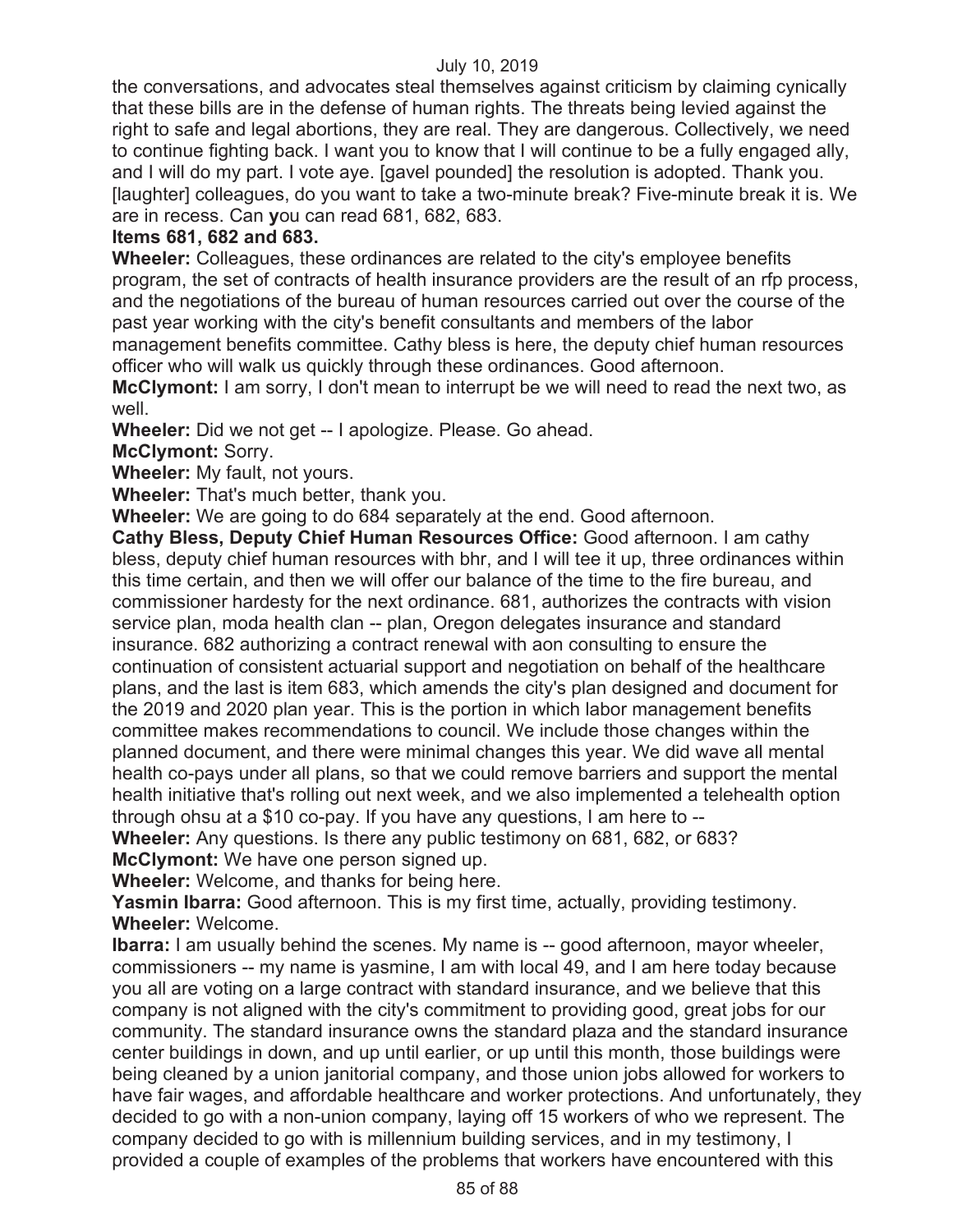the conversations, and advocates steal themselves against criticism by claiming cynically that these bills are in the defense of human rights. The threats being levied against the right to safe and legal abortions, they are real. They are dangerous. Collectively, we need to continue fighting back. I want you to know that I will continue to be a fully engaged ally, and I will do my part. I vote aye. [gavel pounded] the resolution is adopted. Thank you. [laughter] colleagues, do you want to take a two-minute break? Five-minute break it is. We are in recess. Can **y**ou can read 681, 682, 683.

**Items 681, 682 and 683.**

**Wheeler:** Colleagues, these ordinances are related to the city's employee benefits program, the set of contracts of health insurance providers are the result of an rfp process, and the negotiations of the bureau of human resources carried out over the course of the past year working with the city's benefit consultants and members of the labor management benefits committee. Cathy bless is here, the deputy chief human resources officer who will walk us quickly through these ordinances. Good afternoon.

**McClymont:** I am sorry, I don't mean to interrupt be we will need to read the next two, as well.

**Wheeler:** Did we not get -- I apologize. Please. Go ahead.

**McClymont:** Sorry.

**Wheeler:** My fault, not yours.

**Wheeler:** That's much better, thank you.

**Wheeler:** We are going to do 684 separately at the end. Good afternoon.

**Cathy Bless, Deputy Chief Human Resources Office:** Good afternoon. I am cathy bless, deputy chief human resources with bhr, and I will tee it up, three ordinances within this time certain, and then we will offer our balance of the time to the fire bureau, and commissioner hardesty for the next ordinance. 681, authorizes the contracts with vision service plan, moda health clan -- plan, Oregon delegates insurance and standard insurance. 682 authorizing a contract renewal with aon consulting to ensure the continuation of consistent actuarial support and negotiation on behalf of the healthcare plans, and the last is item 683, which amends the city's plan designed and document for the 2019 and 2020 plan year. This is the portion in which labor management benefits committee makes recommendations to council. We include those changes within the planned document, and there were minimal changes this year. We did wave all mental health co-pays under all plans, so that we could remove barriers and support the mental health initiative that's rolling out next week, and we also implemented a telehealth option through ohsu at a $10 co-pay. If you have any questions, I am here to --

**Wheeler:** Any questions. Is there any public testimony on 681, 682, or 683?

**McClymont:** We have one person signed up.

**Wheeler:** Welcome, and thanks for being here.

**Yasmin Ibarra:** Good afternoon. This is my first time, actually, providing testimony.

**Wheeler:** Welcome.

**Ibarra:** I am usually behind the scenes. My name is -- good afternoon, mayor wheeler, commissioners -- my name is yasmine, I am with local 49, and I am here today because you all are voting on a large contract with standard insurance, and we believe that this company is not aligned with the city's commitment to providing good, great jobs for our community. The standard insurance owns the standard plaza and the standard insurance center buildings in down, and up until earlier, or up until this month, those buildings were being cleaned by a union janitorial company, and those union jobs allowed for workers to have fair wages, and affordable healthcare and worker protections. And unfortunately, they decided to go with a non-union company, laying off 15 workers of who we represent. The company decided to go with is millennium building services, and in my testimony, I provided a couple of examples of the problems that workers have encountered with this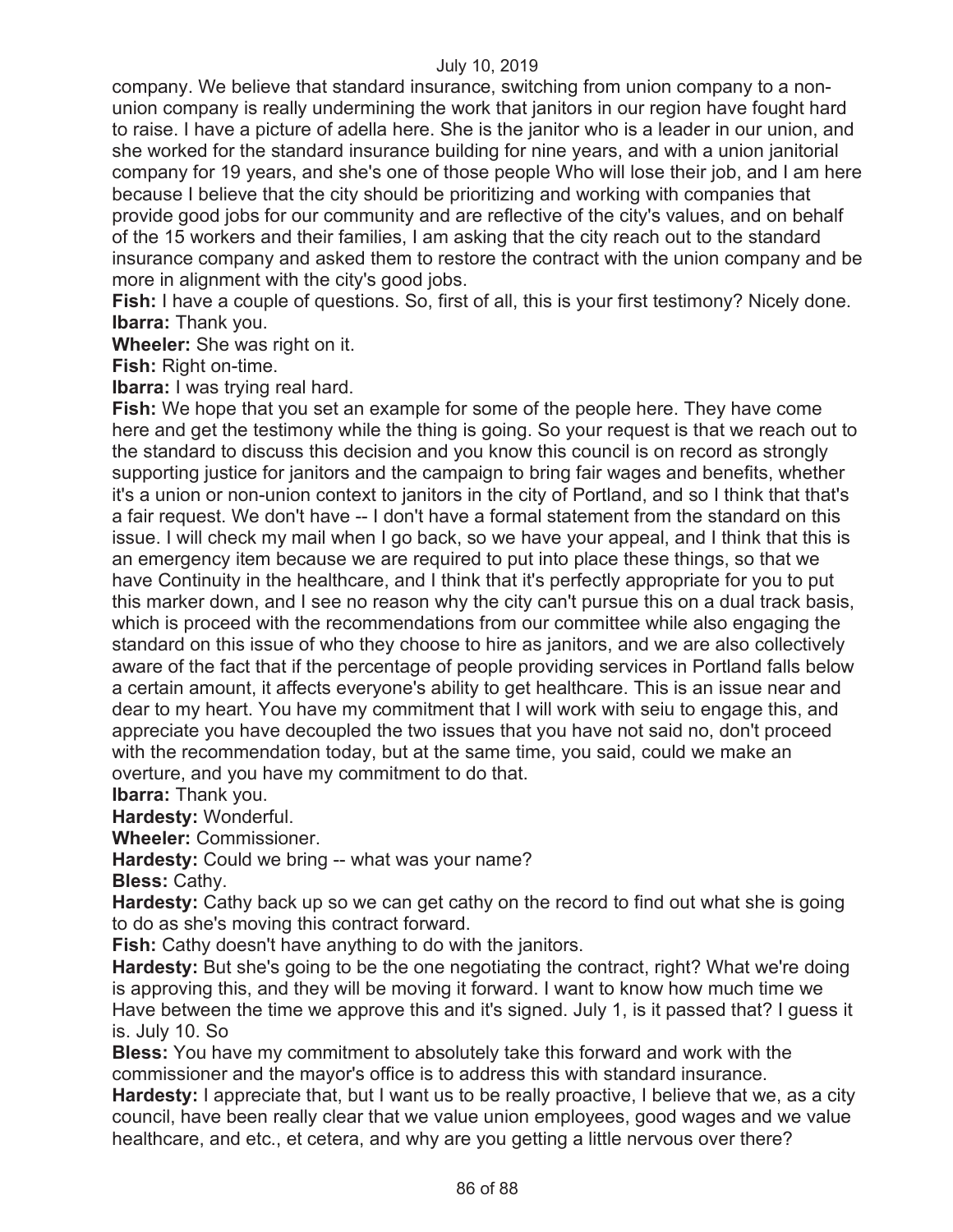company. We believe that standard insurance, switching from union company to a non-union company is really undermining the work that janitors in our region have fought hard to raise. I have a picture of adella here. She is the janitor who is a leader in our union, and she worked for the standard insurance building for nine years, and with a union janitorial company for 19 years, and she's one of those people Who will lose their job, and I am here because I believe that the city should be prioritizing and working with companies that provide good jobs for our community and are reflective of the city's values, and on behalf of the 15 workers and their families, I am asking that the city reach out to the standard insurance company and asked them to restore the contract with the union company and be more in alignment with the city's good jobs.

**Fish:** I have a couple of questions. So, first of all, this is your first testimony? Nicely done.

**Ibarra:** Thank you.

**Wheeler:** She was right on it.

**Fish:** Right on-time.

**Ibarra:** I was trying real hard.

**Fish:** We hope that you set an example for some of the people here. They have come here and get the testimony while the thing is going. So your request is that we reach out to the standard to discuss this decision and you know this council is on record as strongly supporting justice for janitors and the campaign to bring fair wages and benefits, whether it's a union or non-union context to janitors in the city of Portland, and so I think that that's a fair request. We don't have -- I don't have a formal statement from the standard on this issue. I will check my mail when I go back, so we have your appeal, and I think that this is an emergency item because we are required to put into place these things, so that we have Continuity in the healthcare, and I think that it's perfectly appropriate for you to put this marker down, and I see no reason why the city can't pursue this on a dual track basis, which is proceed with the recommendations from our committee while also engaging the standard on this issue of who they choose to hire as janitors, and we are also collectively aware of the fact that if the percentage of people providing services in Portland falls below a certain amount, it affects everyone's ability to get healthcare. This is an issue near and dear to my heart. You have my commitment that I will work with seiu to engage this, and appreciate you have decoupled the two issues that you have not said no, don't proceed with the recommendation today, but at the same time, you said, could we make an overture, and you have my commitment to do that.

**Ibarra:** Thank you.

**Hardesty:** Wonderful.

**Wheeler:** Commissioner.

**Hardesty:** Could we bring -- what was your name?

**Bless:** Cathy.

**Hardesty:** Cathy back up so we can get cathy on the record to find out what she is going to do as she's moving this contract forward.

**Fish:** Cathy doesn't have anything to do with the janitors.

**Hardesty:** But she's going to be the one negotiating the contract, right? What we're doing is approving this, and they will be moving it forward. I want to know how much time we Have between the time we approve this and it's signed. July 1, is it passed that? I guess it is. July 10. So

**Bless:** You have my commitment to absolutely take this forward and work with the commissioner and the mayor's office is to address this with standard insurance.

**Hardesty:** I appreciate that, but I want us to be really proactive, I believe that we, as a city council, have been really clear that we value union employees, good wages and we value healthcare, and etc., et cetera, and why are you getting a little nervous over there?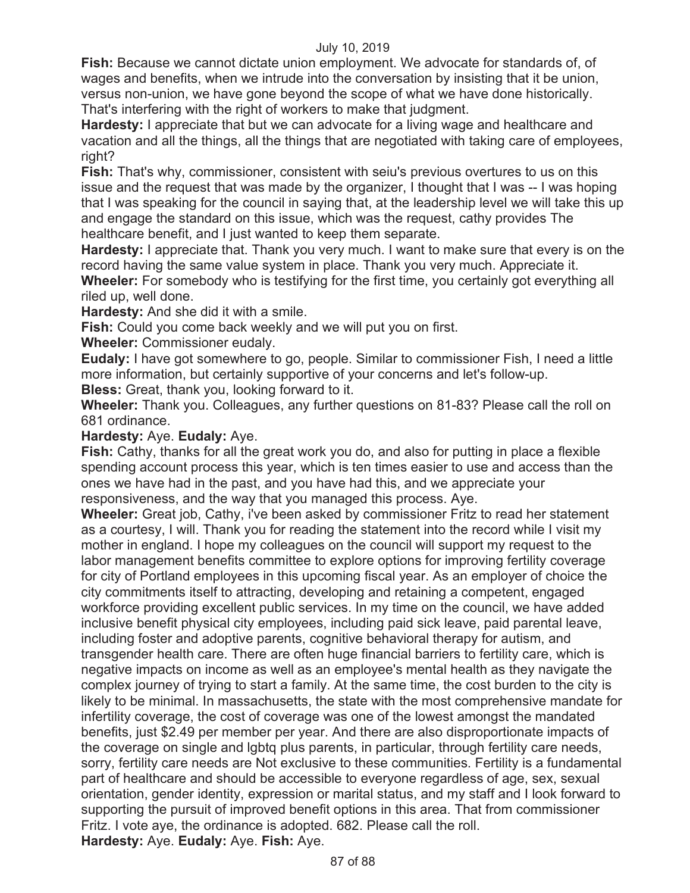**Fish:** Because we cannot dictate union employment. We advocate for standards of, of wages and benefits, when we intrude into the conversation by insisting that it be union, versus non-union, we have gone beyond the scope of what we have done historically. That's interfering with the right of workers to make that judgment.

**Hardesty:** I appreciate that but we can advocate for a living wage and healthcare and vacation and all the things, all the things that are negotiated with taking care of employees, right?

**Fish:** That's why, commissioner, consistent with seiu's previous overtures to us on this issue and the request that was made by the organizer, I thought that I was -- I was hoping that I was speaking for the council in saying that, at the leadership level we will take this up and engage the standard on this issue, which was the request, cathy provides The healthcare benefit, and I just wanted to keep them separate.

**Hardesty:** I appreciate that. Thank you very much. I want to make sure that every is on the record having the same value system in place. Thank you very much. Appreciate it.

**Wheeler:** For somebody who is testifying for the first time, you certainly got everything all riled up, well done.

**Hardesty:** And she did it with a smile.

**Fish:** Could you come back weekly and we will put you on first.

**Wheeler:** Commissioner eudaly.

**Eudaly:** I have got somewhere to go, people. Similar to commissioner Fish, I need a little more information, but certainly supportive of your concerns and let's follow-up.

**Bless:** Great, thank you, looking forward to it.

**Wheeler:** Thank you. Colleagues, any further questions on 81-83? Please call the roll on 681 ordinance.

**Hardesty:** Aye. **Eudaly:** Aye.

**Fish:** Cathy, thanks for all the great work you do, and also for putting in place a flexible spending account process this year, which is ten times easier to use and access than the ones we have had in the past, and you have had this, and we appreciate your responsiveness, and the way that you managed this process. Aye.

**Wheeler:** Great job, Cathy, i've been asked by commissioner Fritz to read her statement as a courtesy, I will. Thank you for reading the statement into the record while I visit my mother in england. I hope my colleagues on the council will support my request to the labor management benefits committee to explore options for improving fertility coverage for city of Portland employees in this upcoming fiscal year. As an employer of choice the city commitments itself to attracting, developing and retaining a competent, engaged workforce providing excellent public services. In my time on the council, we have added inclusive benefit physical city employees, including paid sick leave, paid parental leave, including foster and adoptive parents, cognitive behavioral therapy for autism, and transgender health care. There are often huge financial barriers to fertility care, which is negative impacts on income as well as an employee's mental health as they navigate the complex journey of trying to start a family. At the same time, the cost burden to the city is likely to be minimal. In massachusetts, the state with the most comprehensive mandate for infertility coverage, the cost of coverage was one of the lowest amongst the mandated benefits, just $2.49 per member per year. And there are also disproportionate impacts of the coverage on single and lgbtq plus parents, in particular, through fertility care needs, sorry, fertility care needs are Not exclusive to these communities. Fertility is a fundamental part of healthcare and should be accessible to everyone regardless of age, sex, sexual orientation, gender identity, expression or marital status, and my staff and I look forward to supporting the pursuit of improved benefit options in this area. That from commissioner Fritz. I vote aye, the ordinance is adopted. 682. Please call the roll.

**Hardesty:** Aye. **Eudaly:** Aye. **Fish:** Aye.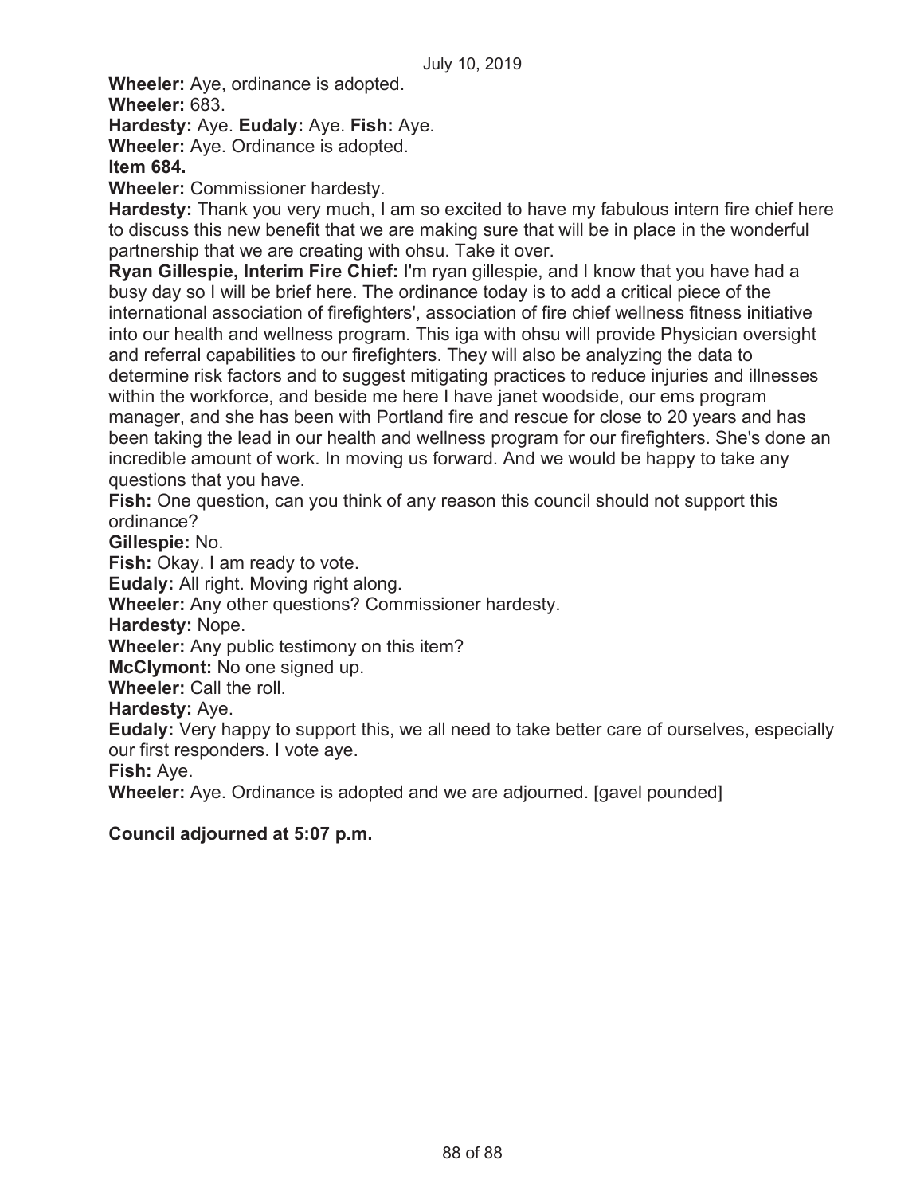**Wheeler:** Aye, ordinance is adopted.

**Wheeler:** 683.

**Hardesty:** Aye. **Eudaly:** Aye. **Fish:** Aye.

**Wheeler:** Aye. Ordinance is adopted.

**Item 684.**

**Wheeler:** Commissioner hardesty.

**Hardesty:** Thank you very much, I am so excited to have my fabulous intern fire chief here to discuss this new benefit that we are making sure that will be in place in the wonderful partnership that we are creating with ohsu. Take it over.

**Ryan Gillespie, Interim Fire Chief:** I'm ryan gillespie, and I know that you have had a busy day so I will be brief here. The ordinance today is to add a critical piece of the international association of firefighters', association of fire chief wellness fitness initiative into our health and wellness program. This iga with ohsu will provide Physician oversight and referral capabilities to our firefighters. They will also be analyzing the data to determine risk factors and to suggest mitigating practices to reduce injuries and illnesses within the workforce, and beside me here I have janet woodside, our ems program manager, and she has been with Portland fire and rescue for close to 20 years and has been taking the lead in our health and wellness program for our firefighters. She's done an incredible amount of work. In moving us forward. And we would be happy to take any questions that you have.

**Fish:** One question, can you think of any reason this council should not support this ordinance?

**Gillespie:** No.

**Fish:** Okay. I am ready to vote.

**Eudaly:** All right. Moving right along.

**Wheeler:** Any other questions? Commissioner hardesty.

**Hardesty:** Nope.

**Wheeler:** Any public testimony on this item?

**McClymont:** No one signed up.

**Wheeler:** Call the roll.

**Hardesty:** Aye.

**Eudaly:** Very happy to support this, we all need to take better care of ourselves, especially our first responders. I vote aye.

**Fish:** Aye.

**Wheeler:** Aye. Ordinance is adopted and we are adjourned. [gavel pounded]

**Council adjourned at 5:07 p.m.**